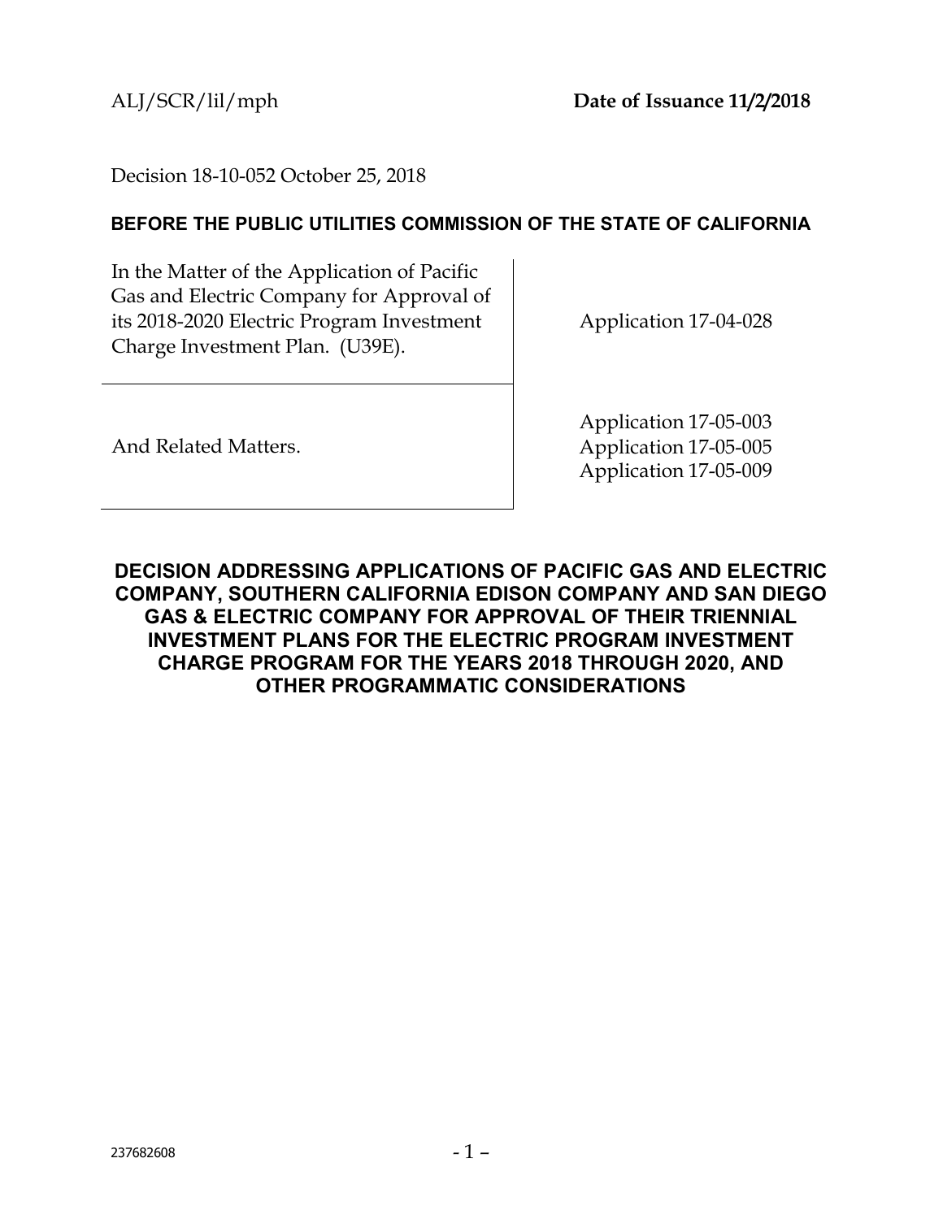ALJ/SCR/lil/mph **Date of Issuance 11/2/2018**

Decision 18-10-052 October 25, 2018

**BEFORE THE PUBLIC UTILITIES COMMISSION OF THE STATE OF CALIFORNIA**

| | |
|---|---|
| In the Matter of the Application of Pacific Gas and Electric Company for Approval of its 2018-2020 Electric Program Investment Charge Investment Plan. (U39E). | Application 17-04-028 |
| And Related Matters. | Application 17-05-003<br>Application 17-05-005<br>Application 17-05-009 |

## DECISION ADDRESSING APPLICATIONS OF PACIFIC GAS AND ELECTRIC COMPANY, SOUTHERN CALIFORNIA EDISON COMPANY AND SAN DIEGO GAS & ELECTRIC COMPANY FOR APPROVAL OF THEIR TRIENNIAL INVESTMENT PLANS FOR THE ELECTRIC PROGRAM INVESTMENT CHARGE PROGRAM FOR THE YEARS 2018 THROUGH 2020, AND OTHER PROGRAMMATIC CONSIDERATIONS

237682608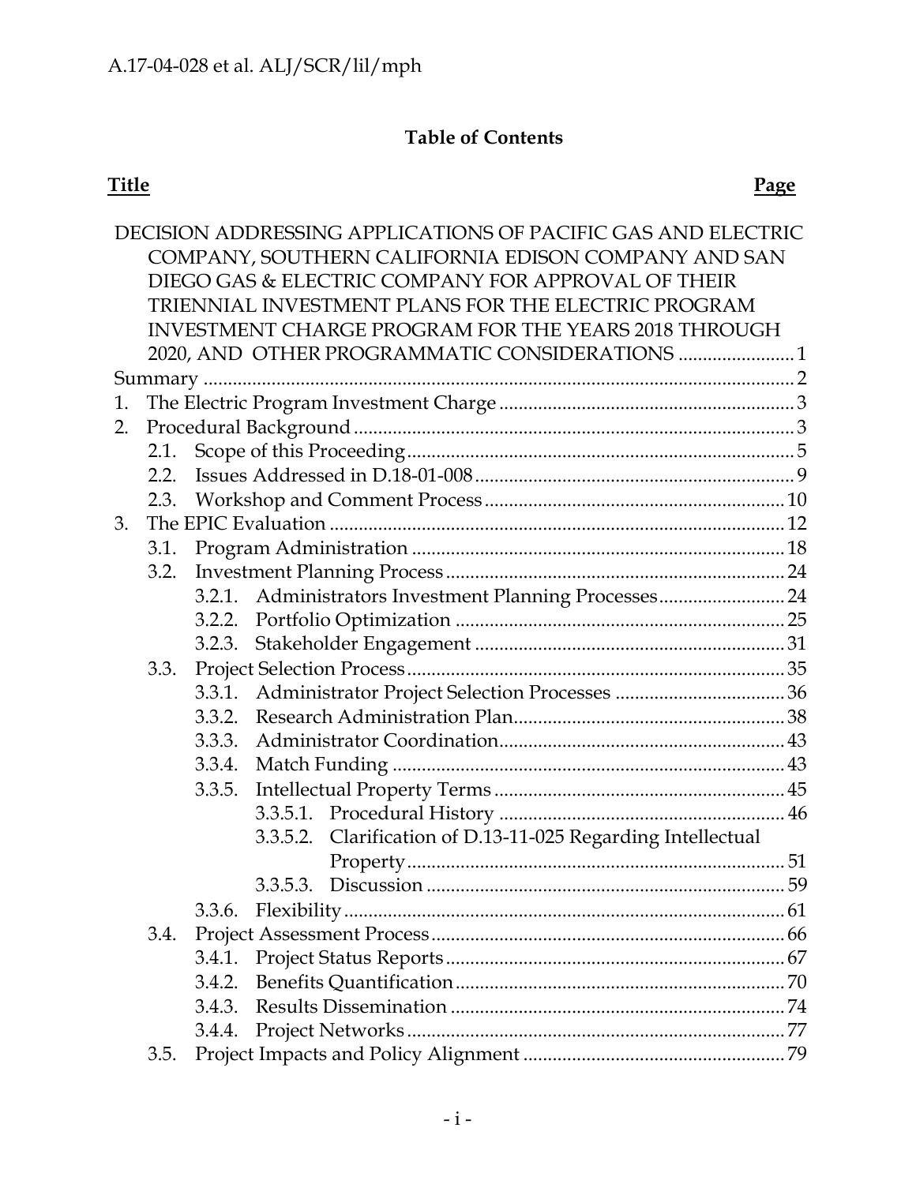## Table of Contents

| Title | Page |
|---|---|
| DECISION ADDRESSING APPLICATIONS OF PACIFIC GAS AND ELECTRIC COMPANY, SOUTHERN CALIFORNIA EDISON COMPANY AND SAN DIEGO GAS & ELECTRIC COMPANY FOR APPROVAL OF THEIR TRIENNIAL INVESTMENT PLANS FOR THE ELECTRIC PROGRAM INVESTMENT CHARGE PROGRAM FOR THE YEARS 2018 THROUGH 2020, AND OTHER PROGRAMMATIC CONSIDERATIONS | 1 |
| Summary | 2 |
| 1. The Electric Program Investment Charge | 3 |
| 2. Procedural Background | 3 |
| 2.1. Scope of this Proceeding | 5 |
| 2.2. Issues Addressed in D.18-01-008 | 9 |
| 2.3. Workshop and Comment Process | 10 |
| 3. The EPIC Evaluation | 12 |
| 3.1. Program Administration | 18 |
| 3.2. Investment Planning Process | 24 |
| 3.2.1. Administrators Investment Planning Processes | 24 |
| 3.2.2. Portfolio Optimization | 25 |
| 3.2.3. Stakeholder Engagement | 31 |
| 3.3. Project Selection Process | 35 |
| 3.3.1. Administrator Project Selection Processes | 36 |
| 3.3.2. Research Administration Plan | 38 |
| 3.3.3. Administrator Coordination | 43 |
| 3.3.4. Match Funding | 43 |
| 3.3.5. Intellectual Property Terms | 45 |
| 3.3.5.1. Procedural History | 46 |
| 3.3.5.2. Clarification of D.13-11-025 Regarding Intellectual Property | 51 |
| 3.3.5.3. Discussion | 59 |
| 3.3.6. Flexibility | 61 |
| 3.4. Project Assessment Process | 66 |
| 3.4.1. Project Status Reports | 67 |
| 3.4.2. Benefits Quantification | 70 |
| 3.4.3. Results Dissemination | 74 |
| 3.4.4. Project Networks | 77 |
| 3.5. Project Impacts and Policy Alignment | 79 |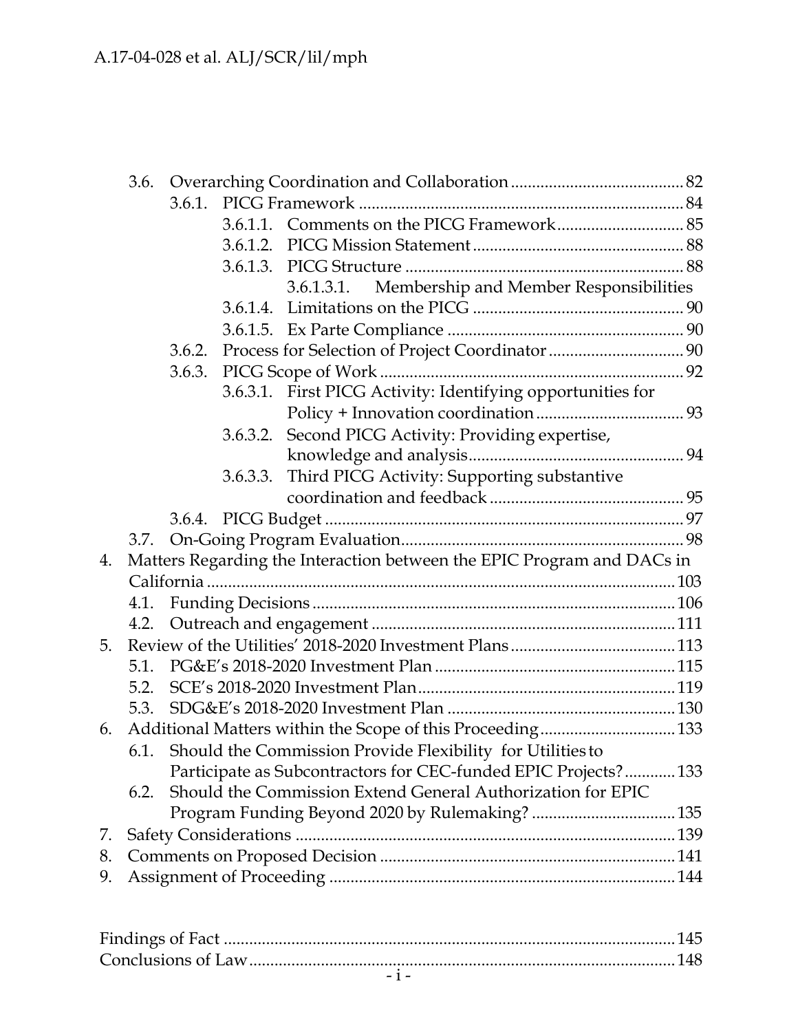3.6. Overarching Coordination and Collaboration ........................................ 82

3.6.1. PICG Framework ............................................................................ 84

3.6.1.1. Comments on the PICG Framework............................. 85

3.6.1.2. PICG Mission Statement ................................................. 88

3.6.1.3. PICG Structure ................................................................. 88

3.6.1.3.1. Membership and Member Responsibilities

3.6.1.4. Limitations on the PICG ................................................. 90

3.6.1.5. Ex Parte Compliance ....................................................... 90

3.6.2. Process for Selection of Project Coordinator ................................ 90

3.6.3. PICG Scope of Work ....................................................................... 92

3.6.3.1. First PICG Activity: Identifying opportunities for Policy + Innovation coordination .................................. 93

3.6.3.2. Second PICG Activity: Providing expertise, knowledge and analysis.................................................. 94

3.6.3.3. Third PICG Activity: Supporting substantive coordination and feedback ............................................. 95

3.6.4. PICG Budget ..................................................................................... 97

3.7. On-Going Program Evaluation.................................................................. 98

4. Matters Regarding the Interaction between the EPIC Program and DACs in California ............................................................................................... 103

4.1. Funding Decisions ...................................................................................... 106

4.2. Outreach and engagement ....................................................................... 111

5. Review of the Utilities' 2018-2020 Investment Plans ....................................... 113

5.1. PG&E's 2018-2020 Investment Plan ........................................................ 115

5.2. SCE's 2018-2020 Investment Plan............................................................ 119

5.3. SDG&E's 2018-2020 Investment Plan ..................................................... 130

6. Additional Matters within the Scope of this Proceeding ................................ 133

6.1. Should the Commission Provide Flexibility for Utilities to Participate as Subcontractors for CEC-funded EPIC Projects? ............ 133

6.2. Should the Commission Extend General Authorization for EPIC Program Funding Beyond 2020 by Rulemaking? .................................. 135

7. Safety Considerations .......................................................................................... 139

8. Comments on Proposed Decision ..................................................................... 141

9. Assignment of Proceeding ................................................................................. 144

Findings of Fact ........................................................................................................... 145

Conclusions of Law..................................................................................................... 148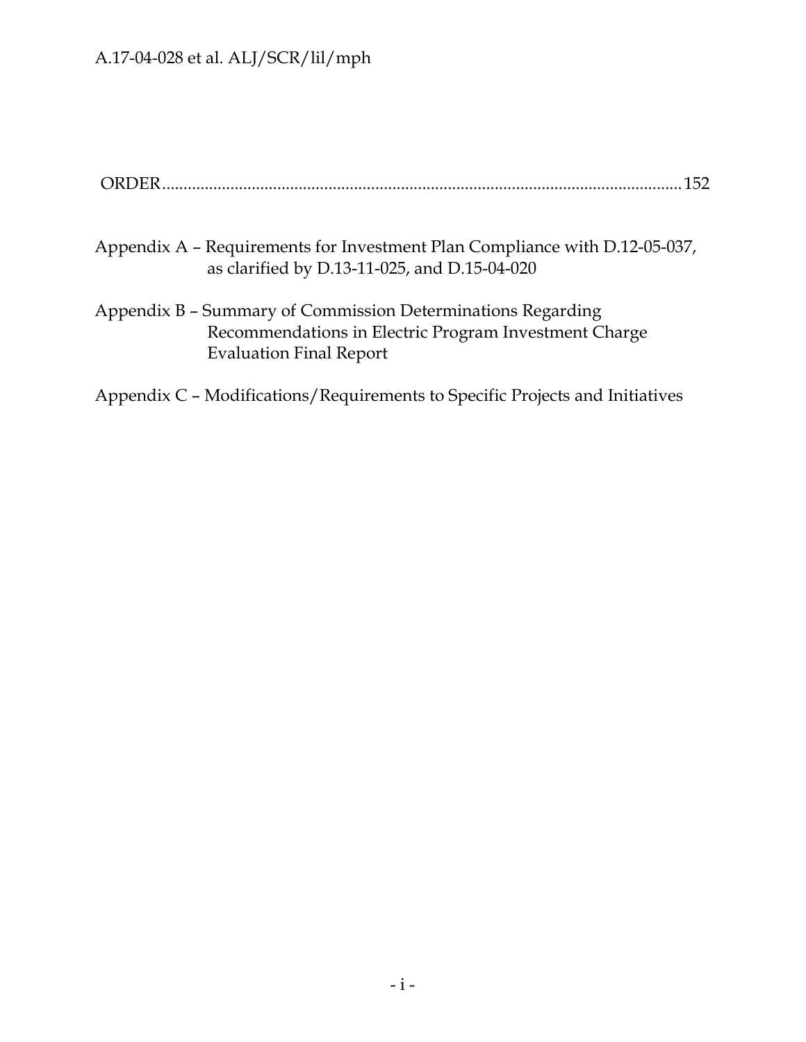ORDER....................................................................................................................152

Appendix A – Requirements for Investment Plan Compliance with D.12-05-037, as clarified by D.13-11-025, and D.15-04-020

Appendix B – Summary of Commission Determinations Regarding Recommendations in Electric Program Investment Charge Evaluation Final Report

Appendix C – Modifications/Requirements to Specific Projects and Initiatives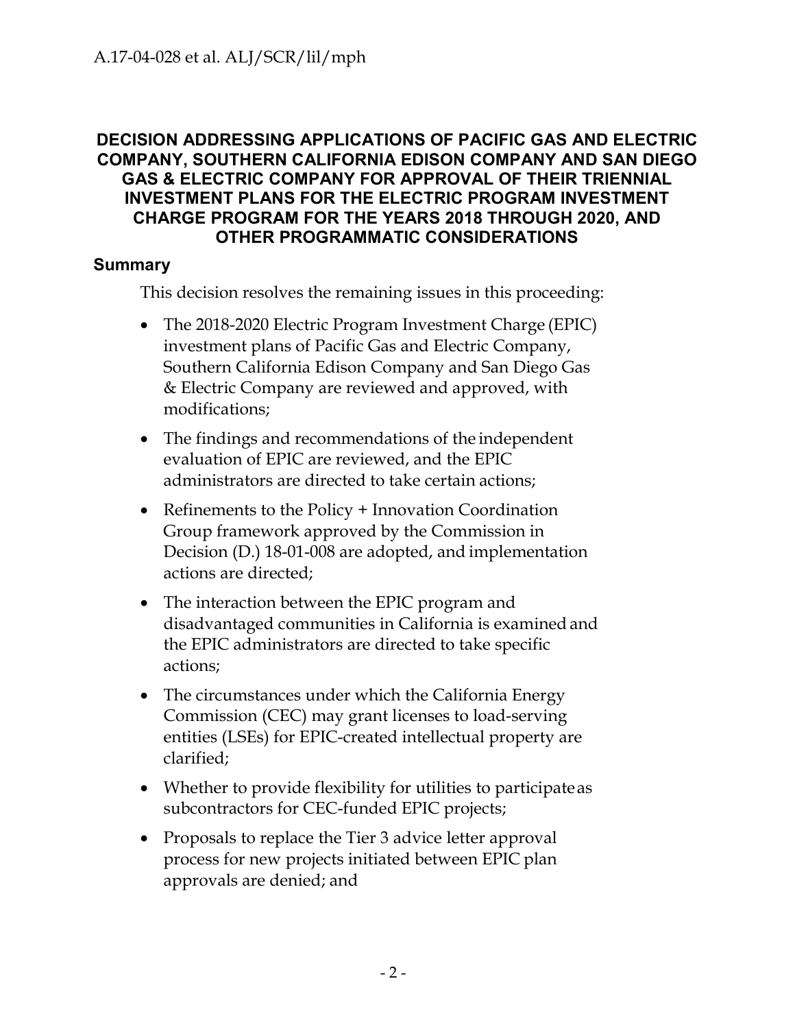**DECISION ADDRESSING APPLICATIONS OF PACIFIC GAS AND ELECTRIC COMPANY, SOUTHERN CALIFORNIA EDISON COMPANY AND SAN DIEGO GAS & ELECTRIC COMPANY FOR APPROVAL OF THEIR TRIENNIAL INVESTMENT PLANS FOR THE ELECTRIC PROGRAM INVESTMENT CHARGE PROGRAM FOR THE YEARS 2018 THROUGH 2020, AND OTHER PROGRAMMATIC CONSIDERATIONS**

## Summary

This decision resolves the remaining issues in this proceeding:

- The 2018-2020 Electric Program Investment Charge (EPIC) investment plans of Pacific Gas and Electric Company, Southern California Edison Company and San Diego Gas & Electric Company are reviewed and approved, with modifications;
- The findings and recommendations of the independent evaluation of EPIC are reviewed, and the EPIC administrators are directed to take certain actions;
- Refinements to the Policy + Innovation Coordination Group framework approved by the Commission in Decision (D.) 18-01-008 are adopted, and implementation actions are directed;
- The interaction between the EPIC program and disadvantaged communities in California is examined and the EPIC administrators are directed to take specific actions;
- The circumstances under which the California Energy Commission (CEC) may grant licenses to load-serving entities (LSEs) for EPIC-created intellectual property are clarified;
- Whether to provide flexibility for utilities to participate as subcontractors for CEC-funded EPIC projects;
- Proposals to replace the Tier 3 advice letter approval process for new projects initiated between EPIC plan approvals are denied; and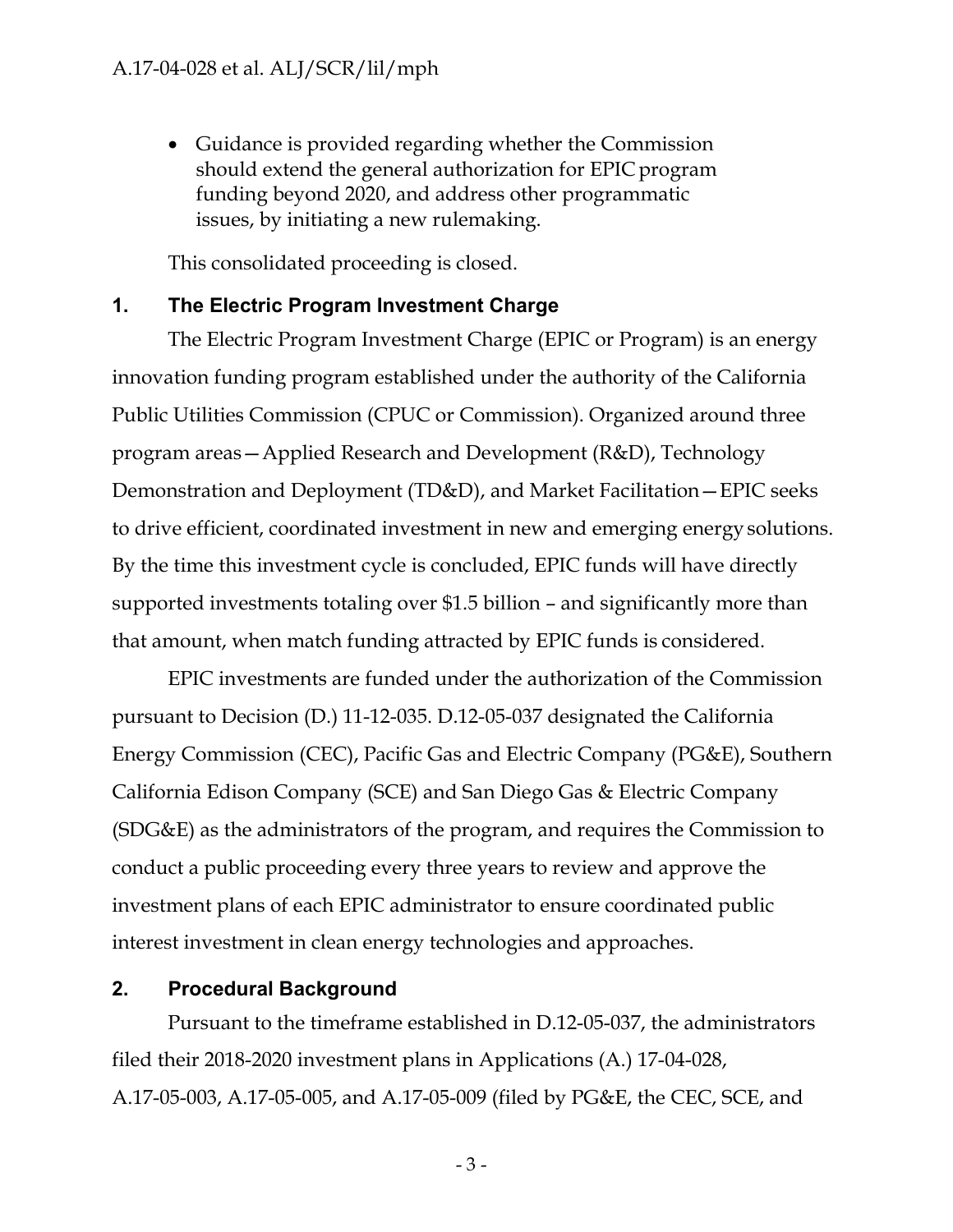- Guidance is provided regarding whether the Commission should extend the general authorization for EPIC program funding beyond 2020, and address other programmatic issues, by initiating a new rulemaking.

This consolidated proceeding is closed.

## 1. The Electric Program Investment Charge

The Electric Program Investment Charge (EPIC or Program) is an energy innovation funding program established under the authority of the California Public Utilities Commission (CPUC or Commission). Organized around three program areas—Applied Research and Development (R&D), Technology Demonstration and Deployment (TD&D), and Market Facilitation—EPIC seeks to drive efficient, coordinated investment in new and emerging energy solutions. By the time this investment cycle is concluded, EPIC funds will have directly supported investments totaling over $1.5 billion – and significantly more than that amount, when match funding attracted by EPIC funds is considered.

EPIC investments are funded under the authorization of the Commission pursuant to Decision (D.) 11-12-035. D.12-05-037 designated the California Energy Commission (CEC), Pacific Gas and Electric Company (PG&E), Southern California Edison Company (SCE) and San Diego Gas & Electric Company (SDG&E) as the administrators of the program, and requires the Commission to conduct a public proceeding every three years to review and approve the investment plans of each EPIC administrator to ensure coordinated public interest investment in clean energy technologies and approaches.

## 2. Procedural Background

Pursuant to the timeframe established in D.12-05-037, the administrators filed their 2018-2020 investment plans in Applications (A.) 17-04-028, A.17-05-003, A.17-05-005, and A.17-05-009 (filed by PG&E, the CEC, SCE, and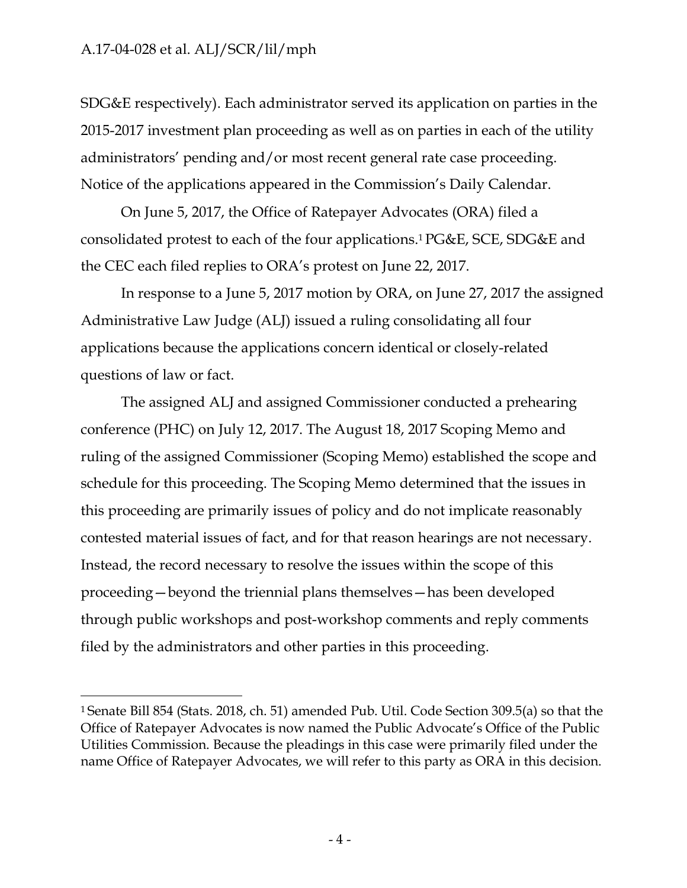SDG&E respectively). Each administrator served its application on parties in the 2015-2017 investment plan proceeding as well as on parties in each of the utility administrators' pending and/or most recent general rate case proceeding. Notice of the applications appeared in the Commission's Daily Calendar.

On June 5, 2017, the Office of Ratepayer Advocates (ORA) filed a consolidated protest to each of the four applications.[1] PG&E, SCE, SDG&E and the CEC each filed replies to ORA's protest on June 22, 2017.

In response to a June 5, 2017 motion by ORA, on June 27, 2017 the assigned Administrative Law Judge (ALJ) issued a ruling consolidating all four applications because the applications concern identical or closely-related questions of law or fact.

The assigned ALJ and assigned Commissioner conducted a prehearing conference (PHC) on July 12, 2017. The August 18, 2017 Scoping Memo and ruling of the assigned Commissioner (Scoping Memo) established the scope and schedule for this proceeding. The Scoping Memo determined that the issues in this proceeding are primarily issues of policy and do not implicate reasonably contested material issues of fact, and for that reason hearings are not necessary. Instead, the record necessary to resolve the issues within the scope of this proceeding—beyond the triennial plans themselves—has been developed through public workshops and post-workshop comments and reply comments filed by the administrators and other parties in this proceeding.

---

[1] Senate Bill 854 (Stats. 2018, ch. 51) amended Pub. Util. Code Section 309.5(a) so that the Office of Ratepayer Advocates is now named the Public Advocate's Office of the Public Utilities Commission. Because the pleadings in this case were primarily filed under the name Office of Ratepayer Advocates, we will refer to this party as ORA in this decision.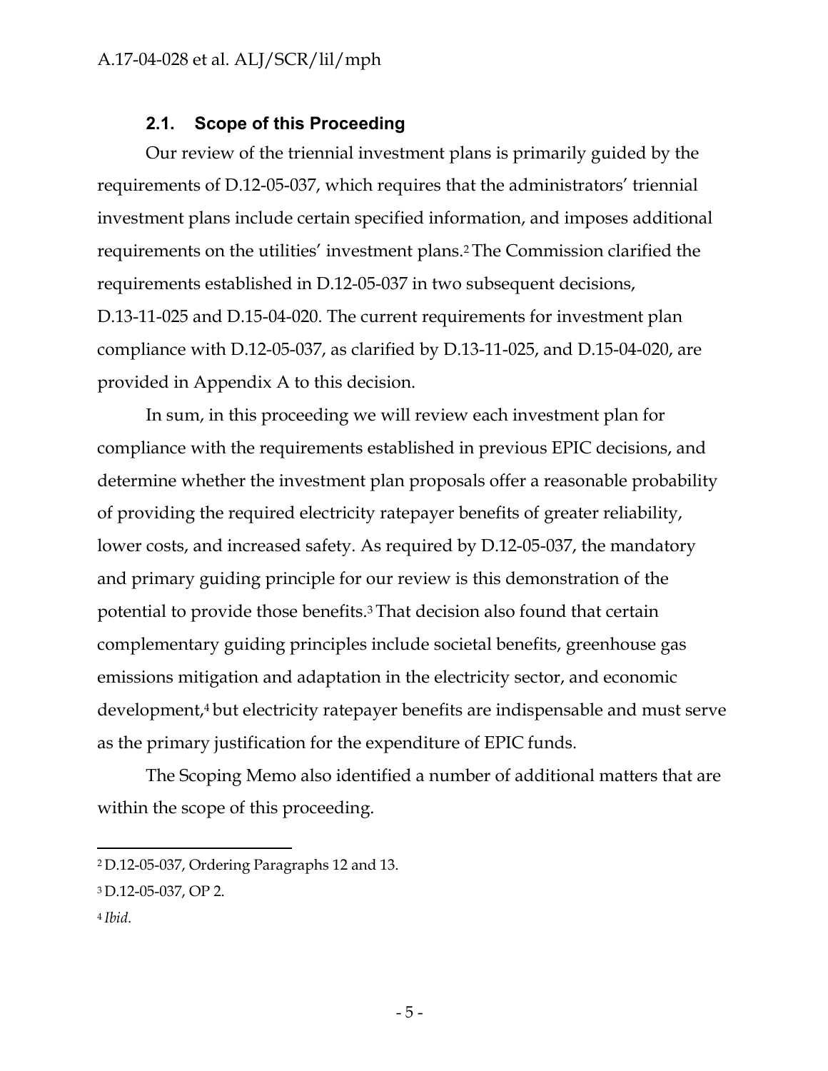### 2.1. Scope of this Proceeding

Our review of the triennial investment plans is primarily guided by the requirements of D.12-05-037, which requires that the administrators' triennial investment plans include certain specified information, and imposes additional requirements on the utilities' investment plans.[2] The Commission clarified the requirements established in D.12-05-037 in two subsequent decisions, D.13-11-025 and D.15-04-020. The current requirements for investment plan compliance with D.12-05-037, as clarified by D.13-11-025, and D.15-04-020, are provided in Appendix A to this decision.

In sum, in this proceeding we will review each investment plan for compliance with the requirements established in previous EPIC decisions, and determine whether the investment plan proposals offer a reasonable probability of providing the required electricity ratepayer benefits of greater reliability, lower costs, and increased safety. As required by D.12-05-037, the mandatory and primary guiding principle for our review is this demonstration of the potential to provide those benefits.[3] That decision also found that certain complementary guiding principles include societal benefits, greenhouse gas emissions mitigation and adaptation in the electricity sector, and economic development,[4] but electricity ratepayer benefits are indispensable and must serve as the primary justification for the expenditure of EPIC funds.

The Scoping Memo also identified a number of additional matters that are within the scope of this proceeding.

---

[2] D.12-05-037, Ordering Paragraphs 12 and 13.

[3] D.12-05-037, OP 2.

[4] *Ibid.*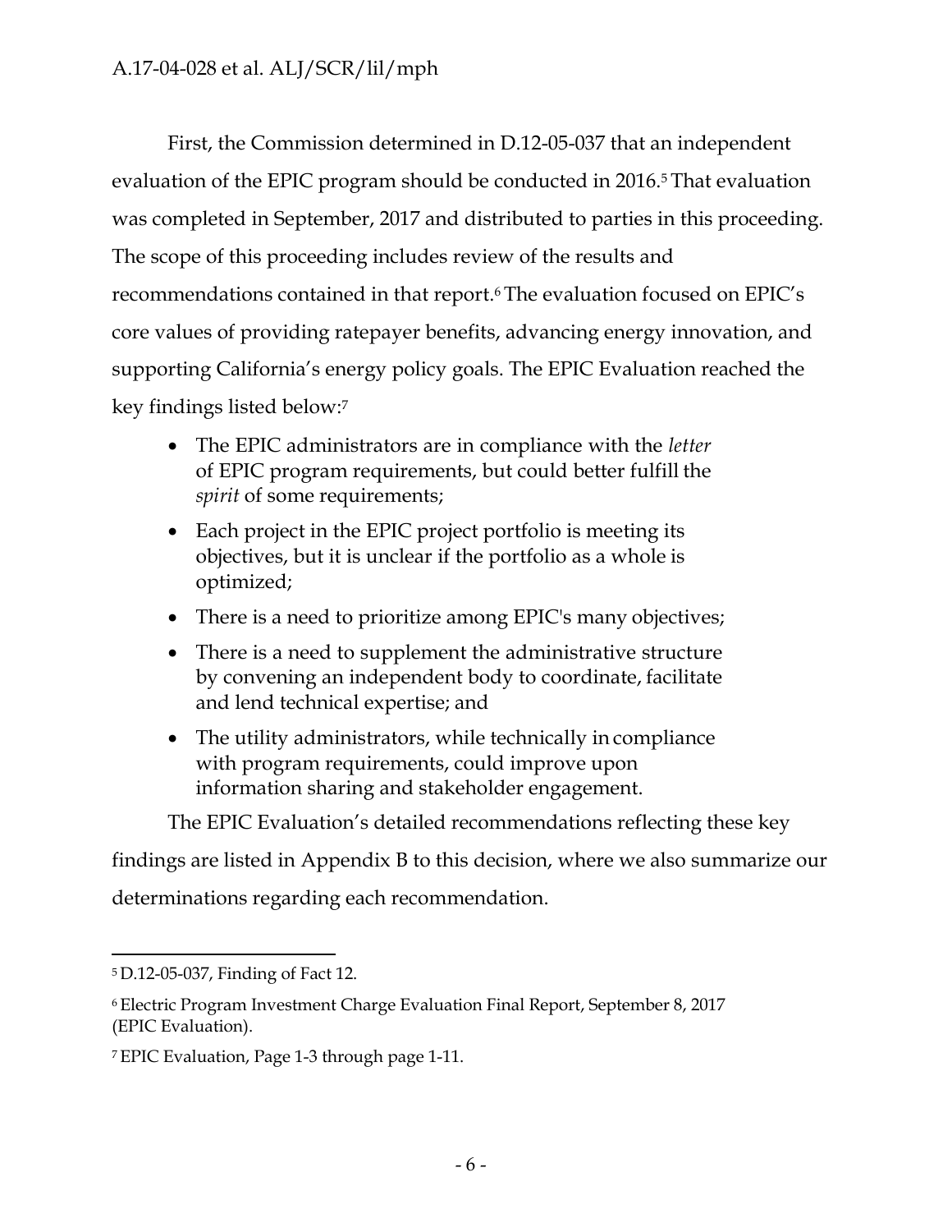First, the Commission determined in D.12-05-037 that an independent evaluation of the EPIC program should be conducted in 2016.[5] That evaluation was completed in September, 2017 and distributed to parties in this proceeding. The scope of this proceeding includes review of the results and recommendations contained in that report.[6] The evaluation focused on EPIC's core values of providing ratepayer benefits, advancing energy innovation, and supporting California's energy policy goals. The EPIC Evaluation reached the key findings listed below:[7]

- The EPIC administrators are in compliance with the *letter* of EPIC program requirements, but could better fulfill the *spirit* of some requirements;
- Each project in the EPIC project portfolio is meeting its objectives, but it is unclear if the portfolio as a whole is optimized;
- There is a need to prioritize among EPIC's many objectives;
- There is a need to supplement the administrative structure by convening an independent body to coordinate, facilitate and lend technical expertise; and
- The utility administrators, while technically in compliance with program requirements, could improve upon information sharing and stakeholder engagement.

The EPIC Evaluation's detailed recommendations reflecting these key findings are listed in Appendix B to this decision, where we also summarize our determinations regarding each recommendation.

---

[5] D.12-05-037, Finding of Fact 12.

[6] Electric Program Investment Charge Evaluation Final Report, September 8, 2017 (EPIC Evaluation).

[7] EPIC Evaluation, Page 1-3 through page 1-11.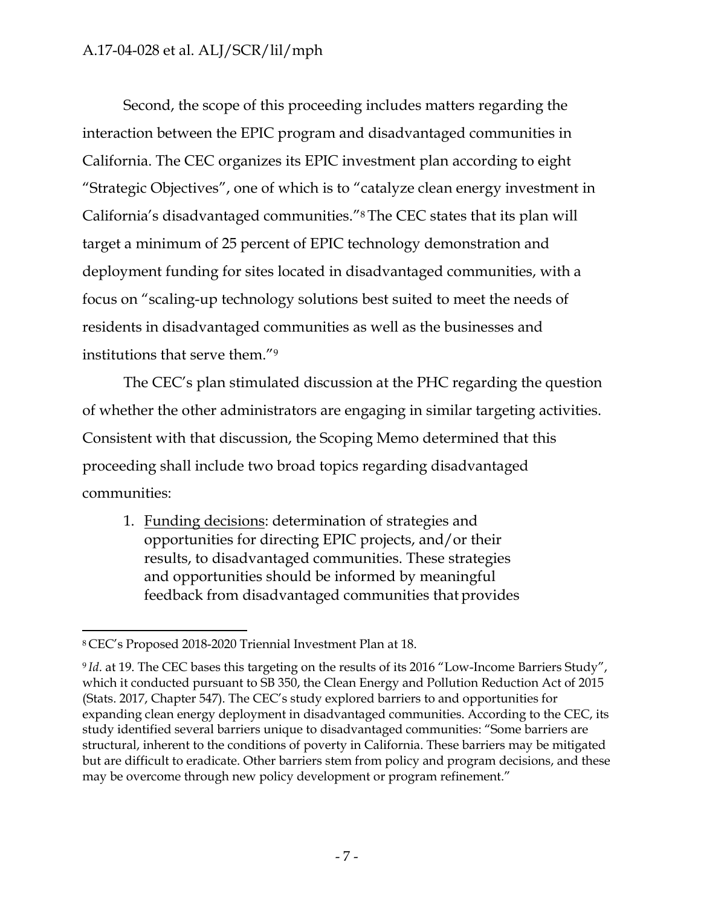Second, the scope of this proceeding includes matters regarding the interaction between the EPIC program and disadvantaged communities in California. The CEC organizes its EPIC investment plan according to eight "Strategic Objectives", one of which is to "catalyze clean energy investment in California's disadvantaged communities."[8] The CEC states that its plan will target a minimum of 25 percent of EPIC technology demonstration and deployment funding for sites located in disadvantaged communities, with a focus on "scaling-up technology solutions best suited to meet the needs of residents in disadvantaged communities as well as the businesses and institutions that serve them."[9]

The CEC's plan stimulated discussion at the PHC regarding the question of whether the other administrators are engaging in similar targeting activities. Consistent with that discussion, the Scoping Memo determined that this proceeding shall include two broad topics regarding disadvantaged communities:

1. Funding decisions: determination of strategies and opportunities for directing EPIC projects, and/or their results, to disadvantaged communities. These strategies and opportunities should be informed by meaningful feedback from disadvantaged communities that provides

---

[8] CEC's Proposed 2018-2020 Triennial Investment Plan at 18.

[9] *Id*. at 19. The CEC bases this targeting on the results of its 2016 "Low-Income Barriers Study", which it conducted pursuant to SB 350, the Clean Energy and Pollution Reduction Act of 2015 (Stats. 2017, Chapter 547). The CEC's study explored barriers to and opportunities for expanding clean energy deployment in disadvantaged communities. According to the CEC, its study identified several barriers unique to disadvantaged communities: "Some barriers are structural, inherent to the conditions of poverty in California. These barriers may be mitigated but are difficult to eradicate. Other barriers stem from policy and program decisions, and these may be overcome through new policy development or program refinement."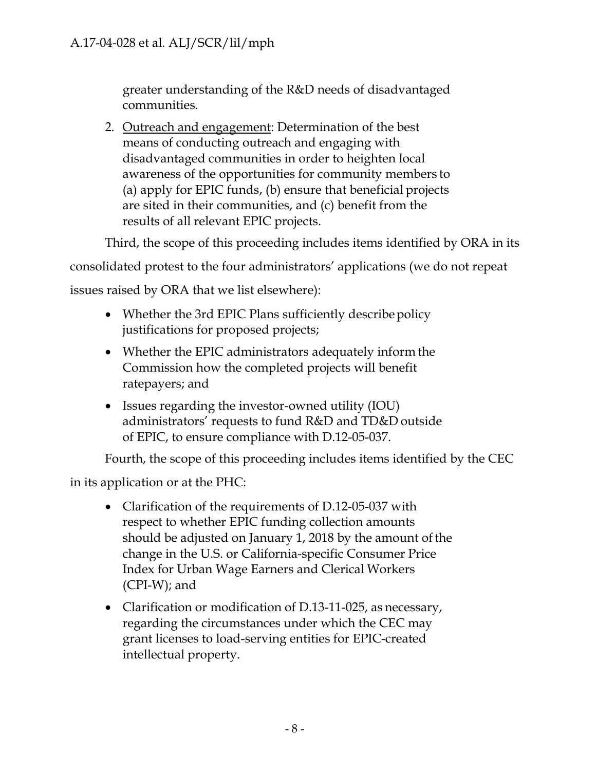greater understanding of the R&D needs of disadvantaged communities.

2. <u>Outreach and engagement</u>: Determination of the best means of conducting outreach and engaging with disadvantaged communities in order to heighten local awareness of the opportunities for community members to (a) apply for EPIC funds, (b) ensure that beneficial projects are sited in their communities, and (c) benefit from the results of all relevant EPIC projects.

Third, the scope of this proceeding includes items identified by ORA in its consolidated protest to the four administrators' applications (we do not repeat issues raised by ORA that we list elsewhere):

- Whether the 3rd EPIC Plans sufficiently describe policy justifications for proposed projects;
- Whether the EPIC administrators adequately inform the Commission how the completed projects will benefit ratepayers; and
- Issues regarding the investor-owned utility (IOU) administrators' requests to fund R&D and TD&D outside of EPIC, to ensure compliance with D.12-05-037.

Fourth, the scope of this proceeding includes items identified by the CEC in its application or at the PHC:

- Clarification of the requirements of D.12-05-037 with respect to whether EPIC funding collection amounts should be adjusted on January 1, 2018 by the amount of the change in the U.S. or California-specific Consumer Price Index for Urban Wage Earners and Clerical Workers (CPI-W); and
- Clarification or modification of D.13-11-025, as necessary, regarding the circumstances under which the CEC may grant licenses to load-serving entities for EPIC-created intellectual property.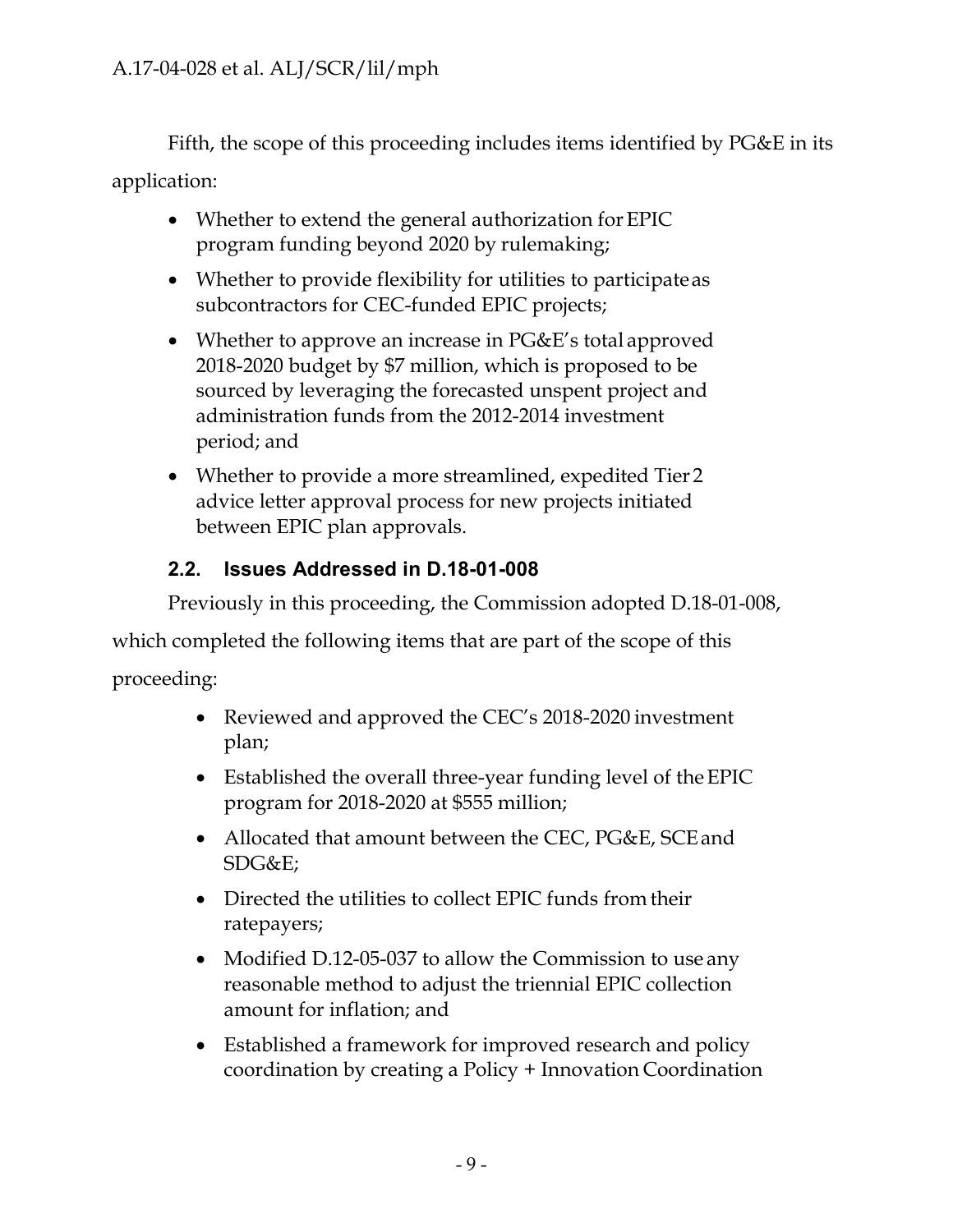Fifth, the scope of this proceeding includes items identified by PG&E in its application:

- Whether to extend the general authorization for EPIC program funding beyond 2020 by rulemaking;
- Whether to provide flexibility for utilities to participate as subcontractors for CEC-funded EPIC projects;
- Whether to approve an increase in PG&E's total approved 2018-2020 budget by $7 million, which is proposed to be sourced by leveraging the forecasted unspent project and administration funds from the 2012-2014 investment period; and
- Whether to provide a more streamlined, expedited Tier 2 advice letter approval process for new projects initiated between EPIC plan approvals.

### 2.2. Issues Addressed in D.18-01-008

Previously in this proceeding, the Commission adopted D.18-01-008, which completed the following items that are part of the scope of this proceeding:

- Reviewed and approved the CEC's 2018-2020 investment plan;
- Established the overall three-year funding level of the EPIC program for 2018-2020 at $555 million;
- Allocated that amount between the CEC, PG&E, SCE and SDG&E;
- Directed the utilities to collect EPIC funds from their ratepayers;
- Modified D.12-05-037 to allow the Commission to use any reasonable method to adjust the triennial EPIC collection amount for inflation; and
- Established a framework for improved research and policy coordination by creating a Policy + Innovation Coordination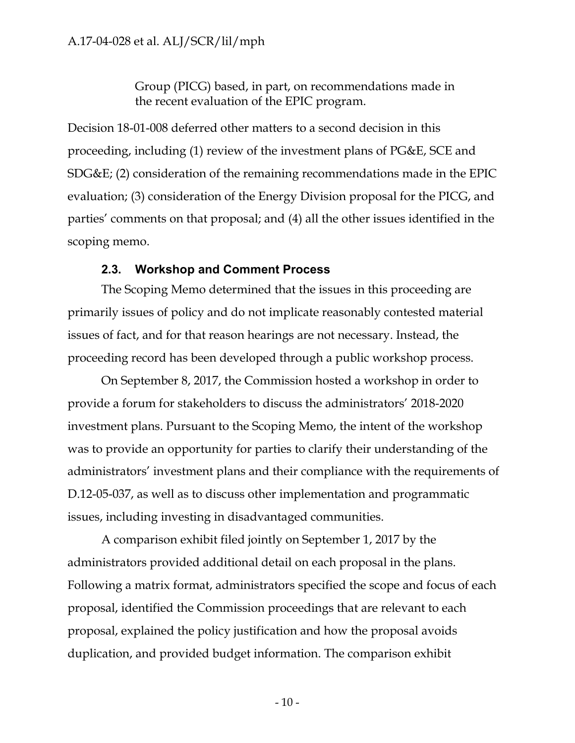Group (PICG) based, in part, on recommendations made in the recent evaluation of the EPIC program.

Decision 18-01-008 deferred other matters to a second decision in this proceeding, including (1) review of the investment plans of PG&E, SCE and SDG&E; (2) consideration of the remaining recommendations made in the EPIC evaluation; (3) consideration of the Energy Division proposal for the PICG, and parties' comments on that proposal; and (4) all the other issues identified in the scoping memo.

### 2.3. Workshop and Comment Process

The Scoping Memo determined that the issues in this proceeding are primarily issues of policy and do not implicate reasonably contested material issues of fact, and for that reason hearings are not necessary. Instead, the proceeding record has been developed through a public workshop process.

On September 8, 2017, the Commission hosted a workshop in order to provide a forum for stakeholders to discuss the administrators' 2018-2020 investment plans. Pursuant to the Scoping Memo, the intent of the workshop was to provide an opportunity for parties to clarify their understanding of the administrators' investment plans and their compliance with the requirements of D.12-05-037, as well as to discuss other implementation and programmatic issues, including investing in disadvantaged communities.

A comparison exhibit filed jointly on September 1, 2017 by the administrators provided additional detail on each proposal in the plans. Following a matrix format, administrators specified the scope and focus of each proposal, identified the Commission proceedings that are relevant to each proposal, explained the policy justification and how the proposal avoids duplication, and provided budget information. The comparison exhibit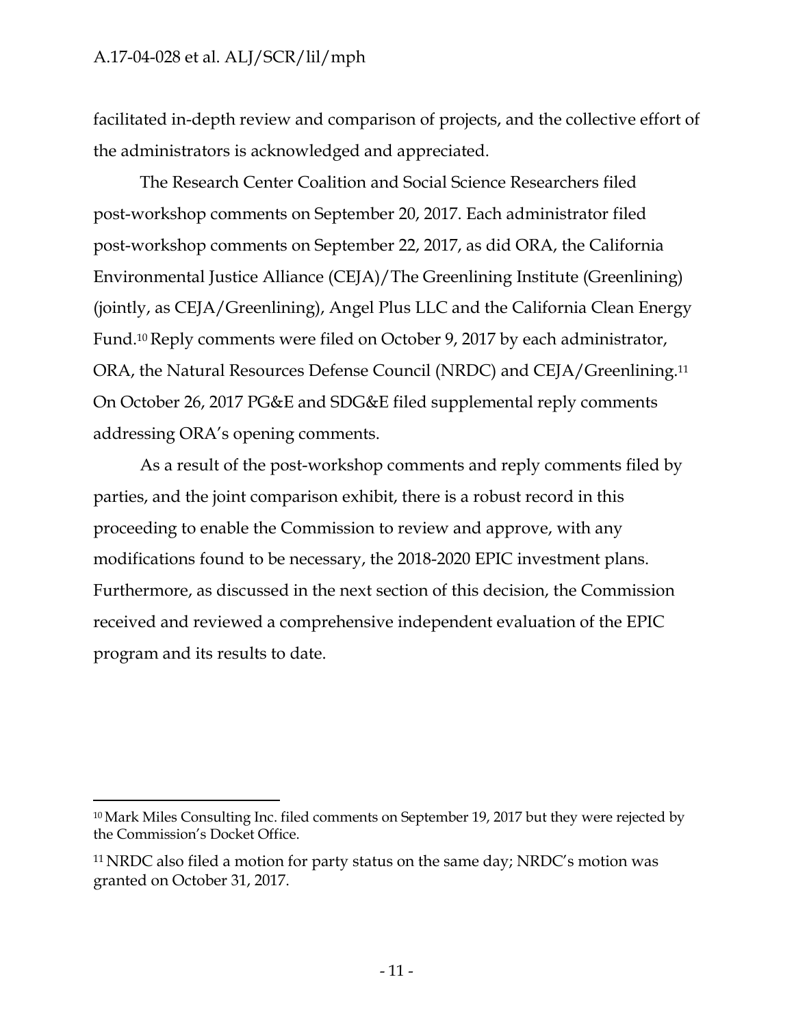facilitated in-depth review and comparison of projects, and the collective effort of the administrators is acknowledged and appreciated.

The Research Center Coalition and Social Science Researchers filed post-workshop comments on September 20, 2017. Each administrator filed post-workshop comments on September 22, 2017, as did ORA, the California Environmental Justice Alliance (CEJA)/The Greenlining Institute (Greenlining) (jointly, as CEJA/Greenlining), Angel Plus LLC and the California Clean Energy Fund.[10] Reply comments were filed on October 9, 2017 by each administrator, ORA, the Natural Resources Defense Council (NRDC) and CEJA/Greenlining.[11] On October 26, 2017 PG&E and SDG&E filed supplemental reply comments addressing ORA's opening comments.

As a result of the post-workshop comments and reply comments filed by parties, and the joint comparison exhibit, there is a robust record in this proceeding to enable the Commission to review and approve, with any modifications found to be necessary, the 2018-2020 EPIC investment plans. Furthermore, as discussed in the next section of this decision, the Commission received and reviewed a comprehensive independent evaluation of the EPIC program and its results to date.

---

[10] Mark Miles Consulting Inc. filed comments on September 19, 2017 but they were rejected by the Commission's Docket Office.

[11] NRDC also filed a motion for party status on the same day; NRDC's motion was granted on October 31, 2017.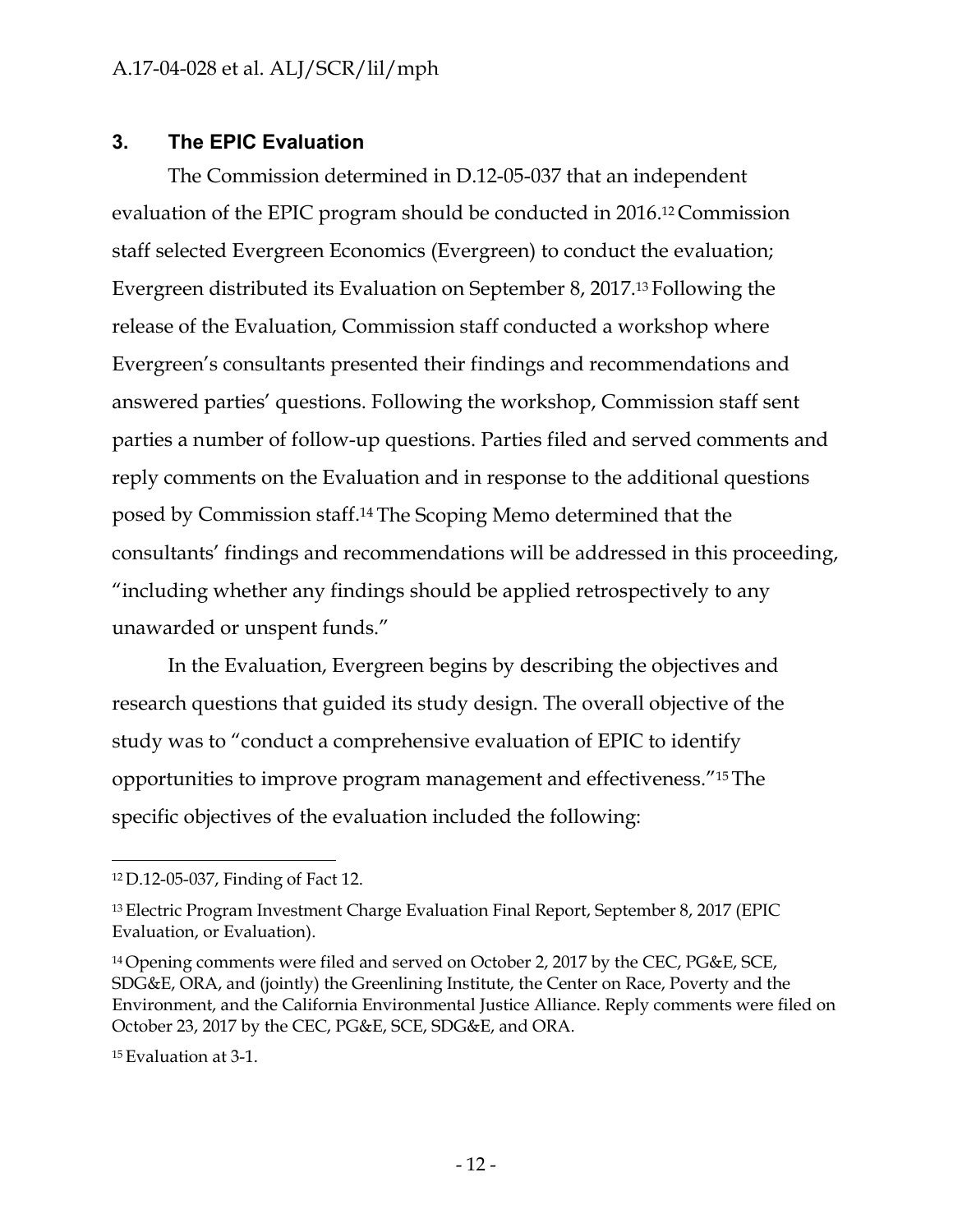## 3. The EPIC Evaluation

The Commission determined in D.12-05-037 that an independent evaluation of the EPIC program should be conducted in 2016.[12] Commission staff selected Evergreen Economics (Evergreen) to conduct the evaluation; Evergreen distributed its Evaluation on September 8, 2017.[13] Following the release of the Evaluation, Commission staff conducted a workshop where Evergreen's consultants presented their findings and recommendations and answered parties' questions. Following the workshop, Commission staff sent parties a number of follow-up questions. Parties filed and served comments and reply comments on the Evaluation and in response to the additional questions posed by Commission staff.[14] The Scoping Memo determined that the consultants' findings and recommendations will be addressed in this proceeding, "including whether any findings should be applied retrospectively to any unawarded or unspent funds."

In the Evaluation, Evergreen begins by describing the objectives and research questions that guided its study design. The overall objective of the study was to "conduct a comprehensive evaluation of EPIC to identify opportunities to improve program management and effectiveness."[15] The specific objectives of the evaluation included the following:

---

[12] D.12-05-037, Finding of Fact 12.

[13] Electric Program Investment Charge Evaluation Final Report, September 8, 2017 (EPIC Evaluation, or Evaluation).

[14] Opening comments were filed and served on October 2, 2017 by the CEC, PG&E, SCE, SDG&E, ORA, and (jointly) the Greenlining Institute, the Center on Race, Poverty and the Environment, and the California Environmental Justice Alliance. Reply comments were filed on October 23, 2017 by the CEC, PG&E, SCE, SDG&E, and ORA.

[15] Evaluation at 3-1.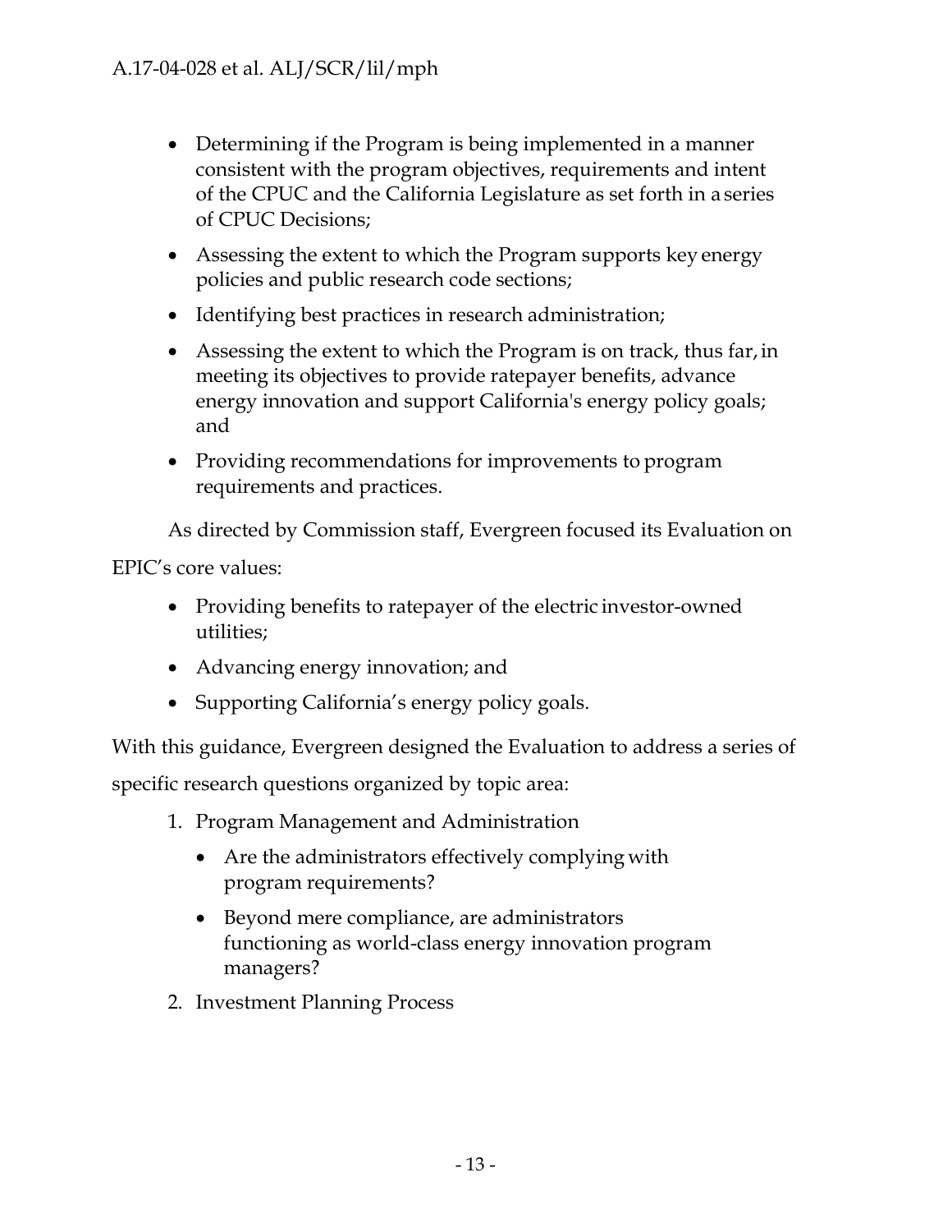- Determining if the Program is being implemented in a manner consistent with the program objectives, requirements and intent of the CPUC and the California Legislature as set forth in a series of CPUC Decisions;
- Assessing the extent to which the Program supports key energy policies and public research code sections;
- Identifying best practices in research administration;
- Assessing the extent to which the Program is on track, thus far, in meeting its objectives to provide ratepayer benefits, advance energy innovation and support California's energy policy goals; and
- Providing recommendations for improvements to program requirements and practices.

As directed by Commission staff, Evergreen focused its Evaluation on EPIC's core values:

- Providing benefits to ratepayer of the electric investor-owned utilities;
- Advancing energy innovation; and
- Supporting California's energy policy goals.

With this guidance, Evergreen designed the Evaluation to address a series of specific research questions organized by topic area:

1. Program Management and Administration
   - Are the administrators effectively complying with program requirements?
   - Beyond mere compliance, are administrators functioning as world-class energy innovation program managers?
2. Investment Planning Process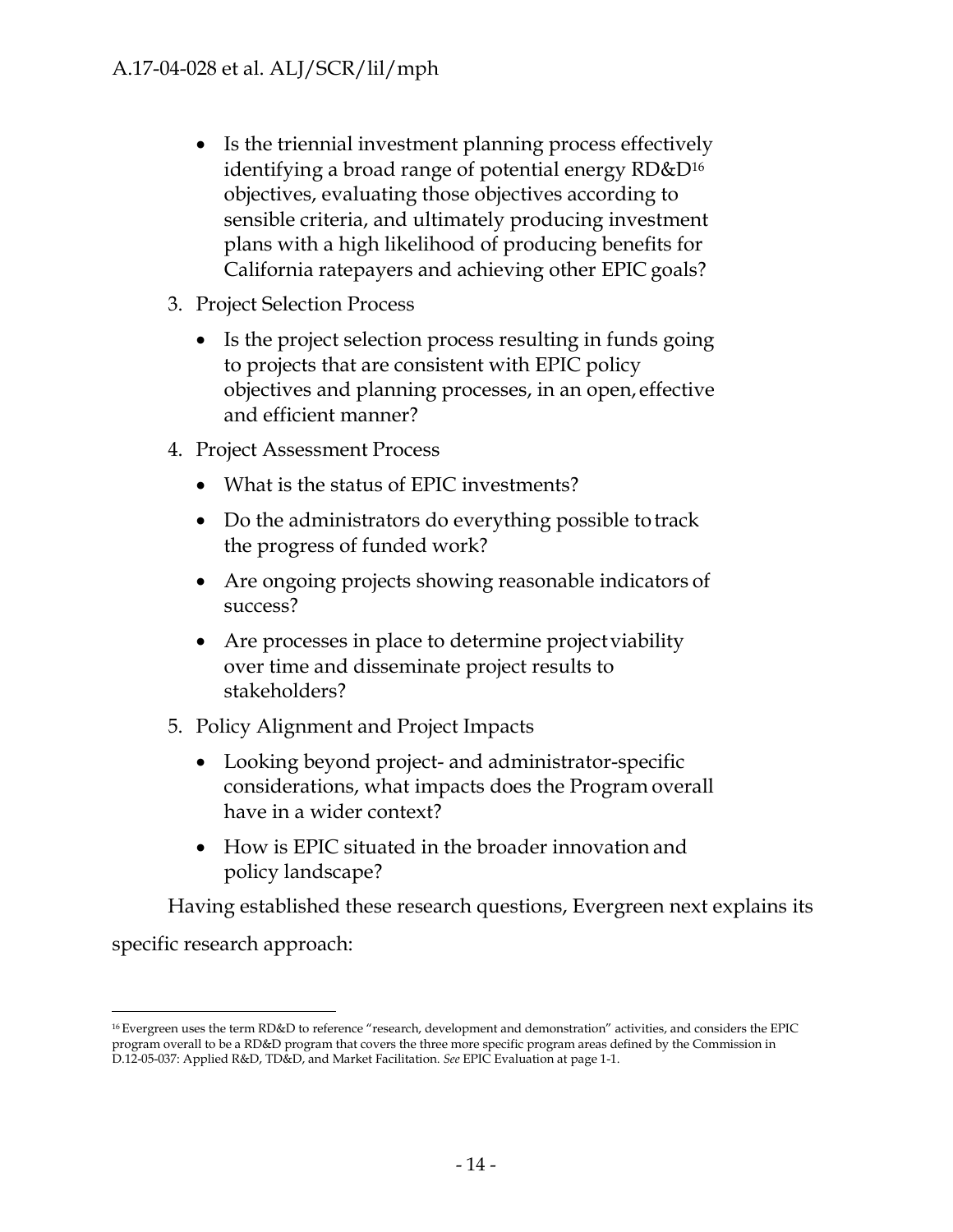- Is the triennial investment planning process effectively identifying a broad range of potential energy RD&D[16] objectives, evaluating those objectives according to sensible criteria, and ultimately producing investment plans with a high likelihood of producing benefits for California ratepayers and achieving other EPIC goals?

3. Project Selection Process
   - Is the project selection process resulting in funds going to projects that are consistent with EPIC policy objectives and planning processes, in an open, effective and efficient manner?
4. Project Assessment Process
   - What is the status of EPIC investments?
   - Do the administrators do everything possible to track the progress of funded work?
   - Are ongoing projects showing reasonable indicators of success?
   - Are processes in place to determine project viability over time and disseminate project results to stakeholders?
5. Policy Alignment and Project Impacts
   - Looking beyond project- and administrator-specific considerations, what impacts does the Program overall have in a wider context?
   - How is EPIC situated in the broader innovation and policy landscape?

Having established these research questions, Evergreen next explains its specific research approach:

[16] Evergreen uses the term RD&D to reference "research, development and demonstration" activities, and considers the EPIC program overall to be a RD&D program that covers the three more specific program areas defined by the Commission in D.12-05-037: Applied R&D, TD&D, and Market Facilitation. *See* EPIC Evaluation at page 1-1.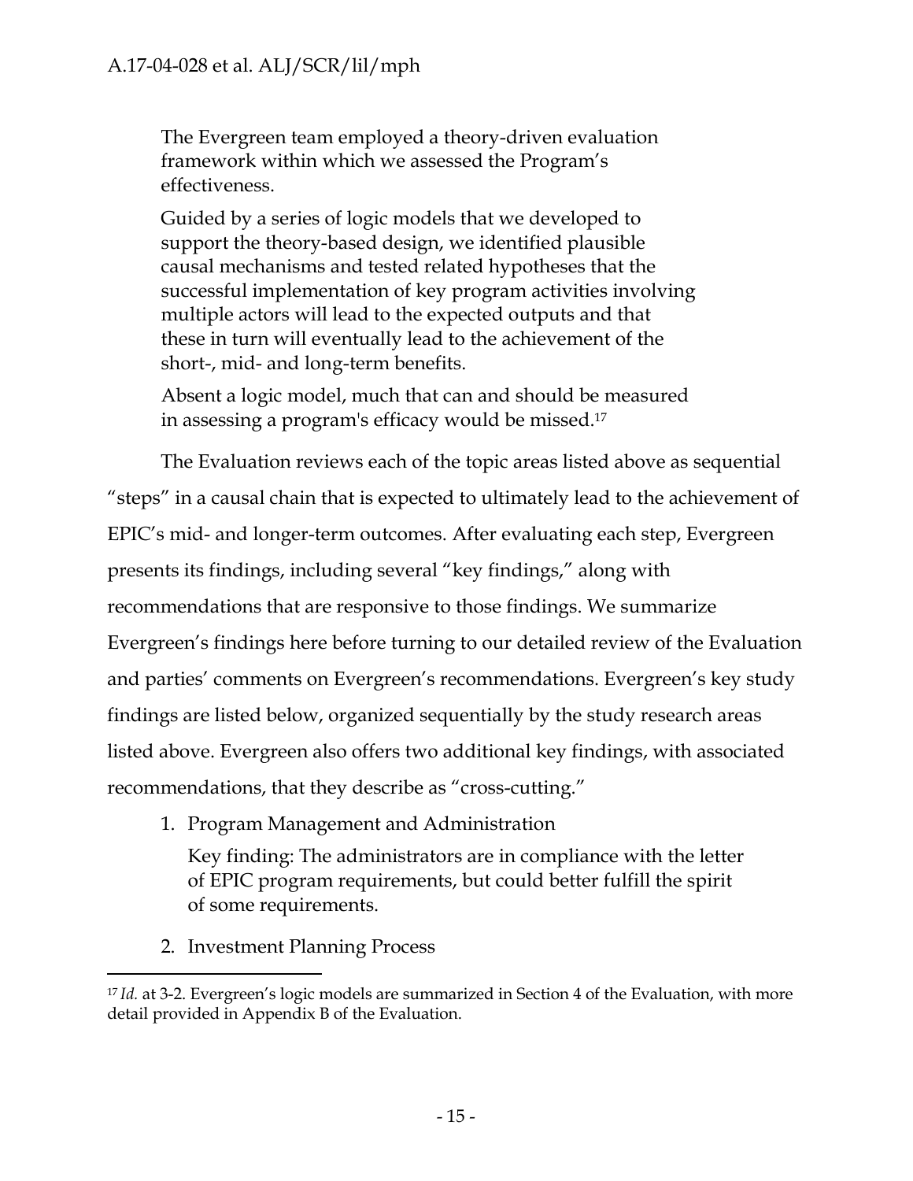> The Evergreen team employed a theory-driven evaluation framework within which we assessed the Program's effectiveness.
>
> Guided by a series of logic models that we developed to support the theory-based design, we identified plausible causal mechanisms and tested related hypotheses that the successful implementation of key program activities involving multiple actors will lead to the expected outputs and that these in turn will eventually lead to the achievement of the short-, mid- and long-term benefits.
>
> Absent a logic model, much that can and should be measured in assessing a program's efficacy would be missed.[17]

The Evaluation reviews each of the topic areas listed above as sequential "steps" in a causal chain that is expected to ultimately lead to the achievement of EPIC's mid- and longer-term outcomes. After evaluating each step, Evergreen presents its findings, including several "key findings," along with recommendations that are responsive to those findings. We summarize Evergreen's findings here before turning to our detailed review of the Evaluation and parties' comments on Evergreen's recommendations. Evergreen's key study findings are listed below, organized sequentially by the study research areas listed above. Evergreen also offers two additional key findings, with associated recommendations, that they describe as "cross-cutting."

1. Program Management and Administration

   Key finding: The administrators are in compliance with the letter of EPIC program requirements, but could better fulfill the spirit of some requirements.

2. Investment Planning Process

---

[17] *Id.* at 3-2. Evergreen's logic models are summarized in Section 4 of the Evaluation, with more detail provided in Appendix B of the Evaluation.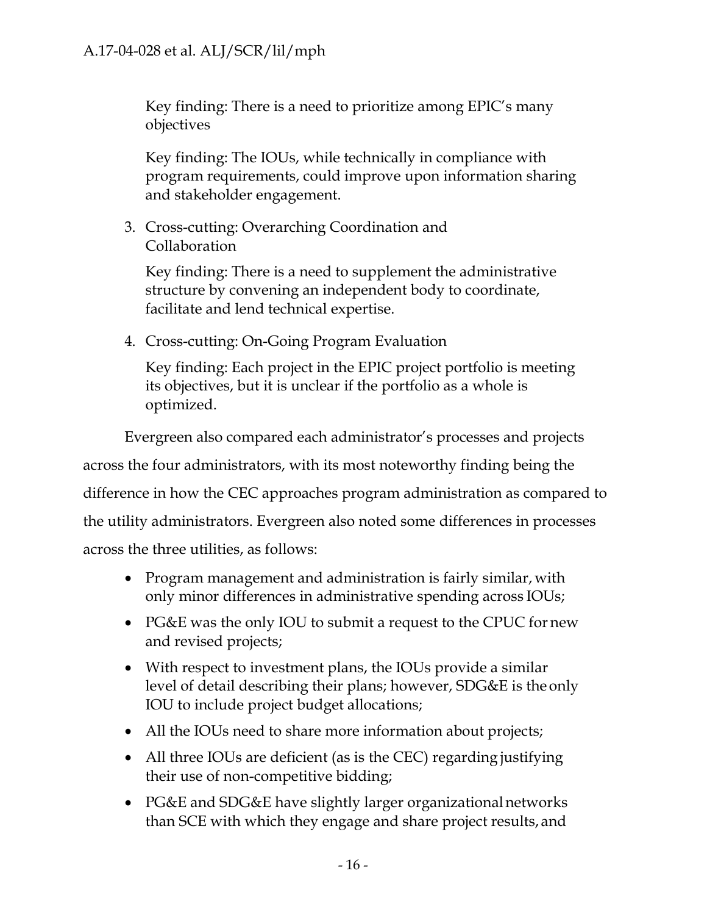Key finding: There is a need to prioritize among EPIC's many objectives

Key finding: The IOUs, while technically in compliance with program requirements, could improve upon information sharing and stakeholder engagement.

3. Cross-cutting: Overarching Coordination and Collaboration

   Key finding: There is a need to supplement the administrative structure by convening an independent body to coordinate, facilitate and lend technical expertise.

4. Cross-cutting: On-Going Program Evaluation

   Key finding: Each project in the EPIC project portfolio is meeting its objectives, but it is unclear if the portfolio as a whole is optimized.

Evergreen also compared each administrator's processes and projects across the four administrators, with its most noteworthy finding being the difference in how the CEC approaches program administration as compared to the utility administrators. Evergreen also noted some differences in processes across the three utilities, as follows:

- Program management and administration is fairly similar, with only minor differences in administrative spending across IOUs;
- PG&E was the only IOU to submit a request to the CPUC for new and revised projects;
- With respect to investment plans, the IOUs provide a similar level of detail describing their plans; however, SDG&E is the only IOU to include project budget allocations;
- All the IOUs need to share more information about projects;
- All three IOUs are deficient (as is the CEC) regarding justifying their use of non-competitive bidding;
- PG&E and SDG&E have slightly larger organizational networks than SCE with which they engage and share project results, and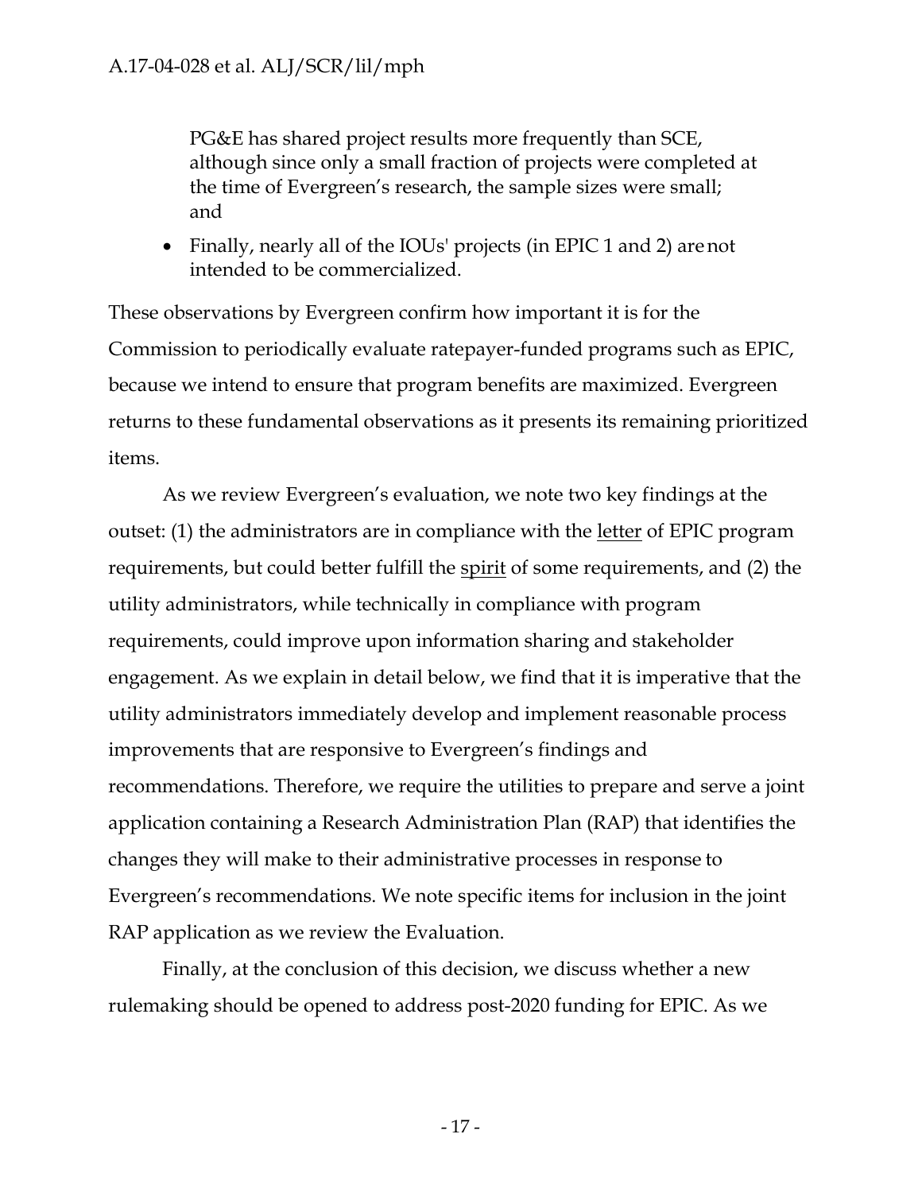PG&E has shared project results more frequently than SCE, although since only a small fraction of projects were completed at the time of Evergreen's research, the sample sizes were small; and

- Finally, nearly all of the IOUs' projects (in EPIC 1 and 2) are not intended to be commercialized.

These observations by Evergreen confirm how important it is for the Commission to periodically evaluate ratepayer-funded programs such as EPIC, because we intend to ensure that program benefits are maximized. Evergreen returns to these fundamental observations as it presents its remaining prioritized items.

As we review Evergreen's evaluation, we note two key findings at the outset: (1) the administrators are in compliance with the letter of EPIC program requirements, but could better fulfill the spirit of some requirements, and (2) the utility administrators, while technically in compliance with program requirements, could improve upon information sharing and stakeholder engagement. As we explain in detail below, we find that it is imperative that the utility administrators immediately develop and implement reasonable process improvements that are responsive to Evergreen's findings and recommendations. Therefore, we require the utilities to prepare and serve a joint application containing a Research Administration Plan (RAP) that identifies the changes they will make to their administrative processes in response to Evergreen's recommendations. We note specific items for inclusion in the joint RAP application as we review the Evaluation.

Finally, at the conclusion of this decision, we discuss whether a new rulemaking should be opened to address post-2020 funding for EPIC. As we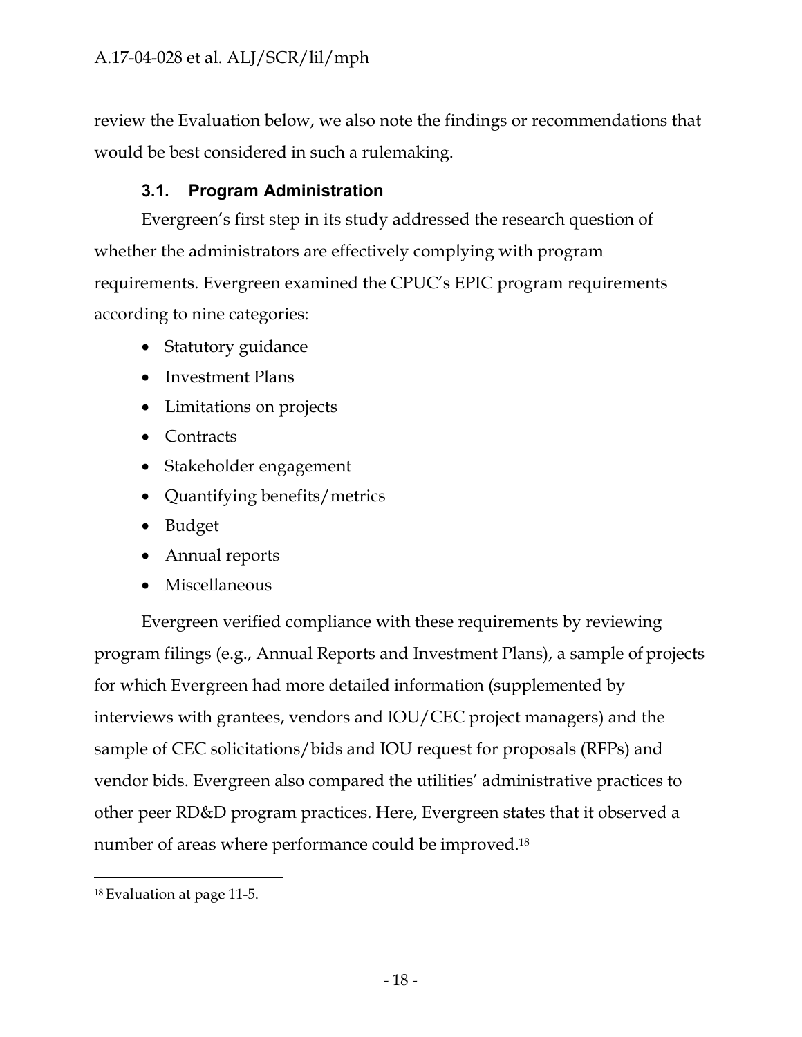review the Evaluation below, we also note the findings or recommendations that would be best considered in such a rulemaking.

### 3.1. Program Administration

Evergreen's first step in its study addressed the research question of whether the administrators are effectively complying with program requirements. Evergreen examined the CPUC's EPIC program requirements according to nine categories:

- Statutory guidance
- Investment Plans
- Limitations on projects
- Contracts
- Stakeholder engagement
- Quantifying benefits/metrics
- Budget
- Annual reports
- Miscellaneous

Evergreen verified compliance with these requirements by reviewing program filings (e.g., Annual Reports and Investment Plans), a sample of projects for which Evergreen had more detailed information (supplemented by interviews with grantees, vendors and IOU/CEC project managers) and the sample of CEC solicitations/bids and IOU request for proposals (RFPs) and vendor bids. Evergreen also compared the utilities' administrative practices to other peer RD&D program practices. Here, Evergreen states that it observed a number of areas where performance could be improved.[18]

---

[18] Evaluation at page 11-5.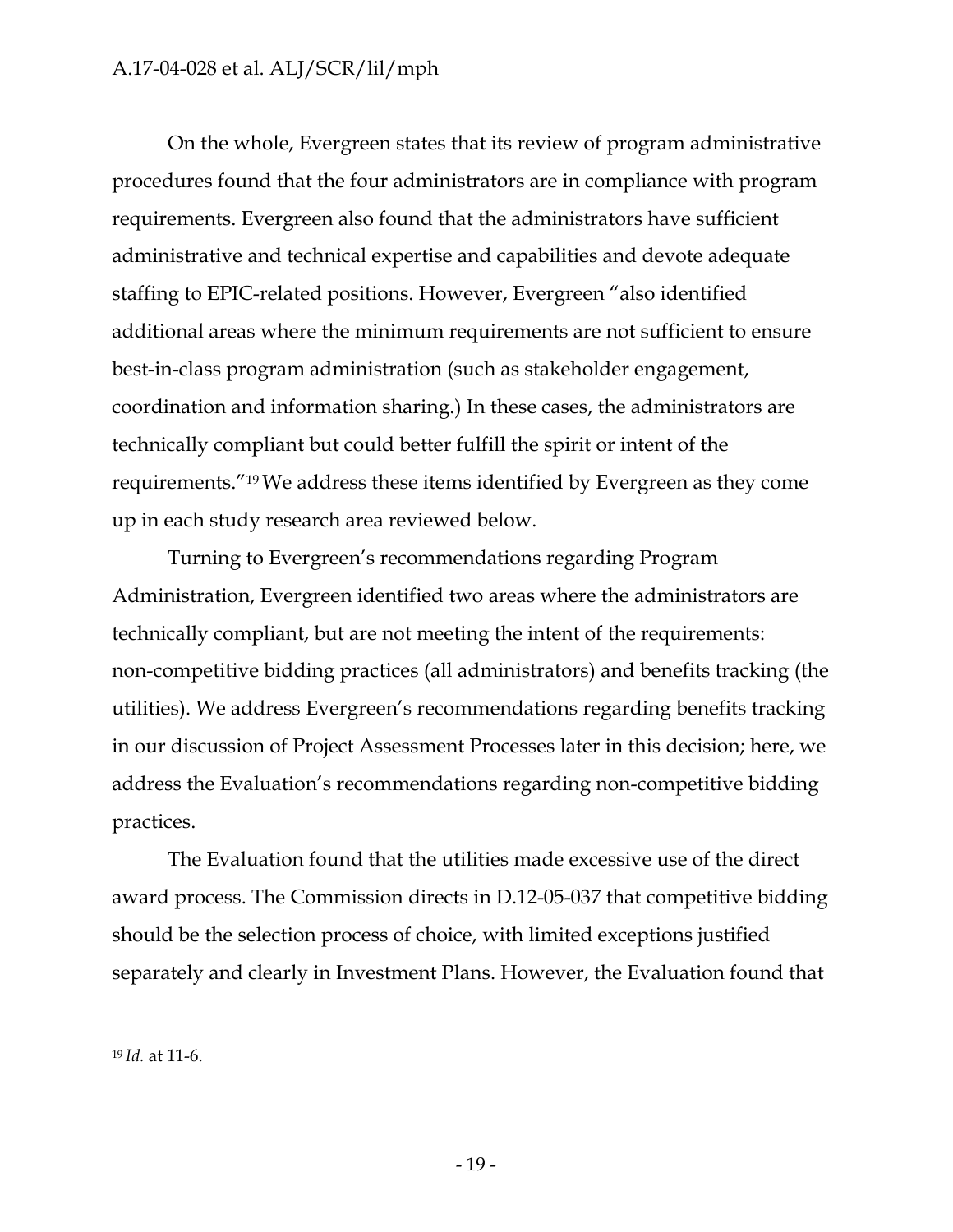On the whole, Evergreen states that its review of program administrative procedures found that the four administrators are in compliance with program requirements. Evergreen also found that the administrators have sufficient administrative and technical expertise and capabilities and devote adequate staffing to EPIC-related positions. However, Evergreen "also identified additional areas where the minimum requirements are not sufficient to ensure best-in-class program administration (such as stakeholder engagement, coordination and information sharing.) In these cases, the administrators are technically compliant but could better fulfill the spirit or intent of the requirements."[19] We address these items identified by Evergreen as they come up in each study research area reviewed below.

Turning to Evergreen's recommendations regarding Program Administration, Evergreen identified two areas where the administrators are technically compliant, but are not meeting the intent of the requirements: non-competitive bidding practices (all administrators) and benefits tracking (the utilities). We address Evergreen's recommendations regarding benefits tracking in our discussion of Project Assessment Processes later in this decision; here, we address the Evaluation's recommendations regarding non-competitive bidding practices.

The Evaluation found that the utilities made excessive use of the direct award process. The Commission directs in D.12-05-037 that competitive bidding should be the selection process of choice, with limited exceptions justified separately and clearly in Investment Plans. However, the Evaluation found that

---

[19] *Id.* at 11-6.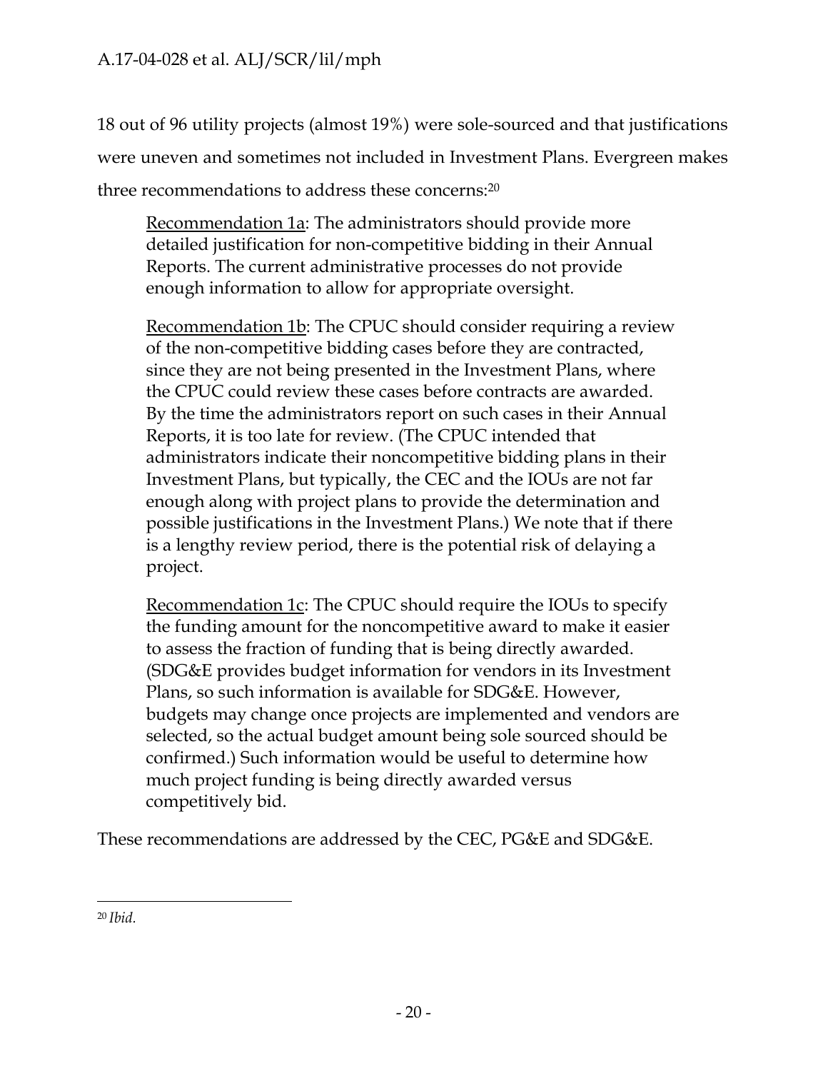18 out of 96 utility projects (almost 19%) were sole-sourced and that justifications were uneven and sometimes not included in Investment Plans. Evergreen makes three recommendations to address these concerns:[20]

> Recommendation 1a: The administrators should provide more detailed justification for non-competitive bidding in their Annual Reports. The current administrative processes do not provide enough information to allow for appropriate oversight.
>
> Recommendation 1b: The CPUC should consider requiring a review of the non-competitive bidding cases before they are contracted, since they are not being presented in the Investment Plans, where the CPUC could review these cases before contracts are awarded. By the time the administrators report on such cases in their Annual Reports, it is too late for review. (The CPUC intended that administrators indicate their noncompetitive bidding plans in their Investment Plans, but typically, the CEC and the IOUs are not far enough along with project plans to provide the determination and possible justifications in the Investment Plans.) We note that if there is a lengthy review period, there is the potential risk of delaying a project.
>
> Recommendation 1c: The CPUC should require the IOUs to specify the funding amount for the noncompetitive award to make it easier to assess the fraction of funding that is being directly awarded. (SDG&E provides budget information for vendors in its Investment Plans, so such information is available for SDG&E. However, budgets may change once projects are implemented and vendors are selected, so the actual budget amount being sole sourced should be confirmed.) Such information would be useful to determine how much project funding is being directly awarded versus competitively bid.

These recommendations are addressed by the CEC, PG&E and SDG&E.

---

[20] *Ibid.*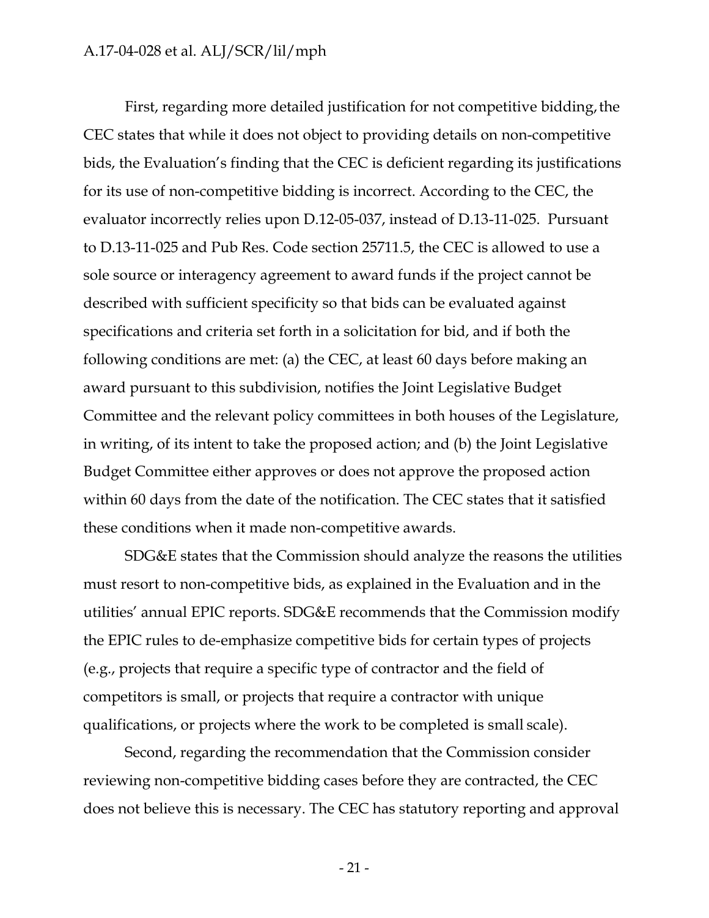First, regarding more detailed justification for not competitive bidding, the CEC states that while it does not object to providing details on non-competitive bids, the Evaluation's finding that the CEC is deficient regarding its justifications for its use of non-competitive bidding is incorrect. According to the CEC, the evaluator incorrectly relies upon D.12-05-037, instead of D.13-11-025. Pursuant to D.13-11-025 and Pub Res. Code section 25711.5, the CEC is allowed to use a sole source or interagency agreement to award funds if the project cannot be described with sufficient specificity so that bids can be evaluated against specifications and criteria set forth in a solicitation for bid, and if both the following conditions are met: (a) the CEC, at least 60 days before making an award pursuant to this subdivision, notifies the Joint Legislative Budget Committee and the relevant policy committees in both houses of the Legislature, in writing, of its intent to take the proposed action; and (b) the Joint Legislative Budget Committee either approves or does not approve the proposed action within 60 days from the date of the notification. The CEC states that it satisfied these conditions when it made non-competitive awards.

SDG&E states that the Commission should analyze the reasons the utilities must resort to non-competitive bids, as explained in the Evaluation and in the utilities' annual EPIC reports. SDG&E recommends that the Commission modify the EPIC rules to de-emphasize competitive bids for certain types of projects (e.g., projects that require a specific type of contractor and the field of competitors is small, or projects that require a contractor with unique qualifications, or projects where the work to be completed is small scale).

Second, regarding the recommendation that the Commission consider reviewing non-competitive bidding cases before they are contracted, the CEC does not believe this is necessary. The CEC has statutory reporting and approval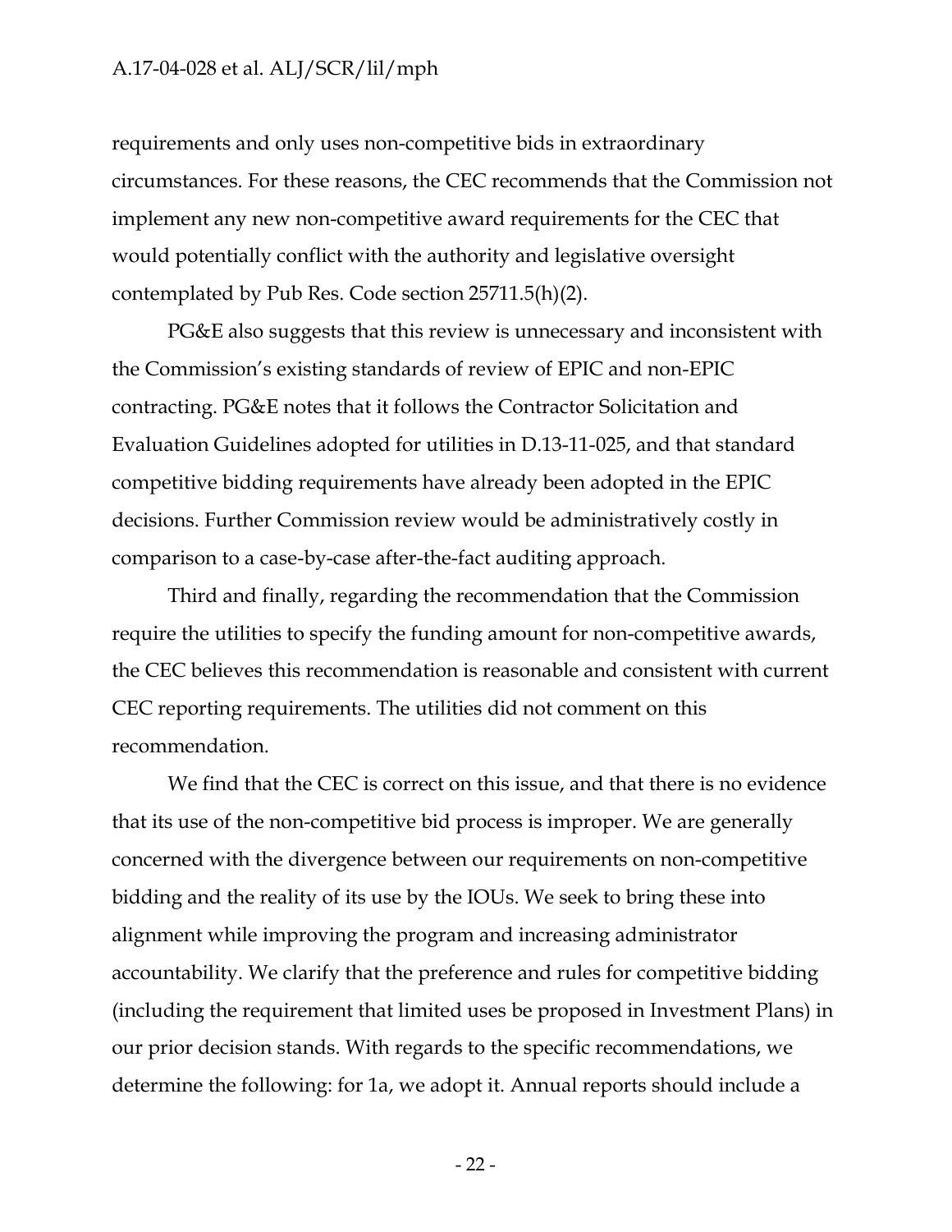requirements and only uses non-competitive bids in extraordinary circumstances. For these reasons, the CEC recommends that the Commission not implement any new non-competitive award requirements for the CEC that would potentially conflict with the authority and legislative oversight contemplated by Pub Res. Code section 25711.5(h)(2).

PG&E also suggests that this review is unnecessary and inconsistent with the Commission's existing standards of review of EPIC and non-EPIC contracting. PG&E notes that it follows the Contractor Solicitation and Evaluation Guidelines adopted for utilities in D.13-11-025, and that standard competitive bidding requirements have already been adopted in the EPIC decisions. Further Commission review would be administratively costly in comparison to a case-by-case after-the-fact auditing approach.

Third and finally, regarding the recommendation that the Commission require the utilities to specify the funding amount for non-competitive awards, the CEC believes this recommendation is reasonable and consistent with current CEC reporting requirements. The utilities did not comment on this recommendation.

We find that the CEC is correct on this issue, and that there is no evidence that its use of the non-competitive bid process is improper. We are generally concerned with the divergence between our requirements on non-competitive bidding and the reality of its use by the IOUs. We seek to bring these into alignment while improving the program and increasing administrator accountability. We clarify that the preference and rules for competitive bidding (including the requirement that limited uses be proposed in Investment Plans) in our prior decision stands. With regards to the specific recommendations, we determine the following: for 1a, we adopt it. Annual reports should include a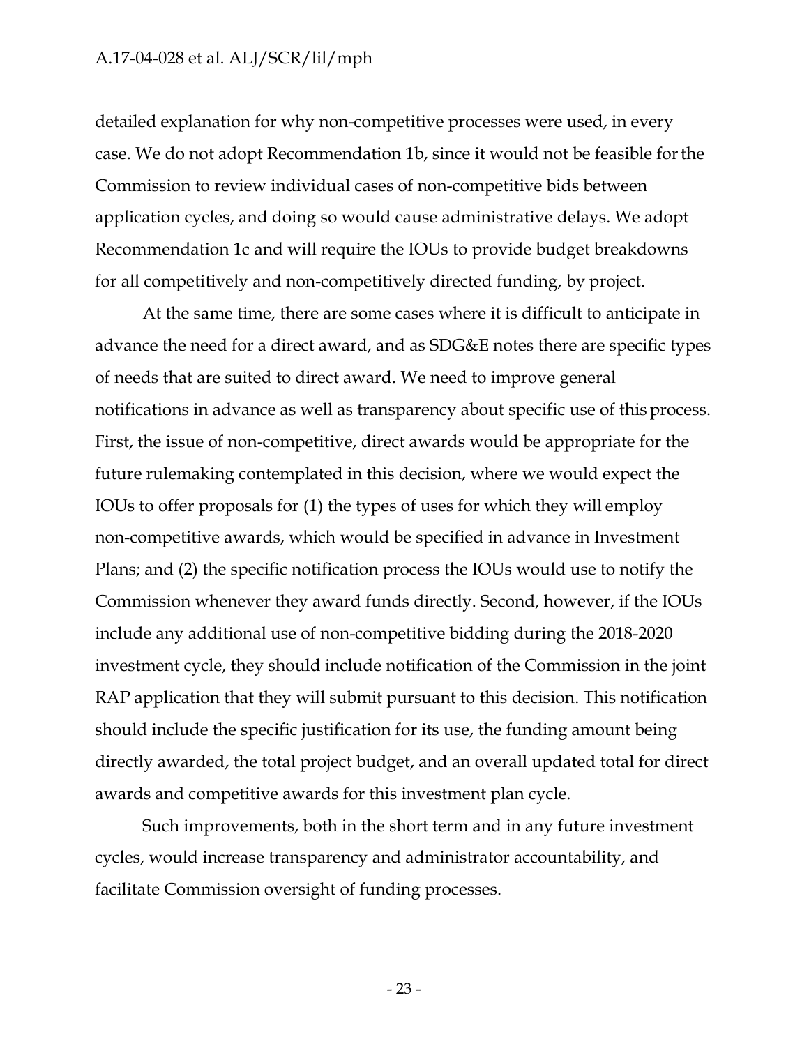detailed explanation for why non-competitive processes were used, in every case. We do not adopt Recommendation 1b, since it would not be feasible for the Commission to review individual cases of non-competitive bids between application cycles, and doing so would cause administrative delays. We adopt Recommendation 1c and will require the IOUs to provide budget breakdowns for all competitively and non-competitively directed funding, by project.

At the same time, there are some cases where it is difficult to anticipate in advance the need for a direct award, and as SDG&E notes there are specific types of needs that are suited to direct award. We need to improve general notifications in advance as well as transparency about specific use of this process. First, the issue of non-competitive, direct awards would be appropriate for the future rulemaking contemplated in this decision, where we would expect the IOUs to offer proposals for (1) the types of uses for which they will employ non-competitive awards, which would be specified in advance in Investment Plans; and (2) the specific notification process the IOUs would use to notify the Commission whenever they award funds directly. Second, however, if the IOUs include any additional use of non-competitive bidding during the 2018-2020 investment cycle, they should include notification of the Commission in the joint RAP application that they will submit pursuant to this decision. This notification should include the specific justification for its use, the funding amount being directly awarded, the total project budget, and an overall updated total for direct awards and competitive awards for this investment plan cycle.

Such improvements, both in the short term and in any future investment cycles, would increase transparency and administrator accountability, and facilitate Commission oversight of funding processes.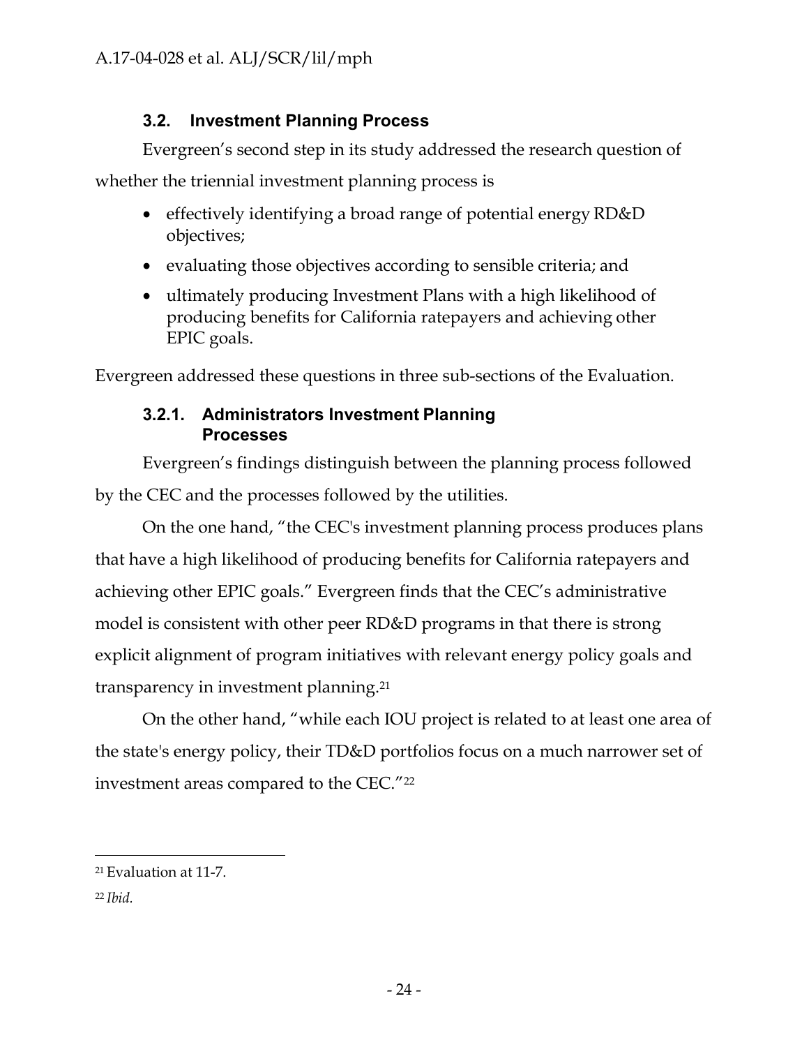### 3.2. Investment Planning Process

Evergreen's second step in its study addressed the research question of whether the triennial investment planning process is

- effectively identifying a broad range of potential energy RD&D objectives;
- evaluating those objectives according to sensible criteria; and
- ultimately producing Investment Plans with a high likelihood of producing benefits for California ratepayers and achieving other EPIC goals.

Evergreen addressed these questions in three sub-sections of the Evaluation.

#### 3.2.1. Administrators Investment Planning Processes

Evergreen's findings distinguish between the planning process followed by the CEC and the processes followed by the utilities.

On the one hand, "the CEC's investment planning process produces plans that have a high likelihood of producing benefits for California ratepayers and achieving other EPIC goals." Evergreen finds that the CEC's administrative model is consistent with other peer RD&D programs in that there is strong explicit alignment of program initiatives with relevant energy policy goals and transparency in investment planning.[21]

On the other hand, "while each IOU project is related to at least one area of the state's energy policy, their TD&D portfolios focus on a much narrower set of investment areas compared to the CEC."[22]

---

[21] Evaluation at 11-7.

[22] *Ibid.*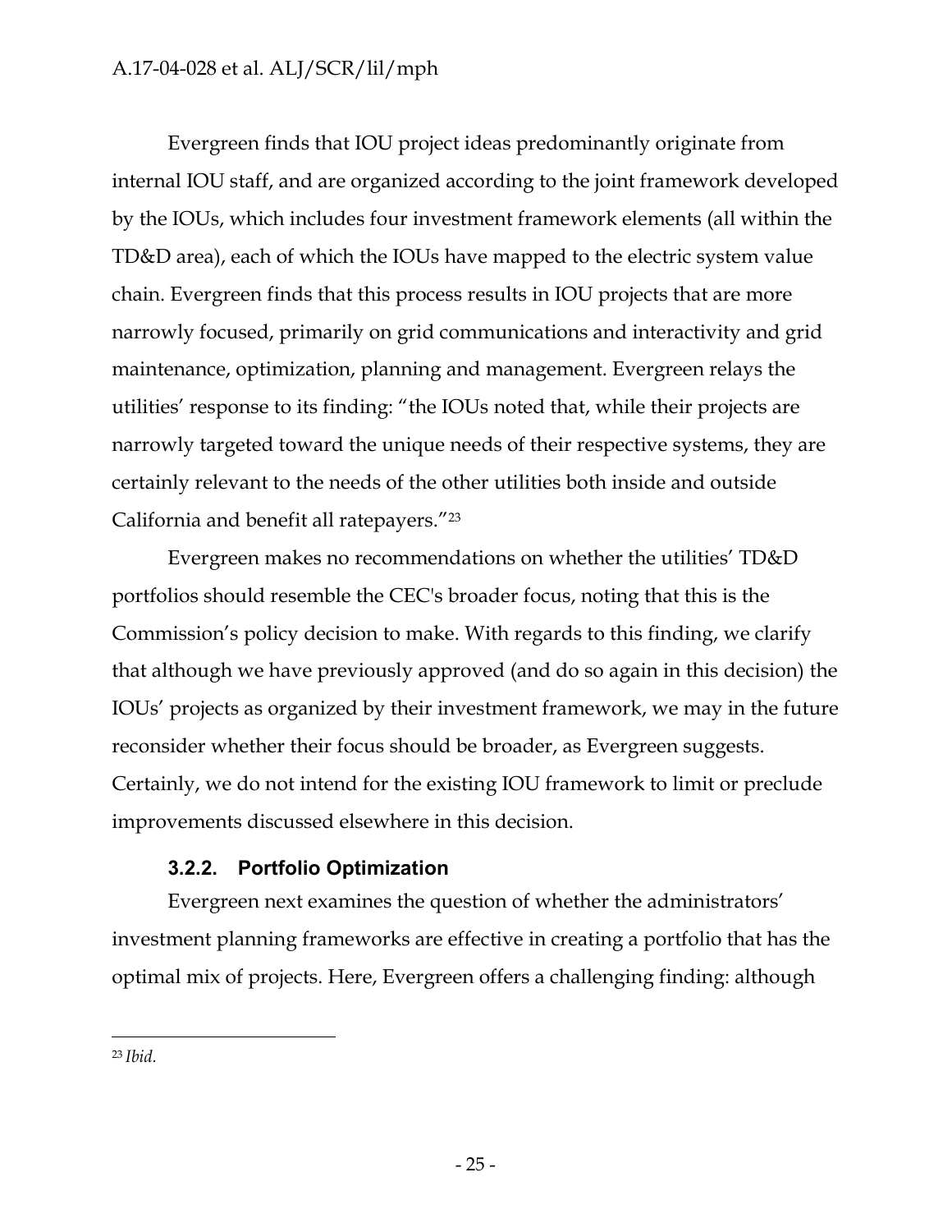Evergreen finds that IOU project ideas predominantly originate from internal IOU staff, and are organized according to the joint framework developed by the IOUs, which includes four investment framework elements (all within the TD&D area), each of which the IOUs have mapped to the electric system value chain. Evergreen finds that this process results in IOU projects that are more narrowly focused, primarily on grid communications and interactivity and grid maintenance, optimization, planning and management. Evergreen relays the utilities' response to its finding: "the IOUs noted that, while their projects are narrowly targeted toward the unique needs of their respective systems, they are certainly relevant to the needs of the other utilities both inside and outside California and benefit all ratepayers."[23]

Evergreen makes no recommendations on whether the utilities' TD&D portfolios should resemble the CEC's broader focus, noting that this is the Commission's policy decision to make. With regards to this finding, we clarify that although we have previously approved (and do so again in this decision) the IOUs' projects as organized by their investment framework, we may in the future reconsider whether their focus should be broader, as Evergreen suggests. Certainly, we do not intend for the existing IOU framework to limit or preclude improvements discussed elsewhere in this decision.

### 3.2.2. Portfolio Optimization

Evergreen next examines the question of whether the administrators' investment planning frameworks are effective in creating a portfolio that has the optimal mix of projects. Here, Evergreen offers a challenging finding: although

---

[23] *Ibid.*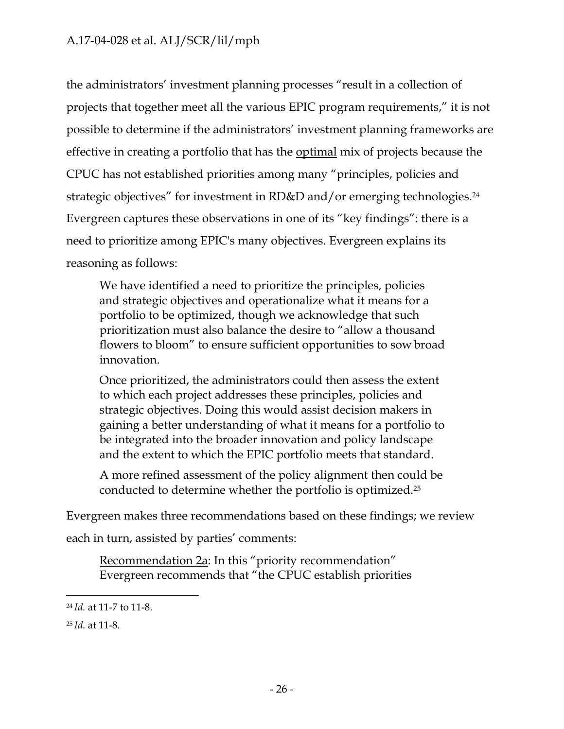the administrators' investment planning processes "result in a collection of projects that together meet all the various EPIC program requirements," it is not possible to determine if the administrators' investment planning frameworks are effective in creating a portfolio that has the <u>optimal</u> mix of projects because the CPUC has not established priorities among many "principles, policies and strategic objectives" for investment in RD&D and/or emerging technologies.[24] Evergreen captures these observations in one of its "key findings": there is a need to prioritize among EPIC's many objectives. Evergreen explains its reasoning as follows:

> We have identified a need to prioritize the principles, policies and strategic objectives and operationalize what it means for a portfolio to be optimized, though we acknowledge that such prioritization must also balance the desire to "allow a thousand flowers to bloom" to ensure sufficient opportunities to sow broad innovation.
>
> Once prioritized, the administrators could then assess the extent to which each project addresses these principles, policies and strategic objectives. Doing this would assist decision makers in gaining a better understanding of what it means for a portfolio to be integrated into the broader innovation and policy landscape and the extent to which the EPIC portfolio meets that standard.
>
> A more refined assessment of the policy alignment then could be conducted to determine whether the portfolio is optimized.[25]

Evergreen makes three recommendations based on these findings; we review each in turn, assisted by parties' comments:

> <u>Recommendation 2a</u>: In this "priority recommendation" Evergreen recommends that "the CPUC establish priorities

---

[24] *Id.* at 11-7 to 11-8.

[25] *Id.* at 11-8.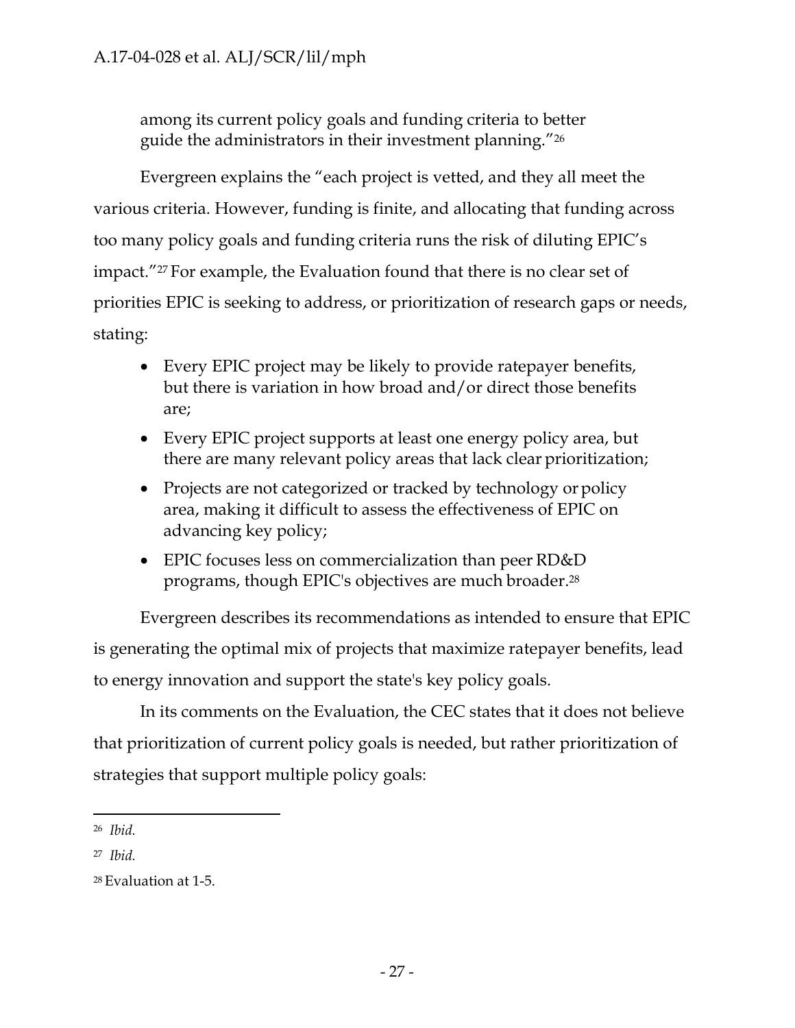among its current policy goals and funding criteria to better guide the administrators in their investment planning."[26]

Evergreen explains the "each project is vetted, and they all meet the various criteria. However, funding is finite, and allocating that funding across too many policy goals and funding criteria runs the risk of diluting EPIC's impact."[27] For example, the Evaluation found that there is no clear set of priorities EPIC is seeking to address, or prioritization of research gaps or needs, stating:

- Every EPIC project may be likely to provide ratepayer benefits, but there is variation in how broad and/or direct those benefits are;
- Every EPIC project supports at least one energy policy area, but there are many relevant policy areas that lack clear prioritization;
- Projects are not categorized or tracked by technology or policy area, making it difficult to assess the effectiveness of EPIC on advancing key policy;
- EPIC focuses less on commercialization than peer RD&D programs, though EPIC's objectives are much broader.[28]

Evergreen describes its recommendations as intended to ensure that EPIC is generating the optimal mix of projects that maximize ratepayer benefits, lead to energy innovation and support the state's key policy goals.

In its comments on the Evaluation, the CEC states that it does not believe that prioritization of current policy goals is needed, but rather prioritization of strategies that support multiple policy goals:

---

[26] *Ibid.*

[27] *Ibid.*

[28] Evaluation at 1-5.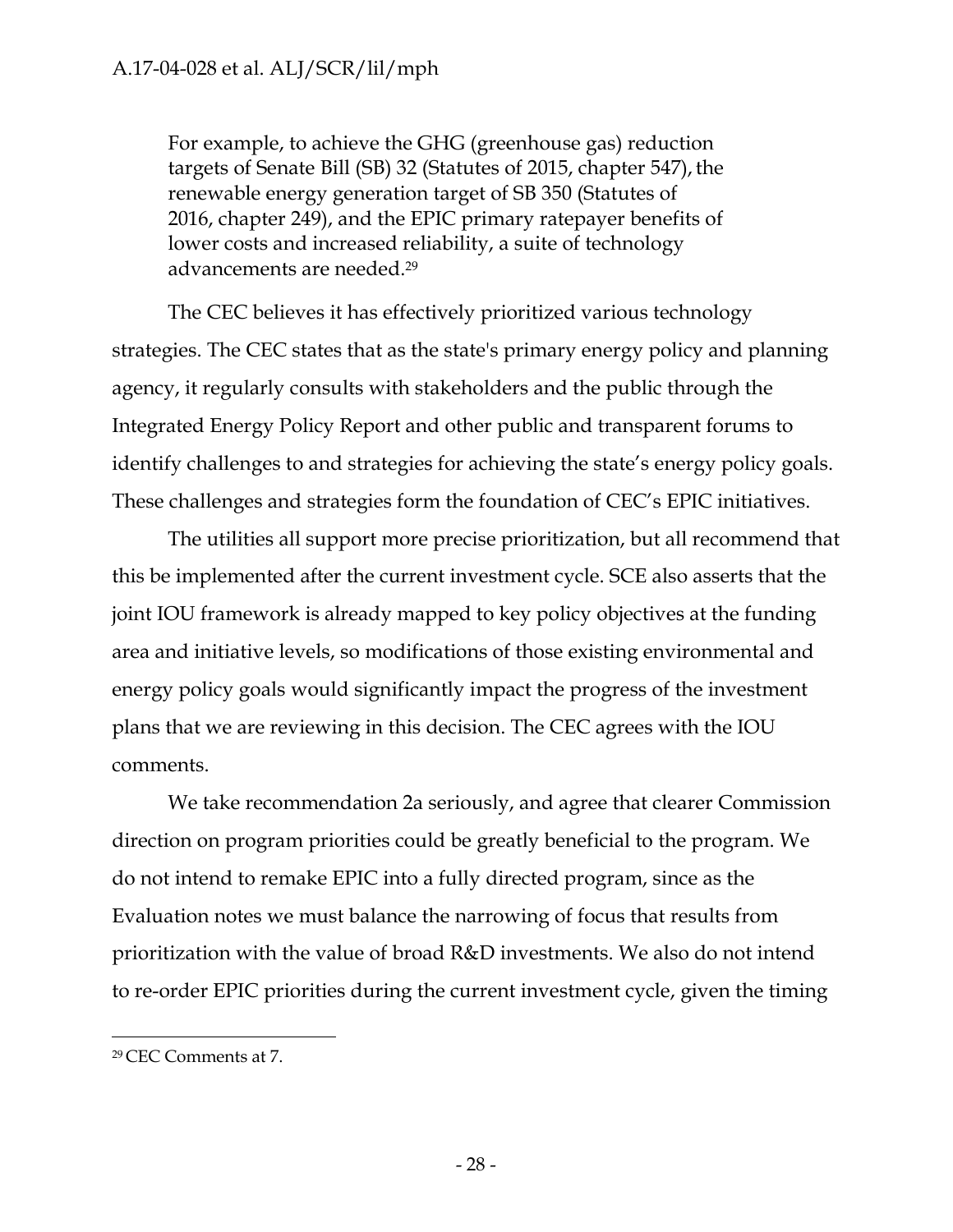> For example, to achieve the GHG (greenhouse gas) reduction targets of Senate Bill (SB) 32 (Statutes of 2015, chapter 547), the renewable energy generation target of SB 350 (Statutes of 2016, chapter 249), and the EPIC primary ratepayer benefits of lower costs and increased reliability, a suite of technology advancements are needed.[29]

The CEC believes it has effectively prioritized various technology strategies. The CEC states that as the state's primary energy policy and planning agency, it regularly consults with stakeholders and the public through the Integrated Energy Policy Report and other public and transparent forums to identify challenges to and strategies for achieving the state's energy policy goals. These challenges and strategies form the foundation of CEC's EPIC initiatives.

The utilities all support more precise prioritization, but all recommend that this be implemented after the current investment cycle. SCE also asserts that the joint IOU framework is already mapped to key policy objectives at the funding area and initiative levels, so modifications of those existing environmental and energy policy goals would significantly impact the progress of the investment plans that we are reviewing in this decision. The CEC agrees with the IOU comments.

We take recommendation 2a seriously, and agree that clearer Commission direction on program priorities could be greatly beneficial to the program. We do not intend to remake EPIC into a fully directed program, since as the Evaluation notes we must balance the narrowing of focus that results from prioritization with the value of broad R&D investments. We also do not intend to re-order EPIC priorities during the current investment cycle, given the timing

---

[29] CEC Comments at 7.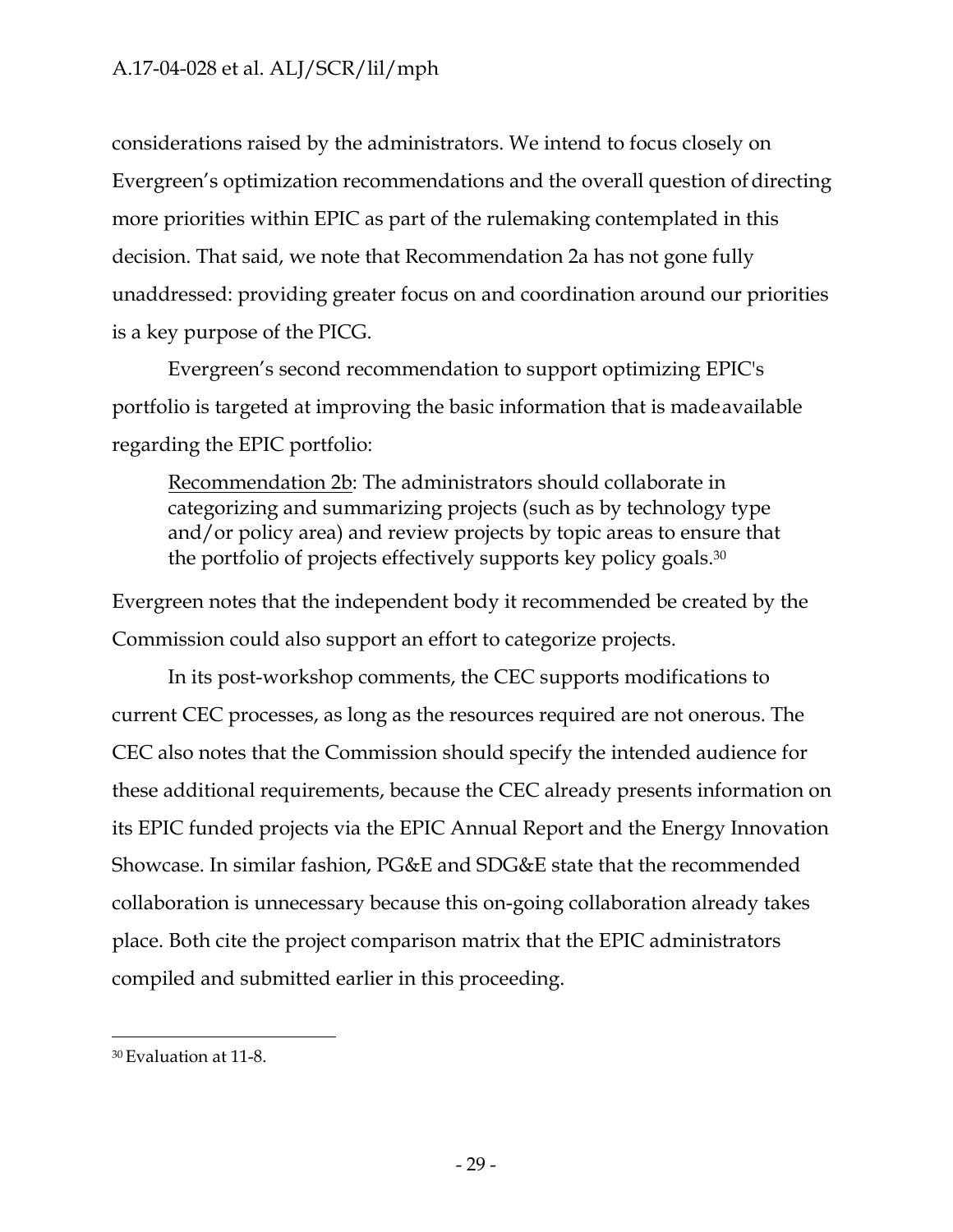considerations raised by the administrators. We intend to focus closely on Evergreen's optimization recommendations and the overall question of directing more priorities within EPIC as part of the rulemaking contemplated in this decision. That said, we note that Recommendation 2a has not gone fully unaddressed: providing greater focus on and coordination around our priorities is a key purpose of the PICG.

Evergreen's second recommendation to support optimizing EPIC's portfolio is targeted at improving the basic information that is made available regarding the EPIC portfolio:

> Recommendation 2b: The administrators should collaborate in categorizing and summarizing projects (such as by technology type and/or policy area) and review projects by topic areas to ensure that the portfolio of projects effectively supports key policy goals.[30]

Evergreen notes that the independent body it recommended be created by the Commission could also support an effort to categorize projects.

In its post-workshop comments, the CEC supports modifications to current CEC processes, as long as the resources required are not onerous. The CEC also notes that the Commission should specify the intended audience for these additional requirements, because the CEC already presents information on its EPIC funded projects via the EPIC Annual Report and the Energy Innovation Showcase. In similar fashion, PG&E and SDG&E state that the recommended collaboration is unnecessary because this on-going collaboration already takes place. Both cite the project comparison matrix that the EPIC administrators compiled and submitted earlier in this proceeding.

---

[30] Evaluation at 11-8.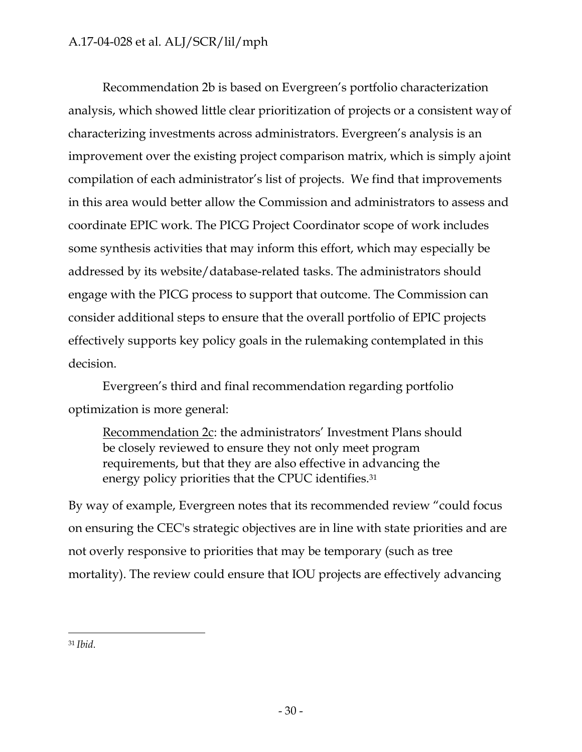Recommendation 2b is based on Evergreen's portfolio characterization analysis, which showed little clear prioritization of projects or a consistent way of characterizing investments across administrators. Evergreen's analysis is an improvement over the existing project comparison matrix, which is simply a joint compilation of each administrator's list of projects. We find that improvements in this area would better allow the Commission and administrators to assess and coordinate EPIC work. The PICG Project Coordinator scope of work includes some synthesis activities that may inform this effort, which may especially be addressed by its website/database-related tasks. The administrators should engage with the PICG process to support that outcome. The Commission can consider additional steps to ensure that the overall portfolio of EPIC projects effectively supports key policy goals in the rulemaking contemplated in this decision.

Evergreen's third and final recommendation regarding portfolio optimization is more general:

> Recommendation 2c: the administrators' Investment Plans should be closely reviewed to ensure they not only meet program requirements, but that they are also effective in advancing the energy policy priorities that the CPUC identifies.[31]

By way of example, Evergreen notes that its recommended review "could focus on ensuring the CEC's strategic objectives are in line with state priorities and are not overly responsive to priorities that may be temporary (such as tree mortality). The review could ensure that IOU projects are effectively advancing

---

[31] *Ibid.*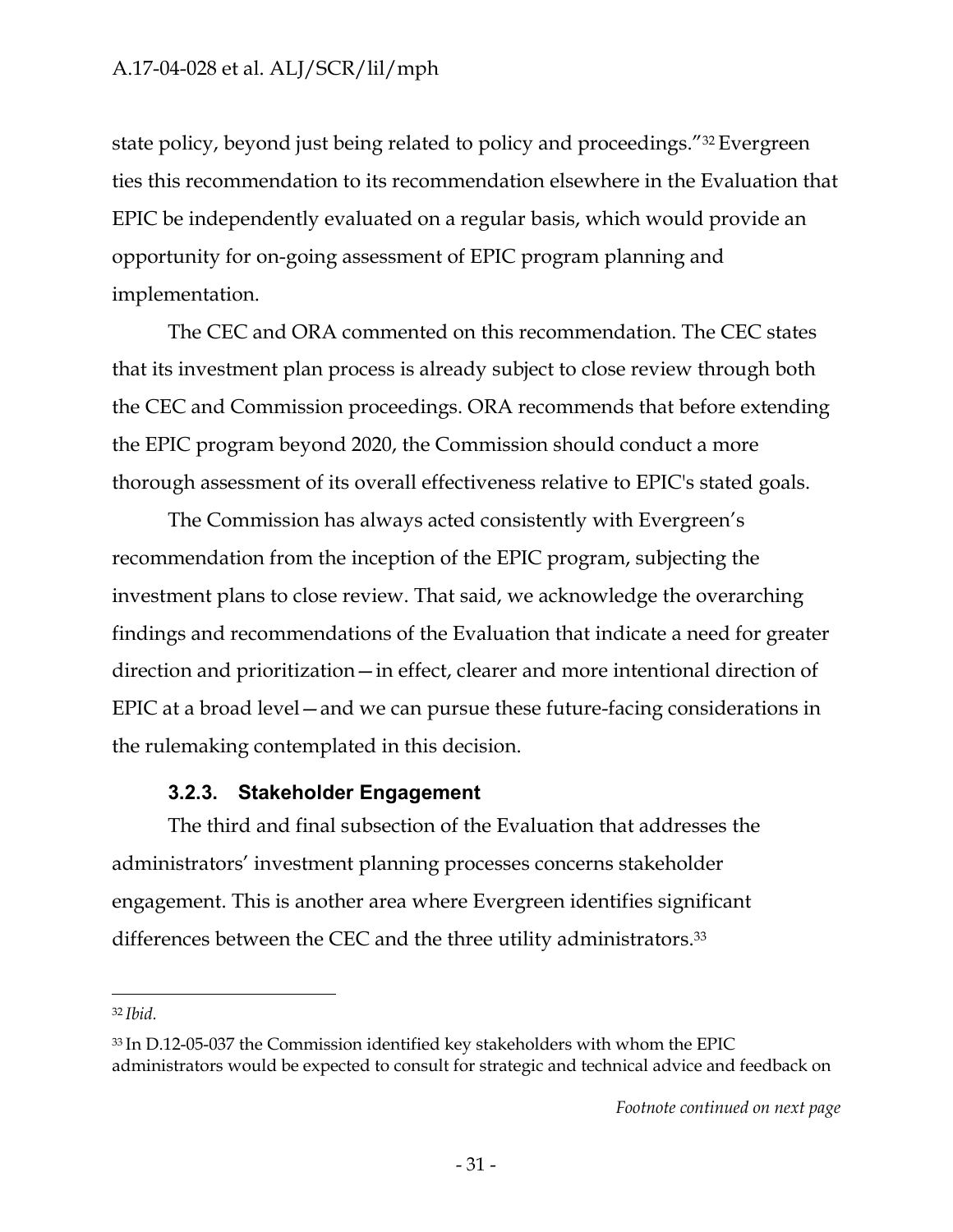state policy, beyond just being related to policy and proceedings."[32] Evergreen ties this recommendation to its recommendation elsewhere in the Evaluation that EPIC be independently evaluated on a regular basis, which would provide an opportunity for on-going assessment of EPIC program planning and implementation.

The CEC and ORA commented on this recommendation. The CEC states that its investment plan process is already subject to close review through both the CEC and Commission proceedings. ORA recommends that before extending the EPIC program beyond 2020, the Commission should conduct a more thorough assessment of its overall effectiveness relative to EPIC's stated goals.

The Commission has always acted consistently with Evergreen's recommendation from the inception of the EPIC program, subjecting the investment plans to close review. That said, we acknowledge the overarching findings and recommendations of the Evaluation that indicate a need for greater direction and prioritization—in effect, clearer and more intentional direction of EPIC at a broad level—and we can pursue these future-facing considerations in the rulemaking contemplated in this decision.

### 3.2.3. Stakeholder Engagement

The third and final subsection of the Evaluation that addresses the administrators' investment planning processes concerns stakeholder engagement. This is another area where Evergreen identifies significant differences between the CEC and the three utility administrators.[33]

---

[32] *Ibid.*

[33] In D.12-05-037 the Commission identified key stakeholders with whom the EPIC administrators would be expected to consult for strategic and technical advice and feedback on

*Footnote continued on next page*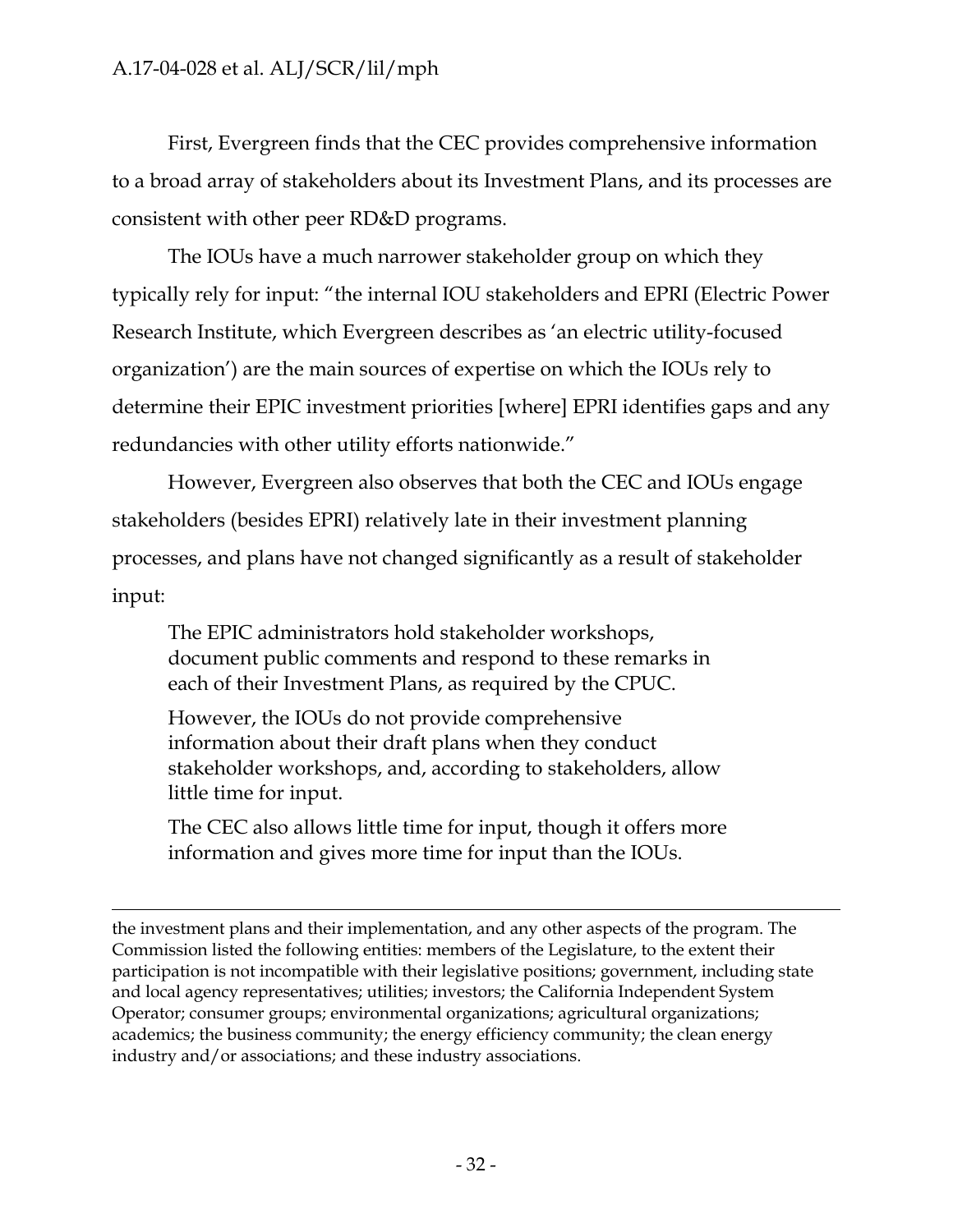First, Evergreen finds that the CEC provides comprehensive information to a broad array of stakeholders about its Investment Plans, and its processes are consistent with other peer RD&D programs.

The IOUs have a much narrower stakeholder group on which they typically rely for input: "the internal IOU stakeholders and EPRI (Electric Power Research Institute, which Evergreen describes as 'an electric utility-focused organization') are the main sources of expertise on which the IOUs rely to determine their EPIC investment priorities [where] EPRI identifies gaps and any redundancies with other utility efforts nationwide."

However, Evergreen also observes that both the CEC and IOUs engage stakeholders (besides EPRI) relatively late in their investment planning processes, and plans have not changed significantly as a result of stakeholder input:

> The EPIC administrators hold stakeholder workshops, document public comments and respond to these remarks in each of their Investment Plans, as required by the CPUC.
>
> However, the IOUs do not provide comprehensive information about their draft plans when they conduct stakeholder workshops, and, according to stakeholders, allow little time for input.
>
> The CEC also allows little time for input, though it offers more information and gives more time for input than the IOUs.

---

the investment plans and their implementation, and any other aspects of the program. The Commission listed the following entities: members of the Legislature, to the extent their participation is not incompatible with their legislative positions; government, including state and local agency representatives; utilities; investors; the California Independent System Operator; consumer groups; environmental organizations; agricultural organizations; academics; the business community; the energy efficiency community; the clean energy industry and/or associations; and these industry associations.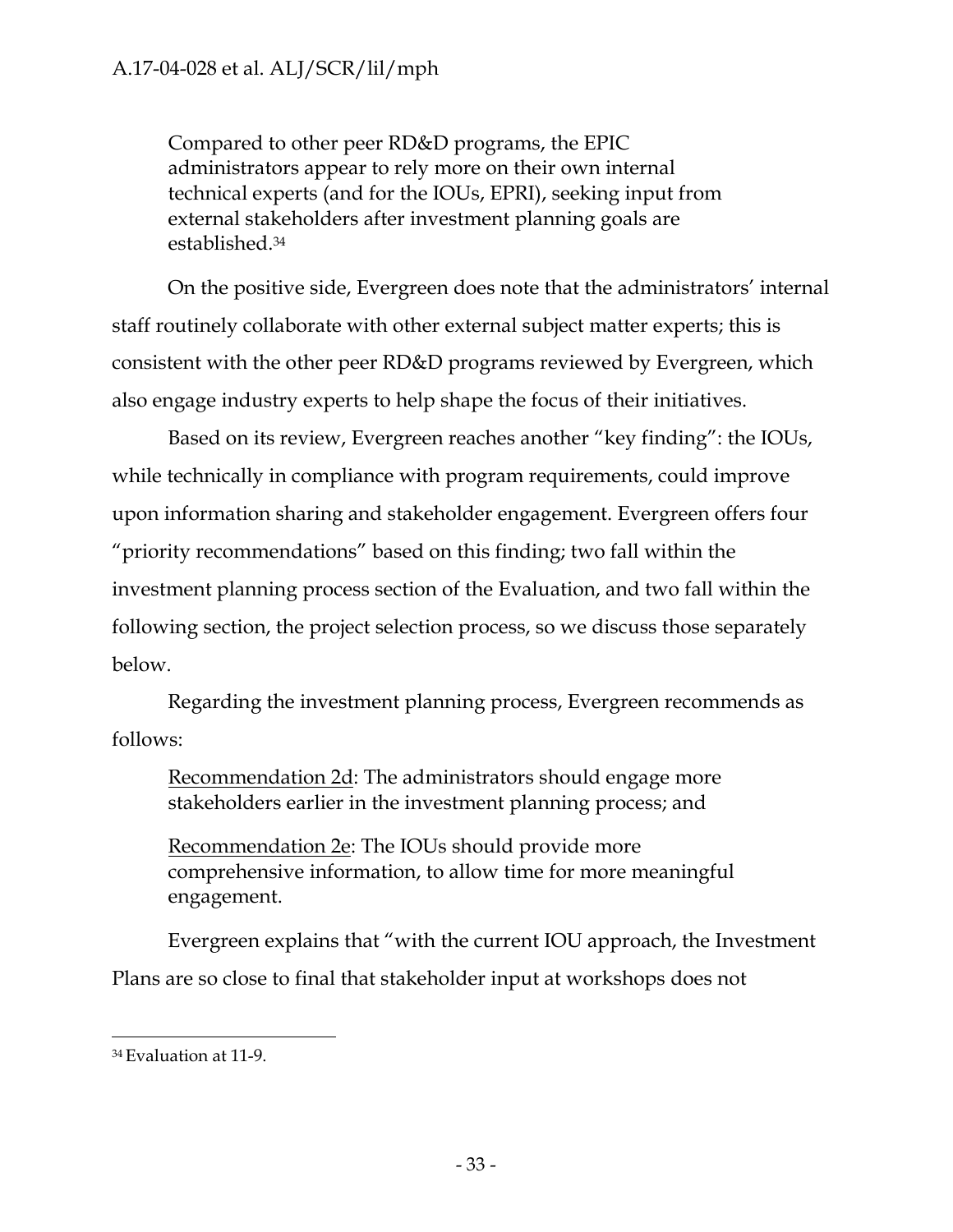> Compared to other peer RD&D programs, the EPIC administrators appear to rely more on their own internal technical experts (and for the IOUs, EPRI), seeking input from external stakeholders after investment planning goals are established.[34]

On the positive side, Evergreen does note that the administrators' internal staff routinely collaborate with other external subject matter experts; this is consistent with the other peer RD&D programs reviewed by Evergreen, which also engage industry experts to help shape the focus of their initiatives.

Based on its review, Evergreen reaches another "key finding": the IOUs, while technically in compliance with program requirements, could improve upon information sharing and stakeholder engagement. Evergreen offers four "priority recommendations" based on this finding; two fall within the investment planning process section of the Evaluation, and two fall within the following section, the project selection process, so we discuss those separately below.

Regarding the investment planning process, Evergreen recommends as follows:

> Recommendation 2d: The administrators should engage more stakeholders earlier in the investment planning process; and

> Recommendation 2e: The IOUs should provide more comprehensive information, to allow time for more meaningful engagement.

Evergreen explains that "with the current IOU approach, the Investment Plans are so close to final that stakeholder input at workshops does not

---

[34] Evaluation at 11-9.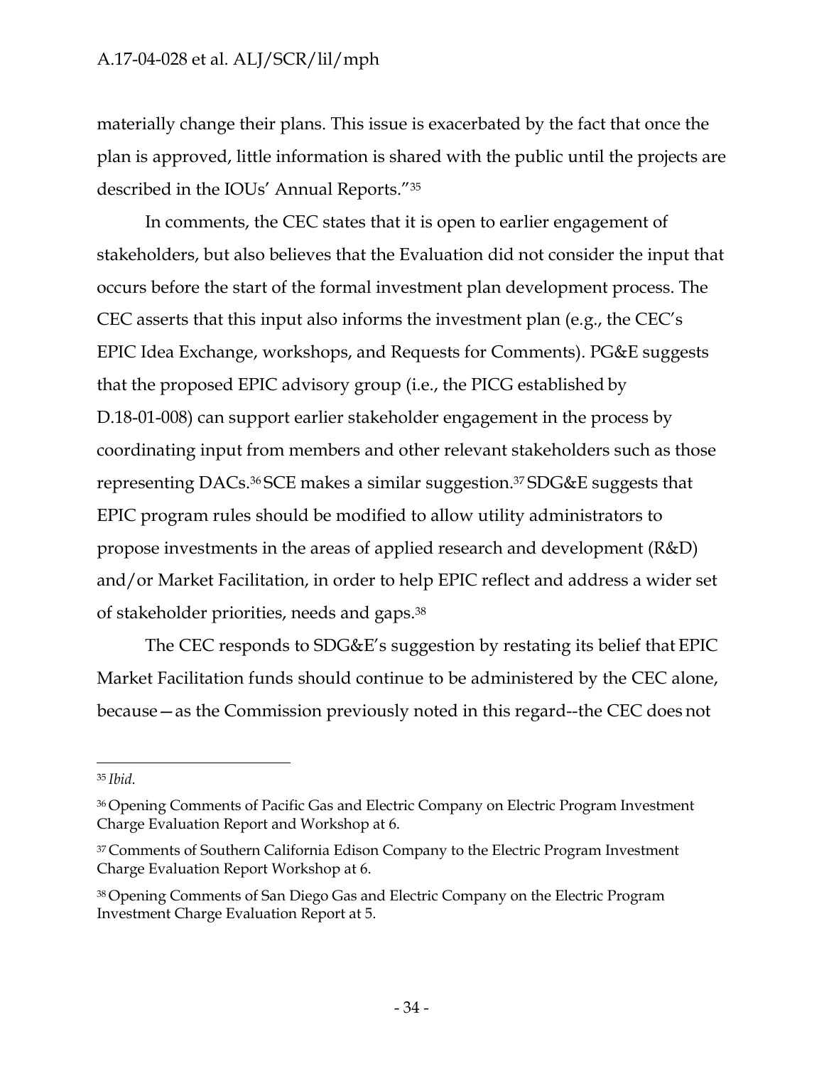materially change their plans. This issue is exacerbated by the fact that once the plan is approved, little information is shared with the public until the projects are described in the IOUs' Annual Reports."[35]

In comments, the CEC states that it is open to earlier engagement of stakeholders, but also believes that the Evaluation did not consider the input that occurs before the start of the formal investment plan development process. The CEC asserts that this input also informs the investment plan (e.g., the CEC's EPIC Idea Exchange, workshops, and Requests for Comments). PG&E suggests that the proposed EPIC advisory group (i.e., the PICG established by D.18-01-008) can support earlier stakeholder engagement in the process by coordinating input from members and other relevant stakeholders such as those representing DACs.[36] SCE makes a similar suggestion.[37] SDG&E suggests that EPIC program rules should be modified to allow utility administrators to propose investments in the areas of applied research and development (R&D) and/or Market Facilitation, in order to help EPIC reflect and address a wider set of stakeholder priorities, needs and gaps.[38]

The CEC responds to SDG&E's suggestion by restating its belief that EPIC Market Facilitation funds should continue to be administered by the CEC alone, because—as the Commission previously noted in this regard--the CEC does not

---

[35] *Ibid.*

[36] Opening Comments of Pacific Gas and Electric Company on Electric Program Investment Charge Evaluation Report and Workshop at 6.

[37] Comments of Southern California Edison Company to the Electric Program Investment Charge Evaluation Report Workshop at 6.

[38] Opening Comments of San Diego Gas and Electric Company on the Electric Program Investment Charge Evaluation Report at 5.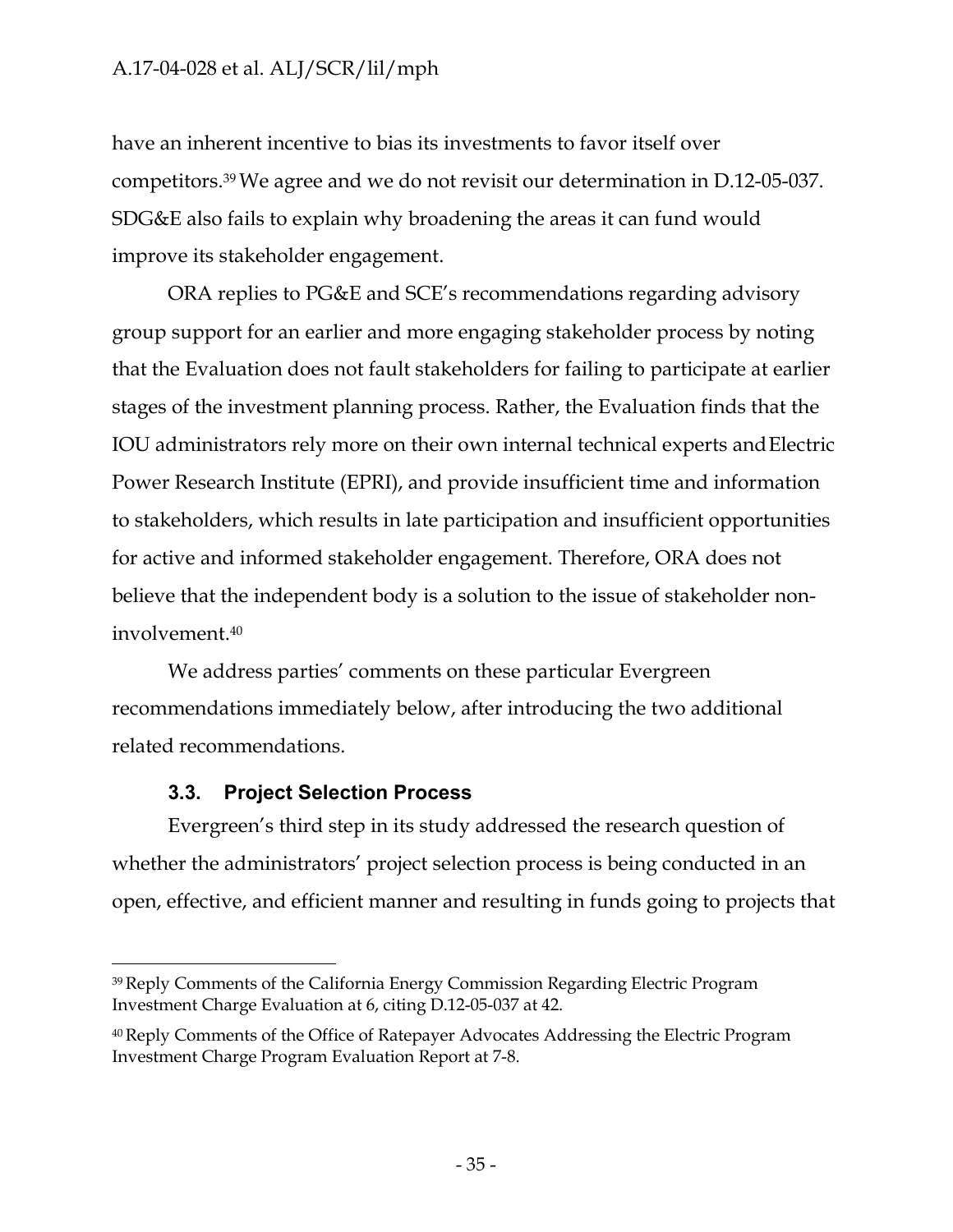have an inherent incentive to bias its investments to favor itself over competitors.[39] We agree and we do not revisit our determination in D.12-05-037. SDG&E also fails to explain why broadening the areas it can fund would improve its stakeholder engagement.

ORA replies to PG&E and SCE's recommendations regarding advisory group support for an earlier and more engaging stakeholder process by noting that the Evaluation does not fault stakeholders for failing to participate at earlier stages of the investment planning process. Rather, the Evaluation finds that the IOU administrators rely more on their own internal technical experts and Electric Power Research Institute (EPRI), and provide insufficient time and information to stakeholders, which results in late participation and insufficient opportunities for active and informed stakeholder engagement. Therefore, ORA does not believe that the independent body is a solution to the issue of stakeholder non-involvement.[40]

We address parties' comments on these particular Evergreen recommendations immediately below, after introducing the two additional related recommendations.

### 3.3. Project Selection Process

Evergreen's third step in its study addressed the research question of whether the administrators' project selection process is being conducted in an open, effective, and efficient manner and resulting in funds going to projects that

---

[39] Reply Comments of the California Energy Commission Regarding Electric Program Investment Charge Evaluation at 6, citing D.12-05-037 at 42.

[40] Reply Comments of the Office of Ratepayer Advocates Addressing the Electric Program Investment Charge Program Evaluation Report at 7-8.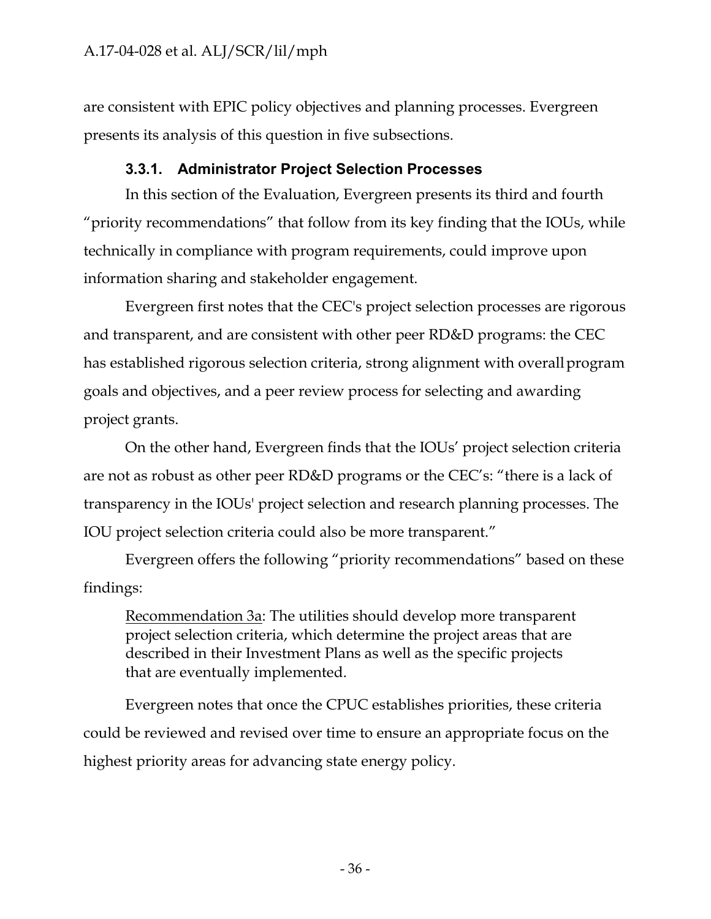are consistent with EPIC policy objectives and planning processes. Evergreen presents its analysis of this question in five subsections.

### 3.3.1. Administrator Project Selection Processes

In this section of the Evaluation, Evergreen presents its third and fourth "priority recommendations" that follow from its key finding that the IOUs, while technically in compliance with program requirements, could improve upon information sharing and stakeholder engagement.

Evergreen first notes that the CEC's project selection processes are rigorous and transparent, and are consistent with other peer RD&D programs: the CEC has established rigorous selection criteria, strong alignment with overall program goals and objectives, and a peer review process for selecting and awarding project grants.

On the other hand, Evergreen finds that the IOUs' project selection criteria are not as robust as other peer RD&D programs or the CEC's: "there is a lack of transparency in the IOUs' project selection and research planning processes. The IOU project selection criteria could also be more transparent."

Evergreen offers the following "priority recommendations" based on these findings:

> Recommendation 3a: The utilities should develop more transparent project selection criteria, which determine the project areas that are described in their Investment Plans as well as the specific projects that are eventually implemented.

Evergreen notes that once the CPUC establishes priorities, these criteria could be reviewed and revised over time to ensure an appropriate focus on the highest priority areas for advancing state energy policy.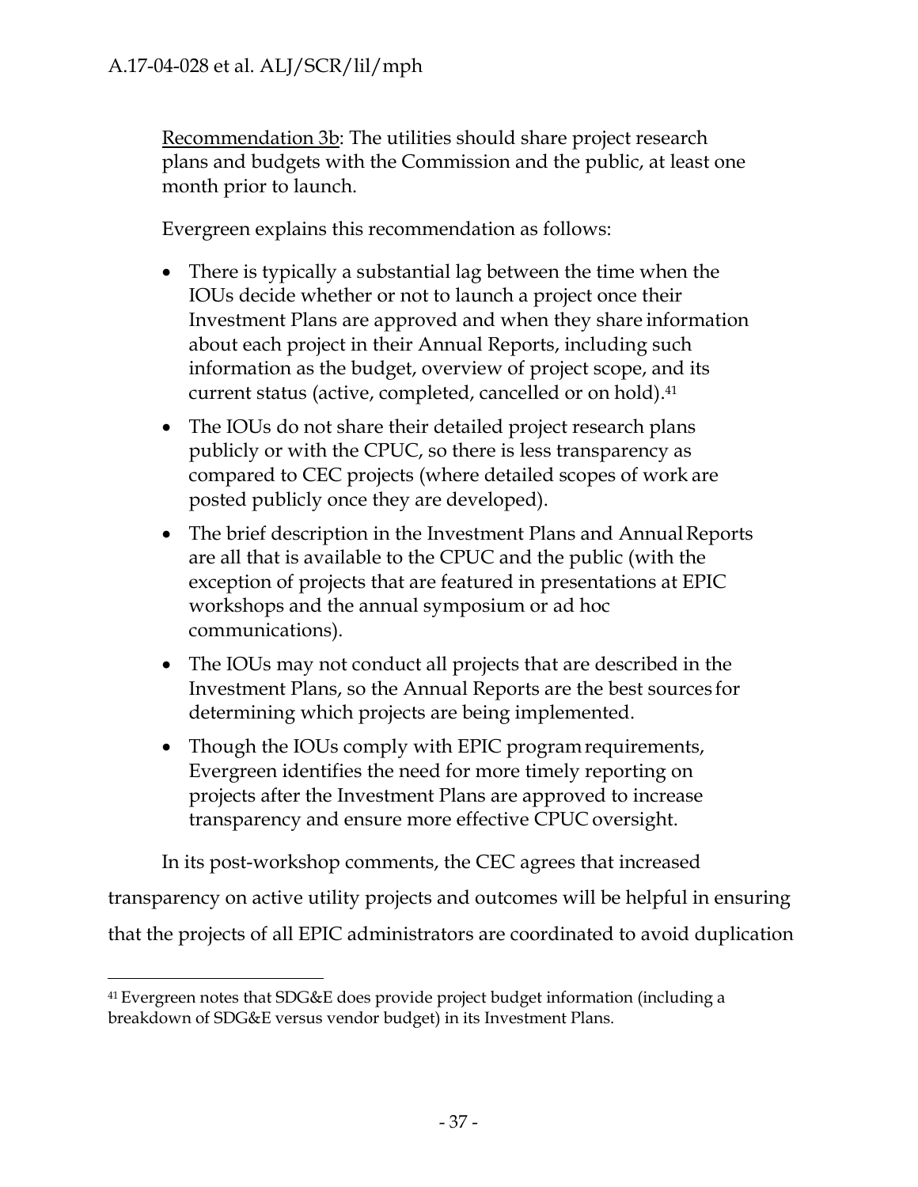Recommendation 3b: The utilities should share project research plans and budgets with the Commission and the public, at least one month prior to launch.

Evergreen explains this recommendation as follows:

- There is typically a substantial lag between the time when the IOUs decide whether or not to launch a project once their Investment Plans are approved and when they share information about each project in their Annual Reports, including such information as the budget, overview of project scope, and its current status (active, completed, cancelled or on hold).[41]
- The IOUs do not share their detailed project research plans publicly or with the CPUC, so there is less transparency as compared to CEC projects (where detailed scopes of work are posted publicly once they are developed).
- The brief description in the Investment Plans and Annual Reports are all that is available to the CPUC and the public (with the exception of projects that are featured in presentations at EPIC workshops and the annual symposium or ad hoc communications).
- The IOUs may not conduct all projects that are described in the Investment Plans, so the Annual Reports are the best sources for determining which projects are being implemented.
- Though the IOUs comply with EPIC program requirements, Evergreen identifies the need for more timely reporting on projects after the Investment Plans are approved to increase transparency and ensure more effective CPUC oversight.

In its post-workshop comments, the CEC agrees that increased transparency on active utility projects and outcomes will be helpful in ensuring that the projects of all EPIC administrators are coordinated to avoid duplication

[41] Evergreen notes that SDG&E does provide project budget information (including a breakdown of SDG&E versus vendor budget) in its Investment Plans.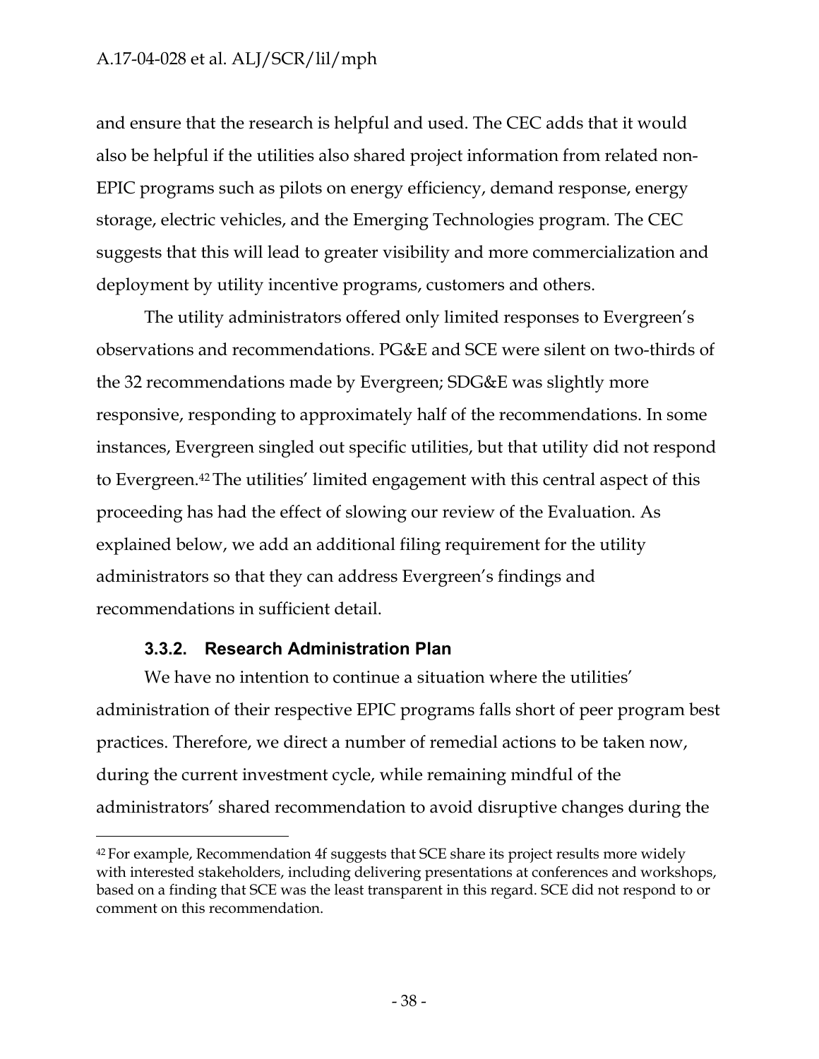and ensure that the research is helpful and used. The CEC adds that it would also be helpful if the utilities also shared project information from related non-EPIC programs such as pilots on energy efficiency, demand response, energy storage, electric vehicles, and the Emerging Technologies program. The CEC suggests that this will lead to greater visibility and more commercialization and deployment by utility incentive programs, customers and others.

The utility administrators offered only limited responses to Evergreen's observations and recommendations. PG&E and SCE were silent on two-thirds of the 32 recommendations made by Evergreen; SDG&E was slightly more responsive, responding to approximately half of the recommendations. In some instances, Evergreen singled out specific utilities, but that utility did not respond to Evergreen.[42] The utilities' limited engagement with this central aspect of this proceeding has had the effect of slowing our review of the Evaluation. As explained below, we add an additional filing requirement for the utility administrators so that they can address Evergreen's findings and recommendations in sufficient detail.

### 3.3.2. Research Administration Plan

We have no intention to continue a situation where the utilities' administration of their respective EPIC programs falls short of peer program best practices. Therefore, we direct a number of remedial actions to be taken now, during the current investment cycle, while remaining mindful of the administrators' shared recommendation to avoid disruptive changes during the

---

[42] For example, Recommendation 4f suggests that SCE share its project results more widely with interested stakeholders, including delivering presentations at conferences and workshops, based on a finding that SCE was the least transparent in this regard. SCE did not respond to or comment on this recommendation.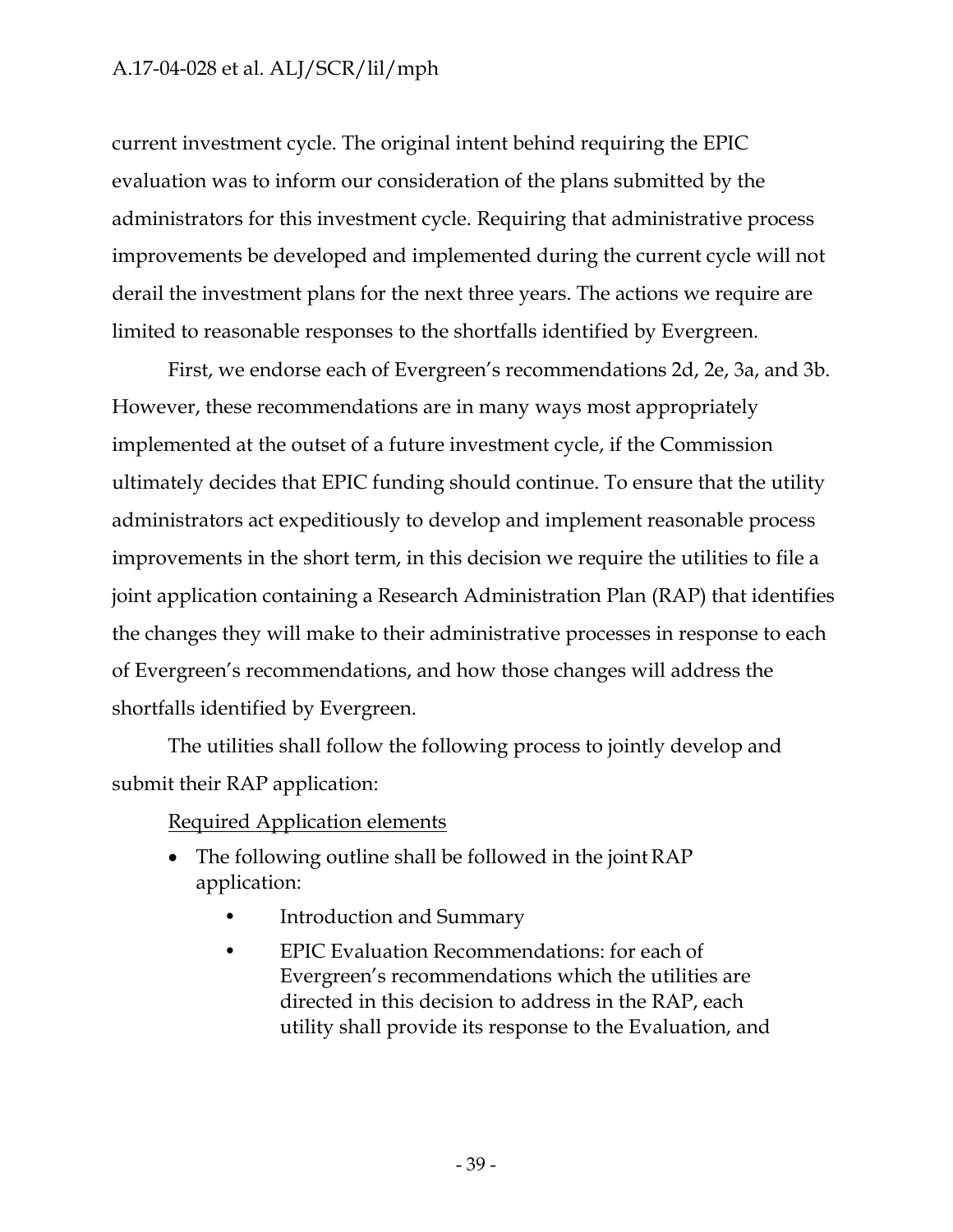current investment cycle. The original intent behind requiring the EPIC evaluation was to inform our consideration of the plans submitted by the administrators for this investment cycle. Requiring that administrative process improvements be developed and implemented during the current cycle will not derail the investment plans for the next three years. The actions we require are limited to reasonable responses to the shortfalls identified by Evergreen.

First, we endorse each of Evergreen's recommendations 2d, 2e, 3a, and 3b. However, these recommendations are in many ways most appropriately implemented at the outset of a future investment cycle, if the Commission ultimately decides that EPIC funding should continue. To ensure that the utility administrators act expeditiously to develop and implement reasonable process improvements in the short term, in this decision we require the utilities to file a joint application containing a Research Administration Plan (RAP) that identifies the changes they will make to their administrative processes in response to each of Evergreen's recommendations, and how those changes will address the shortfalls identified by Evergreen.

The utilities shall follow the following process to jointly develop and submit their RAP application:

<u>Required Application elements</u>

- The following outline shall be followed in the joint RAP application:
    - Introduction and Summary
    - EPIC Evaluation Recommendations: for each of Evergreen's recommendations which the utilities are directed in this decision to address in the RAP, each utility shall provide its response to the Evaluation, and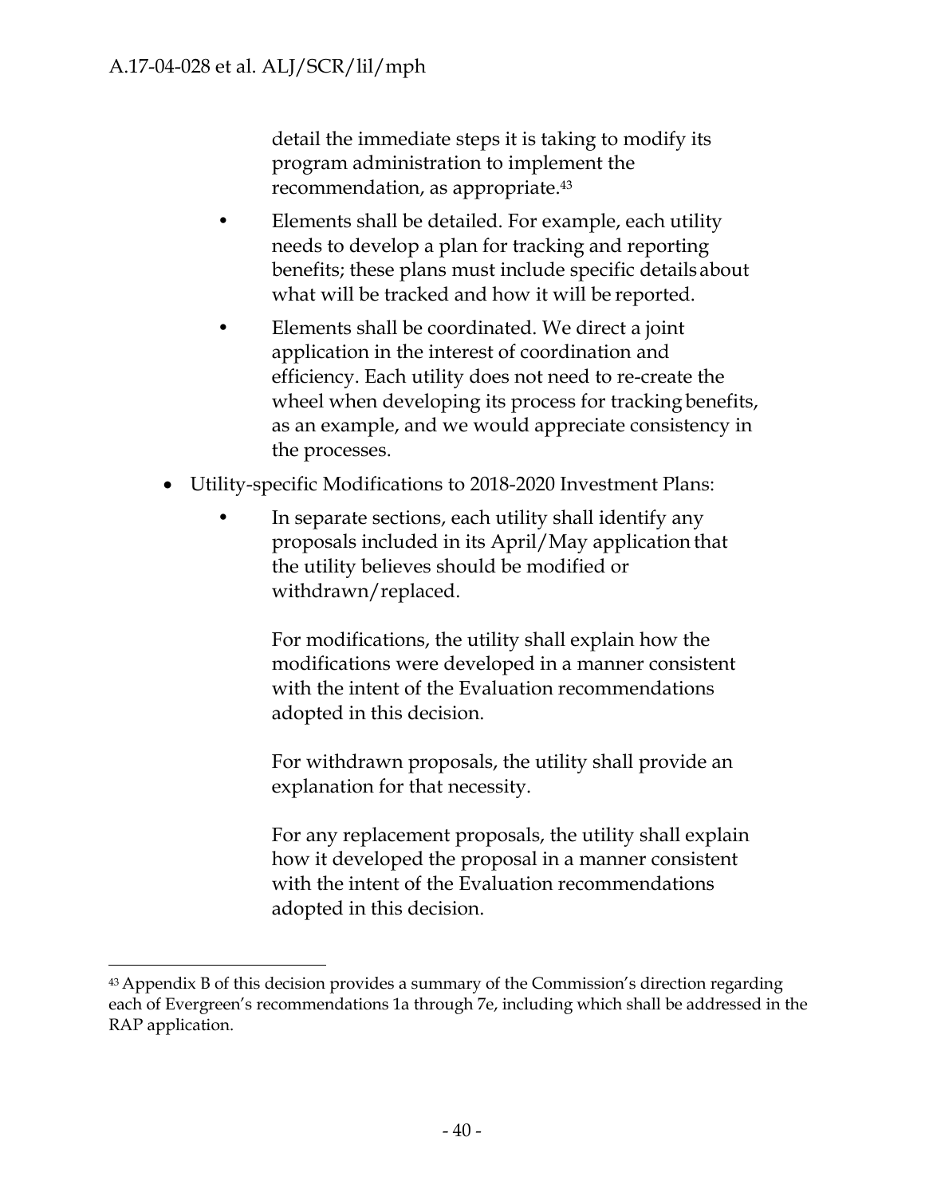detail the immediate steps it is taking to modify its program administration to implement the recommendation, as appropriate.[43]

  - Elements shall be detailed. For example, each utility needs to develop a plan for tracking and reporting benefits; these plans must include specific details about what will be tracked and how it will be reported.
  - Elements shall be coordinated. We direct a joint application in the interest of coordination and efficiency. Each utility does not need to re-create the wheel when developing its process for tracking benefits, as an example, and we would appreciate consistency in the processes.

- Utility-specific Modifications to 2018-2020 Investment Plans:
  - In separate sections, each utility shall identify any proposals included in its April/May application that the utility believes should be modified or withdrawn/replaced.

    For modifications, the utility shall explain how the modifications were developed in a manner consistent with the intent of the Evaluation recommendations adopted in this decision.

    For withdrawn proposals, the utility shall provide an explanation for that necessity.

    For any replacement proposals, the utility shall explain how it developed the proposal in a manner consistent with the intent of the Evaluation recommendations adopted in this decision.

---

[43] Appendix B of this decision provides a summary of the Commission's direction regarding each of Evergreen's recommendations 1a through 7e, including which shall be addressed in the RAP application.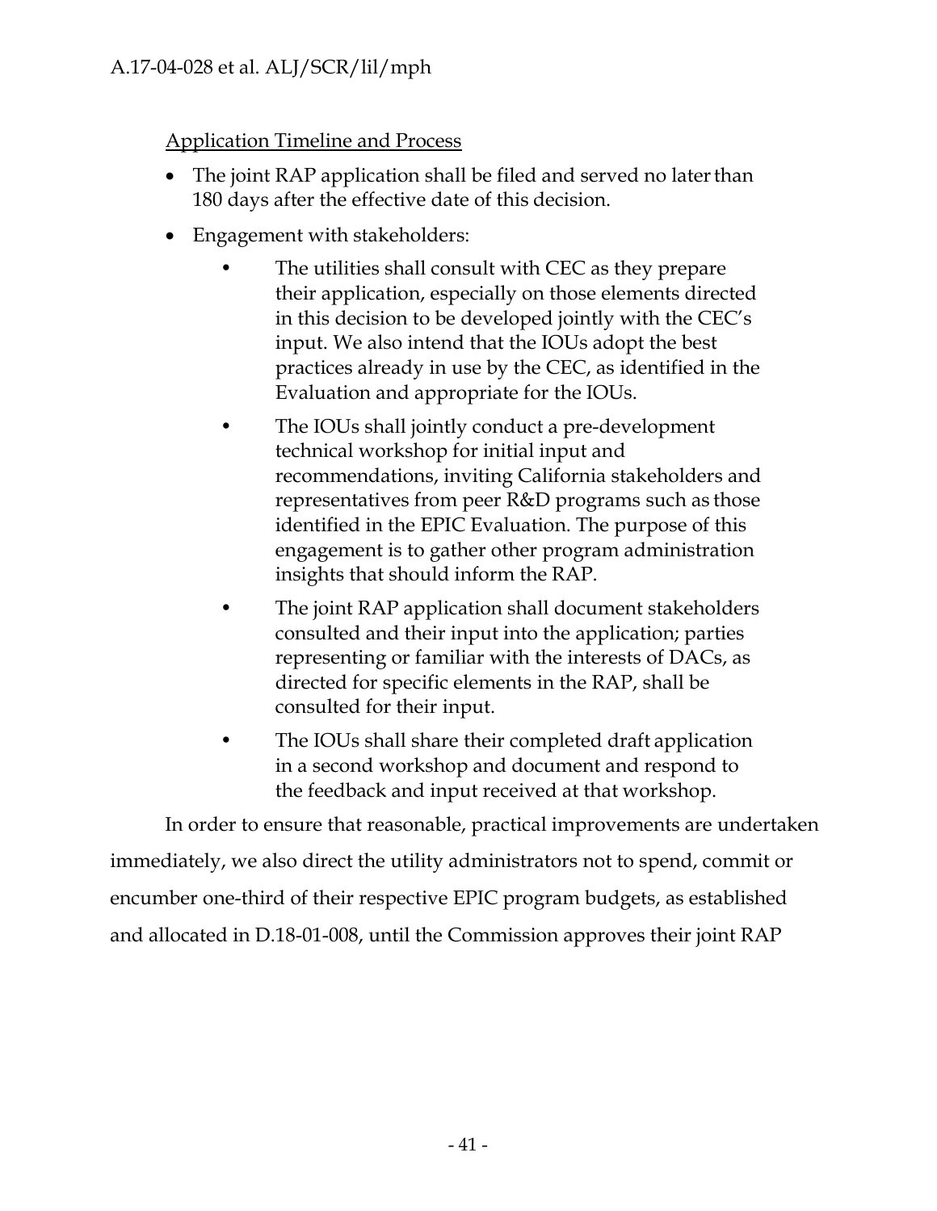Application Timeline and Process

- The joint RAP application shall be filed and served no later than 180 days after the effective date of this decision.
- Engagement with stakeholders:
    - The utilities shall consult with CEC as they prepare their application, especially on those elements directed in this decision to be developed jointly with the CEC's input. We also intend that the IOUs adopt the best practices already in use by the CEC, as identified in the Evaluation and appropriate for the IOUs.
    - The IOUs shall jointly conduct a pre-development technical workshop for initial input and recommendations, inviting California stakeholders and representatives from peer R&D programs such as those identified in the EPIC Evaluation. The purpose of this engagement is to gather other program administration insights that should inform the RAP.
    - The joint RAP application shall document stakeholders consulted and their input into the application; parties representing or familiar with the interests of DACs, as directed for specific elements in the RAP, shall be consulted for their input.
    - The IOUs shall share their completed draft application in a second workshop and document and respond to the feedback and input received at that workshop.

In order to ensure that reasonable, practical improvements are undertaken immediately, we also direct the utility administrators not to spend, commit or encumber one-third of their respective EPIC program budgets, as established and allocated in D.18-01-008, until the Commission approves their joint RAP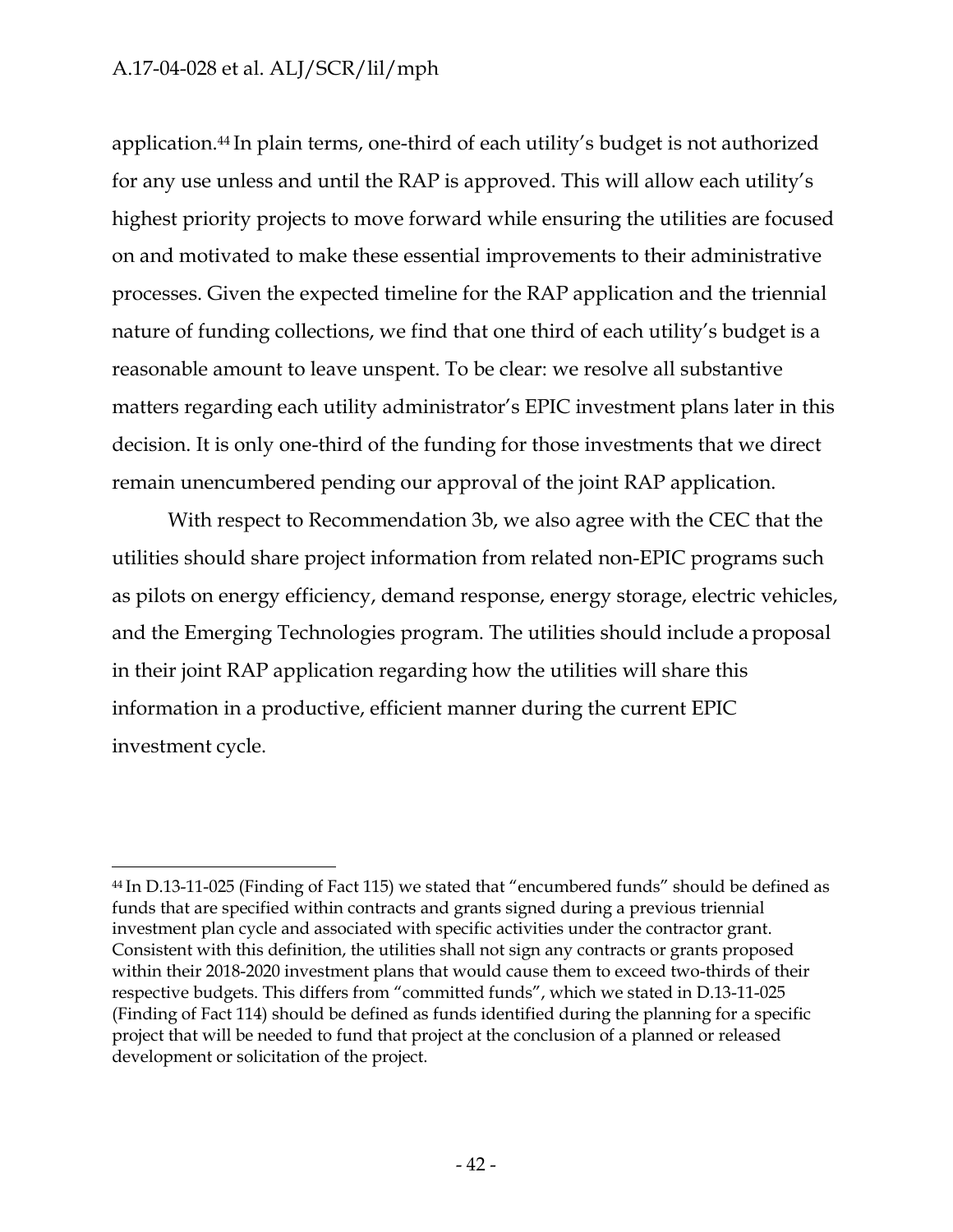application.[44] In plain terms, one-third of each utility's budget is not authorized for any use unless and until the RAP is approved. This will allow each utility's highest priority projects to move forward while ensuring the utilities are focused on and motivated to make these essential improvements to their administrative processes. Given the expected timeline for the RAP application and the triennial nature of funding collections, we find that one third of each utility's budget is a reasonable amount to leave unspent. To be clear: we resolve all substantive matters regarding each utility administrator's EPIC investment plans later in this decision. It is only one-third of the funding for those investments that we direct remain unencumbered pending our approval of the joint RAP application.

With respect to Recommendation 3b, we also agree with the CEC that the utilities should share project information from related non-EPIC programs such as pilots on energy efficiency, demand response, energy storage, electric vehicles, and the Emerging Technologies program. The utilities should include a proposal in their joint RAP application regarding how the utilities will share this information in a productive, efficient manner during the current EPIC investment cycle.

---

[44] In D.13-11-025 (Finding of Fact 115) we stated that "encumbered funds" should be defined as funds that are specified within contracts and grants signed during a previous triennial investment plan cycle and associated with specific activities under the contractor grant. Consistent with this definition, the utilities shall not sign any contracts or grants proposed within their 2018-2020 investment plans that would cause them to exceed two-thirds of their respective budgets. This differs from "committed funds", which we stated in D.13-11-025 (Finding of Fact 114) should be defined as funds identified during the planning for a specific project that will be needed to fund that project at the conclusion of a planned or released development or solicitation of the project.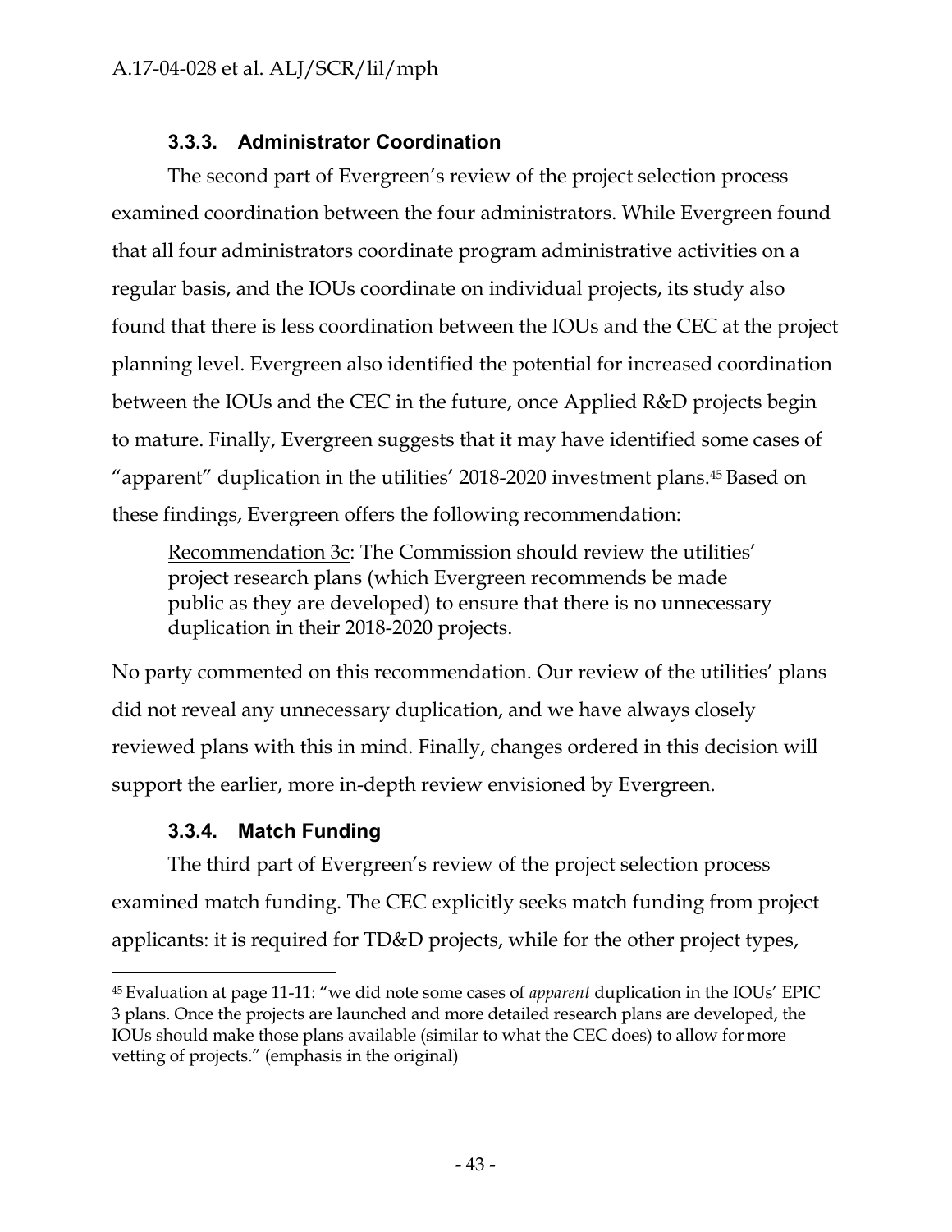### 3.3.3. Administrator Coordination

The second part of Evergreen's review of the project selection process examined coordination between the four administrators. While Evergreen found that all four administrators coordinate program administrative activities on a regular basis, and the IOUs coordinate on individual projects, its study also found that there is less coordination between the IOUs and the CEC at the project planning level. Evergreen also identified the potential for increased coordination between the IOUs and the CEC in the future, once Applied R&D projects begin to mature. Finally, Evergreen suggests that it may have identified some cases of "apparent" duplication in the utilities' 2018-2020 investment plans.[45] Based on these findings, Evergreen offers the following recommendation:

> Recommendation 3c: The Commission should review the utilities' project research plans (which Evergreen recommends be made public as they are developed) to ensure that there is no unnecessary duplication in their 2018-2020 projects.

No party commented on this recommendation. Our review of the utilities' plans did not reveal any unnecessary duplication, and we have always closely reviewed plans with this in mind. Finally, changes ordered in this decision will support the earlier, more in-depth review envisioned by Evergreen.

### 3.3.4. Match Funding

The third part of Evergreen's review of the project selection process examined match funding. The CEC explicitly seeks match funding from project applicants: it is required for TD&D projects, while for the other project types,

[45] Evaluation at page 11-11: "we did note some cases of *apparent* duplication in the IOUs' EPIC 3 plans. Once the projects are launched and more detailed research plans are developed, the IOUs should make those plans available (similar to what the CEC does) to allow for more vetting of projects." (emphasis in the original)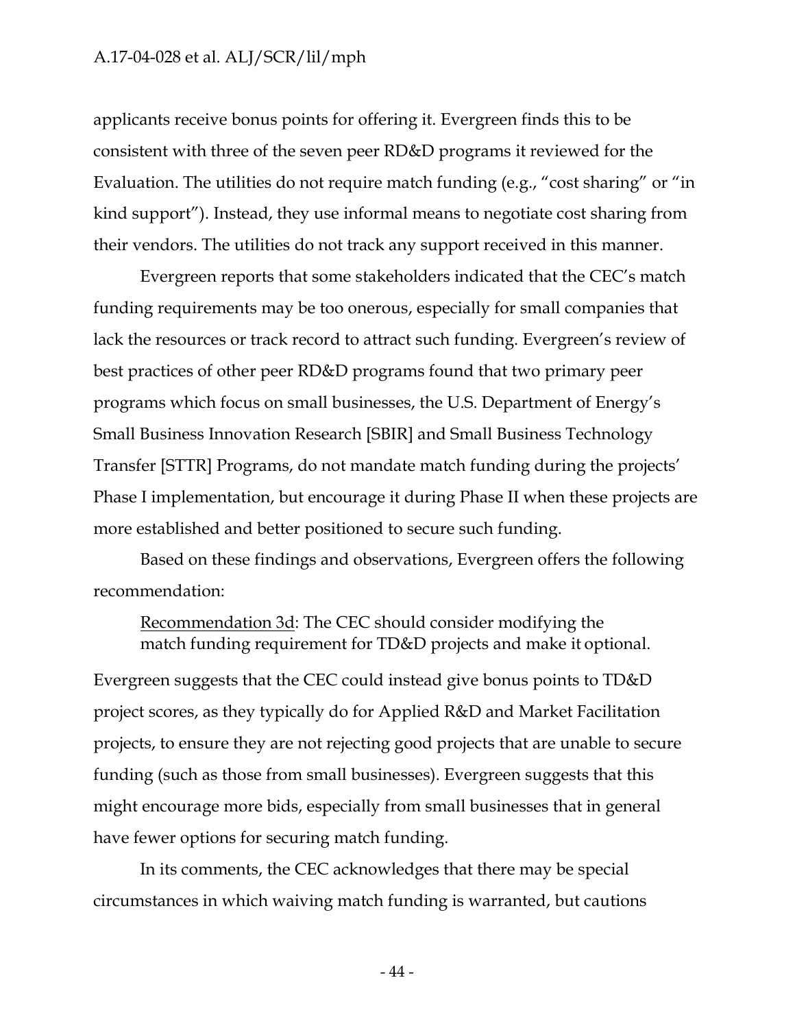applicants receive bonus points for offering it. Evergreen finds this to be consistent with three of the seven peer RD&D programs it reviewed for the Evaluation. The utilities do not require match funding (e.g., "cost sharing" or "in kind support"). Instead, they use informal means to negotiate cost sharing from their vendors. The utilities do not track any support received in this manner.

Evergreen reports that some stakeholders indicated that the CEC's match funding requirements may be too onerous, especially for small companies that lack the resources or track record to attract such funding. Evergreen's review of best practices of other peer RD&D programs found that two primary peer programs which focus on small businesses, the U.S. Department of Energy's Small Business Innovation Research [SBIR] and Small Business Technology Transfer [STTR] Programs, do not mandate match funding during the projects' Phase I implementation, but encourage it during Phase II when these projects are more established and better positioned to secure such funding.

Based on these findings and observations, Evergreen offers the following recommendation:

> Recommendation 3d: The CEC should consider modifying the match funding requirement for TD&D projects and make it optional.

Evergreen suggests that the CEC could instead give bonus points to TD&D project scores, as they typically do for Applied R&D and Market Facilitation projects, to ensure they are not rejecting good projects that are unable to secure funding (such as those from small businesses). Evergreen suggests that this might encourage more bids, especially from small businesses that in general have fewer options for securing match funding.

In its comments, the CEC acknowledges that there may be special circumstances in which waiving match funding is warranted, but cautions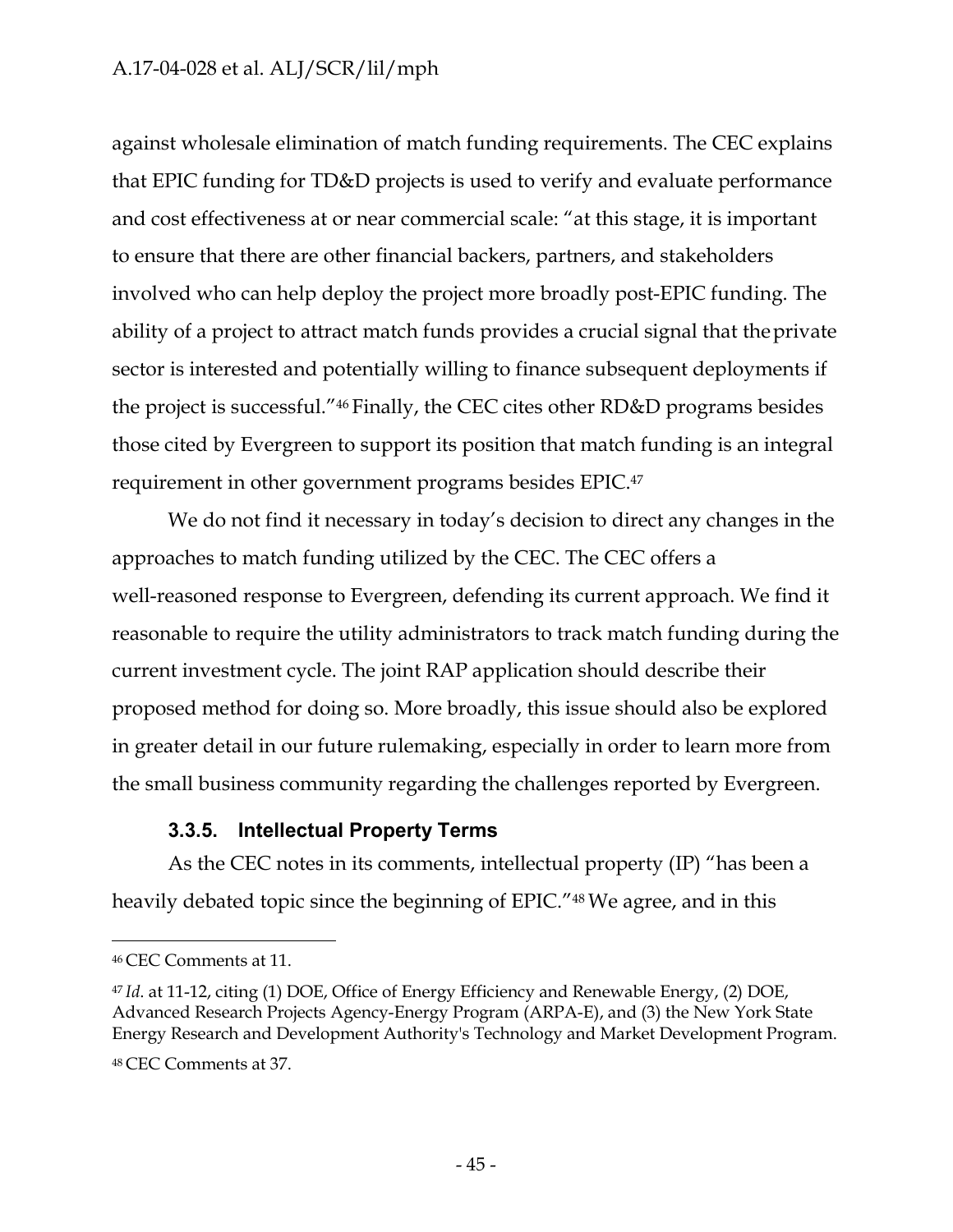against wholesale elimination of match funding requirements. The CEC explains that EPIC funding for TD&D projects is used to verify and evaluate performance and cost effectiveness at or near commercial scale: "at this stage, it is important to ensure that there are other financial backers, partners, and stakeholders involved who can help deploy the project more broadly post-EPIC funding. The ability of a project to attract match funds provides a crucial signal that the private sector is interested and potentially willing to finance subsequent deployments if the project is successful."[46] Finally, the CEC cites other RD&D programs besides those cited by Evergreen to support its position that match funding is an integral requirement in other government programs besides EPIC.[47]

We do not find it necessary in today's decision to direct any changes in the approaches to match funding utilized by the CEC. The CEC offers a well-reasoned response to Evergreen, defending its current approach. We find it reasonable to require the utility administrators to track match funding during the current investment cycle. The joint RAP application should describe their proposed method for doing so. More broadly, this issue should also be explored in greater detail in our future rulemaking, especially in order to learn more from the small business community regarding the challenges reported by Evergreen.

### 3.3.5. Intellectual Property Terms

As the CEC notes in its comments, intellectual property (IP) "has been a heavily debated topic since the beginning of EPIC."[48] We agree, and in this

---

[46] CEC Comments at 11.

[47] *Id*. at 11-12, citing (1) DOE, Office of Energy Efficiency and Renewable Energy, (2) DOE, Advanced Research Projects Agency-Energy Program (ARPA-E), and (3) the New York State Energy Research and Development Authority's Technology and Market Development Program.

[48] CEC Comments at 37.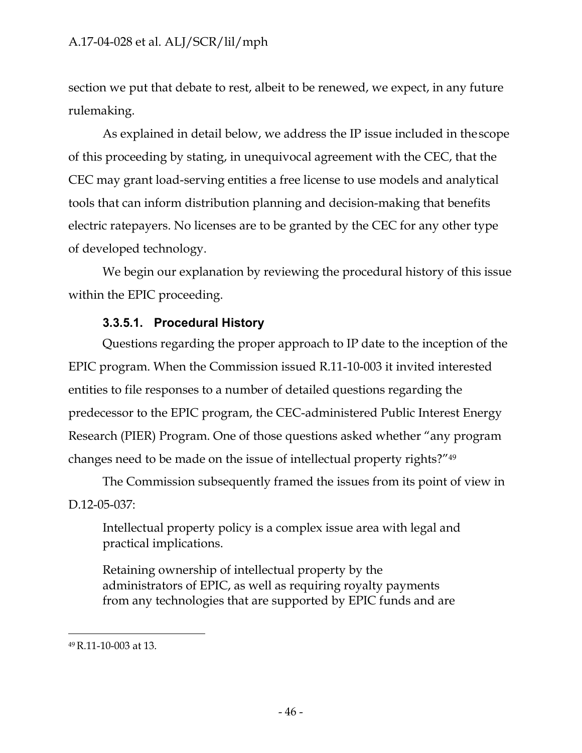section we put that debate to rest, albeit to be renewed, we expect, in any future rulemaking.

As explained in detail below, we address the IP issue included in the scope of this proceeding by stating, in unequivocal agreement with the CEC, that the CEC may grant load-serving entities a free license to use models and analytical tools that can inform distribution planning and decision-making that benefits electric ratepayers. No licenses are to be granted by the CEC for any other type of developed technology.

We begin our explanation by reviewing the procedural history of this issue within the EPIC proceeding.

#### 3.3.5.1. Procedural History

Questions regarding the proper approach to IP date to the inception of the EPIC program. When the Commission issued R.11-10-003 it invited interested entities to file responses to a number of detailed questions regarding the predecessor to the EPIC program, the CEC-administered Public Interest Energy Research (PIER) Program. One of those questions asked whether "any program changes need to be made on the issue of intellectual property rights?"[49]

The Commission subsequently framed the issues from its point of view in D.12-05-037:

> Intellectual property policy is a complex issue area with legal and practical implications.
>
> Retaining ownership of intellectual property by the administrators of EPIC, as well as requiring royalty payments from any technologies that are supported by EPIC funds and are

[49] R.11-10-003 at 13.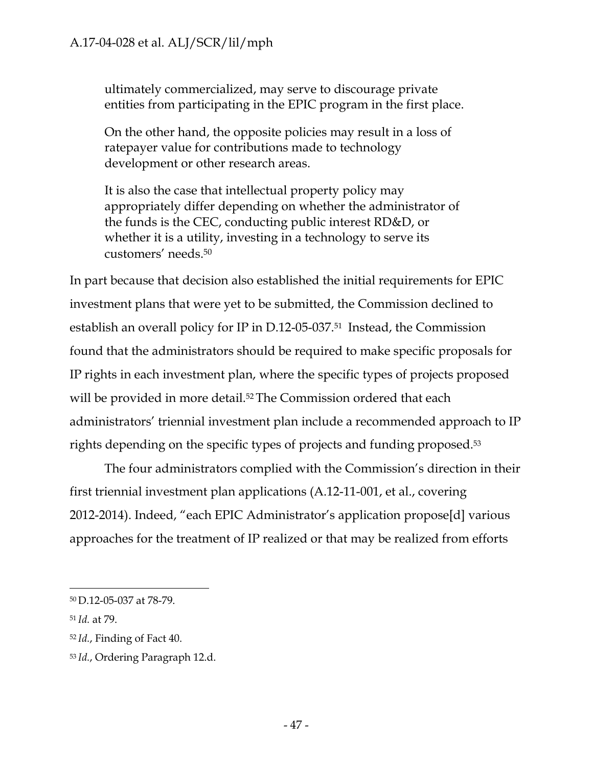> ultimately commercialized, may serve to discourage private entities from participating in the EPIC program in the first place.
>
> On the other hand, the opposite policies may result in a loss of ratepayer value for contributions made to technology development or other research areas.
>
> It is also the case that intellectual property policy may appropriately differ depending on whether the administrator of the funds is the CEC, conducting public interest RD&D, or whether it is a utility, investing in a technology to serve its customers' needs.[50]

In part because that decision also established the initial requirements for EPIC investment plans that were yet to be submitted, the Commission declined to establish an overall policy for IP in D.12-05-037.[51] Instead, the Commission found that the administrators should be required to make specific proposals for IP rights in each investment plan, where the specific types of projects proposed will be provided in more detail.[52] The Commission ordered that each administrators' triennial investment plan include a recommended approach to IP rights depending on the specific types of projects and funding proposed.[53]

The four administrators complied with the Commission's direction in their first triennial investment plan applications (A.12-11-001, et al., covering 2012-2014). Indeed, "each EPIC Administrator's application propose[d] various approaches for the treatment of IP realized or that may be realized from efforts

---

[50] D.12-05-037 at 78-79.

[51] *Id.* at 79.

[52] *Id.*, Finding of Fact 40.

[53] *Id.*, Ordering Paragraph 12.d.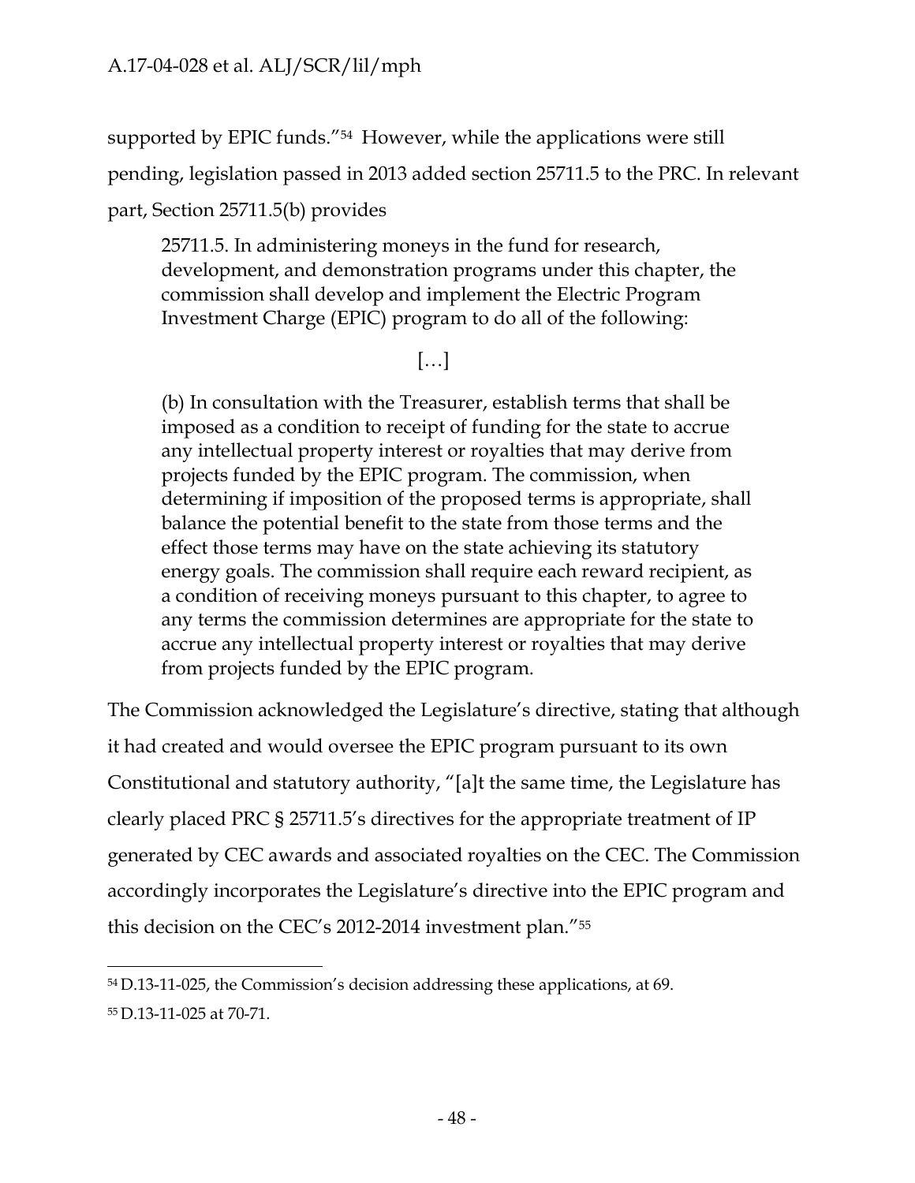supported by EPIC funds."[54] However, while the applications were still pending, legislation passed in 2013 added section 25711.5 to the PRC. In relevant part, Section 25711.5(b) provides

> 25711.5. In administering moneys in the fund for research, development, and demonstration programs under this chapter, the commission shall develop and implement the Electric Program Investment Charge (EPIC) program to do all of the following:
>
> […]
>
> (b) In consultation with the Treasurer, establish terms that shall be imposed as a condition to receipt of funding for the state to accrue any intellectual property interest or royalties that may derive from projects funded by the EPIC program. The commission, when determining if imposition of the proposed terms is appropriate, shall balance the potential benefit to the state from those terms and the effect those terms may have on the state achieving its statutory energy goals. The commission shall require each reward recipient, as a condition of receiving moneys pursuant to this chapter, to agree to any terms the commission determines are appropriate for the state to accrue any intellectual property interest or royalties that may derive from projects funded by the EPIC program.

The Commission acknowledged the Legislature's directive, stating that although it had created and would oversee the EPIC program pursuant to its own Constitutional and statutory authority, "[a]t the same time, the Legislature has clearly placed PRC § 25711.5's directives for the appropriate treatment of IP generated by CEC awards and associated royalties on the CEC. The Commission accordingly incorporates the Legislature's directive into the EPIC program and this decision on the CEC's 2012-2014 investment plan."[55]

---

[54] D.13-11-025, the Commission's decision addressing these applications, at 69.

[55] D.13-11-025 at 70-71.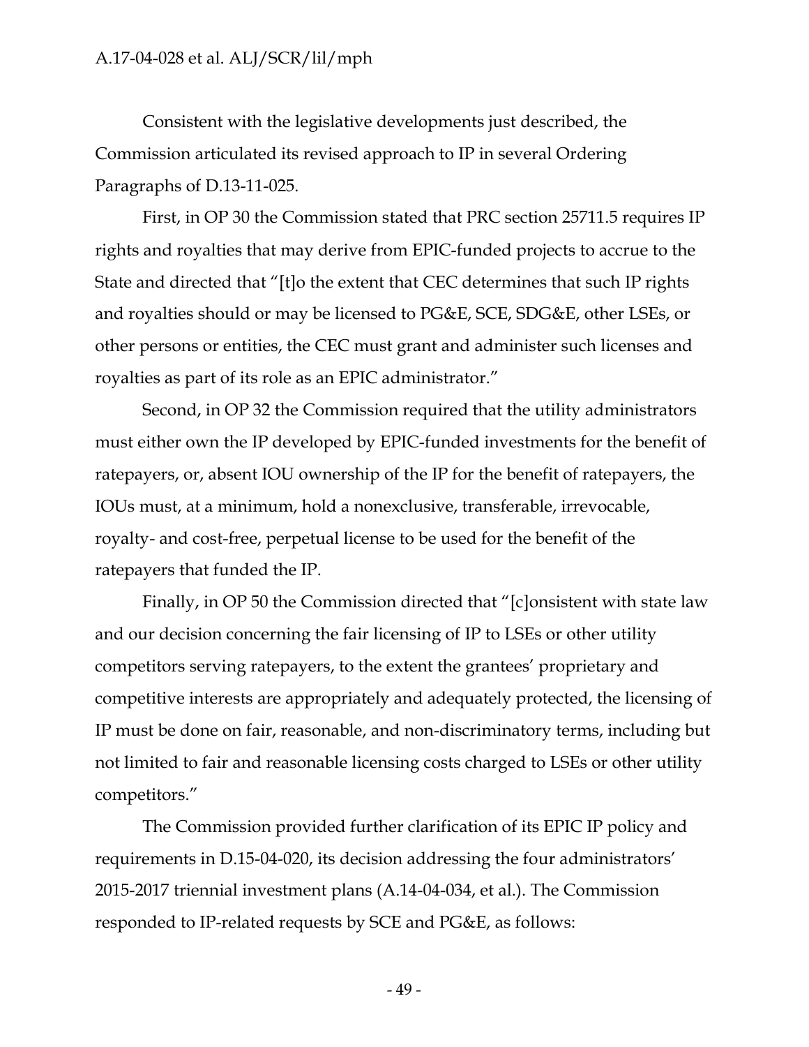Consistent with the legislative developments just described, the Commission articulated its revised approach to IP in several Ordering Paragraphs of D.13-11-025.

First, in OP 30 the Commission stated that PRC section 25711.5 requires IP rights and royalties that may derive from EPIC-funded projects to accrue to the State and directed that "[t]o the extent that CEC determines that such IP rights and royalties should or may be licensed to PG&E, SCE, SDG&E, other LSEs, or other persons or entities, the CEC must grant and administer such licenses and royalties as part of its role as an EPIC administrator."

Second, in OP 32 the Commission required that the utility administrators must either own the IP developed by EPIC-funded investments for the benefit of ratepayers, or, absent IOU ownership of the IP for the benefit of ratepayers, the IOUs must, at a minimum, hold a nonexclusive, transferable, irrevocable, royalty- and cost-free, perpetual license to be used for the benefit of the ratepayers that funded the IP.

Finally, in OP 50 the Commission directed that "[c]onsistent with state law and our decision concerning the fair licensing of IP to LSEs or other utility competitors serving ratepayers, to the extent the grantees' proprietary and competitive interests are appropriately and adequately protected, the licensing of IP must be done on fair, reasonable, and non-discriminatory terms, including but not limited to fair and reasonable licensing costs charged to LSEs or other utility competitors."

The Commission provided further clarification of its EPIC IP policy and requirements in D.15-04-020, its decision addressing the four administrators' 2015-2017 triennial investment plans (A.14-04-034, et al.). The Commission responded to IP-related requests by SCE and PG&E, as follows: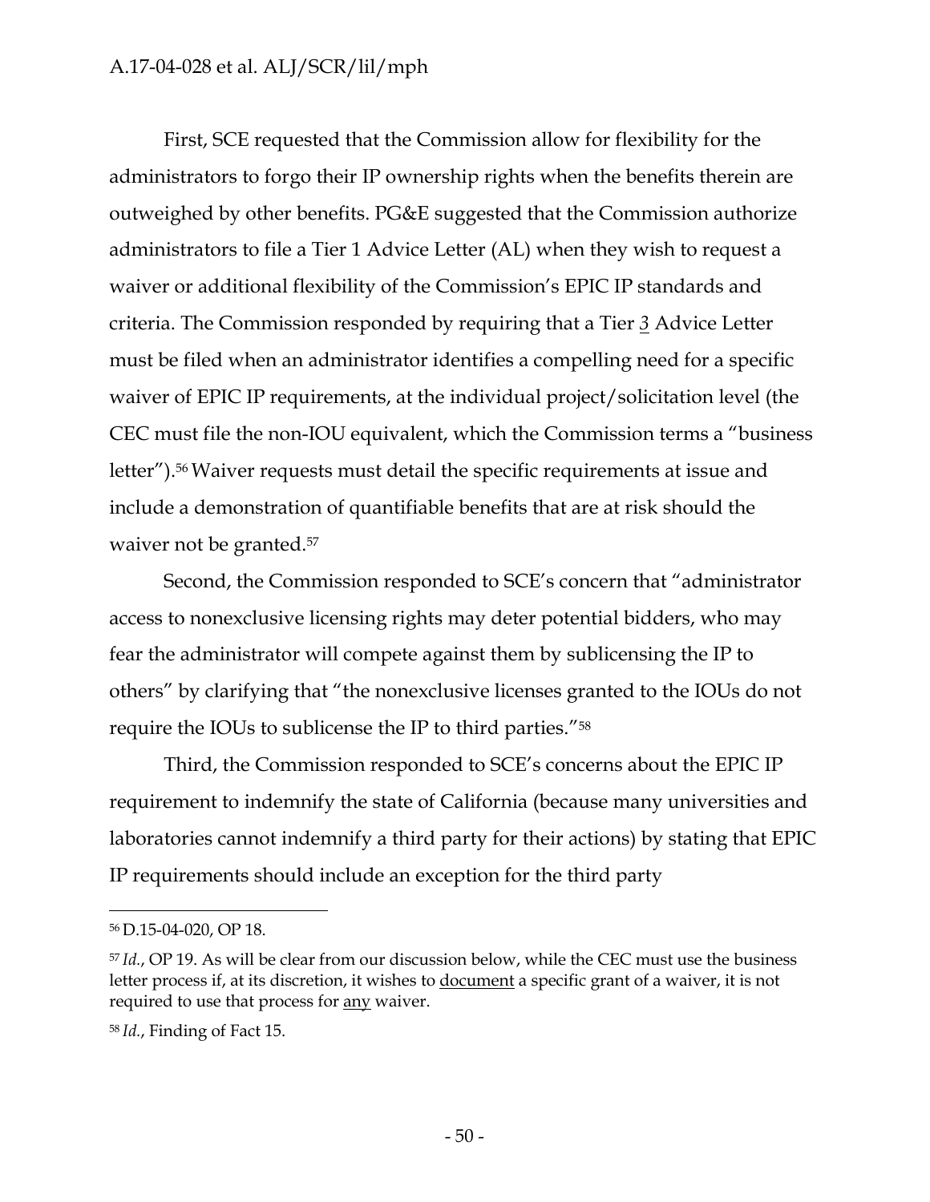First, SCE requested that the Commission allow for flexibility for the administrators to forgo their IP ownership rights when the benefits therein are outweighed by other benefits. PG&E suggested that the Commission authorize administrators to file a Tier 1 Advice Letter (AL) when they wish to request a waiver or additional flexibility of the Commission's EPIC IP standards and criteria. The Commission responded by requiring that a Tier <u>*3*</u> Advice Letter must be filed when an administrator identifies a compelling need for a specific waiver of EPIC IP requirements, at the individual project/solicitation level (the CEC must file the non-IOU equivalent, which the Commission terms a "business letter").[56] Waiver requests must detail the specific requirements at issue and include a demonstration of quantifiable benefits that are at risk should the waiver not be granted.[57]

Second, the Commission responded to SCE's concern that "administrator access to nonexclusive licensing rights may deter potential bidders, who may fear the administrator will compete against them by sublicensing the IP to others" by clarifying that "the nonexclusive licenses granted to the IOUs do not require the IOUs to sublicense the IP to third parties."[58]

Third, the Commission responded to SCE's concerns about the EPIC IP requirement to indemnify the state of California (because many universities and laboratories cannot indemnify a third party for their actions) by stating that EPIC IP requirements should include an exception for the third party

---

[56] D.15-04-020, OP 18.

[57] *Id.*, OP 19. As will be clear from our discussion below, while the CEC must use the business letter process if, at its discretion, it wishes to <u>document</u> a specific grant of a waiver, it is not required to use that process for <u>any</u> waiver.

[58] *Id.*, Finding of Fact 15.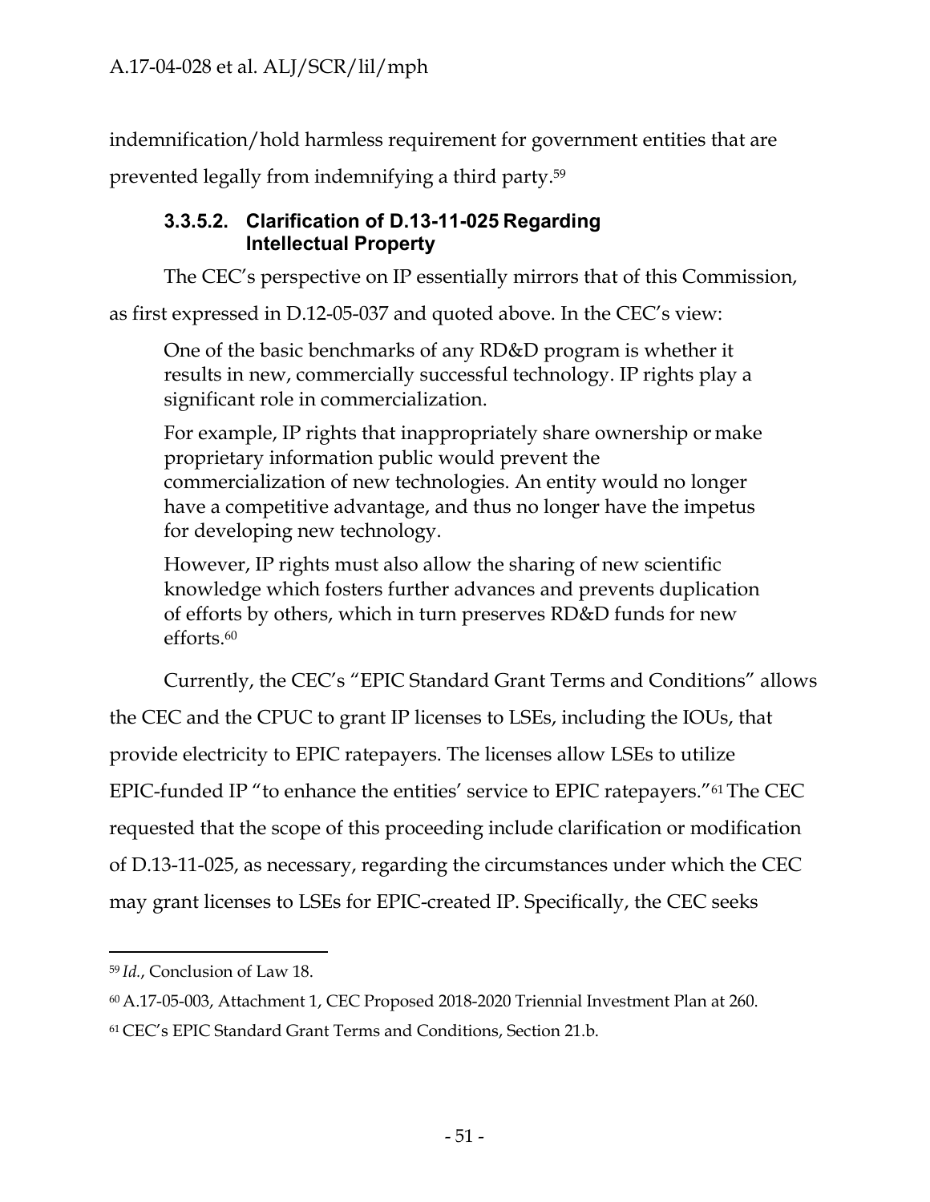indemnification/hold harmless requirement for government entities that are prevented legally from indemnifying a third party.[59]

### 3.3.5.2. Clarification of D.13-11-025 Regarding Intellectual Property

The CEC's perspective on IP essentially mirrors that of this Commission, as first expressed in D.12-05-037 and quoted above. In the CEC's view:

> One of the basic benchmarks of any RD&D program is whether it results in new, commercially successful technology. IP rights play a significant role in commercialization.
>
> For example, IP rights that inappropriately share ownership or make proprietary information public would prevent the commercialization of new technologies. An entity would no longer have a competitive advantage, and thus no longer have the impetus for developing new technology.
>
> However, IP rights must also allow the sharing of new scientific knowledge which fosters further advances and prevents duplication of efforts by others, which in turn preserves RD&D funds for new efforts.[60]

Currently, the CEC's "EPIC Standard Grant Terms and Conditions" allows the CEC and the CPUC to grant IP licenses to LSEs, including the IOUs, that provide electricity to EPIC ratepayers. The licenses allow LSEs to utilize EPIC-funded IP "to enhance the entities' service to EPIC ratepayers."[61] The CEC requested that the scope of this proceeding include clarification or modification of D.13-11-025, as necessary, regarding the circumstances under which the CEC may grant licenses to LSEs for EPIC-created IP. Specifically, the CEC seeks

---

[59] *Id.*, Conclusion of Law 18.

[60] A.17-05-003, Attachment 1, CEC Proposed 2018-2020 Triennial Investment Plan at 260.

[61] CEC's EPIC Standard Grant Terms and Conditions, Section 21.b.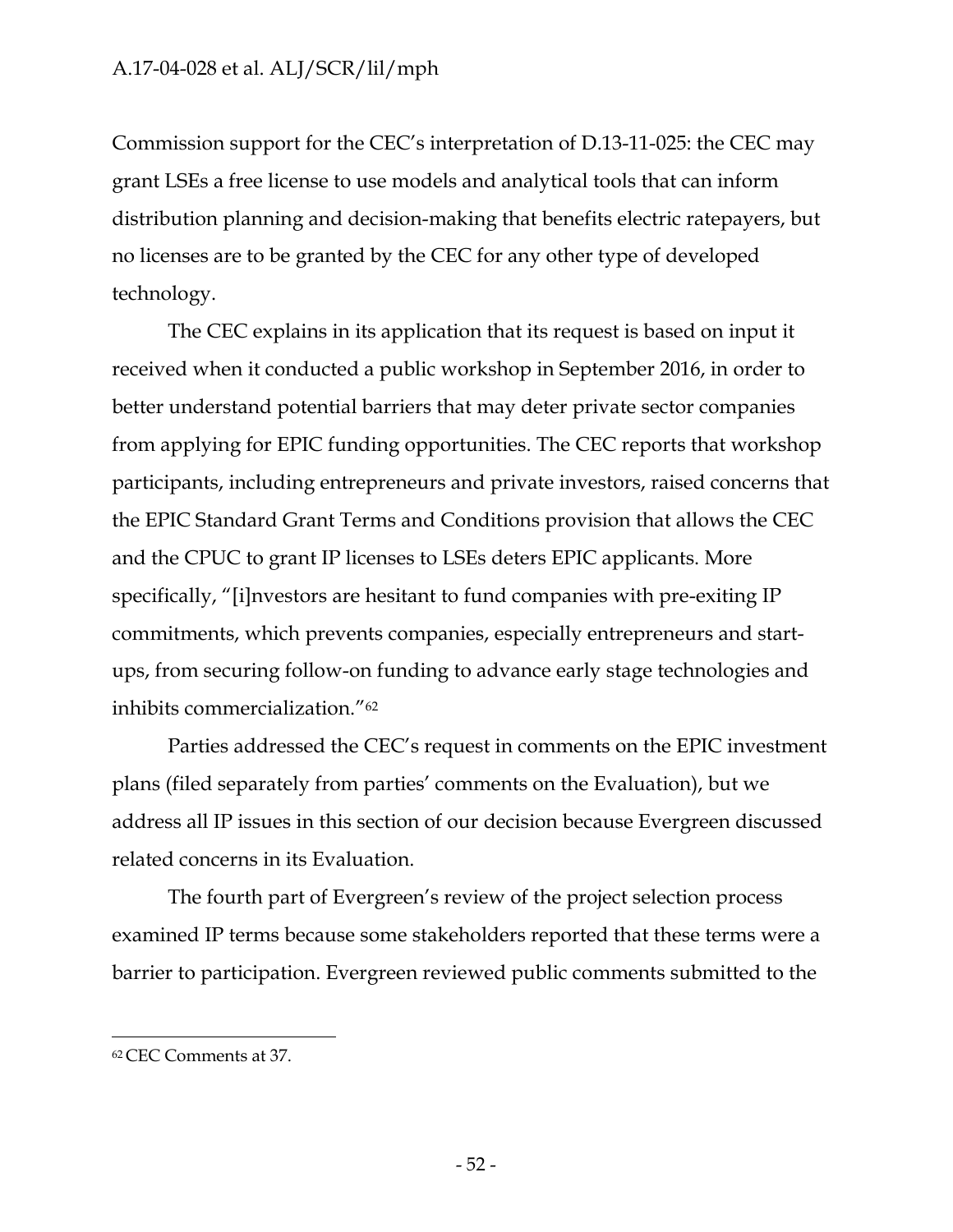Commission support for the CEC's interpretation of D.13-11-025: the CEC may grant LSEs a free license to use models and analytical tools that can inform distribution planning and decision-making that benefits electric ratepayers, but no licenses are to be granted by the CEC for any other type of developed technology.

The CEC explains in its application that its request is based on input it received when it conducted a public workshop in September 2016, in order to better understand potential barriers that may deter private sector companies from applying for EPIC funding opportunities. The CEC reports that workshop participants, including entrepreneurs and private investors, raised concerns that the EPIC Standard Grant Terms and Conditions provision that allows the CEC and the CPUC to grant IP licenses to LSEs deters EPIC applicants. More specifically, "[i]nvestors are hesitant to fund companies with pre-exiting IP commitments, which prevents companies, especially entrepreneurs and start-ups, from securing follow-on funding to advance early stage technologies and inhibits commercialization."[62]

Parties addressed the CEC's request in comments on the EPIC investment plans (filed separately from parties' comments on the Evaluation), but we address all IP issues in this section of our decision because Evergreen discussed related concerns in its Evaluation.

The fourth part of Evergreen's review of the project selection process examined IP terms because some stakeholders reported that these terms were a barrier to participation. Evergreen reviewed public comments submitted to the

---

[62] CEC Comments at 37.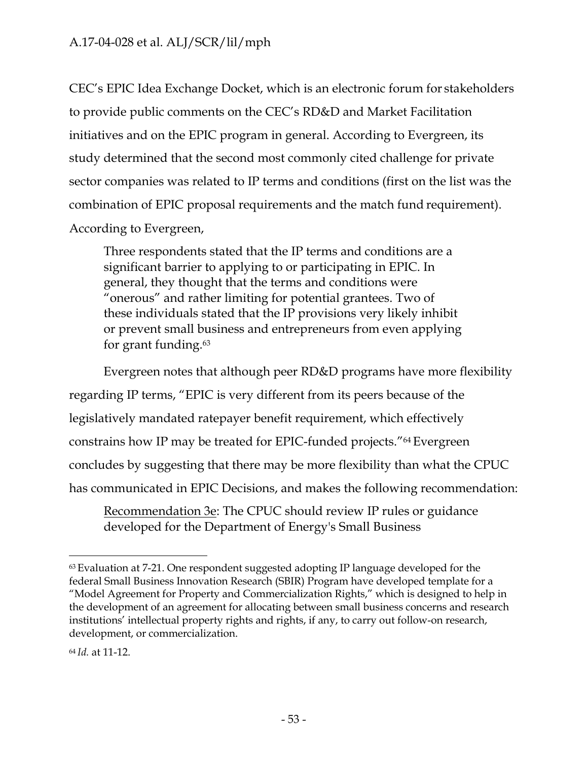CEC's EPIC Idea Exchange Docket, which is an electronic forum for stakeholders to provide public comments on the CEC's RD&D and Market Facilitation initiatives and on the EPIC program in general. According to Evergreen, its study determined that the second most commonly cited challenge for private sector companies was related to IP terms and conditions (first on the list was the combination of EPIC proposal requirements and the match fund requirement). According to Evergreen,

> Three respondents stated that the IP terms and conditions are a significant barrier to applying to or participating in EPIC. In general, they thought that the terms and conditions were "onerous" and rather limiting for potential grantees. Two of these individuals stated that the IP provisions very likely inhibit or prevent small business and entrepreneurs from even applying for grant funding.[63]

Evergreen notes that although peer RD&D programs have more flexibility regarding IP terms, "EPIC is very different from its peers because of the legislatively mandated ratepayer benefit requirement, which effectively constrains how IP may be treated for EPIC-funded projects."[64] Evergreen concludes by suggesting that there may be more flexibility than what the CPUC has communicated in EPIC Decisions, and makes the following recommendation:

> Recommendation 3e: The CPUC should review IP rules or guidance developed for the Department of Energy's Small Business

---

[63] Evaluation at 7-21. One respondent suggested adopting IP language developed for the federal Small Business Innovation Research (SBIR) Program have developed template for a "Model Agreement for Property and Commercialization Rights," which is designed to help in the development of an agreement for allocating between small business concerns and research institutions' intellectual property rights and rights, if any, to carry out follow-on research, development, or commercialization.

[64] *Id.* at 11-12.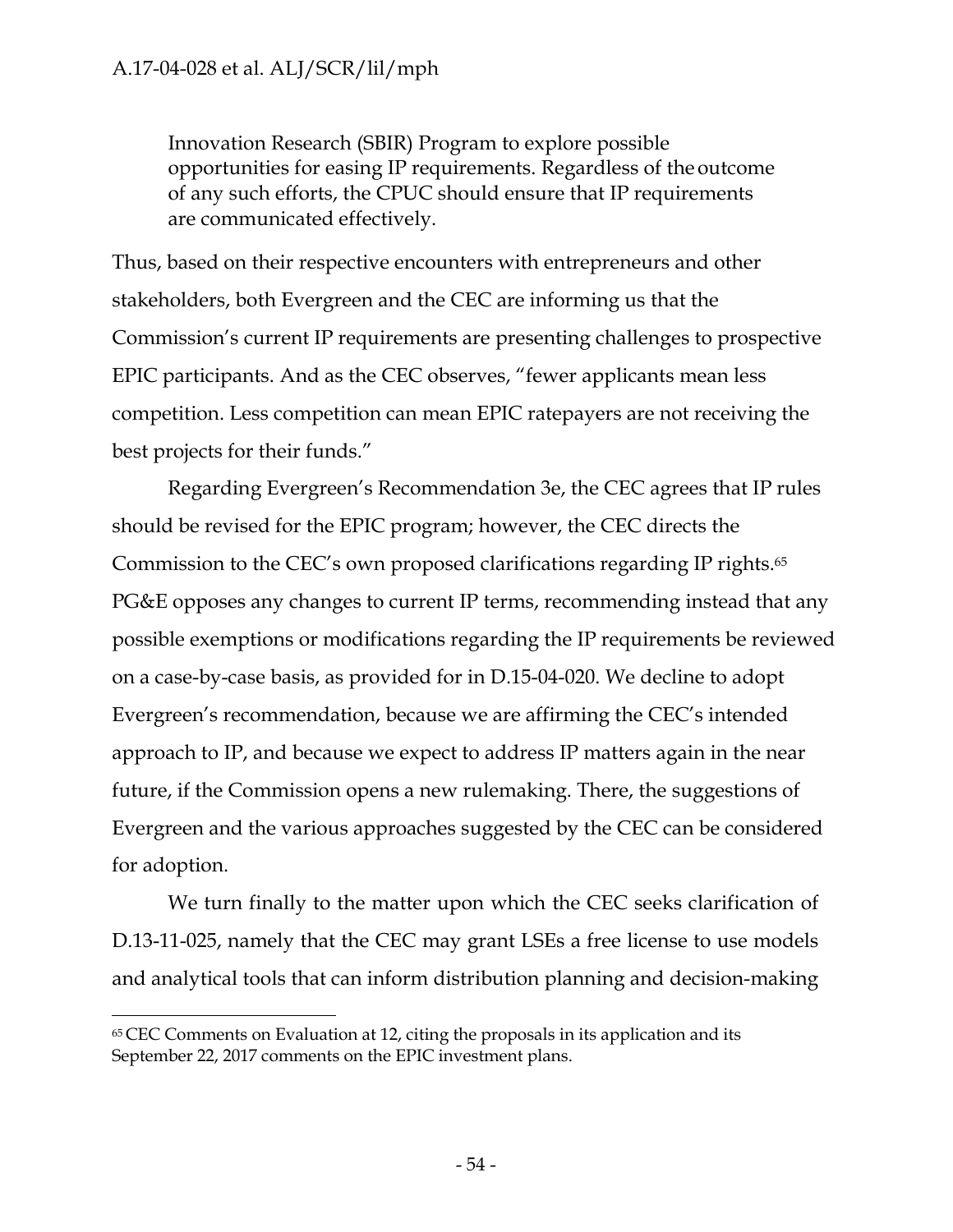> Innovation Research (SBIR) Program to explore possible opportunities for easing IP requirements. Regardless of the outcome of any such efforts, the CPUC should ensure that IP requirements are communicated effectively.

Thus, based on their respective encounters with entrepreneurs and other stakeholders, both Evergreen and the CEC are informing us that the Commission's current IP requirements are presenting challenges to prospective EPIC participants. And as the CEC observes, "fewer applicants mean less competition. Less competition can mean EPIC ratepayers are not receiving the best projects for their funds."

Regarding Evergreen's Recommendation 3e, the CEC agrees that IP rules should be revised for the EPIC program; however, the CEC directs the Commission to the CEC's own proposed clarifications regarding IP rights.[65] PG&E opposes any changes to current IP terms, recommending instead that any possible exemptions or modifications regarding the IP requirements be reviewed on a case-by-case basis, as provided for in D.15-04-020. We decline to adopt Evergreen's recommendation, because we are affirming the CEC's intended approach to IP, and because we expect to address IP matters again in the near future, if the Commission opens a new rulemaking. There, the suggestions of Evergreen and the various approaches suggested by the CEC can be considered for adoption.

We turn finally to the matter upon which the CEC seeks clarification of D.13-11-025, namely that the CEC may grant LSEs a free license to use models and analytical tools that can inform distribution planning and decision-making

---

[65] CEC Comments on Evaluation at 12, citing the proposals in its application and its September 22, 2017 comments on the EPIC investment plans.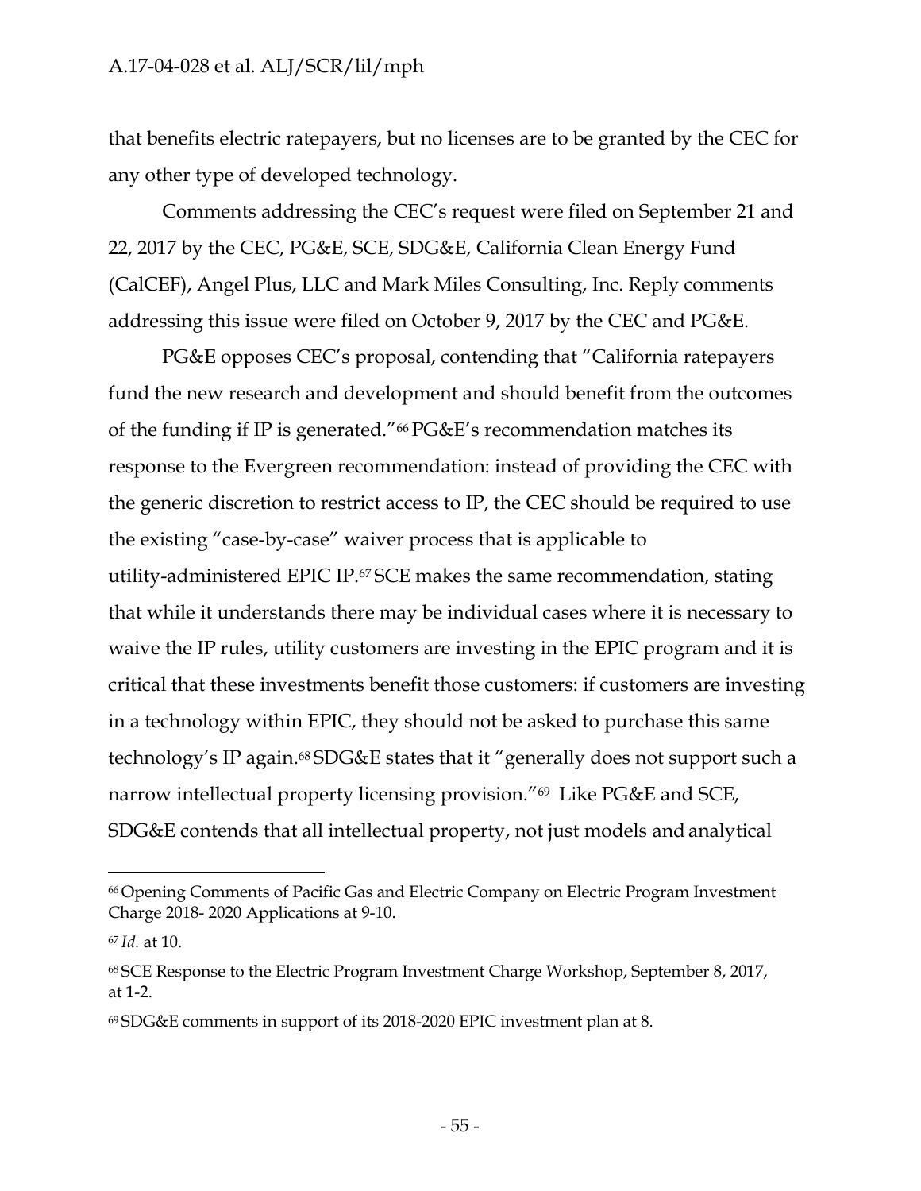that benefits electric ratepayers, but no licenses are to be granted by the CEC for any other type of developed technology.

Comments addressing the CEC's request were filed on September 21 and 22, 2017 by the CEC, PG&E, SCE, SDG&E, California Clean Energy Fund (CalCEF), Angel Plus, LLC and Mark Miles Consulting, Inc. Reply comments addressing this issue were filed on October 9, 2017 by the CEC and PG&E.

PG&E opposes CEC's proposal, contending that "California ratepayers fund the new research and development and should benefit from the outcomes of the funding if IP is generated."[66] PG&E's recommendation matches its response to the Evergreen recommendation: instead of providing the CEC with the generic discretion to restrict access to IP, the CEC should be required to use the existing "case-by-case" waiver process that is applicable to utility-administered EPIC IP.[67] SCE makes the same recommendation, stating that while it understands there may be individual cases where it is necessary to waive the IP rules, utility customers are investing in the EPIC program and it is critical that these investments benefit those customers: if customers are investing in a technology within EPIC, they should not be asked to purchase this same technology's IP again.[68] SDG&E states that it "generally does not support such a narrow intellectual property licensing provision."[69] Like PG&E and SCE, SDG&E contends that all intellectual property, not just models and analytical

---

[66] Opening Comments of Pacific Gas and Electric Company on Electric Program Investment Charge 2018- 2020 Applications at 9-10.

[67] *Id.* at 10.

[68] SCE Response to the Electric Program Investment Charge Workshop, September 8, 2017, at 1-2.

[69] SDG&E comments in support of its 2018-2020 EPIC investment plan at 8.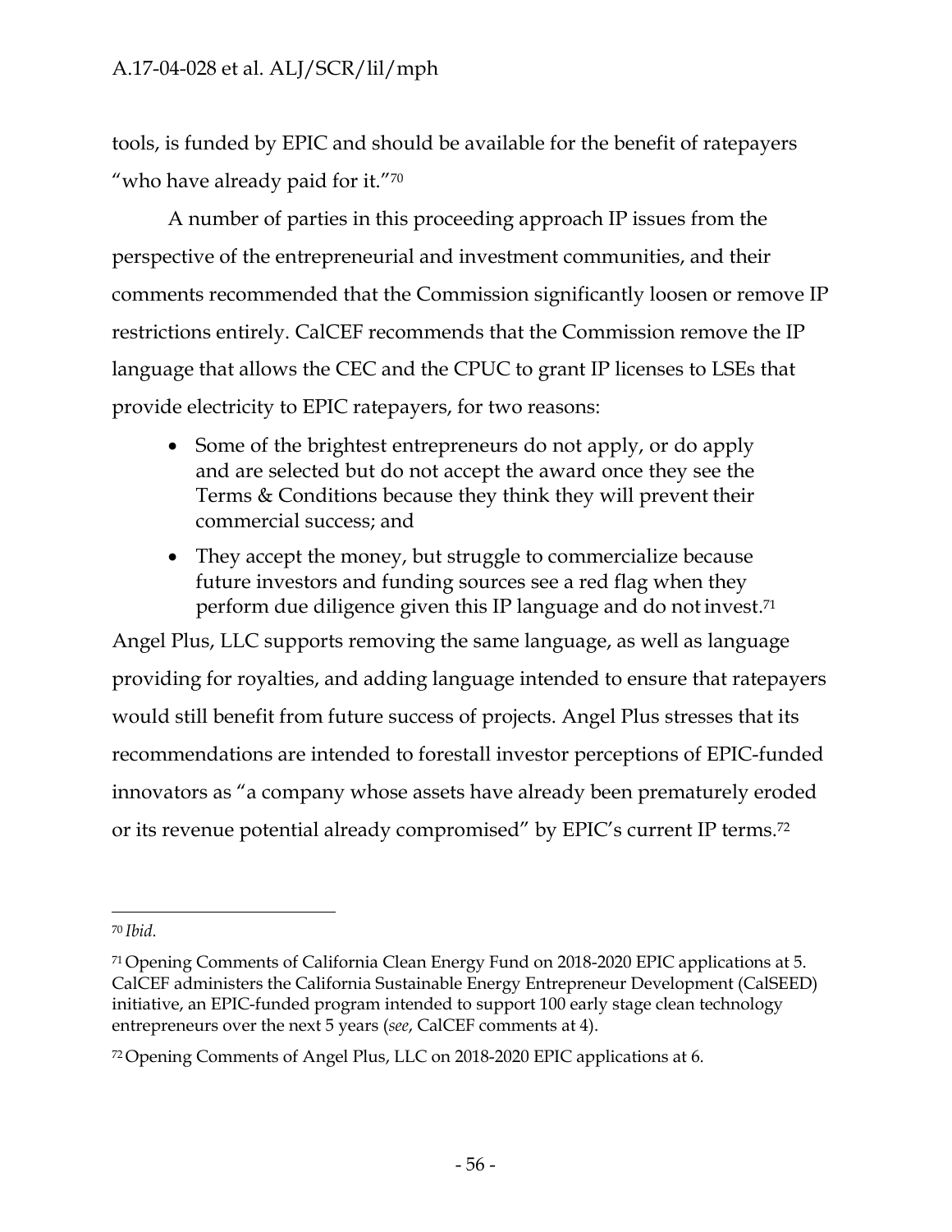tools, is funded by EPIC and should be available for the benefit of ratepayers "who have already paid for it."[70]

A number of parties in this proceeding approach IP issues from the perspective of the entrepreneurial and investment communities, and their comments recommended that the Commission significantly loosen or remove IP restrictions entirely. CalCEF recommends that the Commission remove the IP language that allows the CEC and the CPUC to grant IP licenses to LSEs that provide electricity to EPIC ratepayers, for two reasons:

- Some of the brightest entrepreneurs do not apply, or do apply and are selected but do not accept the award once they see the Terms & Conditions because they think they will prevent their commercial success; and
- They accept the money, but struggle to commercialize because future investors and funding sources see a red flag when they perform due diligence given this IP language and do not invest.[71]

Angel Plus, LLC supports removing the same language, as well as language providing for royalties, and adding language intended to ensure that ratepayers would still benefit from future success of projects. Angel Plus stresses that its recommendations are intended to forestall investor perceptions of EPIC-funded innovators as "a company whose assets have already been prematurely eroded or its revenue potential already compromised" by EPIC's current IP terms.[72]

---

[70] *Ibid.*

[71] Opening Comments of California Clean Energy Fund on 2018-2020 EPIC applications at 5. CalCEF administers the California Sustainable Energy Entrepreneur Development (CalSEED) initiative, an EPIC-funded program intended to support 100 early stage clean technology entrepreneurs over the next 5 years (*see*, CalCEF comments at 4).

[72] Opening Comments of Angel Plus, LLC on 2018-2020 EPIC applications at 6.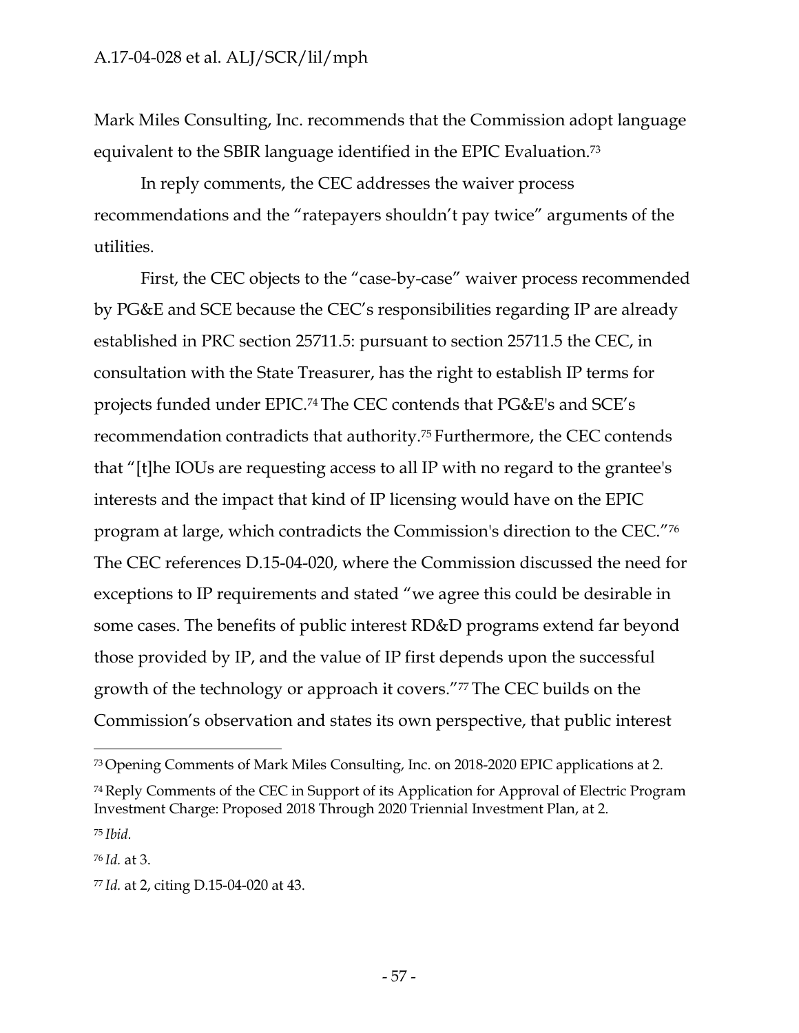Mark Miles Consulting, Inc. recommends that the Commission adopt language equivalent to the SBIR language identified in the EPIC Evaluation.[73]

In reply comments, the CEC addresses the waiver process recommendations and the "ratepayers shouldn't pay twice" arguments of the utilities.

First, the CEC objects to the "case-by-case" waiver process recommended by PG&E and SCE because the CEC's responsibilities regarding IP are already established in PRC section 25711.5: pursuant to section 25711.5 the CEC, in consultation with the State Treasurer, has the right to establish IP terms for projects funded under EPIC.[74] The CEC contends that PG&E's and SCE's recommendation contradicts that authority.[75] Furthermore, the CEC contends that "[t]he IOUs are requesting access to all IP with no regard to the grantee's interests and the impact that kind of IP licensing would have on the EPIC program at large, which contradicts the Commission's direction to the CEC."[76] The CEC references D.15-04-020, where the Commission discussed the need for exceptions to IP requirements and stated "we agree this could be desirable in some cases. The benefits of public interest RD&D programs extend far beyond those provided by IP, and the value of IP first depends upon the successful growth of the technology or approach it covers."[77] The CEC builds on the Commission's observation and states its own perspective, that public interest

---

[73] Opening Comments of Mark Miles Consulting, Inc. on 2018-2020 EPIC applications at 2.

[74] Reply Comments of the CEC in Support of its Application for Approval of Electric Program Investment Charge: Proposed 2018 Through 2020 Triennial Investment Plan, at 2.

[75] *Ibid.*

[76] *Id.* at 3.

[77] *Id.* at 2, citing D.15-04-020 at 43.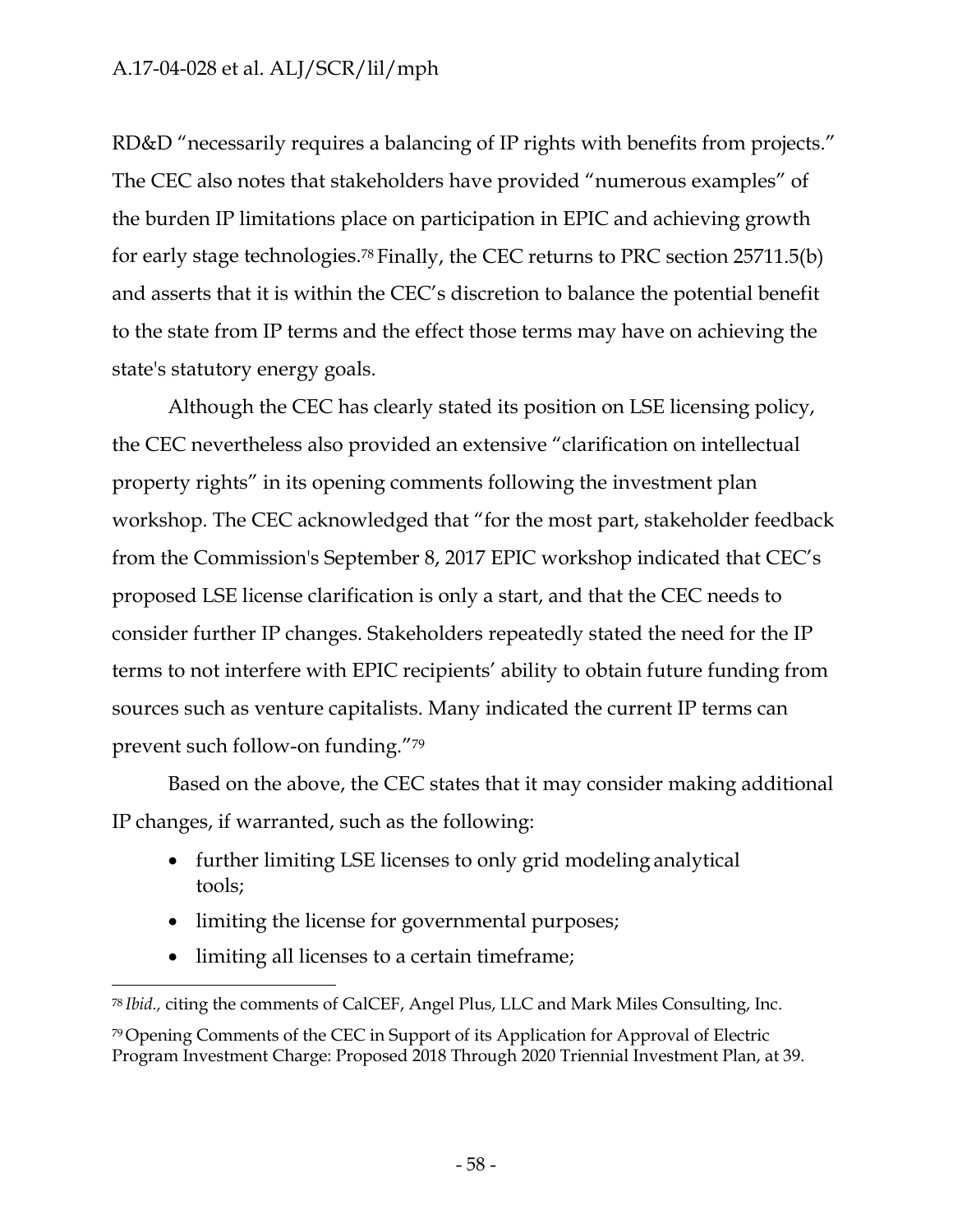RD&D "necessarily requires a balancing of IP rights with benefits from projects." The CEC also notes that stakeholders have provided "numerous examples" of the burden IP limitations place on participation in EPIC and achieving growth for early stage technologies.[78] Finally, the CEC returns to PRC section 25711.5(b) and asserts that it is within the CEC's discretion to balance the potential benefit to the state from IP terms and the effect those terms may have on achieving the state's statutory energy goals.

Although the CEC has clearly stated its position on LSE licensing policy, the CEC nevertheless also provided an extensive "clarification on intellectual property rights" in its opening comments following the investment plan workshop. The CEC acknowledged that "for the most part, stakeholder feedback from the Commission's September 8, 2017 EPIC workshop indicated that CEC's proposed LSE license clarification is only a start, and that the CEC needs to consider further IP changes. Stakeholders repeatedly stated the need for the IP terms to not interfere with EPIC recipients' ability to obtain future funding from sources such as venture capitalists. Many indicated the current IP terms can prevent such follow-on funding."[79]

Based on the above, the CEC states that it may consider making additional IP changes, if warranted, such as the following:

- further limiting LSE licenses to only grid modeling analytical tools;
- limiting the license for governmental purposes;
- limiting all licenses to a certain timeframe;

---

[78] *Ibid.*, citing the comments of CalCEF, Angel Plus, LLC and Mark Miles Consulting, Inc.

[79] Opening Comments of the CEC in Support of its Application for Approval of Electric Program Investment Charge: Proposed 2018 Through 2020 Triennial Investment Plan, at 39.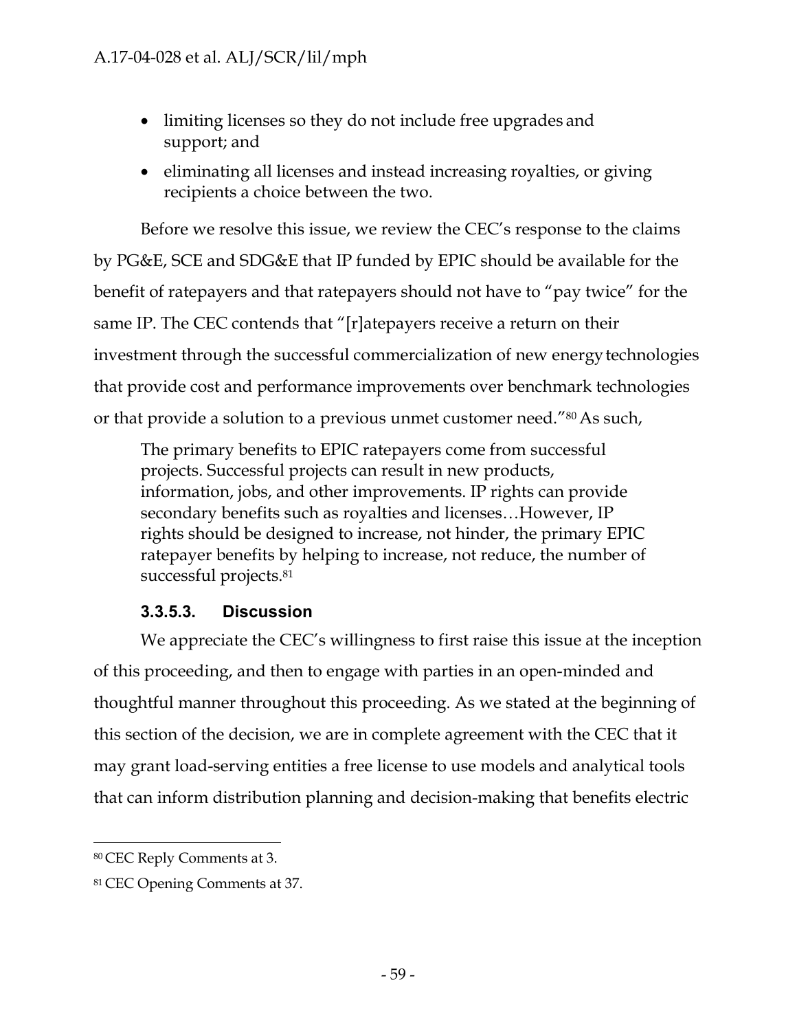- limiting licenses so they do not include free upgrades and support; and
- eliminating all licenses and instead increasing royalties, or giving recipients a choice between the two.

Before we resolve this issue, we review the CEC's response to the claims by PG&E, SCE and SDG&E that IP funded by EPIC should be available for the benefit of ratepayers and that ratepayers should not have to "pay twice" for the same IP. The CEC contends that "[r]atepayers receive a return on their investment through the successful commercialization of new energy technologies that provide cost and performance improvements over benchmark technologies or that provide a solution to a previous unmet customer need."[80] As such,

> The primary benefits to EPIC ratepayers come from successful projects. Successful projects can result in new products, information, jobs, and other improvements. IP rights can provide secondary benefits such as royalties and licenses…However, IP rights should be designed to increase, not hinder, the primary EPIC ratepayer benefits by helping to increase, not reduce, the number of successful projects.[81]

#### 3.3.5.3. Discussion

We appreciate the CEC's willingness to first raise this issue at the inception of this proceeding, and then to engage with parties in an open-minded and thoughtful manner throughout this proceeding. As we stated at the beginning of this section of the decision, we are in complete agreement with the CEC that it may grant load-serving entities a free license to use models and analytical tools that can inform distribution planning and decision-making that benefits electric

---

[80] CEC Reply Comments at 3.

[81] CEC Opening Comments at 37.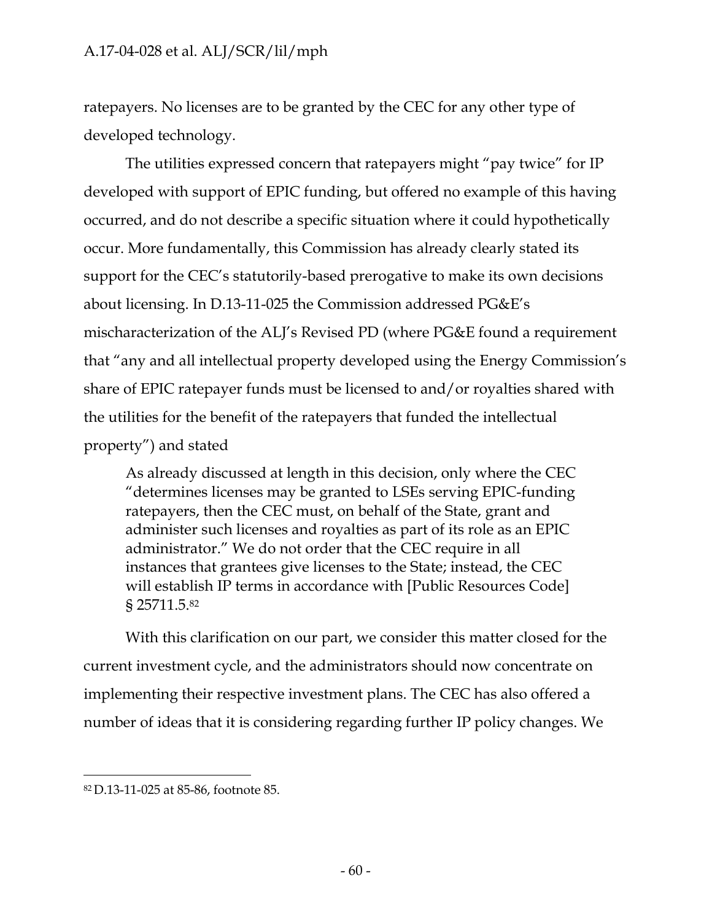ratepayers. No licenses are to be granted by the CEC for any other type of developed technology.

The utilities expressed concern that ratepayers might "pay twice" for IP developed with support of EPIC funding, but offered no example of this having occurred, and do not describe a specific situation where it could hypothetically occur. More fundamentally, this Commission has already clearly stated its support for the CEC's statutorily-based prerogative to make its own decisions about licensing. In D.13-11-025 the Commission addressed PG&E's mischaracterization of the ALJ's Revised PD (where PG&E found a requirement that "any and all intellectual property developed using the Energy Commission's share of EPIC ratepayer funds must be licensed to and/or royalties shared with the utilities for the benefit of the ratepayers that funded the intellectual property") and stated

> As already discussed at length in this decision, only where the CEC "determines licenses may be granted to LSEs serving EPIC-funding ratepayers, then the CEC must, on behalf of the State, grant and administer such licenses and royalties as part of its role as an EPIC administrator." We do not order that the CEC require in all instances that grantees give licenses to the State; instead, the CEC will establish IP terms in accordance with [Public Resources Code] § 25711.5.[82]

With this clarification on our part, we consider this matter closed for the current investment cycle, and the administrators should now concentrate on implementing their respective investment plans. The CEC has also offered a number of ideas that it is considering regarding further IP policy changes. We

---

[82] D.13-11-025 at 85-86, footnote 85.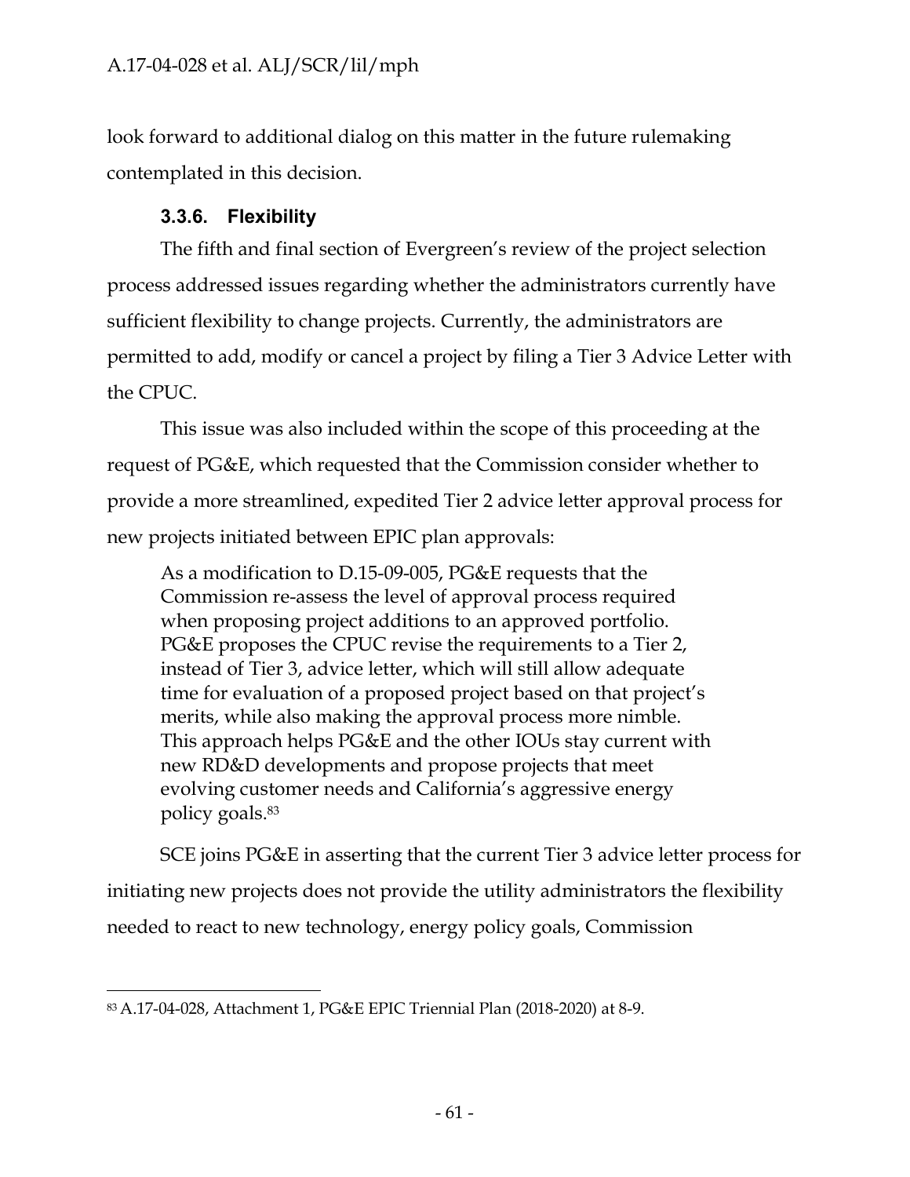look forward to additional dialog on this matter in the future rulemaking contemplated in this decision.

### 3.3.6. Flexibility

The fifth and final section of Evergreen's review of the project selection process addressed issues regarding whether the administrators currently have sufficient flexibility to change projects. Currently, the administrators are permitted to add, modify or cancel a project by filing a Tier 3 Advice Letter with the CPUC.

This issue was also included within the scope of this proceeding at the request of PG&E, which requested that the Commission consider whether to provide a more streamlined, expedited Tier 2 advice letter approval process for new projects initiated between EPIC plan approvals:

> As a modification to D.15-09-005, PG&E requests that the Commission re-assess the level of approval process required when proposing project additions to an approved portfolio. PG&E proposes the CPUC revise the requirements to a Tier 2, instead of Tier 3, advice letter, which will still allow adequate time for evaluation of a proposed project based on that project's merits, while also making the approval process more nimble. This approach helps PG&E and the other IOUs stay current with new RD&D developments and propose projects that meet evolving customer needs and California's aggressive energy policy goals.[83]

SCE joins PG&E in asserting that the current Tier 3 advice letter process for initiating new projects does not provide the utility administrators the flexibility needed to react to new technology, energy policy goals, Commission

---

[83] A.17-04-028, Attachment 1, PG&E EPIC Triennial Plan (2018-2020) at 8-9.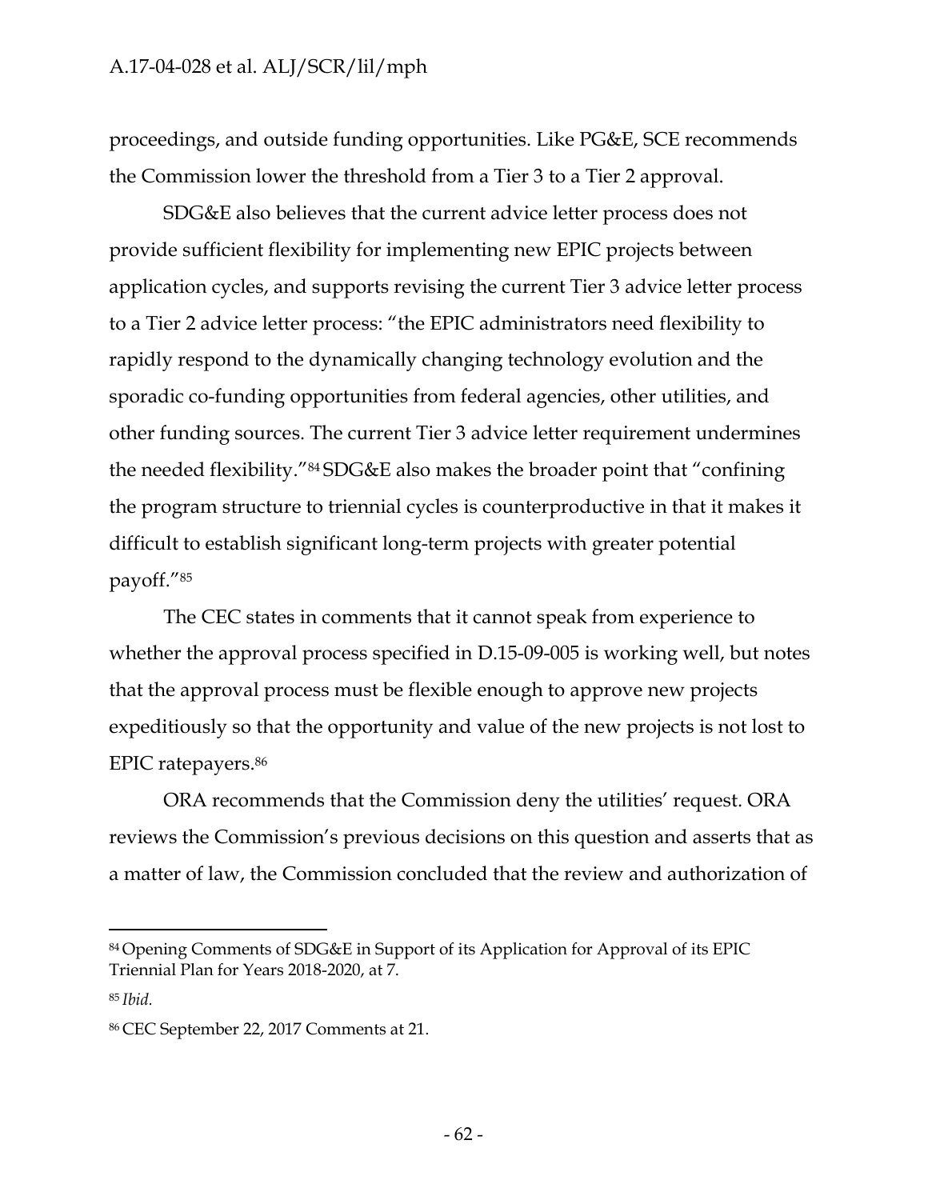proceedings, and outside funding opportunities. Like PG&E, SCE recommends the Commission lower the threshold from a Tier 3 to a Tier 2 approval.

SDG&E also believes that the current advice letter process does not provide sufficient flexibility for implementing new EPIC projects between application cycles, and supports revising the current Tier 3 advice letter process to a Tier 2 advice letter process: "the EPIC administrators need flexibility to rapidly respond to the dynamically changing technology evolution and the sporadic co-funding opportunities from federal agencies, other utilities, and other funding sources. The current Tier 3 advice letter requirement undermines the needed flexibility."[84] SDG&E also makes the broader point that "confining the program structure to triennial cycles is counterproductive in that it makes it difficult to establish significant long-term projects with greater potential payoff."[85]

The CEC states in comments that it cannot speak from experience to whether the approval process specified in D.15-09-005 is working well, but notes that the approval process must be flexible enough to approve new projects expeditiously so that the opportunity and value of the new projects is not lost to EPIC ratepayers.[86]

ORA recommends that the Commission deny the utilities' request. ORA reviews the Commission's previous decisions on this question and asserts that as a matter of law, the Commission concluded that the review and authorization of

---

[84] Opening Comments of SDG&E in Support of its Application for Approval of its EPIC Triennial Plan for Years 2018-2020, at 7.

[85] *Ibid.*

[86] CEC September 22, 2017 Comments at 21.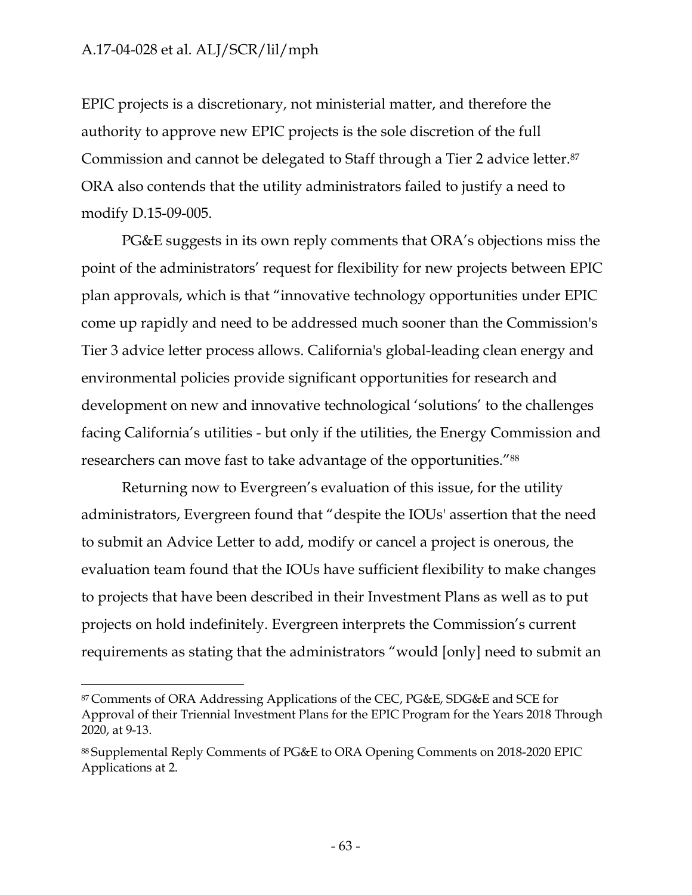EPIC projects is a discretionary, not ministerial matter, and therefore the authority to approve new EPIC projects is the sole discretion of the full Commission and cannot be delegated to Staff through a Tier 2 advice letter.[87] ORA also contends that the utility administrators failed to justify a need to modify D.15-09-005.

PG&E suggests in its own reply comments that ORA's objections miss the point of the administrators' request for flexibility for new projects between EPIC plan approvals, which is that "innovative technology opportunities under EPIC come up rapidly and need to be addressed much sooner than the Commission's Tier 3 advice letter process allows. California's global-leading clean energy and environmental policies provide significant opportunities for research and development on new and innovative technological 'solutions' to the challenges facing California's utilities - but only if the utilities, the Energy Commission and researchers can move fast to take advantage of the opportunities."[88]

Returning now to Evergreen's evaluation of this issue, for the utility administrators, Evergreen found that "despite the IOUs' assertion that the need to submit an Advice Letter to add, modify or cancel a project is onerous, the evaluation team found that the IOUs have sufficient flexibility to make changes to projects that have been described in their Investment Plans as well as to put projects on hold indefinitely. Evergreen interprets the Commission's current requirements as stating that the administrators "would [only] need to submit an

---

[87] Comments of ORA Addressing Applications of the CEC, PG&E, SDG&E and SCE for Approval of their Triennial Investment Plans for the EPIC Program for the Years 2018 Through 2020, at 9-13.

[88] Supplemental Reply Comments of PG&E to ORA Opening Comments on 2018-2020 EPIC Applications at 2.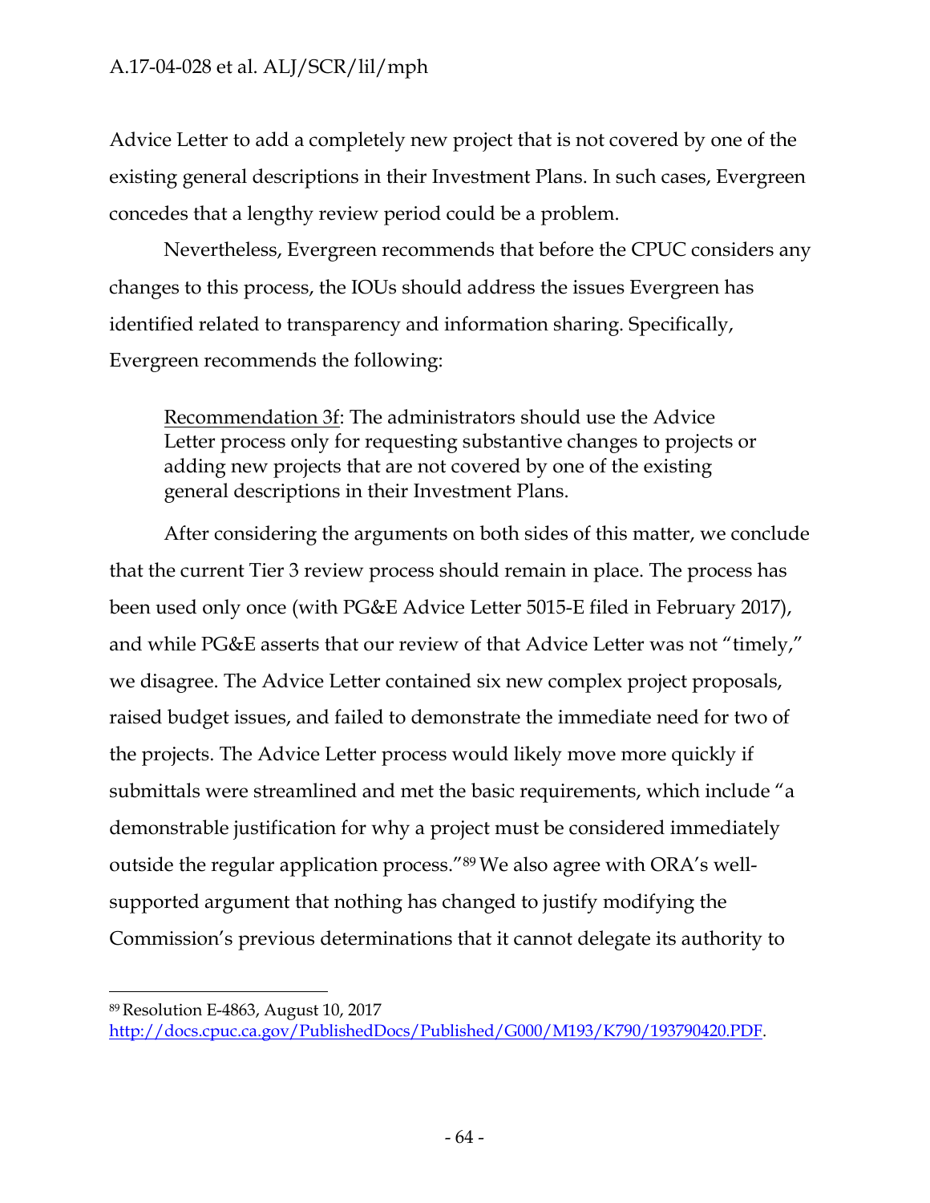Advice Letter to add a completely new project that is not covered by one of the existing general descriptions in their Investment Plans. In such cases, Evergreen concedes that a lengthy review period could be a problem.

Nevertheless, Evergreen recommends that before the CPUC considers any changes to this process, the IOUs should address the issues Evergreen has identified related to transparency and information sharing. Specifically, Evergreen recommends the following:

> Recommendation 3f: The administrators should use the Advice Letter process only for requesting substantive changes to projects or adding new projects that are not covered by one of the existing general descriptions in their Investment Plans.

After considering the arguments on both sides of this matter, we conclude that the current Tier 3 review process should remain in place. The process has been used only once (with PG&E Advice Letter 5015-E filed in February 2017), and while PG&E asserts that our review of that Advice Letter was not "timely," we disagree. The Advice Letter contained six new complex project proposals, raised budget issues, and failed to demonstrate the immediate need for two of the projects. The Advice Letter process would likely move more quickly if submittals were streamlined and met the basic requirements, which include "a demonstrable justification for why a project must be considered immediately outside the regular application process."[89] We also agree with ORA's well-supported argument that nothing has changed to justify modifying the Commission's previous determinations that it cannot delegate its authority to

---

[89] Resolution E-4863, August 10, 2017 http://docs.cpuc.ca.gov/PublishedDocs/Published/G000/M193/K790/193790420.PDF.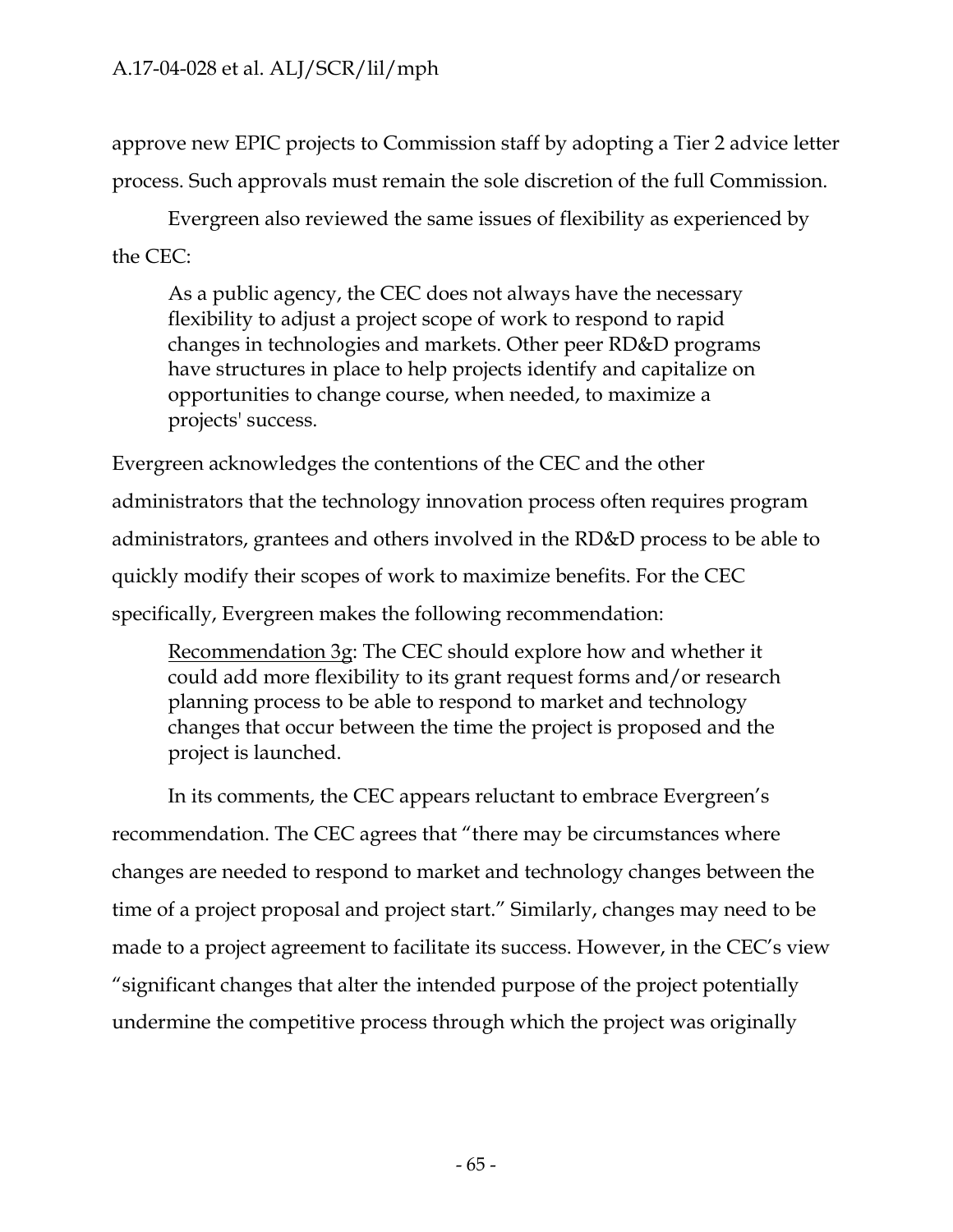approve new EPIC projects to Commission staff by adopting a Tier 2 advice letter process. Such approvals must remain the sole discretion of the full Commission.

Evergreen also reviewed the same issues of flexibility as experienced by the CEC:

> As a public agency, the CEC does not always have the necessary flexibility to adjust a project scope of work to respond to rapid changes in technologies and markets. Other peer RD&D programs have structures in place to help projects identify and capitalize on opportunities to change course, when needed, to maximize a projects' success.

Evergreen acknowledges the contentions of the CEC and the other administrators that the technology innovation process often requires program administrators, grantees and others involved in the RD&D process to be able to quickly modify their scopes of work to maximize benefits. For the CEC specifically, Evergreen makes the following recommendation:

> Recommendation 3g: The CEC should explore how and whether it could add more flexibility to its grant request forms and/or research planning process to be able to respond to market and technology changes that occur between the time the project is proposed and the project is launched.

In its comments, the CEC appears reluctant to embrace Evergreen's recommendation. The CEC agrees that "there may be circumstances where changes are needed to respond to market and technology changes between the time of a project proposal and project start." Similarly, changes may need to be made to a project agreement to facilitate its success. However, in the CEC's view "significant changes that alter the intended purpose of the project potentially undermine the competitive process through which the project was originally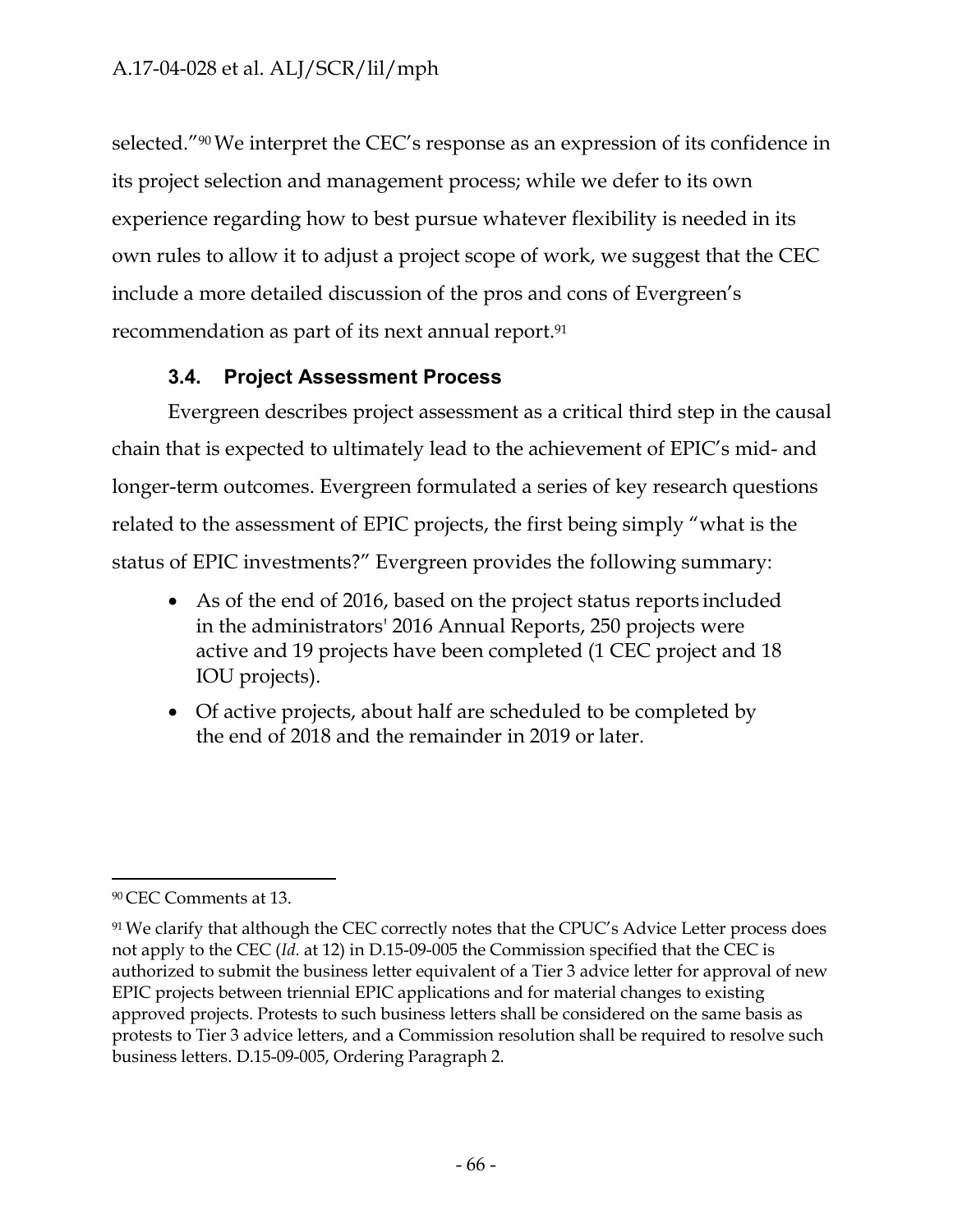selected."[90] We interpret the CEC's response as an expression of its confidence in its project selection and management process; while we defer to its own experience regarding how to best pursue whatever flexibility is needed in its own rules to allow it to adjust a project scope of work, we suggest that the CEC include a more detailed discussion of the pros and cons of Evergreen's recommendation as part of its next annual report.[91]

### 3.4. Project Assessment Process

Evergreen describes project assessment as a critical third step in the causal chain that is expected to ultimately lead to the achievement of EPIC's mid- and longer-term outcomes. Evergreen formulated a series of key research questions related to the assessment of EPIC projects, the first being simply "what is the status of EPIC investments?" Evergreen provides the following summary:

- As of the end of 2016, based on the project status reports included in the administrators' 2016 Annual Reports, 250 projects were active and 19 projects have been completed (1 CEC project and 18 IOU projects).
- Of active projects, about half are scheduled to be completed by the end of 2018 and the remainder in 2019 or later.

---

[90] CEC Comments at 13.

[91] We clarify that although the CEC correctly notes that the CPUC's Advice Letter process does not apply to the CEC (*Id.* at 12) in D.15-09-005 the Commission specified that the CEC is authorized to submit the business letter equivalent of a Tier 3 advice letter for approval of new EPIC projects between triennial EPIC applications and for material changes to existing approved projects. Protests to such business letters shall be considered on the same basis as protests to Tier 3 advice letters, and a Commission resolution shall be required to resolve such business letters. D.15-09-005, Ordering Paragraph 2.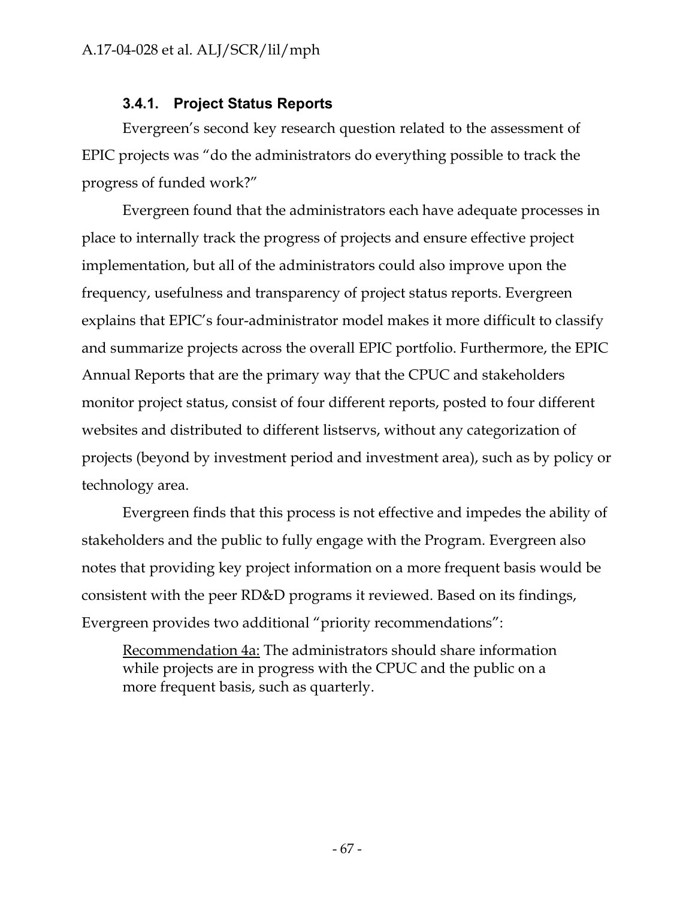### 3.4.1. Project Status Reports

Evergreen's second key research question related to the assessment of EPIC projects was "do the administrators do everything possible to track the progress of funded work?"

Evergreen found that the administrators each have adequate processes in place to internally track the progress of projects and ensure effective project implementation, but all of the administrators could also improve upon the frequency, usefulness and transparency of project status reports. Evergreen explains that EPIC's four-administrator model makes it more difficult to classify and summarize projects across the overall EPIC portfolio. Furthermore, the EPIC Annual Reports that are the primary way that the CPUC and stakeholders monitor project status, consist of four different reports, posted to four different websites and distributed to different listservs, without any categorization of projects (beyond by investment period and investment area), such as by policy or technology area.

Evergreen finds that this process is not effective and impedes the ability of stakeholders and the public to fully engage with the Program. Evergreen also notes that providing key project information on a more frequent basis would be consistent with the peer RD&D programs it reviewed. Based on its findings, Evergreen provides two additional "priority recommendations":

> Recommendation 4a: The administrators should share information while projects are in progress with the CPUC and the public on a more frequent basis, such as quarterly.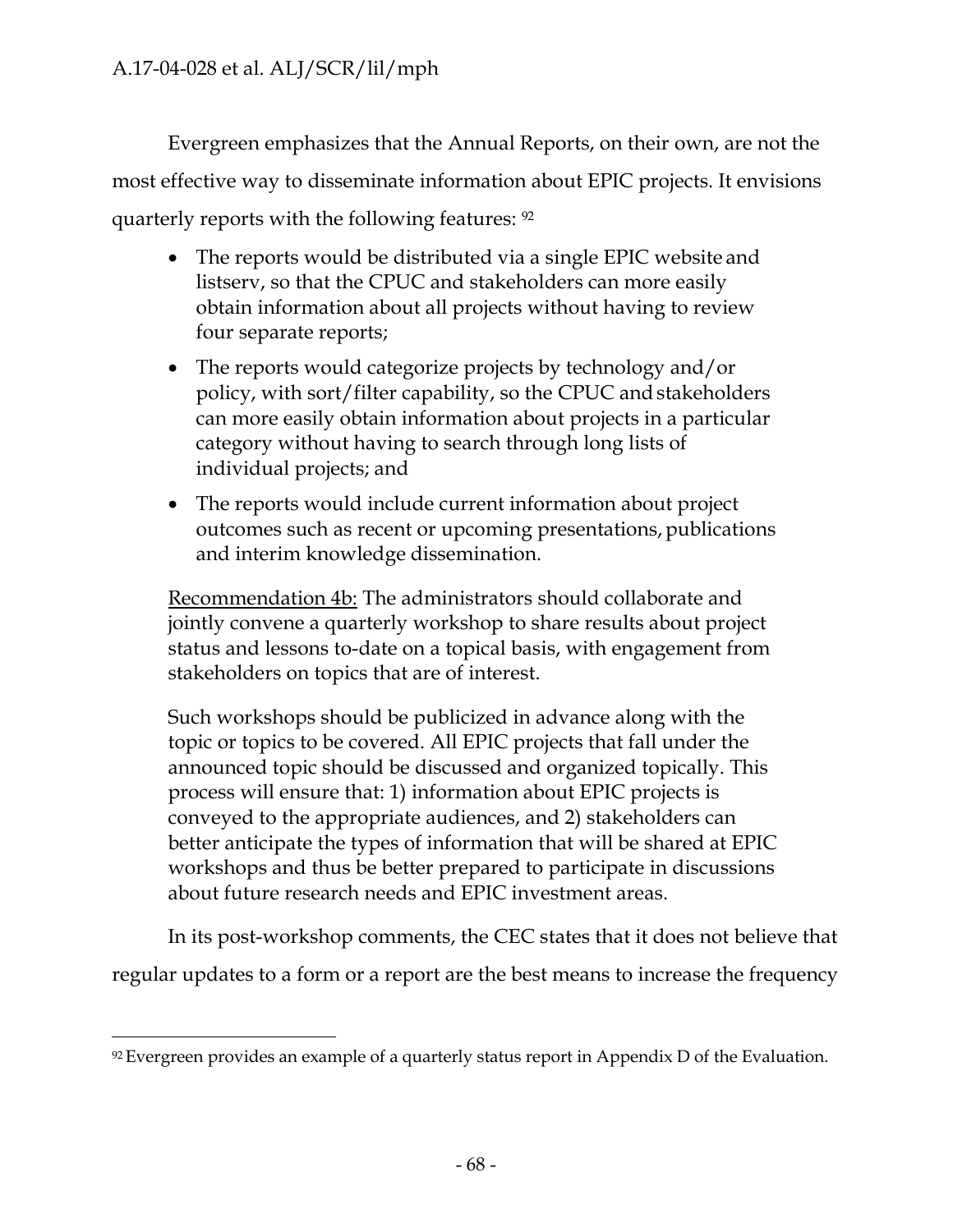Evergreen emphasizes that the Annual Reports, on their own, are not the most effective way to disseminate information about EPIC projects. It envisions quarterly reports with the following features: [92]

- The reports would be distributed via a single EPIC website and listserv, so that the CPUC and stakeholders can more easily obtain information about all projects without having to review four separate reports;
- The reports would categorize projects by technology and/or policy, with sort/filter capability, so the CPUC and stakeholders can more easily obtain information about projects in a particular category without having to search through long lists of individual projects; and
- The reports would include current information about project outcomes such as recent or upcoming presentations, publications and interim knowledge dissemination.

> <u>Recommendation 4b:</u> The administrators should collaborate and jointly convene a quarterly workshop to share results about project status and lessons to-date on a topical basis, with engagement from stakeholders on topics that are of interest.
>
> Such workshops should be publicized in advance along with the topic or topics to be covered. All EPIC projects that fall under the announced topic should be discussed and organized topically. This process will ensure that: 1) information about EPIC projects is conveyed to the appropriate audiences, and 2) stakeholders can better anticipate the types of information that will be shared at EPIC workshops and thus be better prepared to participate in discussions about future research needs and EPIC investment areas.

In its post-workshop comments, the CEC states that it does not believe that regular updates to a form or a report are the best means to increase the frequency

---

[92] Evergreen provides an example of a quarterly status report in Appendix D of the Evaluation.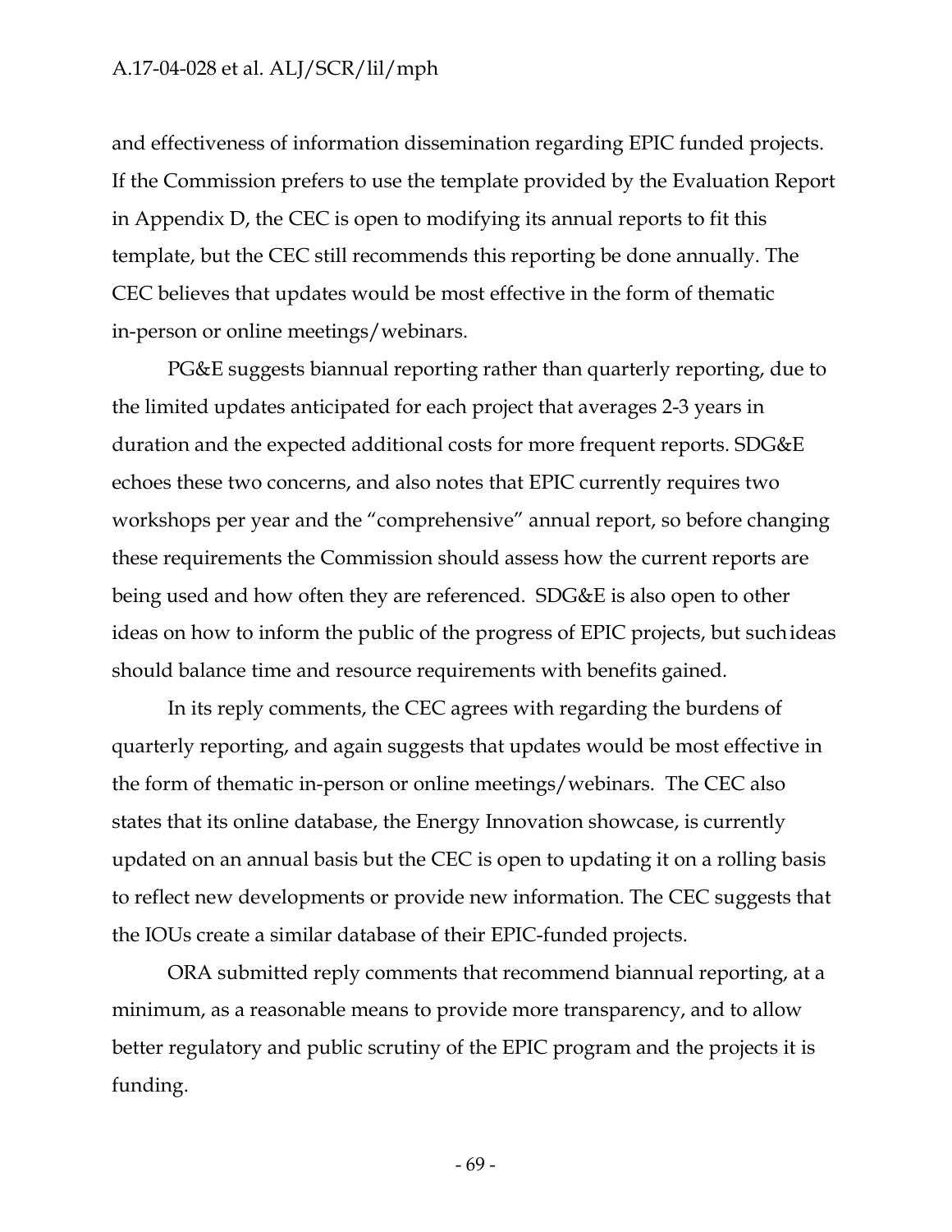and effectiveness of information dissemination regarding EPIC funded projects. If the Commission prefers to use the template provided by the Evaluation Report in Appendix D, the CEC is open to modifying its annual reports to fit this template, but the CEC still recommends this reporting be done annually. The CEC believes that updates would be most effective in the form of thematic in-person or online meetings/webinars.

PG&E suggests biannual reporting rather than quarterly reporting, due to the limited updates anticipated for each project that averages 2-3 years in duration and the expected additional costs for more frequent reports. SDG&E echoes these two concerns, and also notes that EPIC currently requires two workshops per year and the "comprehensive" annual report, so before changing these requirements the Commission should assess how the current reports are being used and how often they are referenced. SDG&E is also open to other ideas on how to inform the public of the progress of EPIC projects, but such ideas should balance time and resource requirements with benefits gained.

In its reply comments, the CEC agrees with regarding the burdens of quarterly reporting, and again suggests that updates would be most effective in the form of thematic in-person or online meetings/webinars. The CEC also states that its online database, the Energy Innovation showcase, is currently updated on an annual basis but the CEC is open to updating it on a rolling basis to reflect new developments or provide new information. The CEC suggests that the IOUs create a similar database of their EPIC-funded projects.

ORA submitted reply comments that recommend biannual reporting, at a minimum, as a reasonable means to provide more transparency, and to allow better regulatory and public scrutiny of the EPIC program and the projects it is funding.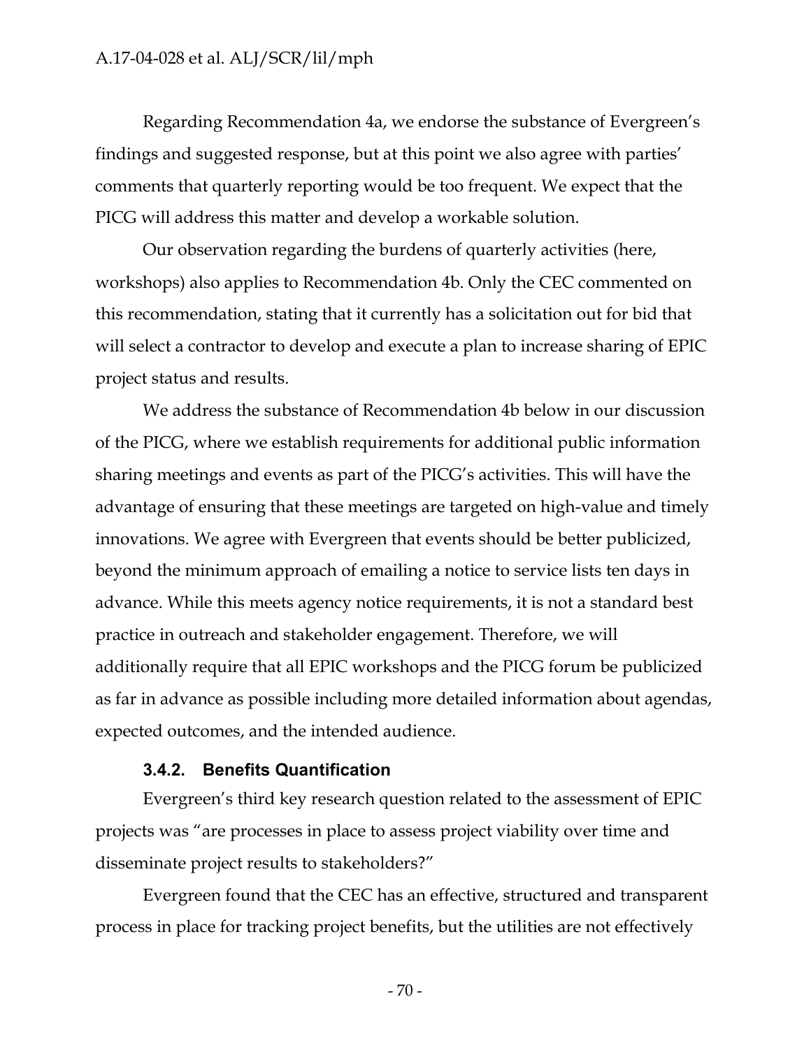Regarding Recommendation 4a, we endorse the substance of Evergreen's findings and suggested response, but at this point we also agree with parties' comments that quarterly reporting would be too frequent. We expect that the PICG will address this matter and develop a workable solution.

Our observation regarding the burdens of quarterly activities (here, workshops) also applies to Recommendation 4b. Only the CEC commented on this recommendation, stating that it currently has a solicitation out for bid that will select a contractor to develop and execute a plan to increase sharing of EPIC project status and results.

We address the substance of Recommendation 4b below in our discussion of the PICG, where we establish requirements for additional public information sharing meetings and events as part of the PICG's activities. This will have the advantage of ensuring that these meetings are targeted on high-value and timely innovations. We agree with Evergreen that events should be better publicized, beyond the minimum approach of emailing a notice to service lists ten days in advance. While this meets agency notice requirements, it is not a standard best practice in outreach and stakeholder engagement. Therefore, we will additionally require that all EPIC workshops and the PICG forum be publicized as far in advance as possible including more detailed information about agendas, expected outcomes, and the intended audience.

#### 3.4.2. Benefits Quantification

Evergreen's third key research question related to the assessment of EPIC projects was "are processes in place to assess project viability over time and disseminate project results to stakeholders?"

Evergreen found that the CEC has an effective, structured and transparent process in place for tracking project benefits, but the utilities are not effectively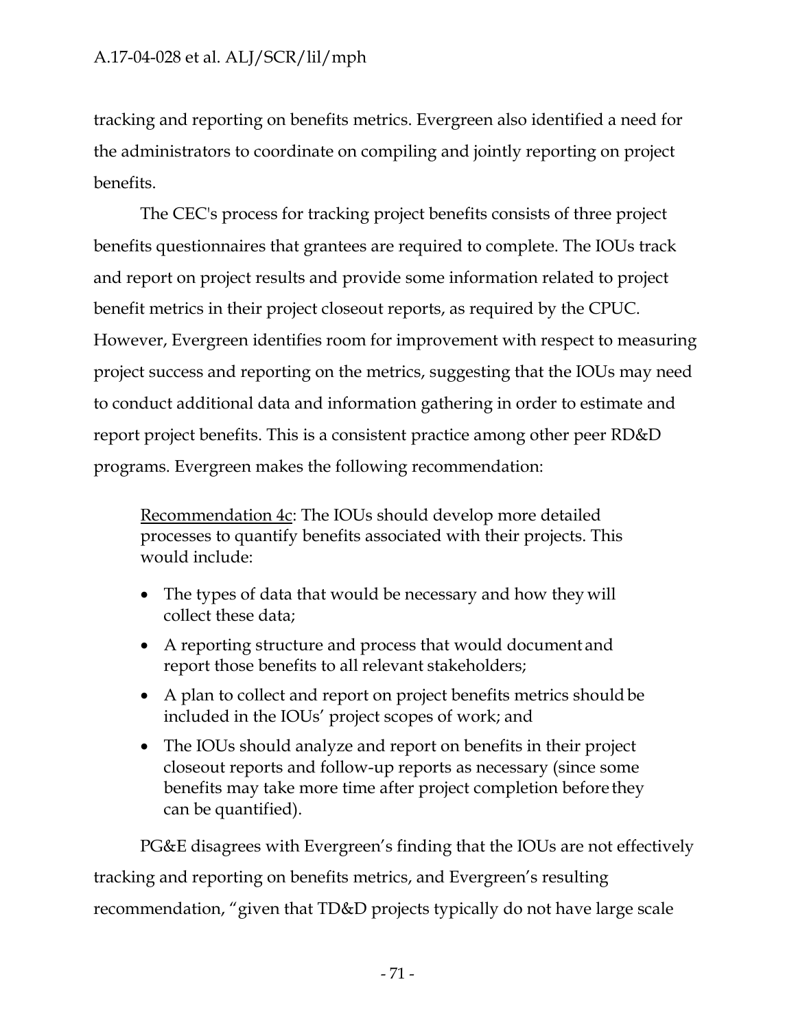tracking and reporting on benefits metrics. Evergreen also identified a need for the administrators to coordinate on compiling and jointly reporting on project benefits.

The CEC's process for tracking project benefits consists of three project benefits questionnaires that grantees are required to complete. The IOUs track and report on project results and provide some information related to project benefit metrics in their project closeout reports, as required by the CPUC. However, Evergreen identifies room for improvement with respect to measuring project success and reporting on the metrics, suggesting that the IOUs may need to conduct additional data and information gathering in order to estimate and report project benefits. This is a consistent practice among other peer RD&D programs. Evergreen makes the following recommendation:

> Recommendation 4c: The IOUs should develop more detailed processes to quantify benefits associated with their projects. This would include:
>
> - The types of data that would be necessary and how they will collect these data;
> - A reporting structure and process that would document and report those benefits to all relevant stakeholders;
> - A plan to collect and report on project benefits metrics should be included in the IOUs' project scopes of work; and
> - The IOUs should analyze and report on benefits in their project closeout reports and follow-up reports as necessary (since some benefits may take more time after project completion before they can be quantified).

PG&E disagrees with Evergreen's finding that the IOUs are not effectively tracking and reporting on benefits metrics, and Evergreen's resulting recommendation, "given that TD&D projects typically do not have large scale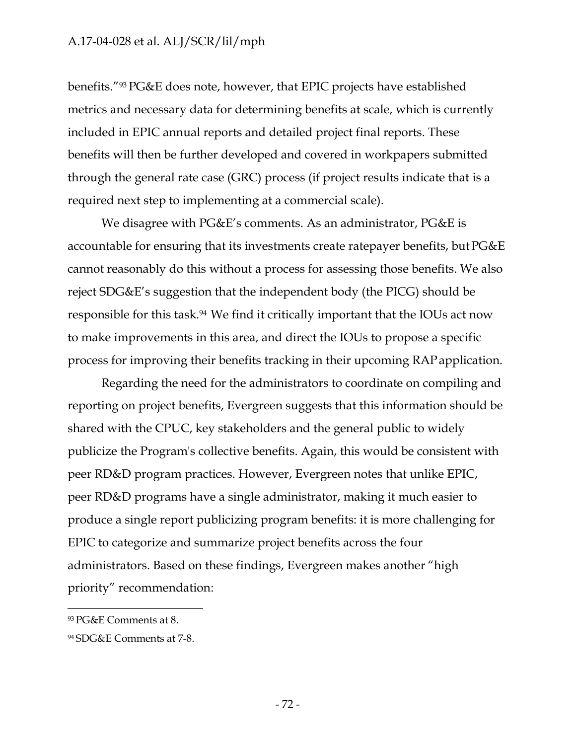benefits."[93] PG&E does note, however, that EPIC projects have established metrics and necessary data for determining benefits at scale, which is currently included in EPIC annual reports and detailed project final reports. These benefits will then be further developed and covered in workpapers submitted through the general rate case (GRC) process (if project results indicate that is a required next step to implementing at a commercial scale).

We disagree with PG&E's comments. As an administrator, PG&E is accountable for ensuring that its investments create ratepayer benefits, but PG&E cannot reasonably do this without a process for assessing those benefits. We also reject SDG&E's suggestion that the independent body (the PICG) should be responsible for this task.[94] We find it critically important that the IOUs act now to make improvements in this area, and direct the IOUs to propose a specific process for improving their benefits tracking in their upcoming RAP application.

Regarding the need for the administrators to coordinate on compiling and reporting on project benefits, Evergreen suggests that this information should be shared with the CPUC, key stakeholders and the general public to widely publicize the Program's collective benefits. Again, this would be consistent with peer RD&D program practices. However, Evergreen notes that unlike EPIC, peer RD&D programs have a single administrator, making it much easier to produce a single report publicizing program benefits: it is more challenging for EPIC to categorize and summarize project benefits across the four administrators. Based on these findings, Evergreen makes another "high priority" recommendation:

---

[93] PG&E Comments at 8.

[94] SDG&E Comments at 7-8.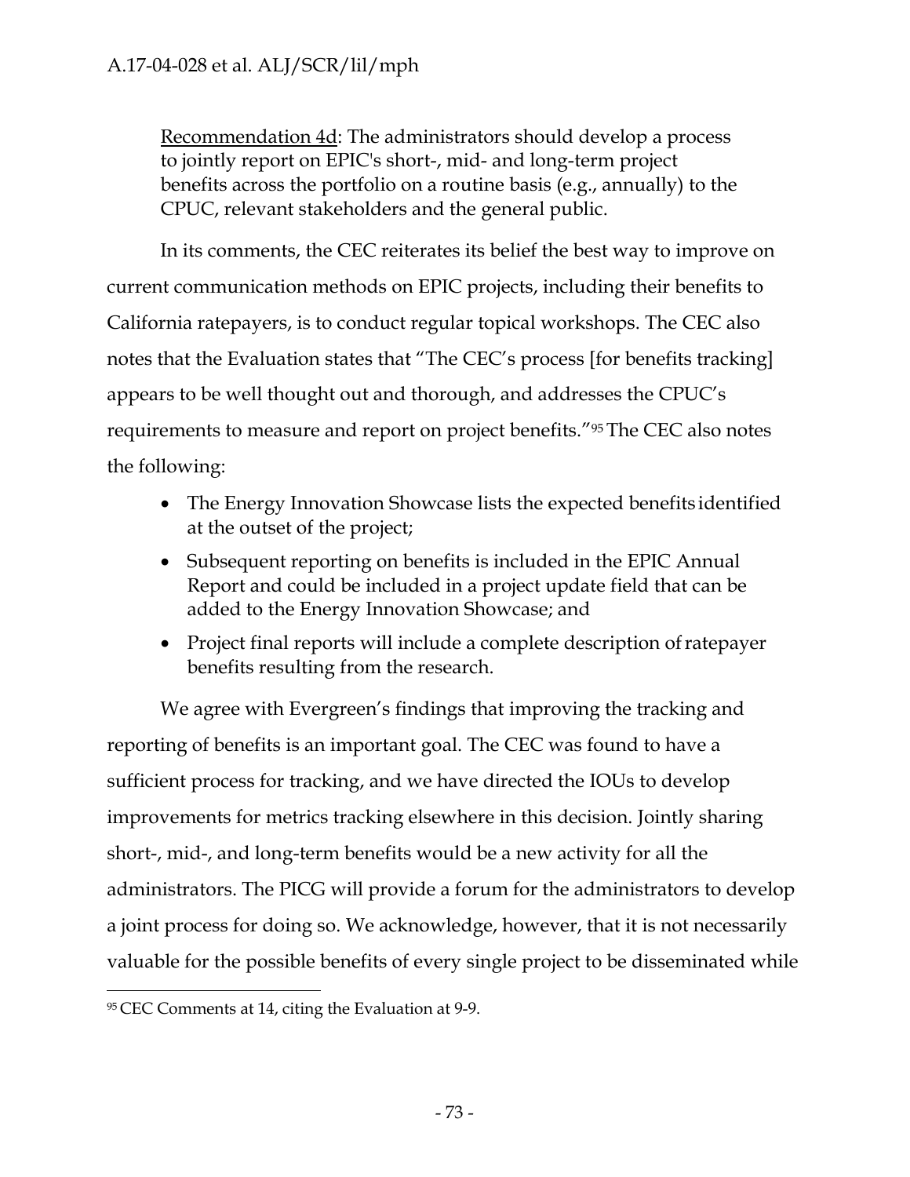Recommendation 4d: The administrators should develop a process to jointly report on EPIC's short-, mid- and long-term project benefits across the portfolio on a routine basis (e.g., annually) to the CPUC, relevant stakeholders and the general public.

In its comments, the CEC reiterates its belief the best way to improve on current communication methods on EPIC projects, including their benefits to California ratepayers, is to conduct regular topical workshops. The CEC also notes that the Evaluation states that "The CEC's process [for benefits tracking] appears to be well thought out and thorough, and addresses the CPUC's requirements to measure and report on project benefits."[95] The CEC also notes the following:

- The Energy Innovation Showcase lists the expected benefits identified at the outset of the project;
- Subsequent reporting on benefits is included in the EPIC Annual Report and could be included in a project update field that can be added to the Energy Innovation Showcase; and
- Project final reports will include a complete description of ratepayer benefits resulting from the research.

We agree with Evergreen's findings that improving the tracking and reporting of benefits is an important goal. The CEC was found to have a sufficient process for tracking, and we have directed the IOUs to develop improvements for metrics tracking elsewhere in this decision. Jointly sharing short-, mid-, and long-term benefits would be a new activity for all the administrators. The PICG will provide a forum for the administrators to develop a joint process for doing so. We acknowledge, however, that it is not necessarily valuable for the possible benefits of every single project to be disseminated while

[95] CEC Comments at 14, citing the Evaluation at 9-9.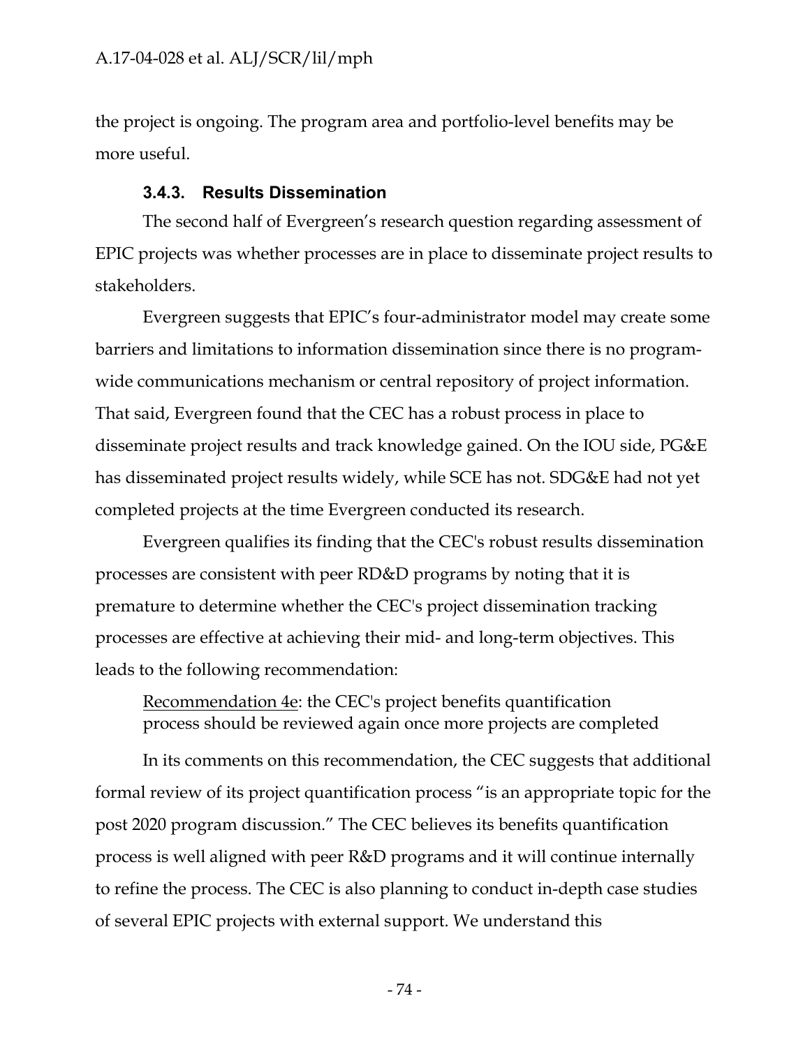the project is ongoing. The program area and portfolio-level benefits may be more useful.

### 3.4.3. Results Dissemination

The second half of Evergreen's research question regarding assessment of EPIC projects was whether processes are in place to disseminate project results to stakeholders.

Evergreen suggests that EPIC's four-administrator model may create some barriers and limitations to information dissemination since there is no program-wide communications mechanism or central repository of project information. That said, Evergreen found that the CEC has a robust process in place to disseminate project results and track knowledge gained. On the IOU side, PG&E has disseminated project results widely, while SCE has not. SDG&E had not yet completed projects at the time Evergreen conducted its research.

Evergreen qualifies its finding that the CEC's robust results dissemination processes are consistent with peer RD&D programs by noting that it is premature to determine whether the CEC's project dissemination tracking processes are effective at achieving their mid- and long-term objectives. This leads to the following recommendation:

> Recommendation 4e: the CEC's project benefits quantification process should be reviewed again once more projects are completed

In its comments on this recommendation, the CEC suggests that additional formal review of its project quantification process "is an appropriate topic for the post 2020 program discussion." The CEC believes its benefits quantification process is well aligned with peer R&D programs and it will continue internally to refine the process. The CEC is also planning to conduct in-depth case studies of several EPIC projects with external support. We understand this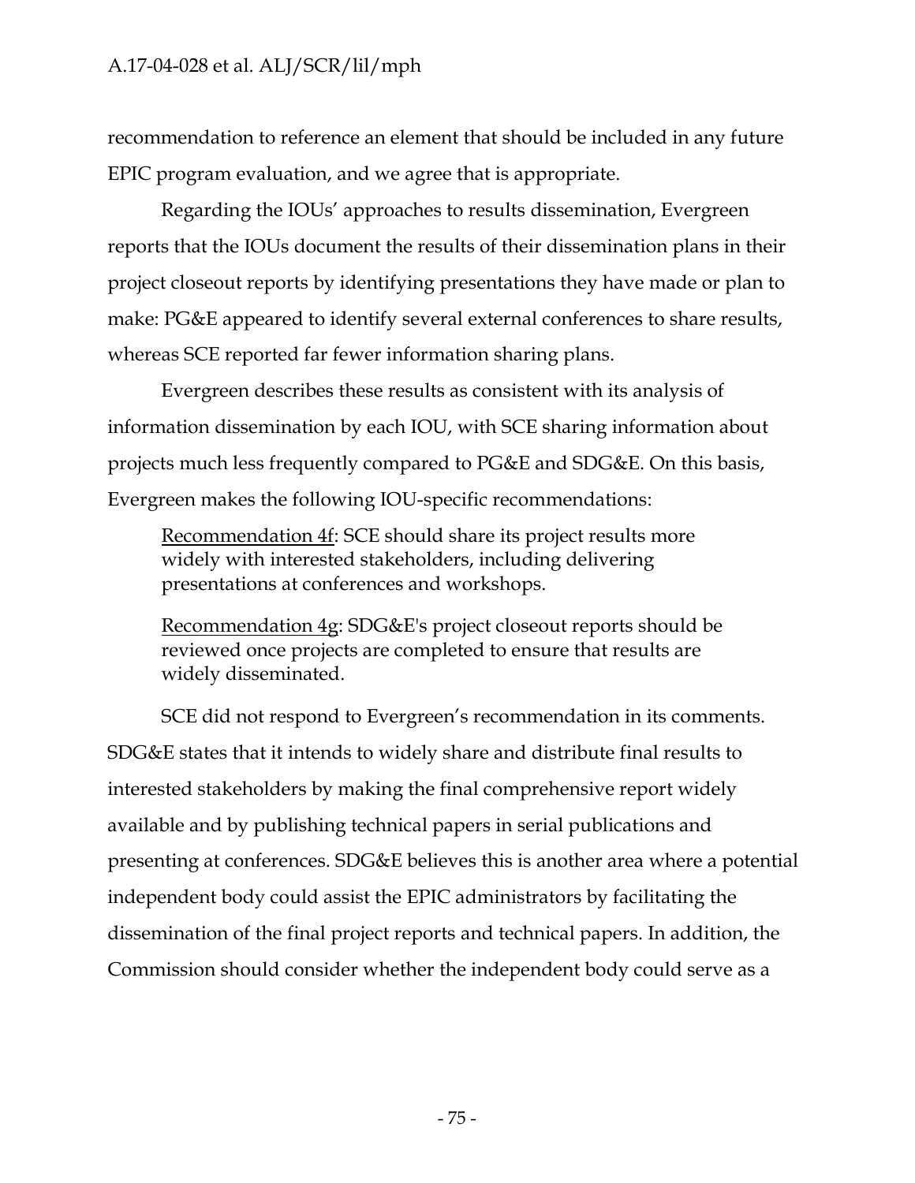recommendation to reference an element that should be included in any future EPIC program evaluation, and we agree that is appropriate.

Regarding the IOUs' approaches to results dissemination, Evergreen reports that the IOUs document the results of their dissemination plans in their project closeout reports by identifying presentations they have made or plan to make: PG&E appeared to identify several external conferences to share results, whereas SCE reported far fewer information sharing plans.

Evergreen describes these results as consistent with its analysis of information dissemination by each IOU, with SCE sharing information about projects much less frequently compared to PG&E and SDG&E. On this basis, Evergreen makes the following IOU-specific recommendations:

> Recommendation 4f: SCE should share its project results more widely with interested stakeholders, including delivering presentations at conferences and workshops.
>
> Recommendation 4g: SDG&E's project closeout reports should be reviewed once projects are completed to ensure that results are widely disseminated.

SCE did not respond to Evergreen's recommendation in its comments. SDG&E states that it intends to widely share and distribute final results to interested stakeholders by making the final comprehensive report widely available and by publishing technical papers in serial publications and presenting at conferences. SDG&E believes this is another area where a potential independent body could assist the EPIC administrators by facilitating the dissemination of the final project reports and technical papers. In addition, the Commission should consider whether the independent body could serve as a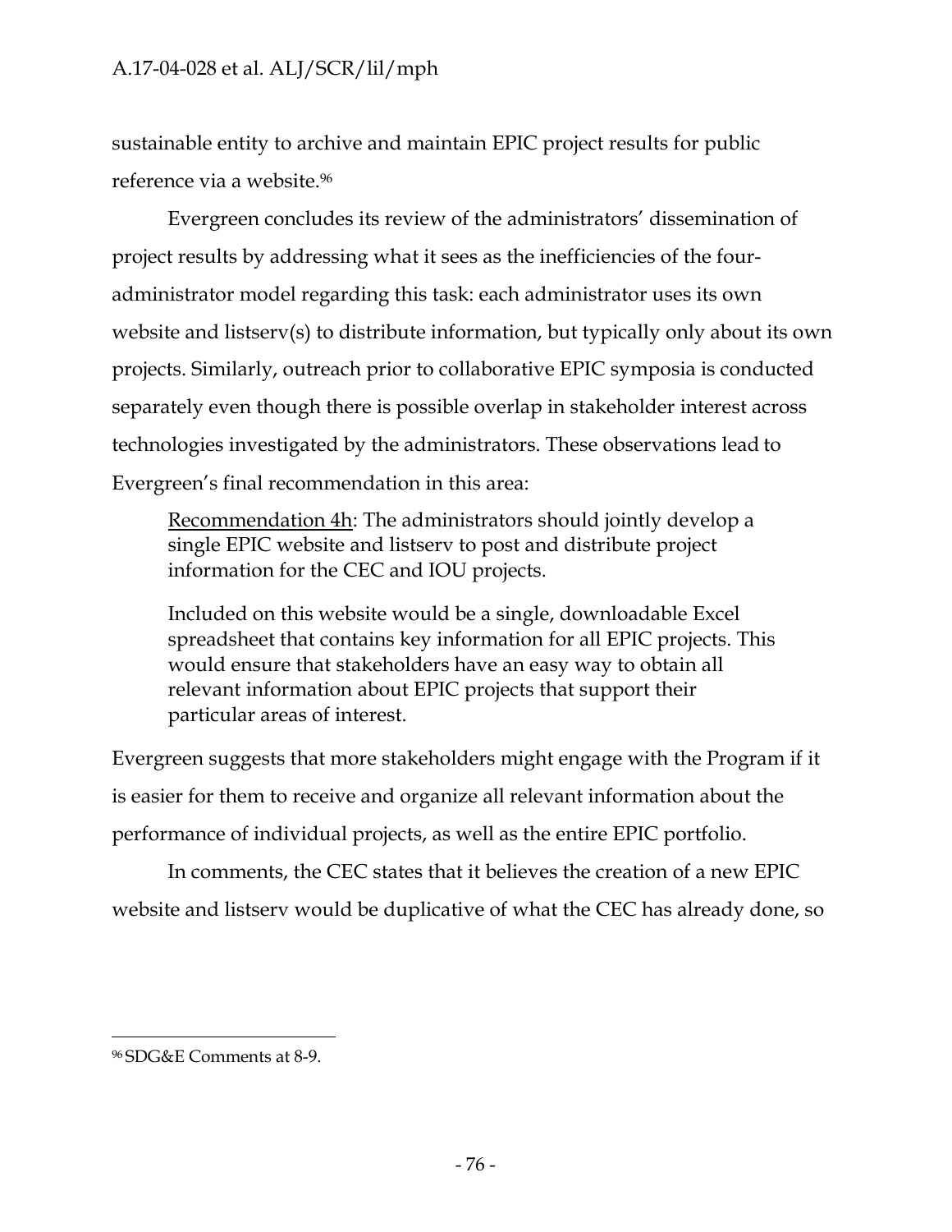sustainable entity to archive and maintain EPIC project results for public reference via a website.[96]

Evergreen concludes its review of the administrators' dissemination of project results by addressing what it sees as the inefficiencies of the four-administrator model regarding this task: each administrator uses its own website and listserv(s) to distribute information, but typically only about its own projects. Similarly, outreach prior to collaborative EPIC symposia is conducted separately even though there is possible overlap in stakeholder interest across technologies investigated by the administrators. These observations lead to Evergreen's final recommendation in this area:

> <u>Recommendation 4h</u>: The administrators should jointly develop a single EPIC website and listserv to post and distribute project information for the CEC and IOU projects.
>
> Included on this website would be a single, downloadable Excel spreadsheet that contains key information for all EPIC projects. This would ensure that stakeholders have an easy way to obtain all relevant information about EPIC projects that support their particular areas of interest.

Evergreen suggests that more stakeholders might engage with the Program if it is easier for them to receive and organize all relevant information about the performance of individual projects, as well as the entire EPIC portfolio.

In comments, the CEC states that it believes the creation of a new EPIC website and listserv would be duplicative of what the CEC has already done, so

---

[96] SDG&E Comments at 8-9.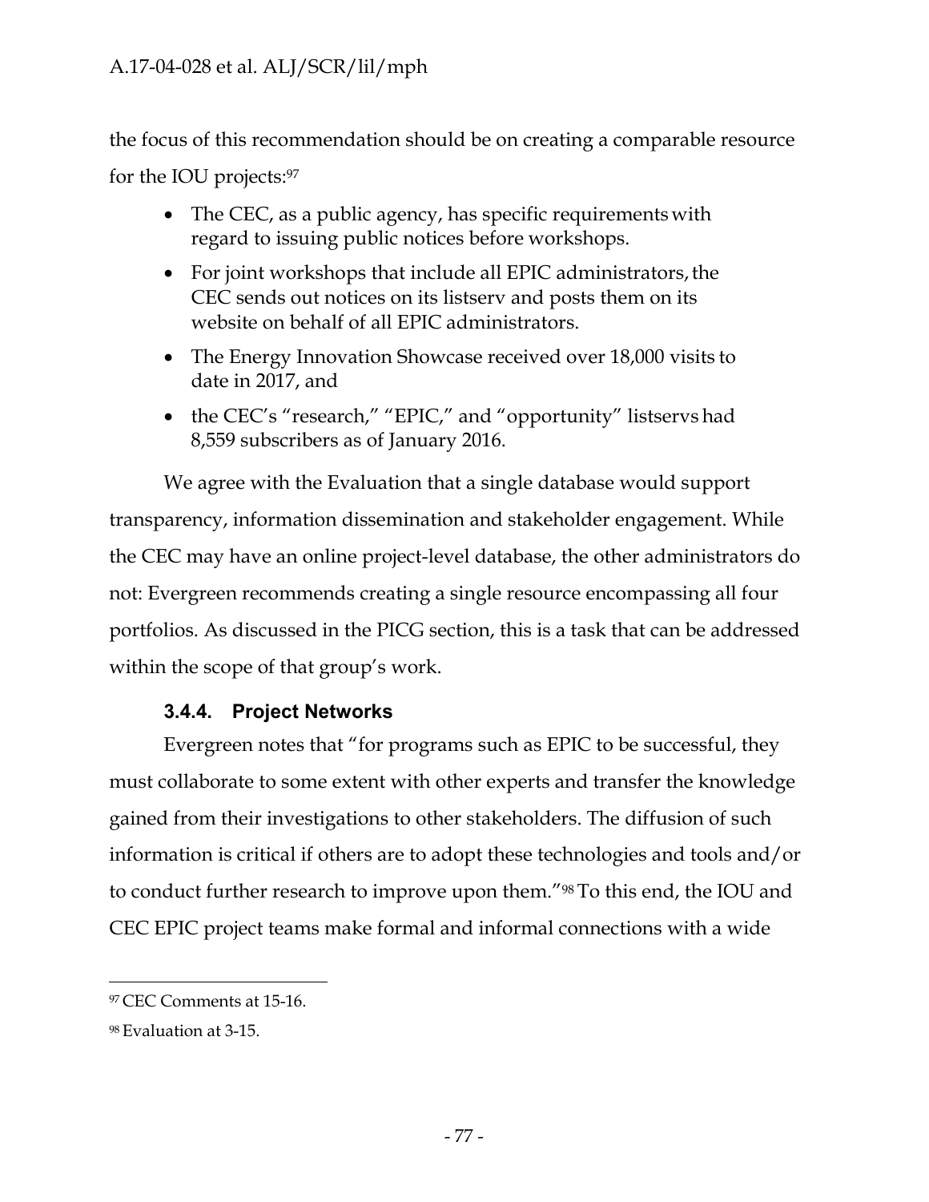the focus of this recommendation should be on creating a comparable resource for the IOU projects:[97]

- The CEC, as a public agency, has specific requirements with regard to issuing public notices before workshops.
- For joint workshops that include all EPIC administrators, the CEC sends out notices on its listserv and posts them on its website on behalf of all EPIC administrators.
- The Energy Innovation Showcase received over 18,000 visits to date in 2017, and
- the CEC's "research," "EPIC," and "opportunity" listservs had 8,559 subscribers as of January 2016.

We agree with the Evaluation that a single database would support transparency, information dissemination and stakeholder engagement. While the CEC may have an online project-level database, the other administrators do not: Evergreen recommends creating a single resource encompassing all four portfolios. As discussed in the PICG section, this is a task that can be addressed within the scope of that group's work.

### 3.4.4. Project Networks

Evergreen notes that "for programs such as EPIC to be successful, they must collaborate to some extent with other experts and transfer the knowledge gained from their investigations to other stakeholders. The diffusion of such information is critical if others are to adopt these technologies and tools and/or to conduct further research to improve upon them."[98] To this end, the IOU and CEC EPIC project teams make formal and informal connections with a wide

---

[97] CEC Comments at 15-16.

[98] Evaluation at 3-15.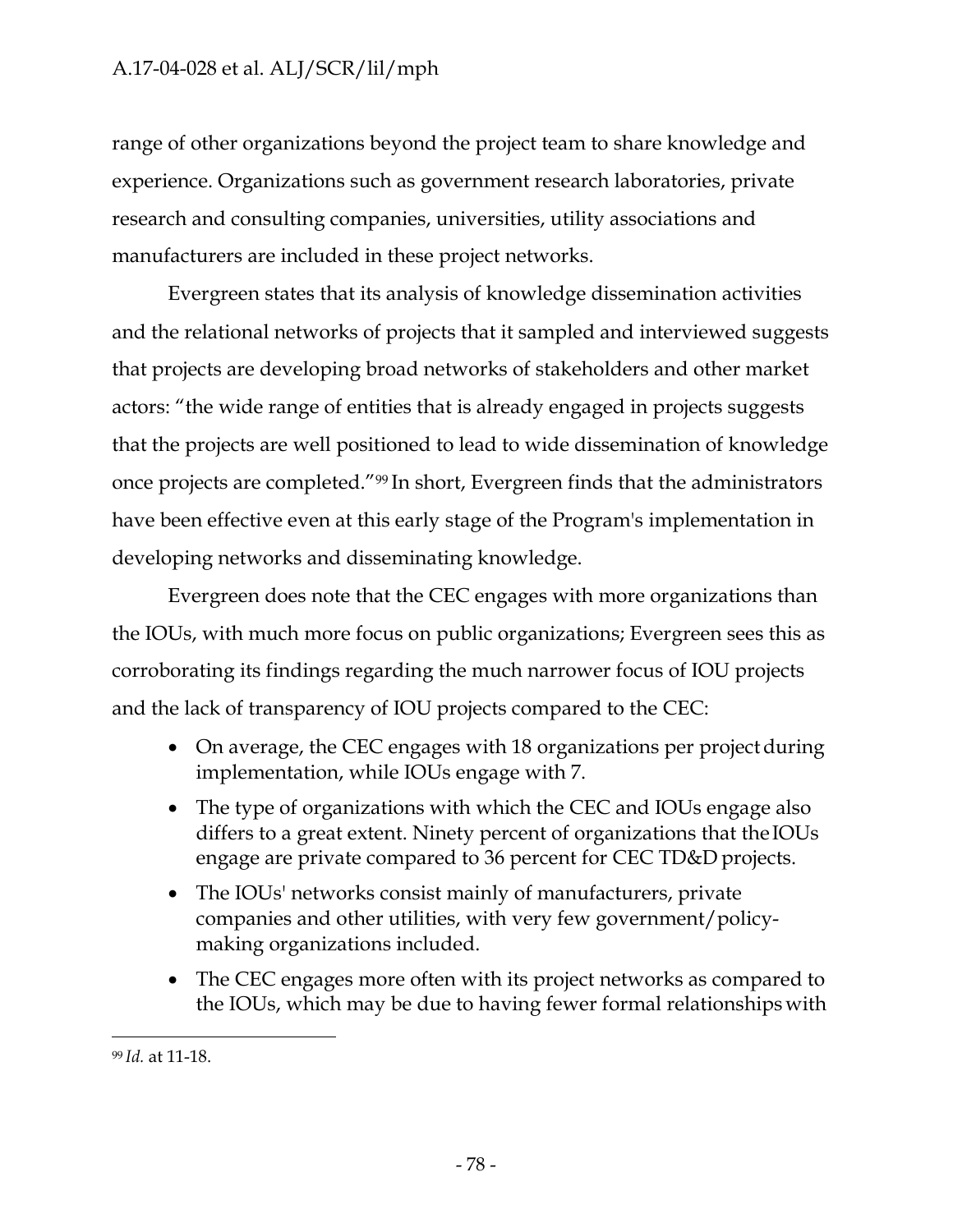range of other organizations beyond the project team to share knowledge and experience. Organizations such as government research laboratories, private research and consulting companies, universities, utility associations and manufacturers are included in these project networks.

Evergreen states that its analysis of knowledge dissemination activities and the relational networks of projects that it sampled and interviewed suggests that projects are developing broad networks of stakeholders and other market actors: "the wide range of entities that is already engaged in projects suggests that the projects are well positioned to lead to wide dissemination of knowledge once projects are completed."[99] In short, Evergreen finds that the administrators have been effective even at this early stage of the Program's implementation in developing networks and disseminating knowledge.

Evergreen does note that the CEC engages with more organizations than the IOUs, with much more focus on public organizations; Evergreen sees this as corroborating its findings regarding the much narrower focus of IOU projects and the lack of transparency of IOU projects compared to the CEC:

- On average, the CEC engages with 18 organizations per project during implementation, while IOUs engage with 7.
- The type of organizations with which the CEC and IOUs engage also differs to a great extent. Ninety percent of organizations that the IOUs engage are private compared to 36 percent for CEC TD&D projects.
- The IOUs' networks consist mainly of manufacturers, private companies and other utilities, with very few government/policy-making organizations included.
- The CEC engages more often with its project networks as compared to the IOUs, which may be due to having fewer formal relationships with

---

[99] *Id.* at 11-18.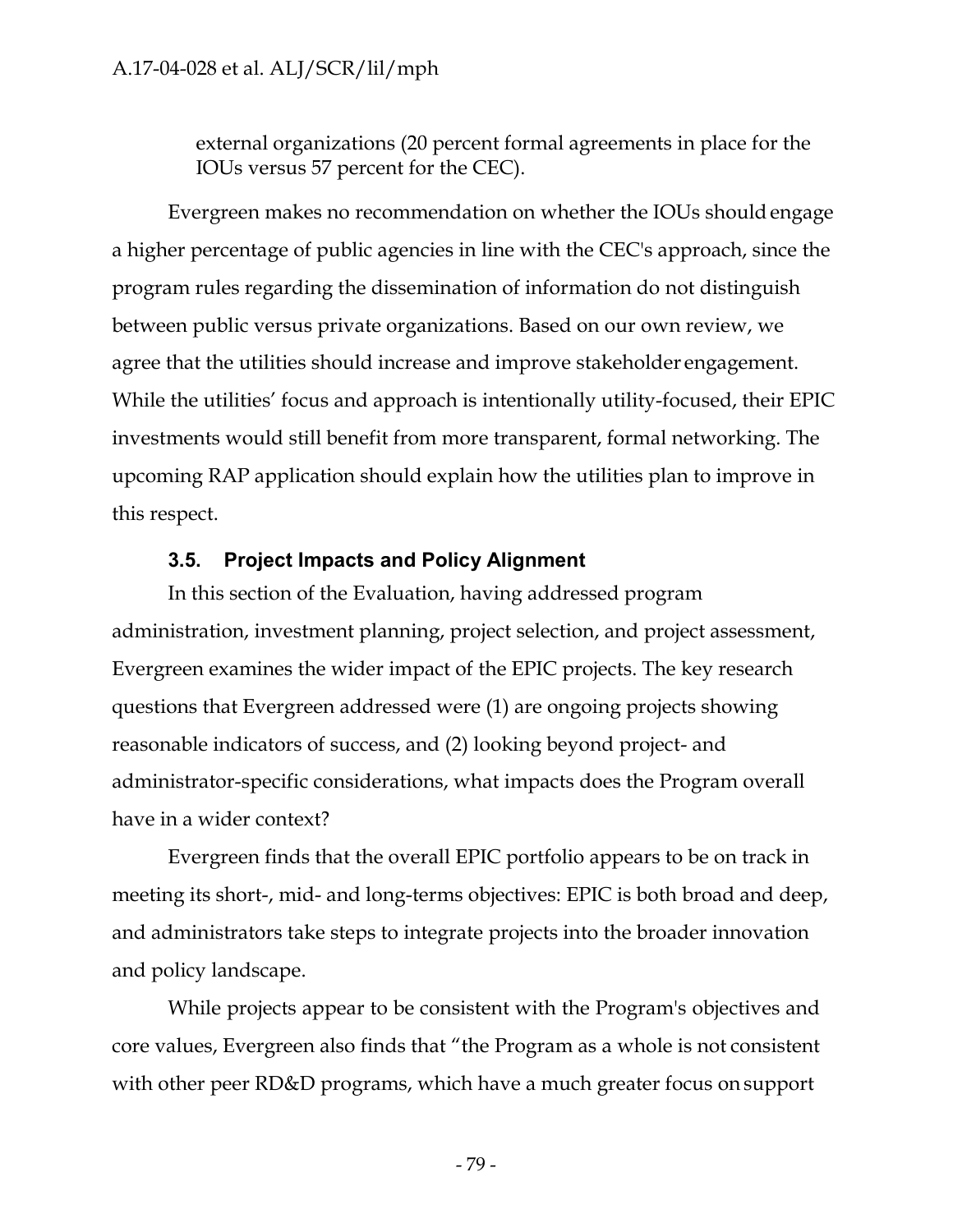external organizations (20 percent formal agreements in place for the IOUs versus 57 percent for the CEC).

Evergreen makes no recommendation on whether the IOUs should engage a higher percentage of public agencies in line with the CEC's approach, since the program rules regarding the dissemination of information do not distinguish between public versus private organizations. Based on our own review, we agree that the utilities should increase and improve stakeholder engagement. While the utilities' focus and approach is intentionally utility-focused, their EPIC investments would still benefit from more transparent, formal networking. The upcoming RAP application should explain how the utilities plan to improve in this respect.

### 3.5. Project Impacts and Policy Alignment

In this section of the Evaluation, having addressed program administration, investment planning, project selection, and project assessment, Evergreen examines the wider impact of the EPIC projects. The key research questions that Evergreen addressed were (1) are ongoing projects showing reasonable indicators of success, and (2) looking beyond project- and administrator-specific considerations, what impacts does the Program overall have in a wider context?

Evergreen finds that the overall EPIC portfolio appears to be on track in meeting its short-, mid- and long-terms objectives: EPIC is both broad and deep, and administrators take steps to integrate projects into the broader innovation and policy landscape.

While projects appear to be consistent with the Program's objectives and core values, Evergreen also finds that "the Program as a whole is not consistent with other peer RD&D programs, which have a much greater focus on support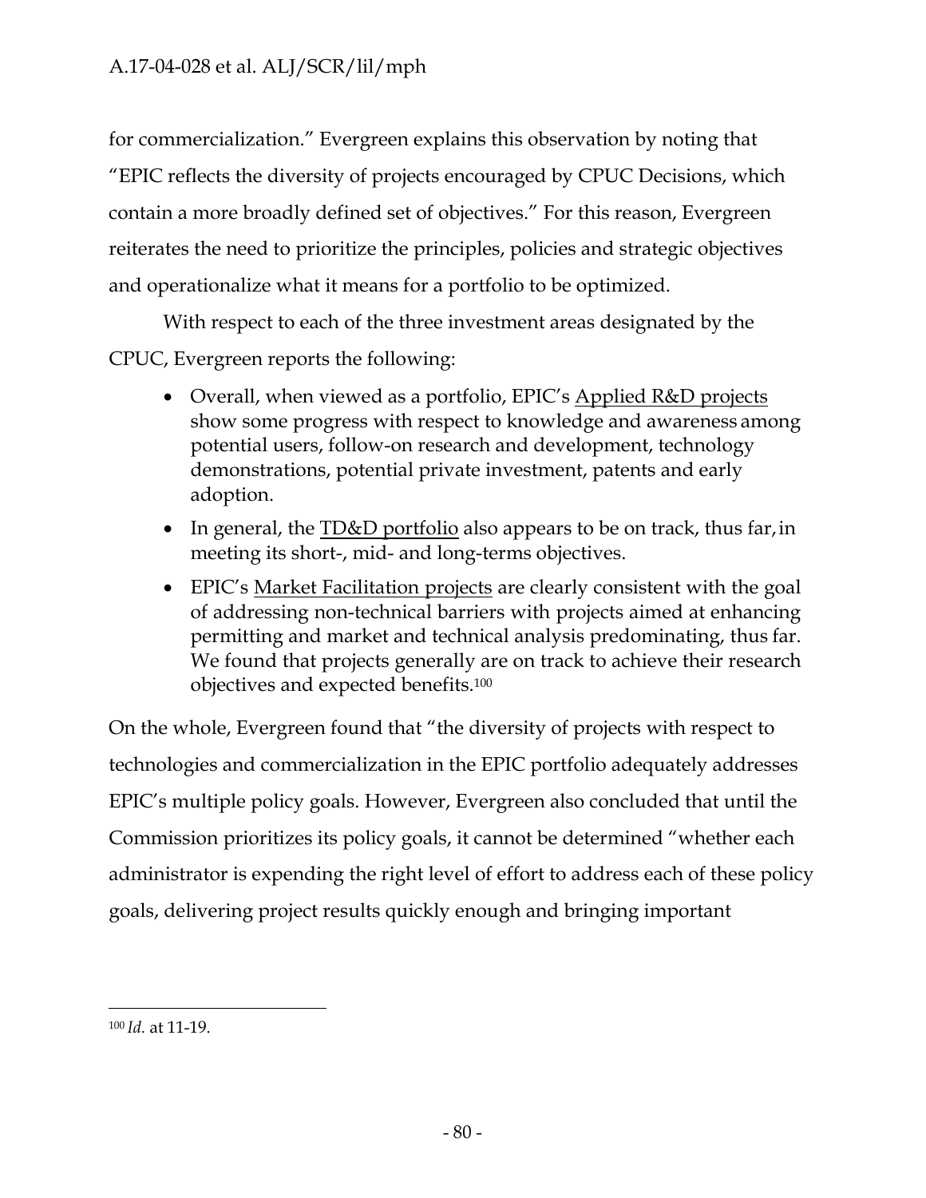for commercialization." Evergreen explains this observation by noting that "EPIC reflects the diversity of projects encouraged by CPUC Decisions, which contain a more broadly defined set of objectives." For this reason, Evergreen reiterates the need to prioritize the principles, policies and strategic objectives and operationalize what it means for a portfolio to be optimized.

With respect to each of the three investment areas designated by the CPUC, Evergreen reports the following:

- Overall, when viewed as a portfolio, EPIC's <u>Applied R&D projects</u> show some progress with respect to knowledge and awareness among potential users, follow-on research and development, technology demonstrations, potential private investment, patents and early adoption.
- In general, the <u>TD&D portfolio</u> also appears to be on track, thus far, in meeting its short-, mid- and long-terms objectives.
- EPIC's <u>Market Facilitation projects</u> are clearly consistent with the goal of addressing non-technical barriers with projects aimed at enhancing permitting and market and technical analysis predominating, thus far. We found that projects generally are on track to achieve their research objectives and expected benefits.[100]

On the whole, Evergreen found that "the diversity of projects with respect to technologies and commercialization in the EPIC portfolio adequately addresses EPIC's multiple policy goals. However, Evergreen also concluded that until the Commission prioritizes its policy goals, it cannot be determined "whether each administrator is expending the right level of effort to address each of these policy goals, delivering project results quickly enough and bringing important

---

[100] *Id.* at 11-19.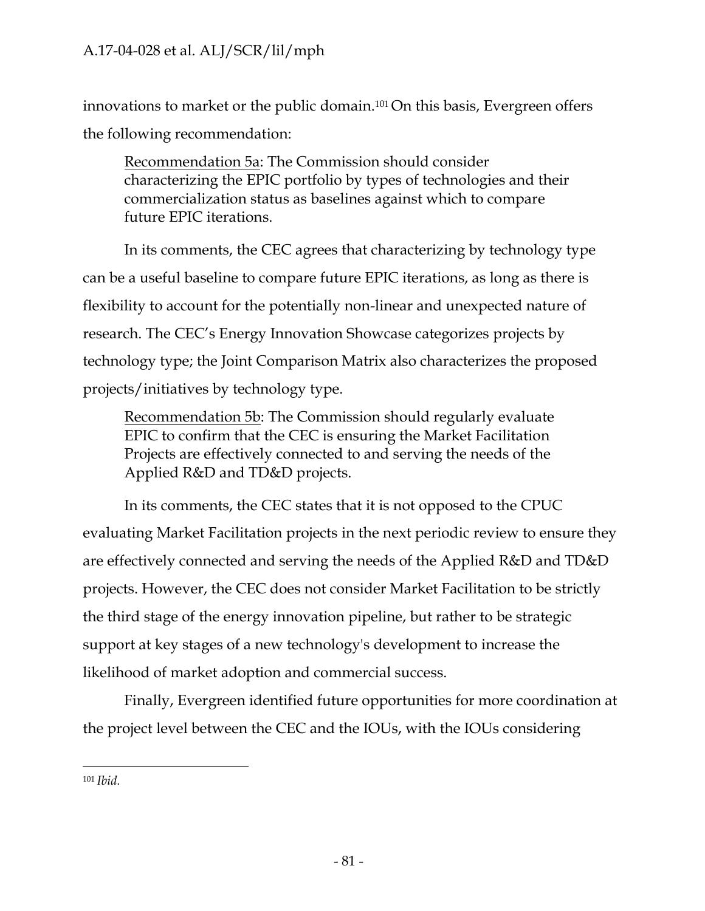innovations to market or the public domain.[101] On this basis, Evergreen offers the following recommendation:

> Recommendation 5a: The Commission should consider characterizing the EPIC portfolio by types of technologies and their commercialization status as baselines against which to compare future EPIC iterations.

In its comments, the CEC agrees that characterizing by technology type can be a useful baseline to compare future EPIC iterations, as long as there is flexibility to account for the potentially non-linear and unexpected nature of research. The CEC's Energy Innovation Showcase categorizes projects by technology type; the Joint Comparison Matrix also characterizes the proposed projects/initiatives by technology type.

> Recommendation 5b: The Commission should regularly evaluate EPIC to confirm that the CEC is ensuring the Market Facilitation Projects are effectively connected to and serving the needs of the Applied R&D and TD&D projects.

In its comments, the CEC states that it is not opposed to the CPUC evaluating Market Facilitation projects in the next periodic review to ensure they are effectively connected and serving the needs of the Applied R&D and TD&D projects. However, the CEC does not consider Market Facilitation to be strictly the third stage of the energy innovation pipeline, but rather to be strategic support at key stages of a new technology's development to increase the likelihood of market adoption and commercial success.

Finally, Evergreen identified future opportunities for more coordination at the project level between the CEC and the IOUs, with the IOUs considering

---

[101] *Ibid.*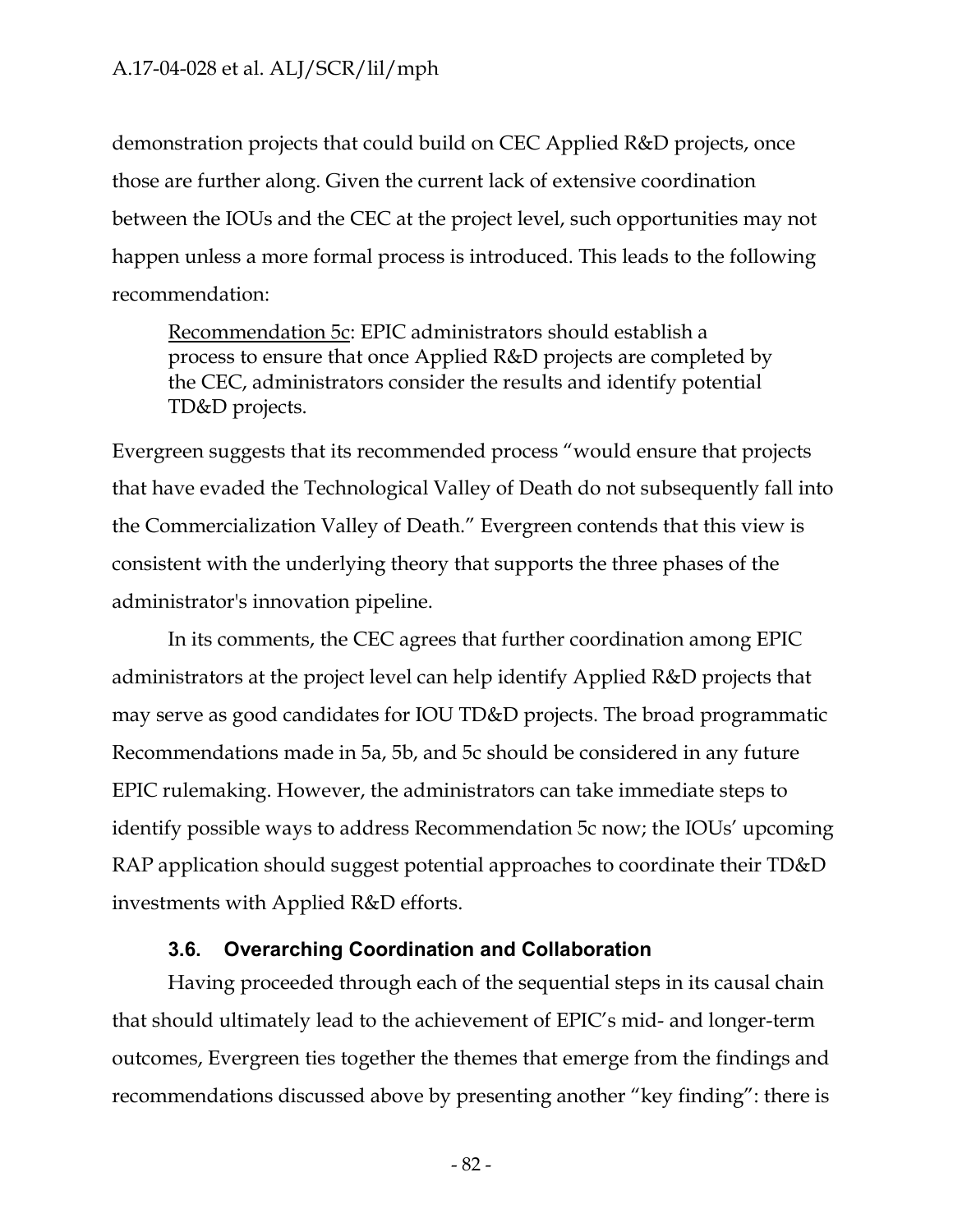demonstration projects that could build on CEC Applied R&D projects, once those are further along. Given the current lack of extensive coordination between the IOUs and the CEC at the project level, such opportunities may not happen unless a more formal process is introduced. This leads to the following recommendation:

> Recommendation 5c: EPIC administrators should establish a process to ensure that once Applied R&D projects are completed by the CEC, administrators consider the results and identify potential TD&D projects.

Evergreen suggests that its recommended process "would ensure that projects that have evaded the Technological Valley of Death do not subsequently fall into the Commercialization Valley of Death." Evergreen contends that this view is consistent with the underlying theory that supports the three phases of the administrator's innovation pipeline.

In its comments, the CEC agrees that further coordination among EPIC administrators at the project level can help identify Applied R&D projects that may serve as good candidates for IOU TD&D projects. The broad programmatic Recommendations made in 5a, 5b, and 5c should be considered in any future EPIC rulemaking. However, the administrators can take immediate steps to identify possible ways to address Recommendation 5c now; the IOUs' upcoming RAP application should suggest potential approaches to coordinate their TD&D investments with Applied R&D efforts.

### 3.6. Overarching Coordination and Collaboration

Having proceeded through each of the sequential steps in its causal chain that should ultimately lead to the achievement of EPIC's mid- and longer-term outcomes, Evergreen ties together the themes that emerge from the findings and recommendations discussed above by presenting another "key finding": there is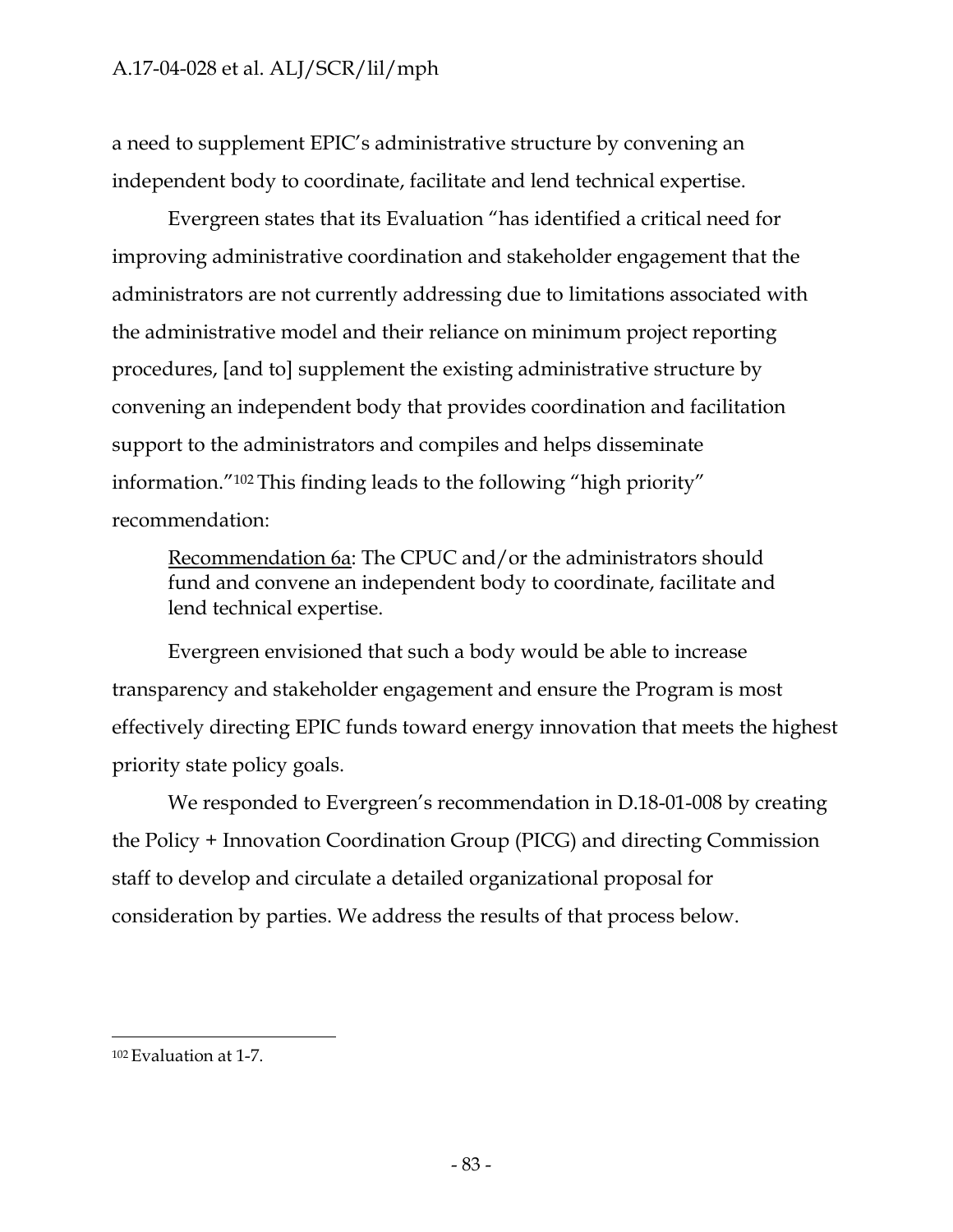a need to supplement EPIC's administrative structure by convening an independent body to coordinate, facilitate and lend technical expertise.

Evergreen states that its Evaluation "has identified a critical need for improving administrative coordination and stakeholder engagement that the administrators are not currently addressing due to limitations associated with the administrative model and their reliance on minimum project reporting procedures, [and to] supplement the existing administrative structure by convening an independent body that provides coordination and facilitation support to the administrators and compiles and helps disseminate information."[102] This finding leads to the following "high priority" recommendation:

> Recommendation 6a: The CPUC and/or the administrators should fund and convene an independent body to coordinate, facilitate and lend technical expertise.

Evergreen envisioned that such a body would be able to increase transparency and stakeholder engagement and ensure the Program is most effectively directing EPIC funds toward energy innovation that meets the highest priority state policy goals.

We responded to Evergreen's recommendation in D.18-01-008 by creating the Policy + Innovation Coordination Group (PICG) and directing Commission staff to develop and circulate a detailed organizational proposal for consideration by parties. We address the results of that process below.

---

[102] Evaluation at 1-7.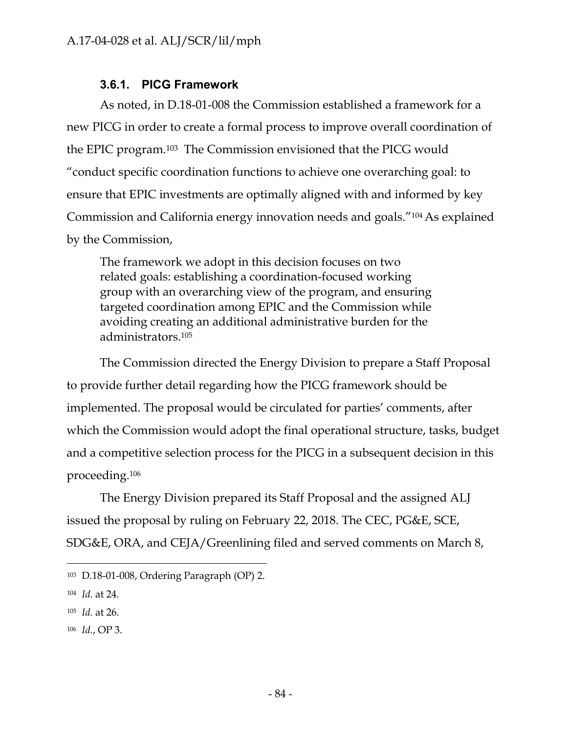### 3.6.1. PICG Framework

As noted, in D.18-01-008 the Commission established a framework for a new PICG in order to create a formal process to improve overall coordination of the EPIC program.[103] The Commission envisioned that the PICG would "conduct specific coordination functions to achieve one overarching goal: to ensure that EPIC investments are optimally aligned with and informed by key Commission and California energy innovation needs and goals."[104] As explained by the Commission,

> The framework we adopt in this decision focuses on two related goals: establishing a coordination-focused working group with an overarching view of the program, and ensuring targeted coordination among EPIC and the Commission while avoiding creating an additional administrative burden for the administrators.[105]

The Commission directed the Energy Division to prepare a Staff Proposal to provide further detail regarding how the PICG framework should be implemented. The proposal would be circulated for parties' comments, after which the Commission would adopt the final operational structure, tasks, budget and a competitive selection process for the PICG in a subsequent decision in this proceeding.[106]

The Energy Division prepared its Staff Proposal and the assigned ALJ issued the proposal by ruling on February 22, 2018. The CEC, PG&E, SCE, SDG&E, ORA, and CEJA/Greenlining filed and served comments on March 8,

---

[103] D.18-01-008, Ordering Paragraph (OP) 2.

[104] *Id.* at 24.

[105] *Id.* at 26.

[106] *Id.*, OP 3.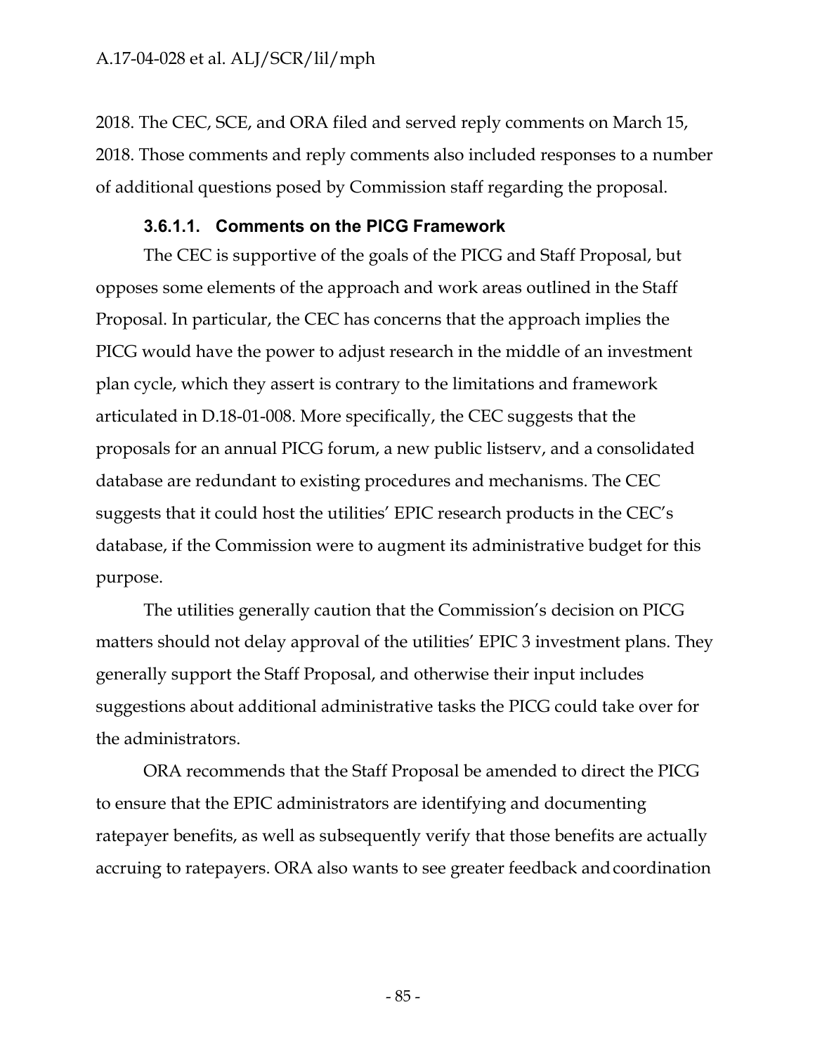2018. The CEC, SCE, and ORA filed and served reply comments on March 15, 2018. Those comments and reply comments also included responses to a number of additional questions posed by Commission staff regarding the proposal.

#### 3.6.1.1. Comments on the PICG Framework

The CEC is supportive of the goals of the PICG and Staff Proposal, but opposes some elements of the approach and work areas outlined in the Staff Proposal. In particular, the CEC has concerns that the approach implies the PICG would have the power to adjust research in the middle of an investment plan cycle, which they assert is contrary to the limitations and framework articulated in D.18-01-008. More specifically, the CEC suggests that the proposals for an annual PICG forum, a new public listserv, and a consolidated database are redundant to existing procedures and mechanisms. The CEC suggests that it could host the utilities' EPIC research products in the CEC's database, if the Commission were to augment its administrative budget for this purpose.

The utilities generally caution that the Commission's decision on PICG matters should not delay approval of the utilities' EPIC 3 investment plans. They generally support the Staff Proposal, and otherwise their input includes suggestions about additional administrative tasks the PICG could take over for the administrators.

ORA recommends that the Staff Proposal be amended to direct the PICG to ensure that the EPIC administrators are identifying and documenting ratepayer benefits, as well as subsequently verify that those benefits are actually accruing to ratepayers. ORA also wants to see greater feedback and coordination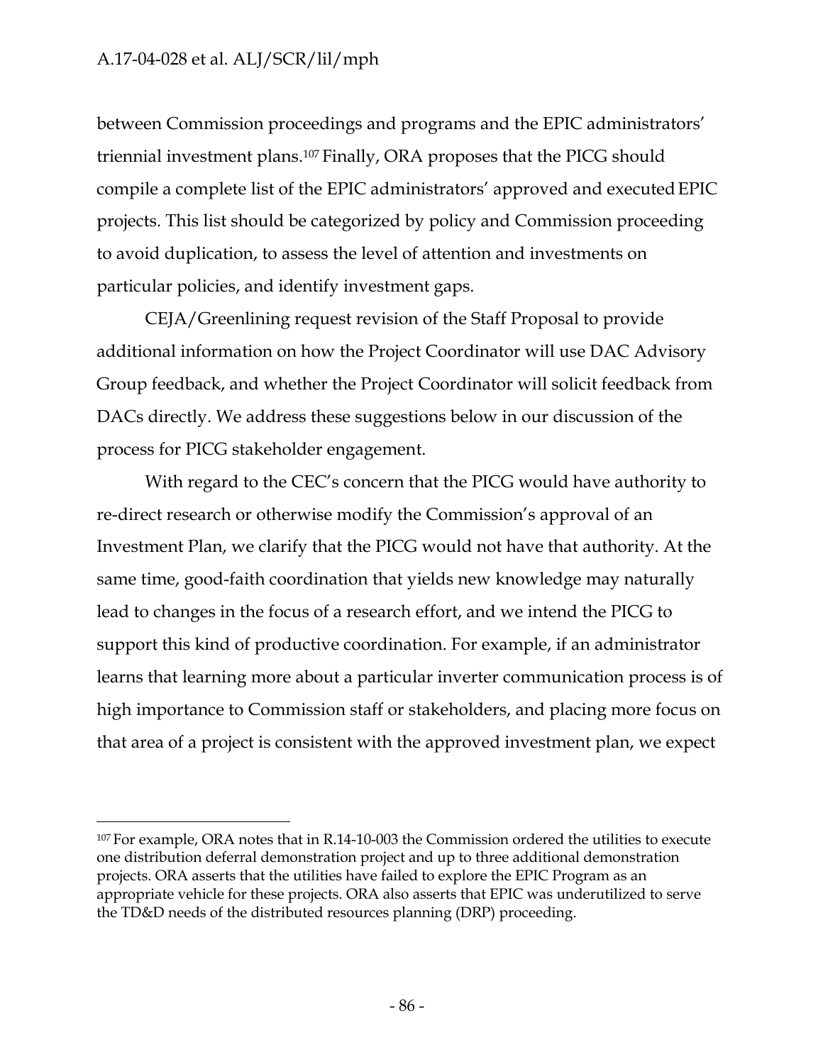between Commission proceedings and programs and the EPIC administrators' triennial investment plans.[107] Finally, ORA proposes that the PICG should compile a complete list of the EPIC administrators' approved and executed EPIC projects. This list should be categorized by policy and Commission proceeding to avoid duplication, to assess the level of attention and investments on particular policies, and identify investment gaps.

CEJA/Greenlining request revision of the Staff Proposal to provide additional information on how the Project Coordinator will use DAC Advisory Group feedback, and whether the Project Coordinator will solicit feedback from DACs directly. We address these suggestions below in our discussion of the process for PICG stakeholder engagement.

With regard to the CEC's concern that the PICG would have authority to re-direct research or otherwise modify the Commission's approval of an Investment Plan, we clarify that the PICG would not have that authority. At the same time, good-faith coordination that yields new knowledge may naturally lead to changes in the focus of a research effort, and we intend the PICG to support this kind of productive coordination. For example, if an administrator learns that learning more about a particular inverter communication process is of high importance to Commission staff or stakeholders, and placing more focus on that area of a project is consistent with the approved investment plan, we expect

---

[107] For example, ORA notes that in R.14-10-003 the Commission ordered the utilities to execute one distribution deferral demonstration project and up to three additional demonstration projects. ORA asserts that the utilities have failed to explore the EPIC Program as an appropriate vehicle for these projects. ORA also asserts that EPIC was underutilized to serve the TD&D needs of the distributed resources planning (DRP) proceeding.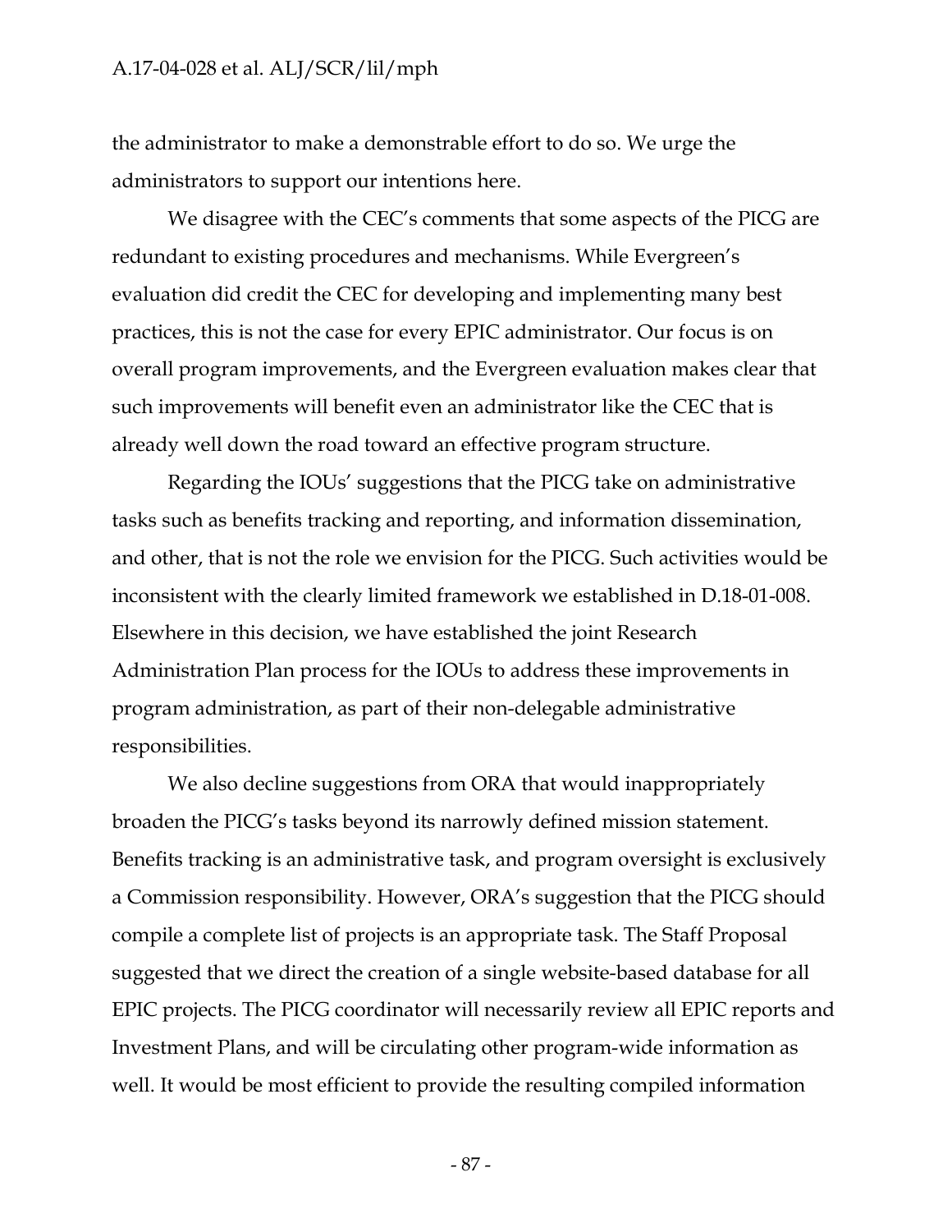the administrator to make a demonstrable effort to do so. We urge the administrators to support our intentions here.

We disagree with the CEC's comments that some aspects of the PICG are redundant to existing procedures and mechanisms. While Evergreen's evaluation did credit the CEC for developing and implementing many best practices, this is not the case for every EPIC administrator. Our focus is on overall program improvements, and the Evergreen evaluation makes clear that such improvements will benefit even an administrator like the CEC that is already well down the road toward an effective program structure.

Regarding the IOUs' suggestions that the PICG take on administrative tasks such as benefits tracking and reporting, and information dissemination, and other, that is not the role we envision for the PICG. Such activities would be inconsistent with the clearly limited framework we established in D.18-01-008. Elsewhere in this decision, we have established the joint Research Administration Plan process for the IOUs to address these improvements in program administration, as part of their non-delegable administrative responsibilities.

We also decline suggestions from ORA that would inappropriately broaden the PICG's tasks beyond its narrowly defined mission statement. Benefits tracking is an administrative task, and program oversight is exclusively a Commission responsibility. However, ORA's suggestion that the PICG should compile a complete list of projects is an appropriate task. The Staff Proposal suggested that we direct the creation of a single website-based database for all EPIC projects. The PICG coordinator will necessarily review all EPIC reports and Investment Plans, and will be circulating other program-wide information as well. It would be most efficient to provide the resulting compiled information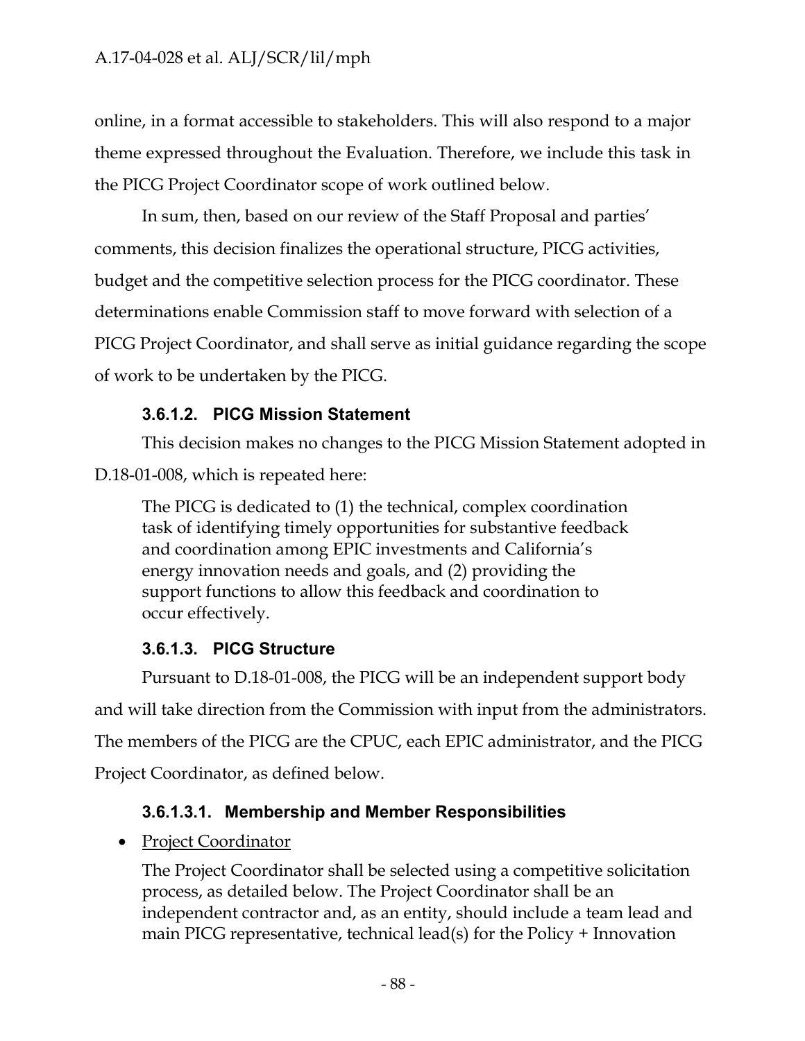online, in a format accessible to stakeholders. This will also respond to a major theme expressed throughout the Evaluation. Therefore, we include this task in the PICG Project Coordinator scope of work outlined below.

In sum, then, based on our review of the Staff Proposal and parties' comments, this decision finalizes the operational structure, PICG activities, budget and the competitive selection process for the PICG coordinator. These determinations enable Commission staff to move forward with selection of a PICG Project Coordinator, and shall serve as initial guidance regarding the scope of work to be undertaken by the PICG.

### 3.6.1.2. PICG Mission Statement

This decision makes no changes to the PICG Mission Statement adopted in D.18-01-008, which is repeated here:

> The PICG is dedicated to (1) the technical, complex coordination task of identifying timely opportunities for substantive feedback and coordination among EPIC investments and California's energy innovation needs and goals, and (2) providing the support functions to allow this feedback and coordination to occur effectively.

### 3.6.1.3. PICG Structure

Pursuant to D.18-01-008, the PICG will be an independent support body and will take direction from the Commission with input from the administrators. The members of the PICG are the CPUC, each EPIC administrator, and the PICG Project Coordinator, as defined below.

#### 3.6.1.3.1. Membership and Member Responsibilities

- Project Coordinator

  The Project Coordinator shall be selected using a competitive solicitation process, as detailed below. The Project Coordinator shall be an independent contractor and, as an entity, should include a team lead and main PICG representative, technical lead(s) for the Policy + Innovation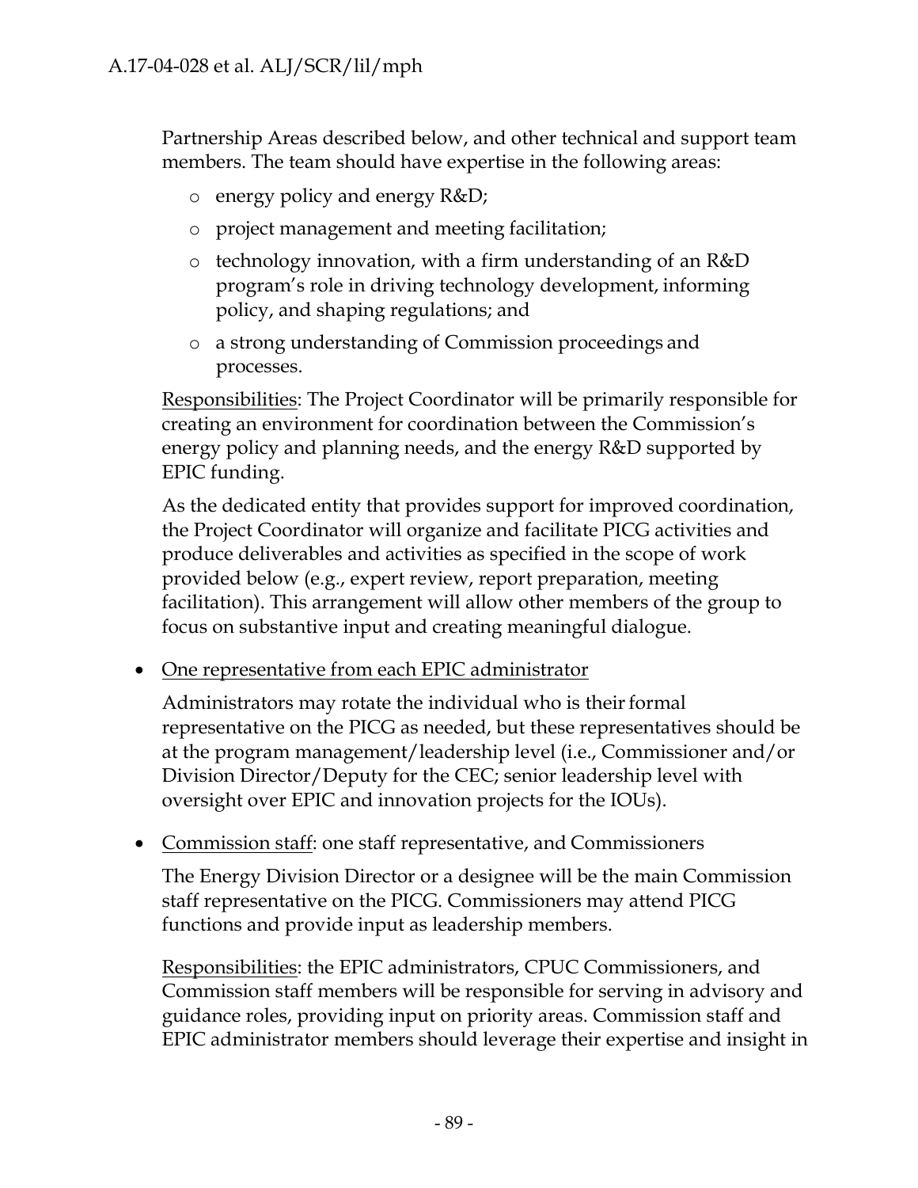Partnership Areas described below, and other technical and support team members. The team should have expertise in the following areas:

- energy policy and energy R&D;
- project management and meeting facilitation;
- technology innovation, with a firm understanding of an R&D program's role in driving technology development, informing policy, and shaping regulations; and
- a strong understanding of Commission proceedings and processes.

Responsibilities: The Project Coordinator will be primarily responsible for creating an environment for coordination between the Commission's energy policy and planning needs, and the energy R&D supported by EPIC funding.

As the dedicated entity that provides support for improved coordination, the Project Coordinator will organize and facilitate PICG activities and produce deliverables and activities as specified in the scope of work provided below (e.g., expert review, report preparation, meeting facilitation). This arrangement will allow other members of the group to focus on substantive input and creating meaningful dialogue.

- One representative from each EPIC administrator

  Administrators may rotate the individual who is their formal representative on the PICG as needed, but these representatives should be at the program management/leadership level (i.e., Commissioner and/or Division Director/Deputy for the CEC; senior leadership level with oversight over EPIC and innovation projects for the IOUs).

- Commission staff: one staff representative, and Commissioners

  The Energy Division Director or a designee will be the main Commission staff representative on the PICG. Commissioners may attend PICG functions and provide input as leadership members.

  Responsibilities: the EPIC administrators, CPUC Commissioners, and Commission staff members will be responsible for serving in advisory and guidance roles, providing input on priority areas. Commission staff and EPIC administrator members should leverage their expertise and insight in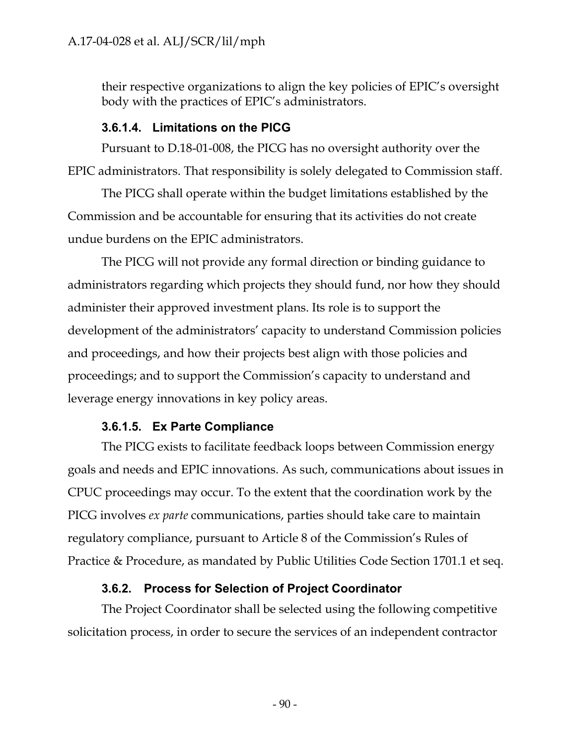their respective organizations to align the key policies of EPIC's oversight body with the practices of EPIC's administrators.

#### 3.6.1.4. Limitations on the PICG

Pursuant to D.18-01-008, the PICG has no oversight authority over the EPIC administrators. That responsibility is solely delegated to Commission staff.

The PICG shall operate within the budget limitations established by the Commission and be accountable for ensuring that its activities do not create undue burdens on the EPIC administrators.

The PICG will not provide any formal direction or binding guidance to administrators regarding which projects they should fund, nor how they should administer their approved investment plans. Its role is to support the development of the administrators' capacity to understand Commission policies and proceedings, and how their projects best align with those policies and proceedings; and to support the Commission's capacity to understand and leverage energy innovations in key policy areas.

#### 3.6.1.5. Ex Parte Compliance

The PICG exists to facilitate feedback loops between Commission energy goals and needs and EPIC innovations. As such, communications about issues in CPUC proceedings may occur. To the extent that the coordination work by the PICG involves *ex parte* communications, parties should take care to maintain regulatory compliance, pursuant to Article 8 of the Commission's Rules of Practice & Procedure, as mandated by Public Utilities Code Section 1701.1 et seq.

### 3.6.2. Process for Selection of Project Coordinator

The Project Coordinator shall be selected using the following competitive solicitation process, in order to secure the services of an independent contractor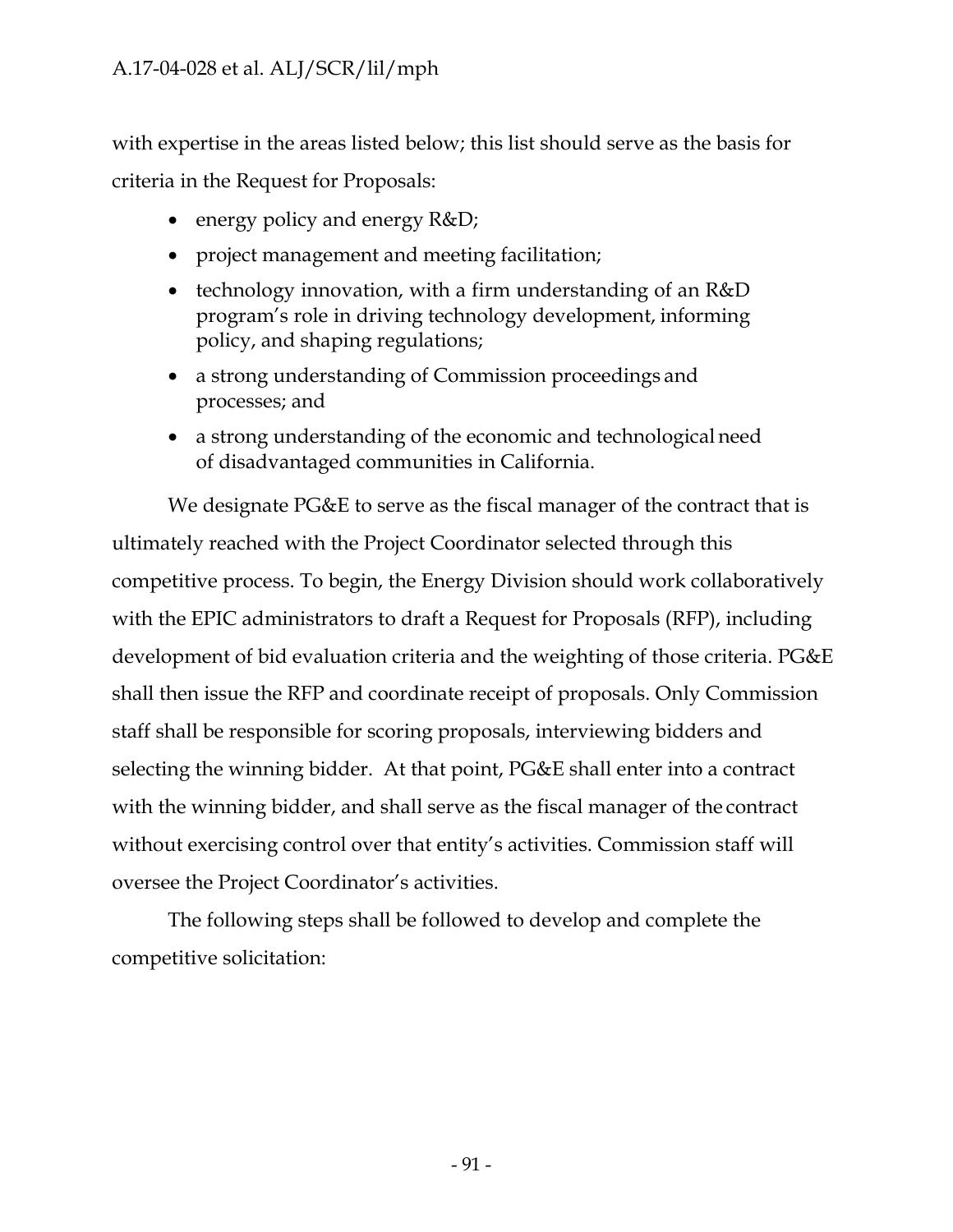with expertise in the areas listed below; this list should serve as the basis for criteria in the Request for Proposals:

- energy policy and energy R&D;
- project management and meeting facilitation;
- technology innovation, with a firm understanding of an R&D program's role in driving technology development, informing policy, and shaping regulations;
- a strong understanding of Commission proceedings and processes; and
- a strong understanding of the economic and technological need of disadvantaged communities in California.

We designate PG&E to serve as the fiscal manager of the contract that is ultimately reached with the Project Coordinator selected through this competitive process. To begin, the Energy Division should work collaboratively with the EPIC administrators to draft a Request for Proposals (RFP), including development of bid evaluation criteria and the weighting of those criteria. PG&E shall then issue the RFP and coordinate receipt of proposals. Only Commission staff shall be responsible for scoring proposals, interviewing bidders and selecting the winning bidder. At that point, PG&E shall enter into a contract with the winning bidder, and shall serve as the fiscal manager of the contract without exercising control over that entity's activities. Commission staff will oversee the Project Coordinator's activities.

The following steps shall be followed to develop and complete the competitive solicitation: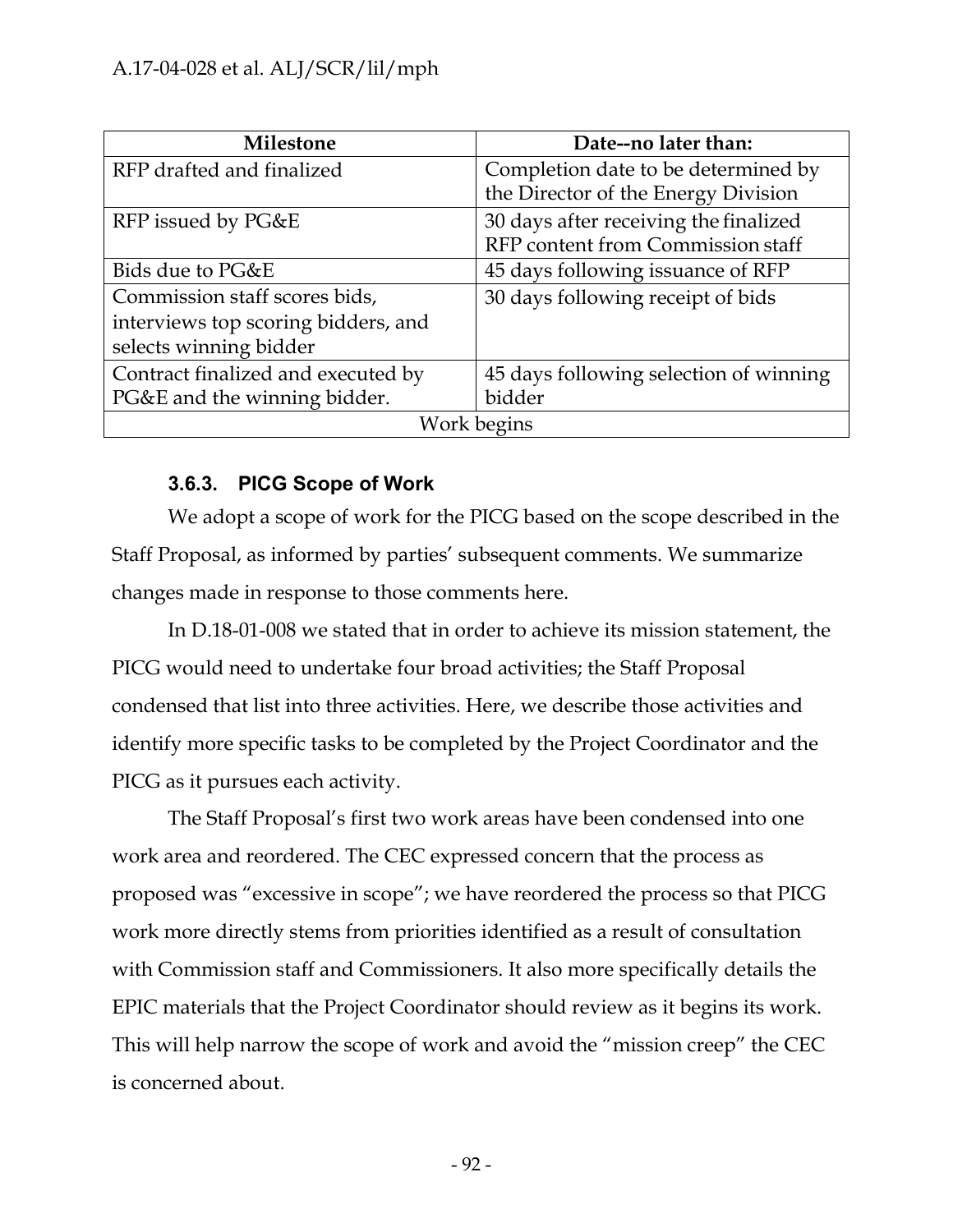| Milestone | Date--no later than: |
|---|---|
| RFP drafted and finalized | Completion date to be determined by the Director of the Energy Division |
| RFP issued by PG&E | 30 days after receiving the finalized RFP content from Commission staff |
| Bids due to PG&E | 45 days following issuance of RFP |
| Commission staff scores bids, interviews top scoring bidders, and selects winning bidder | 30 days following receipt of bids |
| Contract finalized and executed by PG&E and the winning bidder. | 45 days following selection of winning bidder |
| Work begins | |

### 3.6.3. PICG Scope of Work

We adopt a scope of work for the PICG based on the scope described in the Staff Proposal, as informed by parties' subsequent comments. We summarize changes made in response to those comments here.

In D.18-01-008 we stated that in order to achieve its mission statement, the PICG would need to undertake four broad activities; the Staff Proposal condensed that list into three activities. Here, we describe those activities and identify more specific tasks to be completed by the Project Coordinator and the PICG as it pursues each activity.

The Staff Proposal's first two work areas have been condensed into one work area and reordered. The CEC expressed concern that the process as proposed was "excessive in scope"; we have reordered the process so that PICG work more directly stems from priorities identified as a result of consultation with Commission staff and Commissioners. It also more specifically details the EPIC materials that the Project Coordinator should review as it begins its work. This will help narrow the scope of work and avoid the "mission creep" the CEC is concerned about.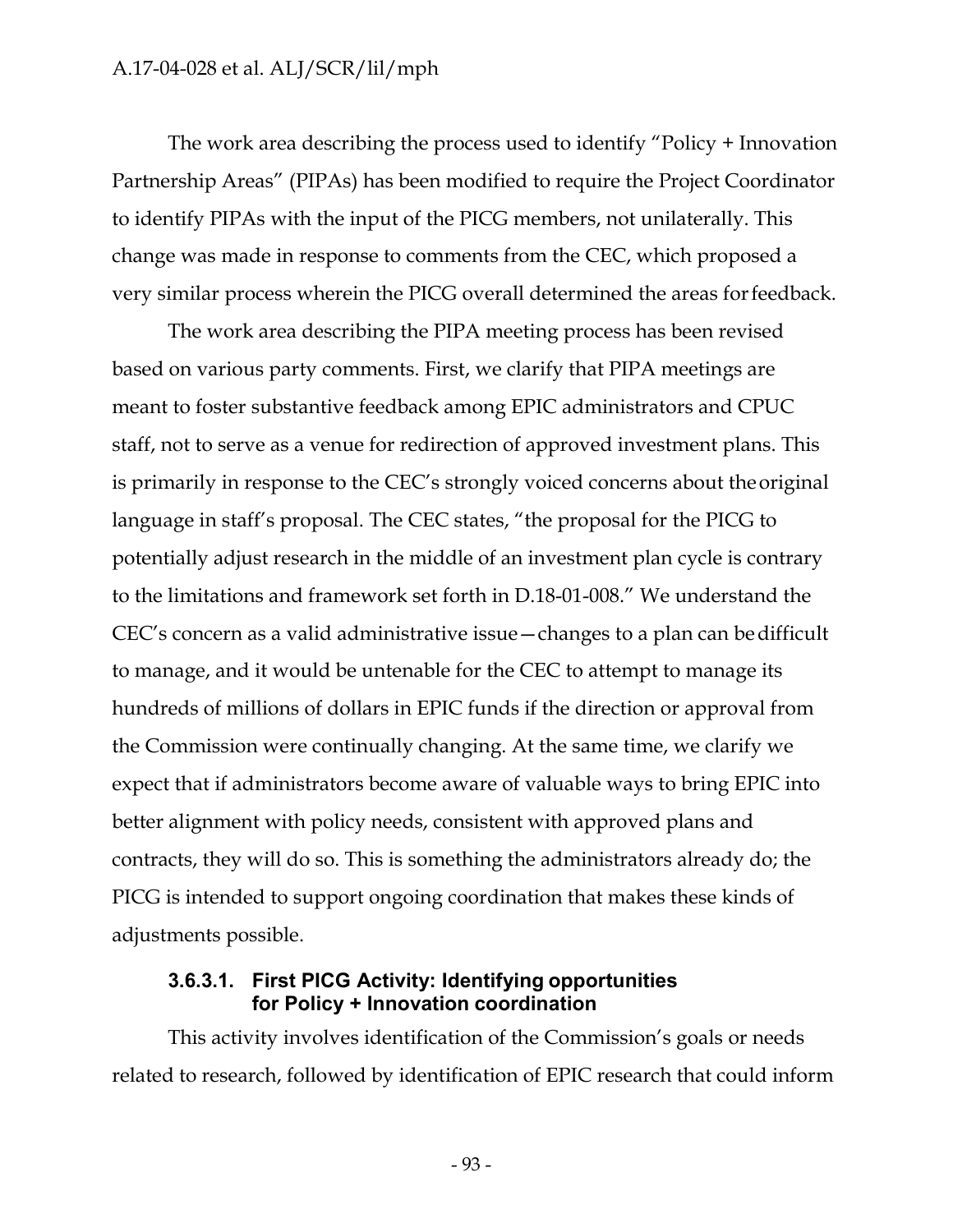The work area describing the process used to identify "Policy + Innovation Partnership Areas" (PIPAs) has been modified to require the Project Coordinator to identify PIPAs with the input of the PICG members, not unilaterally. This change was made in response to comments from the CEC, which proposed a very similar process wherein the PICG overall determined the areas for feedback.

The work area describing the PIPA meeting process has been revised based on various party comments. First, we clarify that PIPA meetings are meant to foster substantive feedback among EPIC administrators and CPUC staff, not to serve as a venue for redirection of approved investment plans. This is primarily in response to the CEC's strongly voiced concerns about the original language in staff's proposal. The CEC states, "the proposal for the PICG to potentially adjust research in the middle of an investment plan cycle is contrary to the limitations and framework set forth in D.18-01-008." We understand the CEC's concern as a valid administrative issue—changes to a plan can be difficult to manage, and it would be untenable for the CEC to attempt to manage its hundreds of millions of dollars in EPIC funds if the direction or approval from the Commission were continually changing. At the same time, we clarify we expect that if administrators become aware of valuable ways to bring EPIC into better alignment with policy needs, consistent with approved plans and contracts, they will do so. This is something the administrators already do; the PICG is intended to support ongoing coordination that makes these kinds of adjustments possible.

#### 3.6.3.1. First PICG Activity: Identifying opportunities for Policy + Innovation coordination

This activity involves identification of the Commission's goals or needs related to research, followed by identification of EPIC research that could inform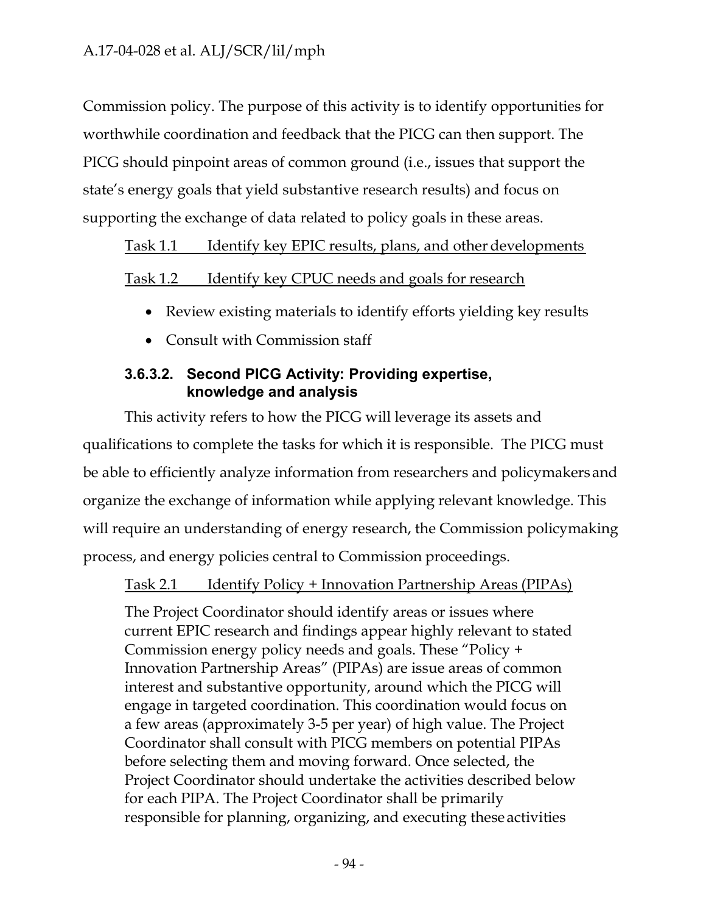Commission policy. The purpose of this activity is to identify opportunities for worthwhile coordination and feedback that the PICG can then support. The PICG should pinpoint areas of common ground (i.e., issues that support the state's energy goals that yield substantive research results) and focus on supporting the exchange of data related to policy goals in these areas.

Task 1.1 Identify key EPIC results, plans, and other developments

Task 1.2 Identify key CPUC needs and goals for research

- Review existing materials to identify efforts yielding key results
- Consult with Commission staff

#### 3.6.3.2. Second PICG Activity: Providing expertise, knowledge and analysis

This activity refers to how the PICG will leverage its assets and qualifications to complete the tasks for which it is responsible. The PICG must be able to efficiently analyze information from researchers and policymakers and organize the exchange of information while applying relevant knowledge. This will require an understanding of energy research, the Commission policymaking process, and energy policies central to Commission proceedings.

Task 2.1 Identify Policy + Innovation Partnership Areas (PIPAs)

> The Project Coordinator should identify areas or issues where current EPIC research and findings appear highly relevant to stated Commission energy policy needs and goals. These "Policy + Innovation Partnership Areas" (PIPAs) are issue areas of common interest and substantive opportunity, around which the PICG will engage in targeted coordination. This coordination would focus on a few areas (approximately 3-5 per year) of high value. The Project Coordinator shall consult with PICG members on potential PIPAs before selecting them and moving forward. Once selected, the Project Coordinator should undertake the activities described below for each PIPA. The Project Coordinator shall be primarily responsible for planning, organizing, and executing these activities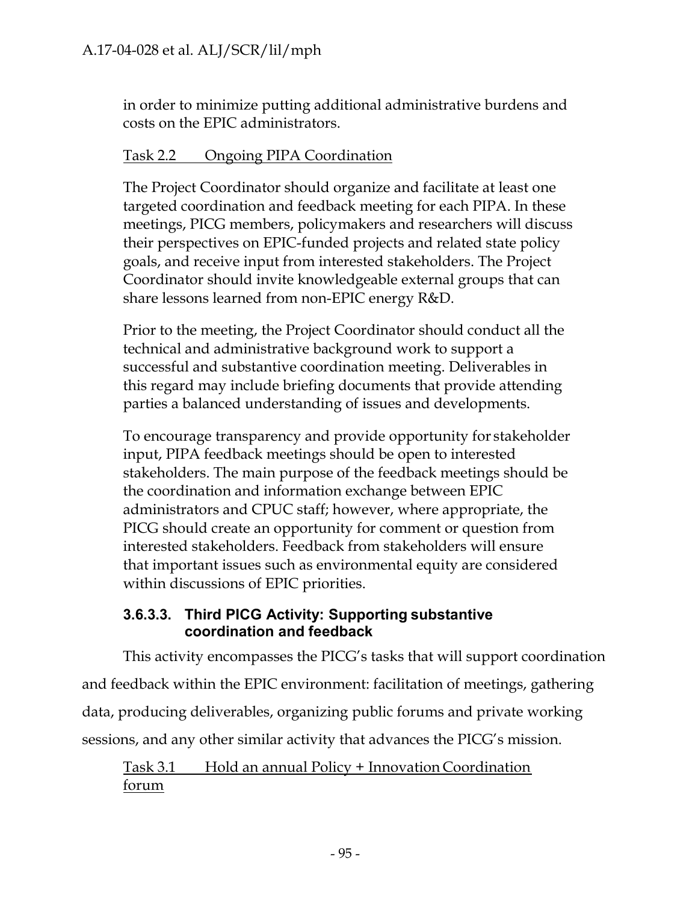in order to minimize putting additional administrative burdens and costs on the EPIC administrators.

Task 2.2 Ongoing PIPA Coordination

The Project Coordinator should organize and facilitate at least one targeted coordination and feedback meeting for each PIPA. In these meetings, PICG members, policymakers and researchers will discuss their perspectives on EPIC-funded projects and related state policy goals, and receive input from interested stakeholders. The Project Coordinator should invite knowledgeable external groups that can share lessons learned from non-EPIC energy R&D.

Prior to the meeting, the Project Coordinator should conduct all the technical and administrative background work to support a successful and substantive coordination meeting. Deliverables in this regard may include briefing documents that provide attending parties a balanced understanding of issues and developments.

To encourage transparency and provide opportunity for stakeholder input, PIPA feedback meetings should be open to interested stakeholders. The main purpose of the feedback meetings should be the coordination and information exchange between EPIC administrators and CPUC staff; however, where appropriate, the PICG should create an opportunity for comment or question from interested stakeholders. Feedback from stakeholders will ensure that important issues such as environmental equity are considered within discussions of EPIC priorities.

#### 3.6.3.3. Third PICG Activity: Supporting substantive coordination and feedback

This activity encompasses the PICG's tasks that will support coordination and feedback within the EPIC environment: facilitation of meetings, gathering data, producing deliverables, organizing public forums and private working sessions, and any other similar activity that advances the PICG's mission.

Task 3.1 Hold an annual Policy + Innovation Coordination forum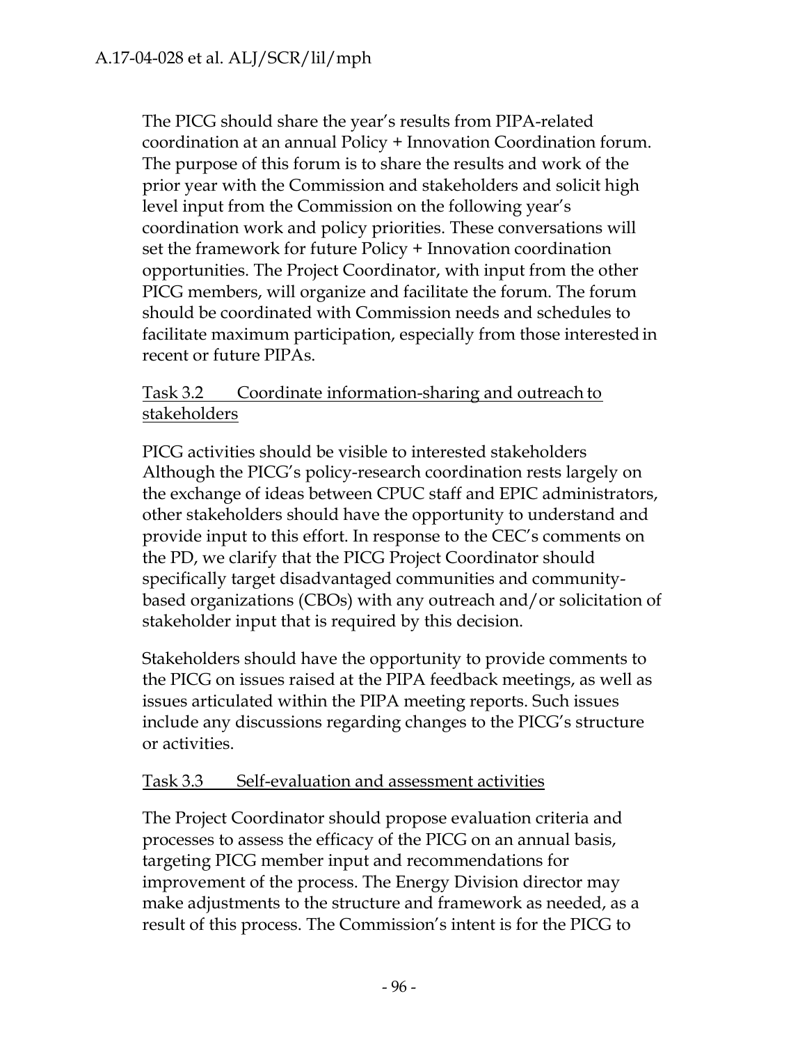The PICG should share the year's results from PIPA-related coordination at an annual Policy + Innovation Coordination forum. The purpose of this forum is to share the results and work of the prior year with the Commission and stakeholders and solicit high level input from the Commission on the following year's coordination work and policy priorities. These conversations will set the framework for future Policy + Innovation coordination opportunities. The Project Coordinator, with input from the other PICG members, will organize and facilitate the forum. The forum should be coordinated with Commission needs and schedules to facilitate maximum participation, especially from those interested in recent or future PIPAs.

<u>Task 3.2 Coordinate information-sharing and outreach to stakeholders</u>

PICG activities should be visible to interested stakeholders Although the PICG's policy-research coordination rests largely on the exchange of ideas between CPUC staff and EPIC administrators, other stakeholders should have the opportunity to understand and provide input to this effort. In response to the CEC's comments on the PD, we clarify that the PICG Project Coordinator should specifically target disadvantaged communities and community-based organizations (CBOs) with any outreach and/or solicitation of stakeholder input that is required by this decision.

Stakeholders should have the opportunity to provide comments to the PICG on issues raised at the PIPA feedback meetings, as well as issues articulated within the PIPA meeting reports. Such issues include any discussions regarding changes to the PICG's structure or activities.

<u>Task 3.3 Self-evaluation and assessment activities</u>

The Project Coordinator should propose evaluation criteria and processes to assess the efficacy of the PICG on an annual basis, targeting PICG member input and recommendations for improvement of the process. The Energy Division director may make adjustments to the structure and framework as needed, as a result of this process. The Commission's intent is for the PICG to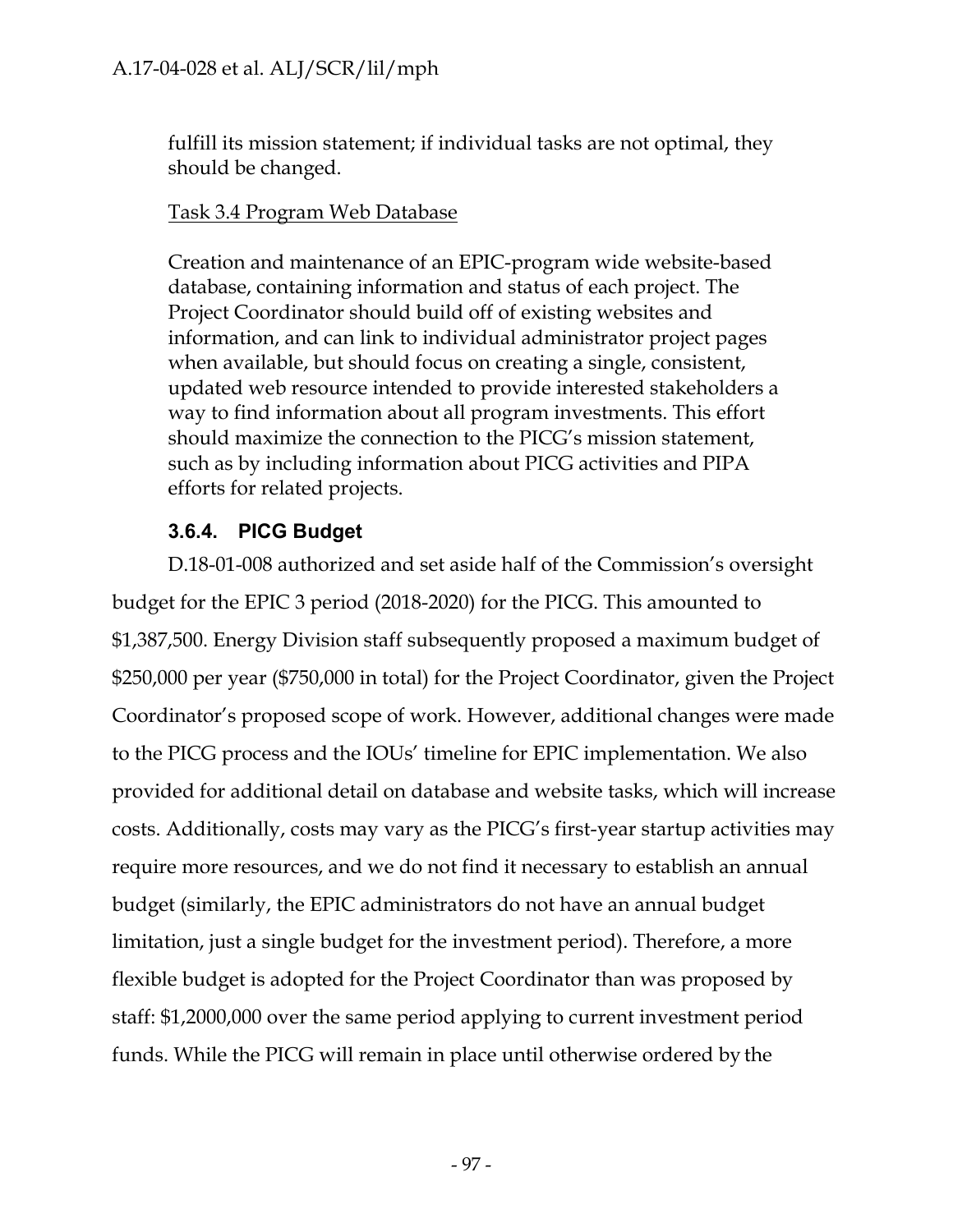fulfill its mission statement; if individual tasks are not optimal, they should be changed.

Task 3.4 Program Web Database

Creation and maintenance of an EPIC-program wide website-based database, containing information and status of each project. The Project Coordinator should build off of existing websites and information, and can link to individual administrator project pages when available, but should focus on creating a single, consistent, updated web resource intended to provide interested stakeholders a way to find information about all program investments. This effort should maximize the connection to the PICG's mission statement, such as by including information about PICG activities and PIPA efforts for related projects.

### 3.6.4. PICG Budget

D.18-01-008 authorized and set aside half of the Commission's oversight budget for the EPIC 3 period (2018-2020) for the PICG. This amounted to $1,387,500. Energy Division staff subsequently proposed a maximum budget of $250,000 per year ($750,000 in total) for the Project Coordinator, given the Project Coordinator's proposed scope of work. However, additional changes were made to the PICG process and the IOUs' timeline for EPIC implementation. We also provided for additional detail on database and website tasks, which will increase costs. Additionally, costs may vary as the PICG's first-year startup activities may require more resources, and we do not find it necessary to establish an annual budget (similarly, the EPIC administrators do not have an annual budget limitation, just a single budget for the investment period). Therefore, a more flexible budget is adopted for the Project Coordinator than was proposed by staff: $1,2000,000 over the same period applying to current investment period funds. While the PICG will remain in place until otherwise ordered by the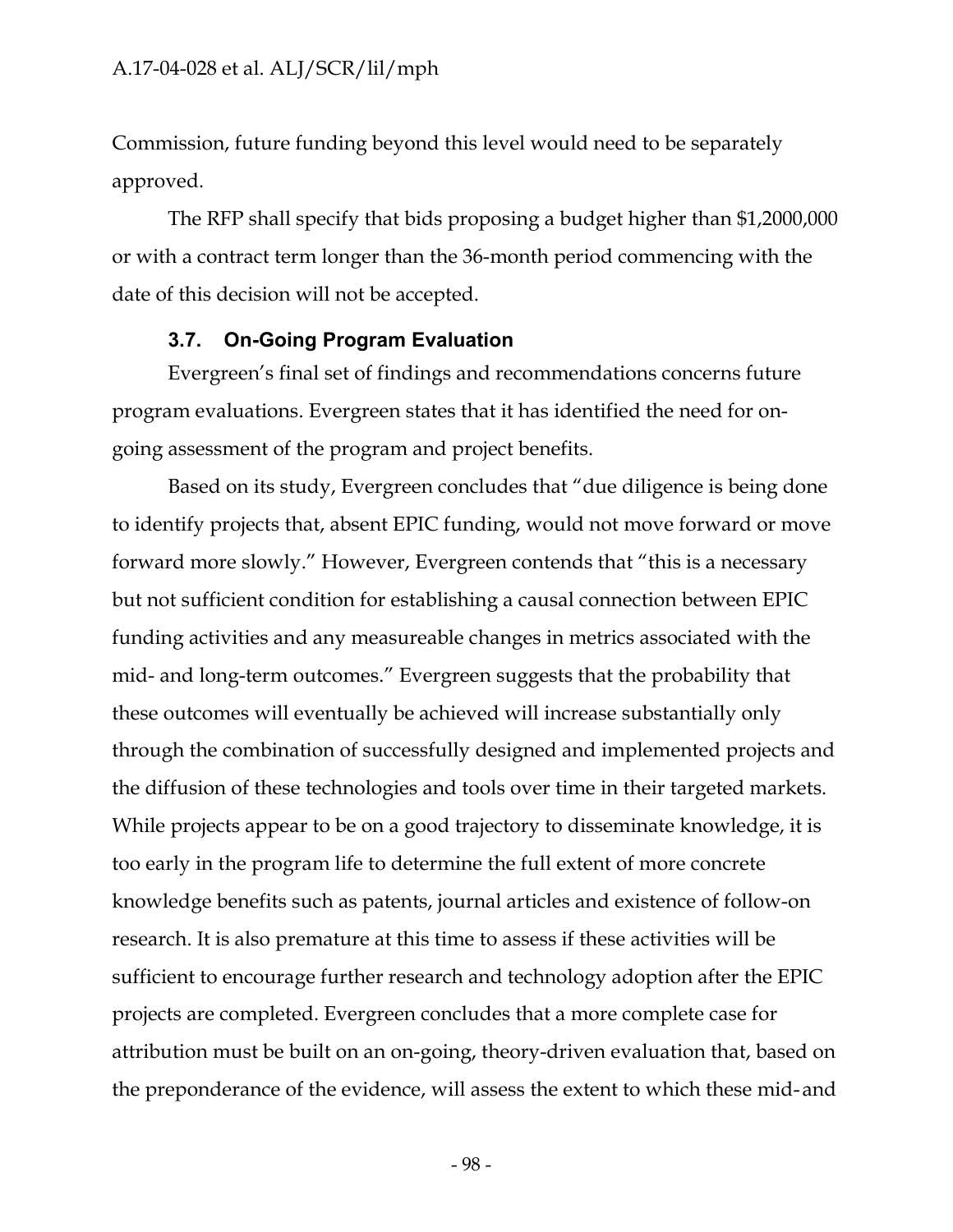Commission, future funding beyond this level would need to be separately approved.

The RFP shall specify that bids proposing a budget higher than $1,2000,000 or with a contract term longer than the 36-month period commencing with the date of this decision will not be accepted.

### 3.7. On-Going Program Evaluation

Evergreen's final set of findings and recommendations concerns future program evaluations. Evergreen states that it has identified the need for on-going assessment of the program and project benefits.

Based on its study, Evergreen concludes that "due diligence is being done to identify projects that, absent EPIC funding, would not move forward or move forward more slowly." However, Evergreen contends that "this is a necessary but not sufficient condition for establishing a causal connection between EPIC funding activities and any measureable changes in metrics associated with the mid- and long-term outcomes." Evergreen suggests that the probability that these outcomes will eventually be achieved will increase substantially only through the combination of successfully designed and implemented projects and the diffusion of these technologies and tools over time in their targeted markets. While projects appear to be on a good trajectory to disseminate knowledge, it is too early in the program life to determine the full extent of more concrete knowledge benefits such as patents, journal articles and existence of follow-on research. It is also premature at this time to assess if these activities will be sufficient to encourage further research and technology adoption after the EPIC projects are completed. Evergreen concludes that a more complete case for attribution must be built on an on-going, theory-driven evaluation that, based on the preponderance of the evidence, will assess the extent to which these mid- and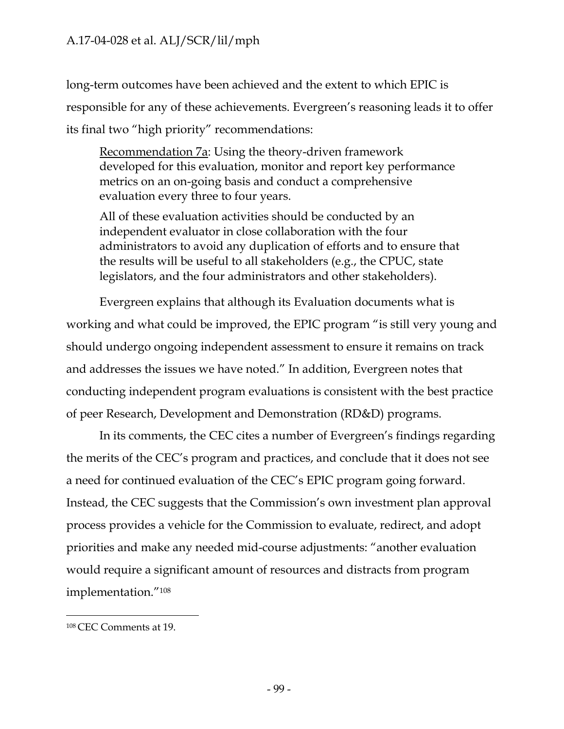long-term outcomes have been achieved and the extent to which EPIC is responsible for any of these achievements. Evergreen's reasoning leads it to offer its final two "high priority" recommendations:

> Recommendation 7a: Using the theory-driven framework developed for this evaluation, monitor and report key performance metrics on an on-going basis and conduct a comprehensive evaluation every three to four years.
>
> All of these evaluation activities should be conducted by an independent evaluator in close collaboration with the four administrators to avoid any duplication of efforts and to ensure that the results will be useful to all stakeholders (e.g., the CPUC, state legislators, and the four administrators and other stakeholders).

Evergreen explains that although its Evaluation documents what is working and what could be improved, the EPIC program "is still very young and should undergo ongoing independent assessment to ensure it remains on track and addresses the issues we have noted." In addition, Evergreen notes that conducting independent program evaluations is consistent with the best practice of peer Research, Development and Demonstration (RD&D) programs.

In its comments, the CEC cites a number of Evergreen's findings regarding the merits of the CEC's program and practices, and conclude that it does not see a need for continued evaluation of the CEC's EPIC program going forward. Instead, the CEC suggests that the Commission's own investment plan approval process provides a vehicle for the Commission to evaluate, redirect, and adopt priorities and make any needed mid-course adjustments: "another evaluation would require a significant amount of resources and distracts from program implementation."[108]

---

[108] CEC Comments at 19.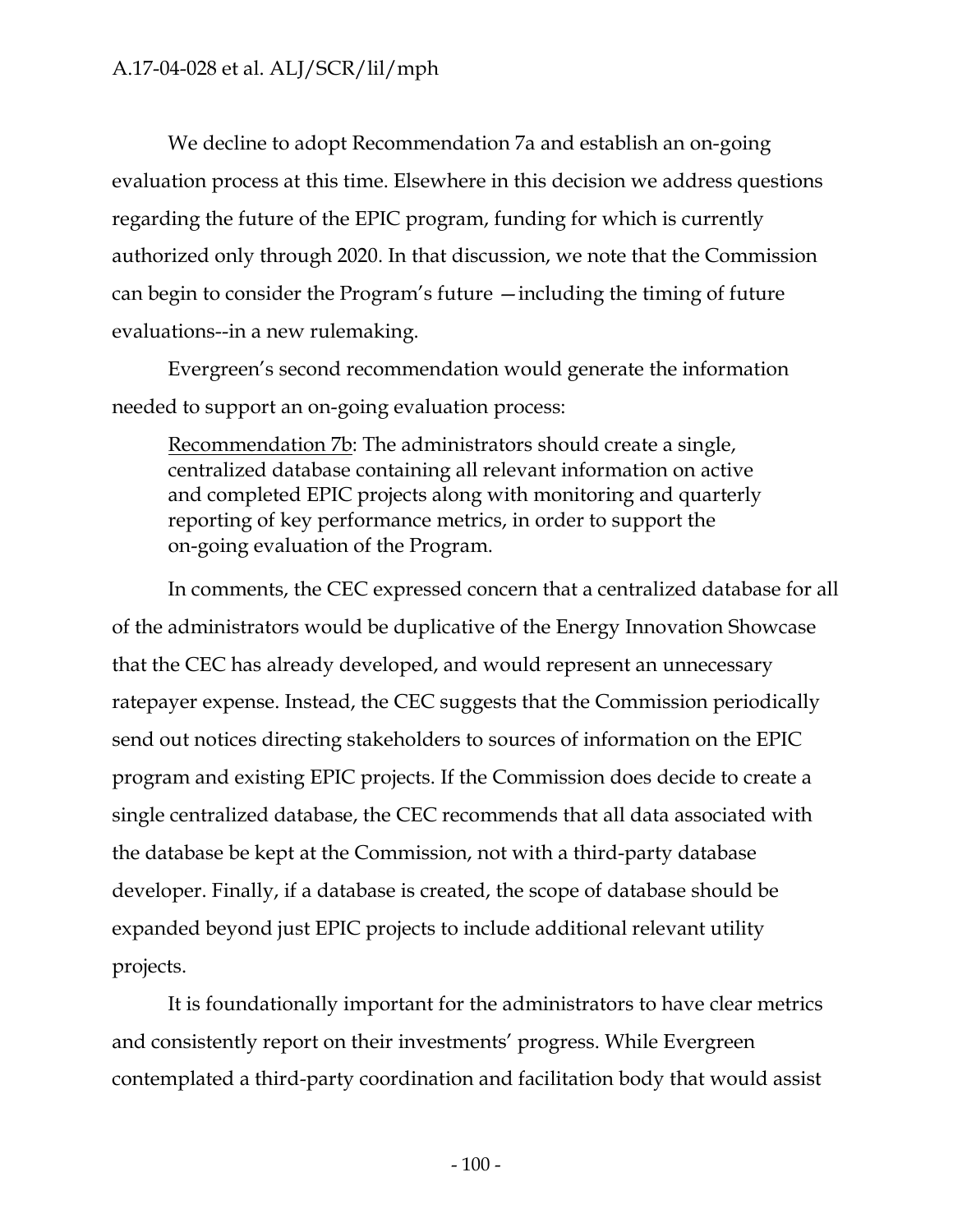We decline to adopt Recommendation 7a and establish an on-going evaluation process at this time. Elsewhere in this decision we address questions regarding the future of the EPIC program, funding for which is currently authorized only through 2020. In that discussion, we note that the Commission can begin to consider the Program's future —including the timing of future evaluations--in a new rulemaking.

Evergreen's second recommendation would generate the information needed to support an on-going evaluation process:

> Recommendation 7b: The administrators should create a single, centralized database containing all relevant information on active and completed EPIC projects along with monitoring and quarterly reporting of key performance metrics, in order to support the on-going evaluation of the Program.

In comments, the CEC expressed concern that a centralized database for all of the administrators would be duplicative of the Energy Innovation Showcase that the CEC has already developed, and would represent an unnecessary ratepayer expense. Instead, the CEC suggests that the Commission periodically send out notices directing stakeholders to sources of information on the EPIC program and existing EPIC projects. If the Commission does decide to create a single centralized database, the CEC recommends that all data associated with the database be kept at the Commission, not with a third-party database developer. Finally, if a database is created, the scope of database should be expanded beyond just EPIC projects to include additional relevant utility projects.

It is foundationally important for the administrators to have clear metrics and consistently report on their investments' progress. While Evergreen contemplated a third-party coordination and facilitation body that would assist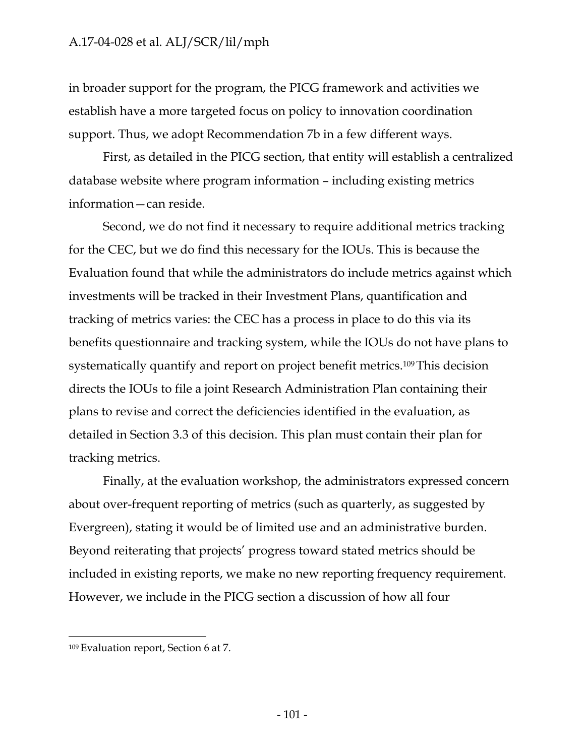in broader support for the program, the PICG framework and activities we establish have a more targeted focus on policy to innovation coordination support. Thus, we adopt Recommendation 7b in a few different ways.

First, as detailed in the PICG section, that entity will establish a centralized database website where program information – including existing metrics information—can reside.

Second, we do not find it necessary to require additional metrics tracking for the CEC, but we do find this necessary for the IOUs. This is because the Evaluation found that while the administrators do include metrics against which investments will be tracked in their Investment Plans, quantification and tracking of metrics varies: the CEC has a process in place to do this via its benefits questionnaire and tracking system, while the IOUs do not have plans to systematically quantify and report on project benefit metrics.[109] This decision directs the IOUs to file a joint Research Administration Plan containing their plans to revise and correct the deficiencies identified in the evaluation, as detailed in Section 3.3 of this decision. This plan must contain their plan for tracking metrics.

Finally, at the evaluation workshop, the administrators expressed concern about over-frequent reporting of metrics (such as quarterly, as suggested by Evergreen), stating it would be of limited use and an administrative burden. Beyond reiterating that projects' progress toward stated metrics should be included in existing reports, we make no new reporting frequency requirement. However, we include in the PICG section a discussion of how all four

---

[109] Evaluation report, Section 6 at 7.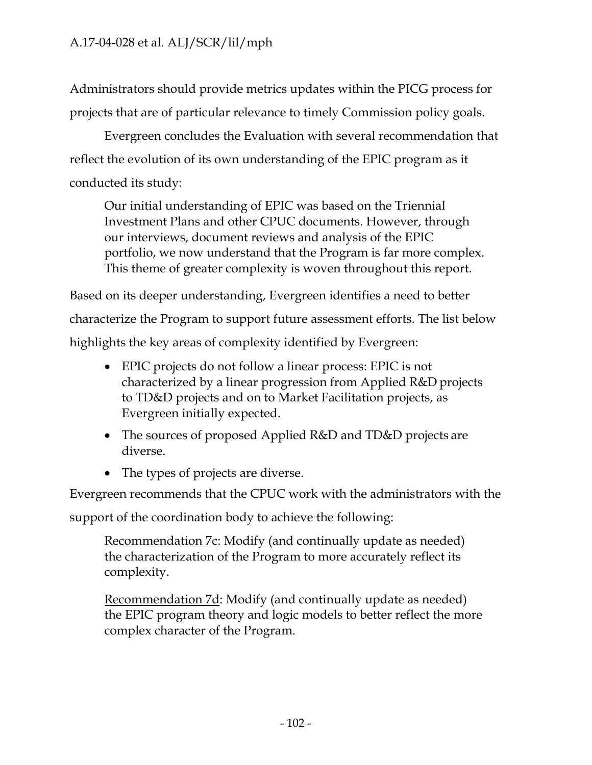Administrators should provide metrics updates within the PICG process for projects that are of particular relevance to timely Commission policy goals.

Evergreen concludes the Evaluation with several recommendation that reflect the evolution of its own understanding of the EPIC program as it conducted its study:

> Our initial understanding of EPIC was based on the Triennial Investment Plans and other CPUC documents. However, through our interviews, document reviews and analysis of the EPIC portfolio, we now understand that the Program is far more complex. This theme of greater complexity is woven throughout this report.

Based on its deeper understanding, Evergreen identifies a need to better characterize the Program to support future assessment efforts. The list below highlights the key areas of complexity identified by Evergreen:

- EPIC projects do not follow a linear process: EPIC is not characterized by a linear progression from Applied R&D projects to TD&D projects and on to Market Facilitation projects, as Evergreen initially expected.
- The sources of proposed Applied R&D and TD&D projects are diverse.
- The types of projects are diverse.

Evergreen recommends that the CPUC work with the administrators with the support of the coordination body to achieve the following:

> <u>Recommendation 7c</u>: Modify (and continually update as needed) the characterization of the Program to more accurately reflect its complexity.
>
> <u>Recommendation 7d</u>: Modify (and continually update as needed) the EPIC program theory and logic models to better reflect the more complex character of the Program.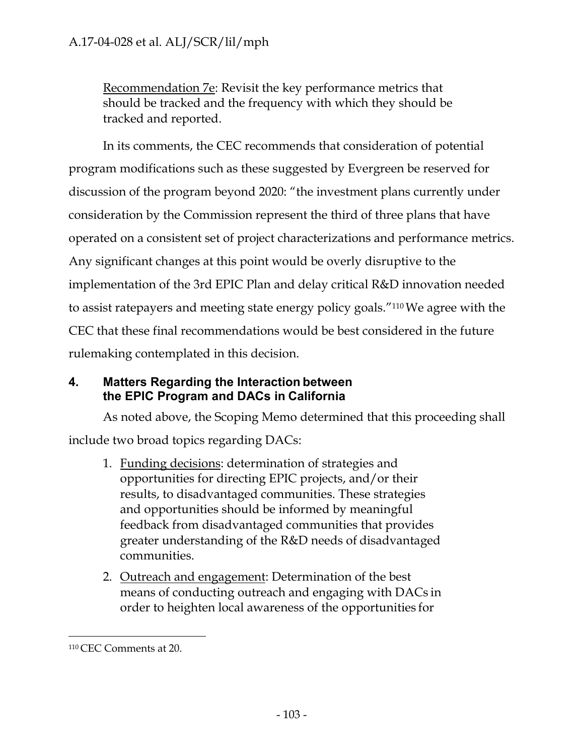Recommendation 7e: Revisit the key performance metrics that should be tracked and the frequency with which they should be tracked and reported.

In its comments, the CEC recommends that consideration of potential program modifications such as these suggested by Evergreen be reserved for discussion of the program beyond 2020: "the investment plans currently under consideration by the Commission represent the third of three plans that have operated on a consistent set of project characterizations and performance metrics. Any significant changes at this point would be overly disruptive to the implementation of the 3rd EPIC Plan and delay critical R&D innovation needed to assist ratepayers and meeting state energy policy goals."[110] We agree with the CEC that these final recommendations would be best considered in the future rulemaking contemplated in this decision.

## 4. Matters Regarding the Interaction between the EPIC Program and DACs in California

As noted above, the Scoping Memo determined that this proceeding shall include two broad topics regarding DACs:

1. Funding decisions: determination of strategies and opportunities for directing EPIC projects, and/or their results, to disadvantaged communities. These strategies and opportunities should be informed by meaningful feedback from disadvantaged communities that provides greater understanding of the R&D needs of disadvantaged communities.
2. Outreach and engagement: Determination of the best means of conducting outreach and engaging with DACs in order to heighten local awareness of the opportunities for

---

[110] CEC Comments at 20.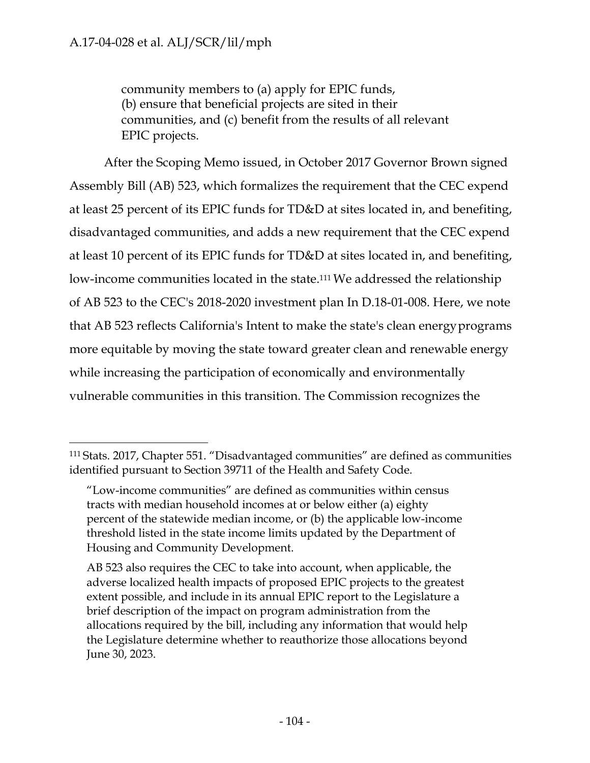community members to (a) apply for EPIC funds, (b) ensure that beneficial projects are sited in their communities, and (c) benefit from the results of all relevant EPIC projects.

After the Scoping Memo issued, in October 2017 Governor Brown signed Assembly Bill (AB) 523, which formalizes the requirement that the CEC expend at least 25 percent of its EPIC funds for TD&D at sites located in, and benefiting, disadvantaged communities, and adds a new requirement that the CEC expend at least 10 percent of its EPIC funds for TD&D at sites located in, and benefiting, low-income communities located in the state.[111] We addressed the relationship of AB 523 to the CEC's 2018-2020 investment plan In D.18-01-008. Here, we note that AB 523 reflects California's Intent to make the state's clean energy programs more equitable by moving the state toward greater clean and renewable energy while increasing the participation of economically and environmentally vulnerable communities in this transition. The Commission recognizes the

---

[111] Stats. 2017, Chapter 551. "Disadvantaged communities" are defined as communities identified pursuant to Section 39711 of the Health and Safety Code.

"Low-income communities" are defined as communities within census tracts with median household incomes at or below either (a) eighty percent of the statewide median income, or (b) the applicable low-income threshold listed in the state income limits updated by the Department of Housing and Community Development.

AB 523 also requires the CEC to take into account, when applicable, the adverse localized health impacts of proposed EPIC projects to the greatest extent possible, and include in its annual EPIC report to the Legislature a brief description of the impact on program administration from the allocations required by the bill, including any information that would help the Legislature determine whether to reauthorize those allocations beyond June 30, 2023.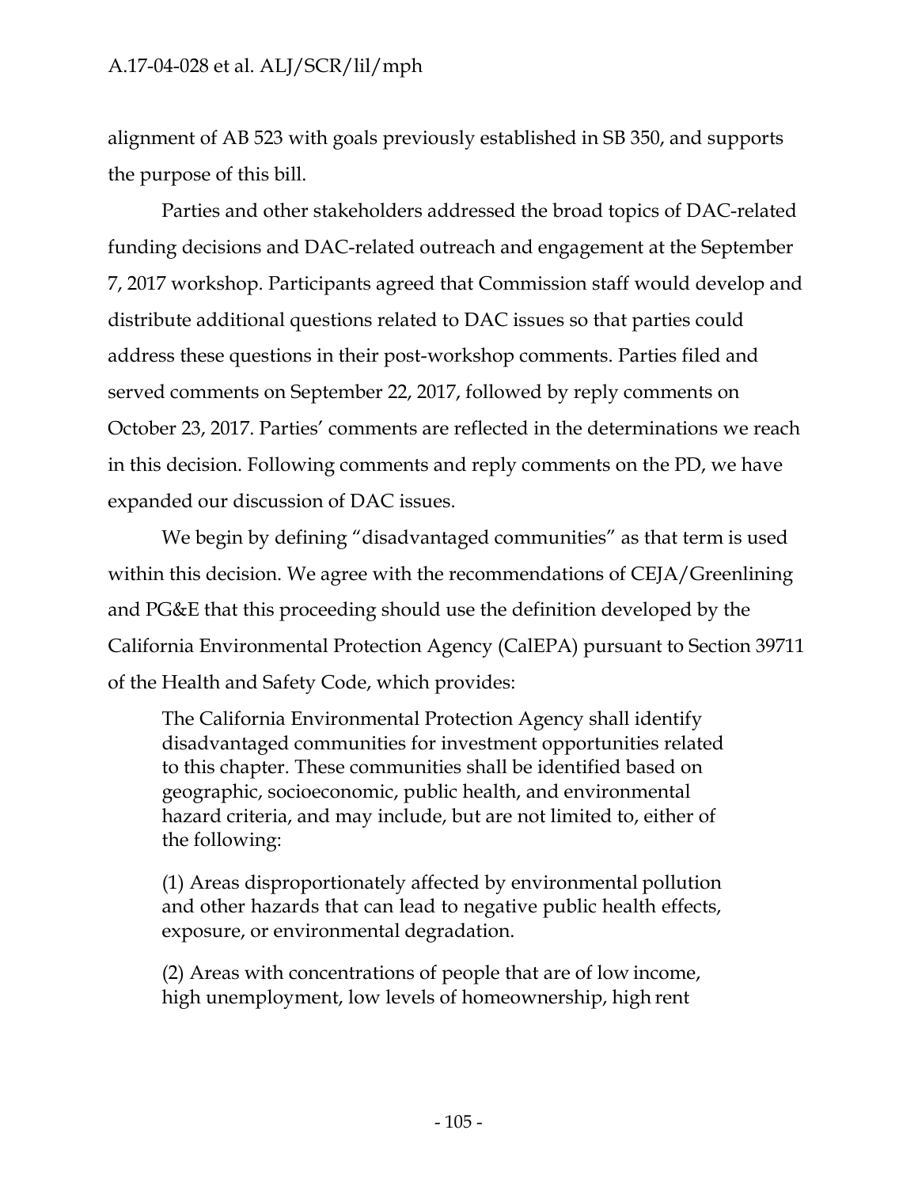alignment of AB 523 with goals previously established in SB 350, and supports the purpose of this bill.

Parties and other stakeholders addressed the broad topics of DAC-related funding decisions and DAC-related outreach and engagement at the September 7, 2017 workshop. Participants agreed that Commission staff would develop and distribute additional questions related to DAC issues so that parties could address these questions in their post-workshop comments. Parties filed and served comments on September 22, 2017, followed by reply comments on October 23, 2017. Parties' comments are reflected in the determinations we reach in this decision. Following comments and reply comments on the PD, we have expanded our discussion of DAC issues.

We begin by defining "disadvantaged communities" as that term is used within this decision. We agree with the recommendations of CEJA/Greenlining and PG&E that this proceeding should use the definition developed by the California Environmental Protection Agency (CalEPA) pursuant to Section 39711 of the Health and Safety Code, which provides:

> The California Environmental Protection Agency shall identify disadvantaged communities for investment opportunities related to this chapter. These communities shall be identified based on geographic, socioeconomic, public health, and environmental hazard criteria, and may include, but are not limited to, either of the following:
>
> (1) Areas disproportionately affected by environmental pollution and other hazards that can lead to negative public health effects, exposure, or environmental degradation.
>
> (2) Areas with concentrations of people that are of low income, high unemployment, low levels of homeownership, high rent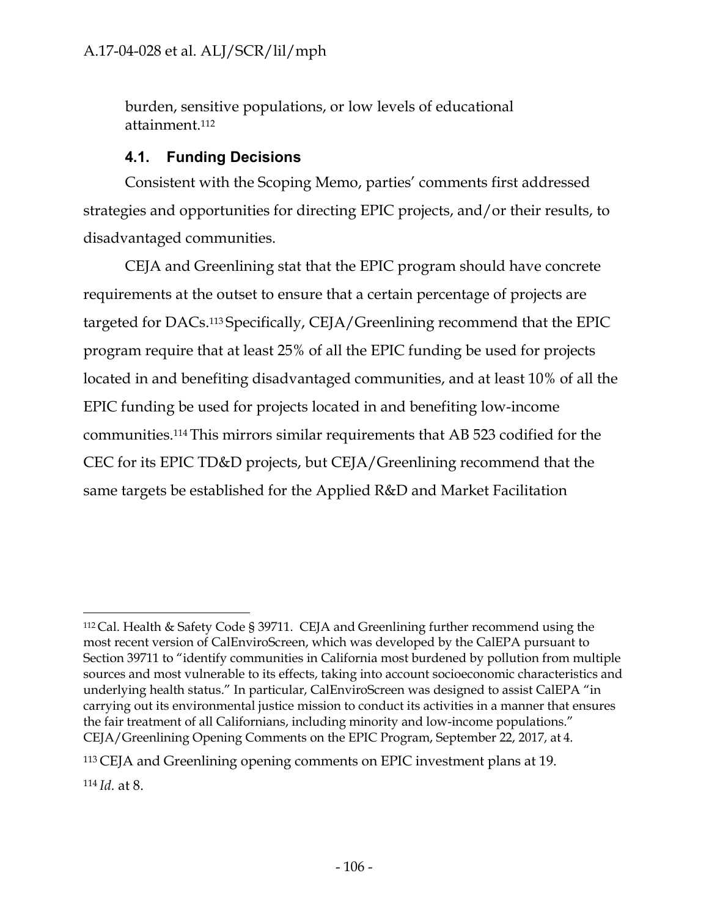burden, sensitive populations, or low levels of educational attainment.[112]

### 4.1. Funding Decisions

Consistent with the Scoping Memo, parties' comments first addressed strategies and opportunities for directing EPIC projects, and/or their results, to disadvantaged communities.

CEJA and Greenlining stat that the EPIC program should have concrete requirements at the outset to ensure that a certain percentage of projects are targeted for DACs.[113] Specifically, CEJA/Greenlining recommend that the EPIC program require that at least 25% of all the EPIC funding be used for projects located in and benefiting disadvantaged communities, and at least 10% of all the EPIC funding be used for projects located in and benefiting low-income communities.[114] This mirrors similar requirements that AB 523 codified for the CEC for its EPIC TD&D projects, but CEJA/Greenlining recommend that the same targets be established for the Applied R&D and Market Facilitation

---

[112] Cal. Health & Safety Code § 39711. CEJA and Greenlining further recommend using the most recent version of CalEnviroScreen, which was developed by the CalEPA pursuant to Section 39711 to "identify communities in California most burdened by pollution from multiple sources and most vulnerable to its effects, taking into account socioeconomic characteristics and underlying health status." In particular, CalEnviroScreen was designed to assist CalEPA "in carrying out its environmental justice mission to conduct its activities in a manner that ensures the fair treatment of all Californians, including minority and low-income populations." CEJA/Greenlining Opening Comments on the EPIC Program, September 22, 2017, at 4.

[113] CEJA and Greenlining opening comments on EPIC investment plans at 19.

[114] *Id.* at 8.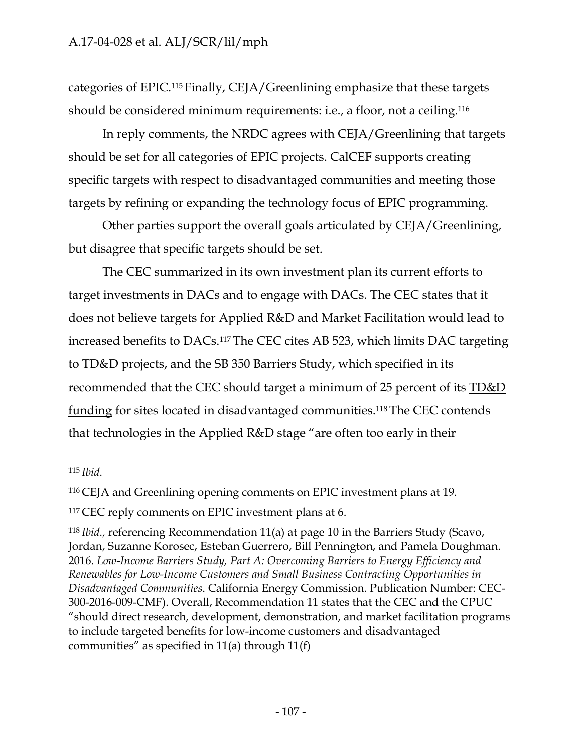categories of EPIC.[115] Finally, CEJA/Greenlining emphasize that these targets should be considered minimum requirements: i.e., a floor, not a ceiling.[116]

In reply comments, the NRDC agrees with CEJA/Greenlining that targets should be set for all categories of EPIC projects. CalCEF supports creating specific targets with respect to disadvantaged communities and meeting those targets by refining or expanding the technology focus of EPIC programming.

Other parties support the overall goals articulated by CEJA/Greenlining, but disagree that specific targets should be set.

The CEC summarized in its own investment plan its current efforts to target investments in DACs and to engage with DACs. The CEC states that it does not believe targets for Applied R&D and Market Facilitation would lead to increased benefits to DACs.[117] The CEC cites AB 523, which limits DAC targeting to TD&D projects, and the SB 350 Barriers Study, which specified in its recommended that the CEC should target a minimum of 25 percent of its <u>TD&D funding</u> for sites located in disadvantaged communities.[118] The CEC contends that technologies in the Applied R&D stage "are often too early in their

---

[115] *Ibid.*

[116] CEJA and Greenlining opening comments on EPIC investment plans at 19.

[117] CEC reply comments on EPIC investment plans at 6.

[118] *Ibid.,* referencing Recommendation 11(a) at page 10 in the Barriers Study (Scavo, Jordan, Suzanne Korosec, Esteban Guerrero, Bill Pennington, and Pamela Doughman. 2016. *Low-Income Barriers Study, Part A: Overcoming Barriers to Energy Efficiency and Renewables for Low-Income Customers and Small Business Contracting Opportunities in Disadvantaged Communities.* California Energy Commission. Publication Number: CEC-300-2016-009-CMF). Overall, Recommendation 11 states that the CEC and the CPUC "should direct research, development, demonstration, and market facilitation programs to include targeted benefits for low-income customers and disadvantaged communities" as specified in 11(a) through 11(f)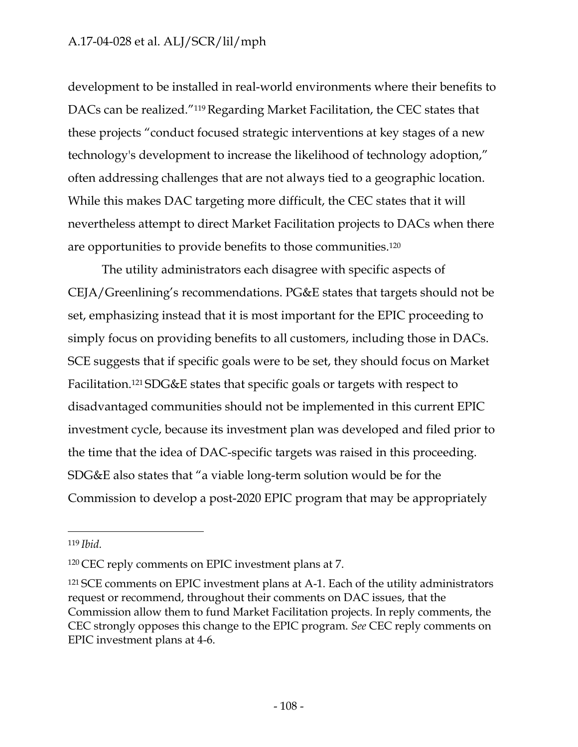development to be installed in real-world environments where their benefits to DACs can be realized."[119] Regarding Market Facilitation, the CEC states that these projects "conduct focused strategic interventions at key stages of a new technology's development to increase the likelihood of technology adoption," often addressing challenges that are not always tied to a geographic location. While this makes DAC targeting more difficult, the CEC states that it will nevertheless attempt to direct Market Facilitation projects to DACs when there are opportunities to provide benefits to those communities.[120]

The utility administrators each disagree with specific aspects of CEJA/Greenlining's recommendations. PG&E states that targets should not be set, emphasizing instead that it is most important for the EPIC proceeding to simply focus on providing benefits to all customers, including those in DACs. SCE suggests that if specific goals were to be set, they should focus on Market Facilitation.[121] SDG&E states that specific goals or targets with respect to disadvantaged communities should not be implemented in this current EPIC investment cycle, because its investment plan was developed and filed prior to the time that the idea of DAC-specific targets was raised in this proceeding. SDG&E also states that "a viable long-term solution would be for the Commission to develop a post-2020 EPIC program that may be appropriately

---

[119] *Ibid.*

[120] CEC reply comments on EPIC investment plans at 7.

[121] SCE comments on EPIC investment plans at A-1. Each of the utility administrators request or recommend, throughout their comments on DAC issues, that the Commission allow them to fund Market Facilitation projects. In reply comments, the CEC strongly opposes this change to the EPIC program. *See* CEC reply comments on EPIC investment plans at 4-6.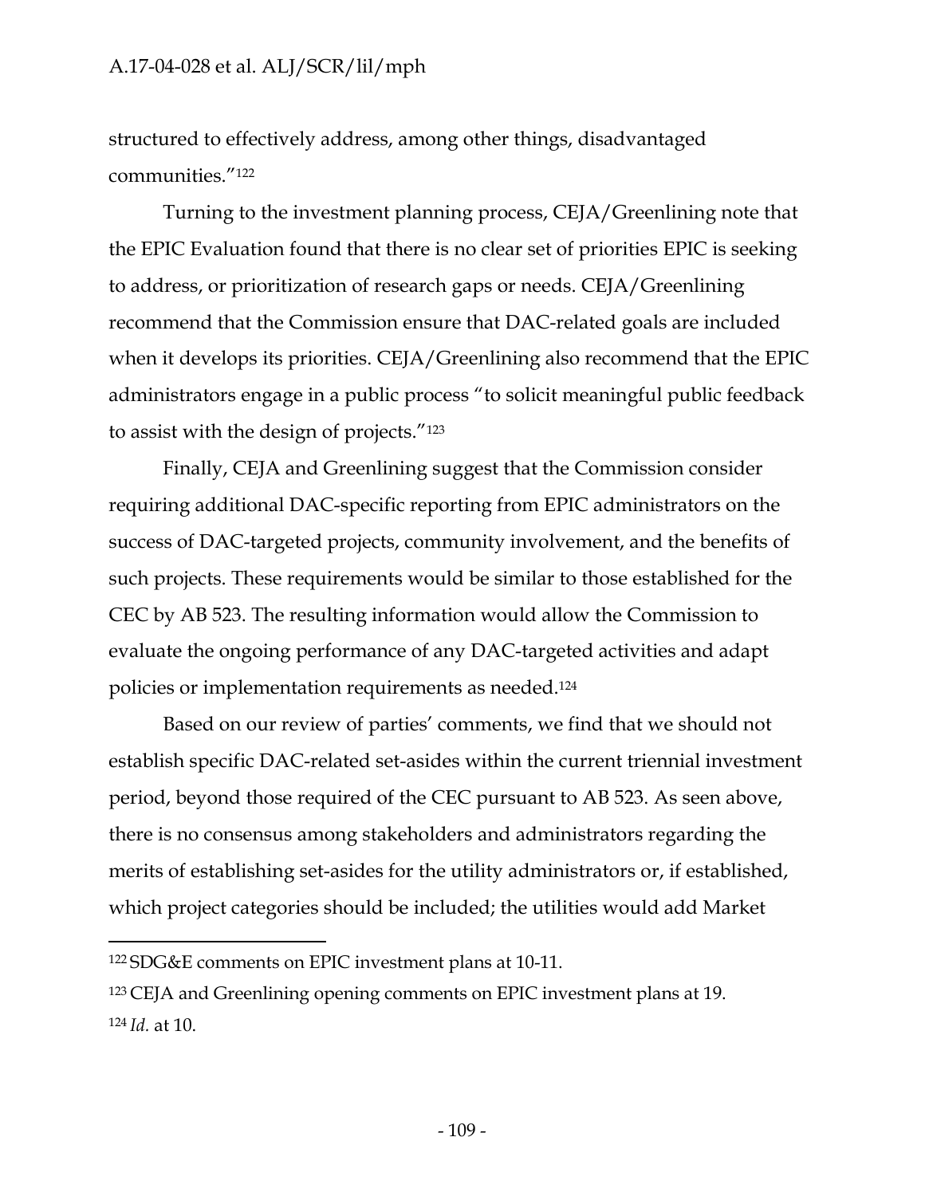structured to effectively address, among other things, disadvantaged communities."[122]

Turning to the investment planning process, CEJA/Greenlining note that the EPIC Evaluation found that there is no clear set of priorities EPIC is seeking to address, or prioritization of research gaps or needs. CEJA/Greenlining recommend that the Commission ensure that DAC-related goals are included when it develops its priorities. CEJA/Greenlining also recommend that the EPIC administrators engage in a public process "to solicit meaningful public feedback to assist with the design of projects."[123]

Finally, CEJA and Greenlining suggest that the Commission consider requiring additional DAC-specific reporting from EPIC administrators on the success of DAC-targeted projects, community involvement, and the benefits of such projects. These requirements would be similar to those established for the CEC by AB 523. The resulting information would allow the Commission to evaluate the ongoing performance of any DAC-targeted activities and adapt policies or implementation requirements as needed.[124]

Based on our review of parties' comments, we find that we should not establish specific DAC-related set-asides within the current triennial investment period, beyond those required of the CEC pursuant to AB 523. As seen above, there is no consensus among stakeholders and administrators regarding the merits of establishing set-asides for the utility administrators or, if established, which project categories should be included; the utilities would add Market

---

[122] SDG&E comments on EPIC investment plans at 10-11.

[123] CEJA and Greenlining opening comments on EPIC investment plans at 19.

[124] *Id.* at 10.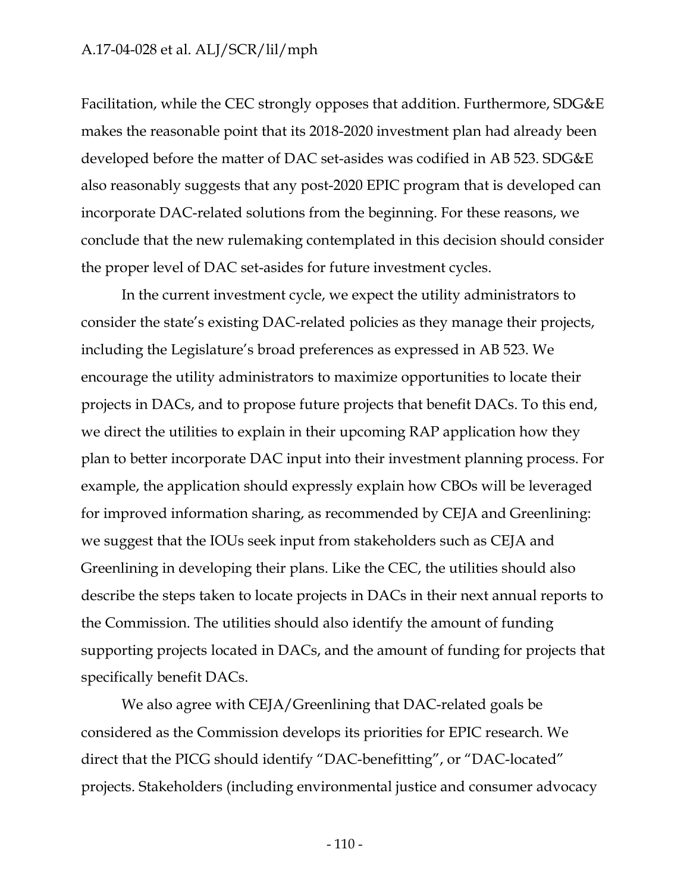Facilitation, while the CEC strongly opposes that addition. Furthermore, SDG&E makes the reasonable point that its 2018-2020 investment plan had already been developed before the matter of DAC set-asides was codified in AB 523. SDG&E also reasonably suggests that any post-2020 EPIC program that is developed can incorporate DAC-related solutions from the beginning. For these reasons, we conclude that the new rulemaking contemplated in this decision should consider the proper level of DAC set-asides for future investment cycles.

In the current investment cycle, we expect the utility administrators to consider the state's existing DAC-related policies as they manage their projects, including the Legislature's broad preferences as expressed in AB 523. We encourage the utility administrators to maximize opportunities to locate their projects in DACs, and to propose future projects that benefit DACs. To this end, we direct the utilities to explain in their upcoming RAP application how they plan to better incorporate DAC input into their investment planning process. For example, the application should expressly explain how CBOs will be leveraged for improved information sharing, as recommended by CEJA and Greenlining: we suggest that the IOUs seek input from stakeholders such as CEJA and Greenlining in developing their plans. Like the CEC, the utilities should also describe the steps taken to locate projects in DACs in their next annual reports to the Commission. The utilities should also identify the amount of funding supporting projects located in DACs, and the amount of funding for projects that specifically benefit DACs.

We also agree with CEJA/Greenlining that DAC-related goals be considered as the Commission develops its priorities for EPIC research. We direct that the PICG should identify "DAC-benefitting", or "DAC-located" projects. Stakeholders (including environmental justice and consumer advocacy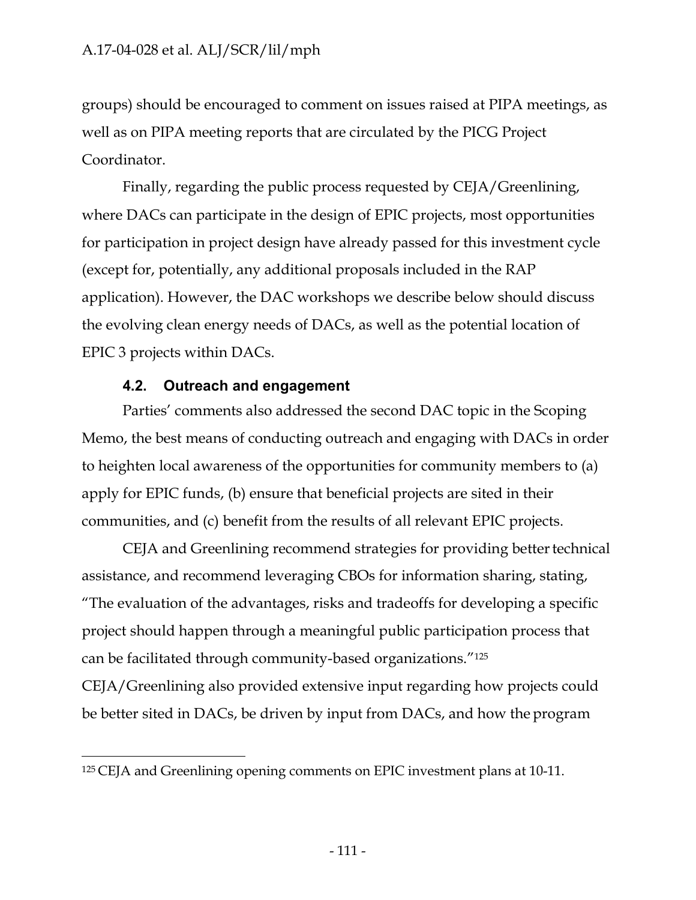groups) should be encouraged to comment on issues raised at PIPA meetings, as well as on PIPA meeting reports that are circulated by the PICG Project Coordinator.

Finally, regarding the public process requested by CEJA/Greenlining, where DACs can participate in the design of EPIC projects, most opportunities for participation in project design have already passed for this investment cycle (except for, potentially, any additional proposals included in the RAP application). However, the DAC workshops we describe below should discuss the evolving clean energy needs of DACs, as well as the potential location of EPIC 3 projects within DACs.

### 4.2. Outreach and engagement

Parties' comments also addressed the second DAC topic in the Scoping Memo, the best means of conducting outreach and engaging with DACs in order to heighten local awareness of the opportunities for community members to (a) apply for EPIC funds, (b) ensure that beneficial projects are sited in their communities, and (c) benefit from the results of all relevant EPIC projects.

CEJA and Greenlining recommend strategies for providing better technical assistance, and recommend leveraging CBOs for information sharing, stating, "The evaluation of the advantages, risks and tradeoffs for developing a specific project should happen through a meaningful public participation process that can be facilitated through community-based organizations."[125] CEJA/Greenlining also provided extensive input regarding how projects could be better sited in DACs, be driven by input from DACs, and how the program

---

[125] CEJA and Greenlining opening comments on EPIC investment plans at 10-11.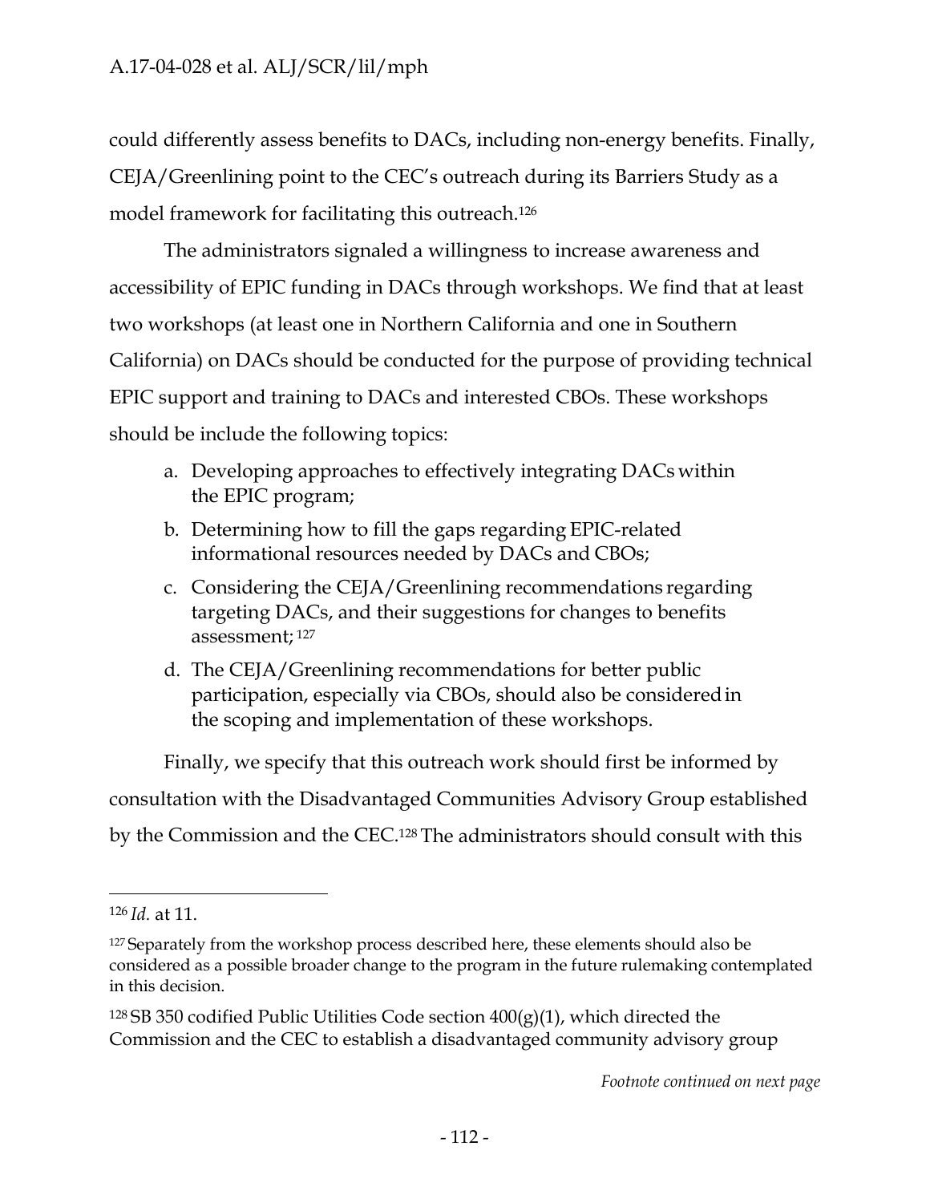could differently assess benefits to DACs, including non-energy benefits. Finally, CEJA/Greenlining point to the CEC's outreach during its Barriers Study as a model framework for facilitating this outreach.[126]

The administrators signaled a willingness to increase awareness and accessibility of EPIC funding in DACs through workshops. We find that at least two workshops (at least one in Northern California and one in Southern California) on DACs should be conducted for the purpose of providing technical EPIC support and training to DACs and interested CBOs. These workshops should be include the following topics:

a. Developing approaches to effectively integrating DACs within the EPIC program;
b. Determining how to fill the gaps regarding EPIC-related informational resources needed by DACs and CBOs;
c. Considering the CEJA/Greenlining recommendations regarding targeting DACs, and their suggestions for changes to benefits assessment;[127]
d. The CEJA/Greenlining recommendations for better public participation, especially via CBOs, should also be considered in the scoping and implementation of these workshops.

Finally, we specify that this outreach work should first be informed by consultation with the Disadvantaged Communities Advisory Group established by the Commission and the CEC.[128] The administrators should consult with this

---

[126] *Id.* at 11.

[127] Separately from the workshop process described here, these elements should also be considered as a possible broader change to the program in the future rulemaking contemplated in this decision.

[128] SB 350 codified Public Utilities Code section 400(g)(1), which directed the Commission and the CEC to establish a disadvantaged community advisory group

*Footnote continued on next page*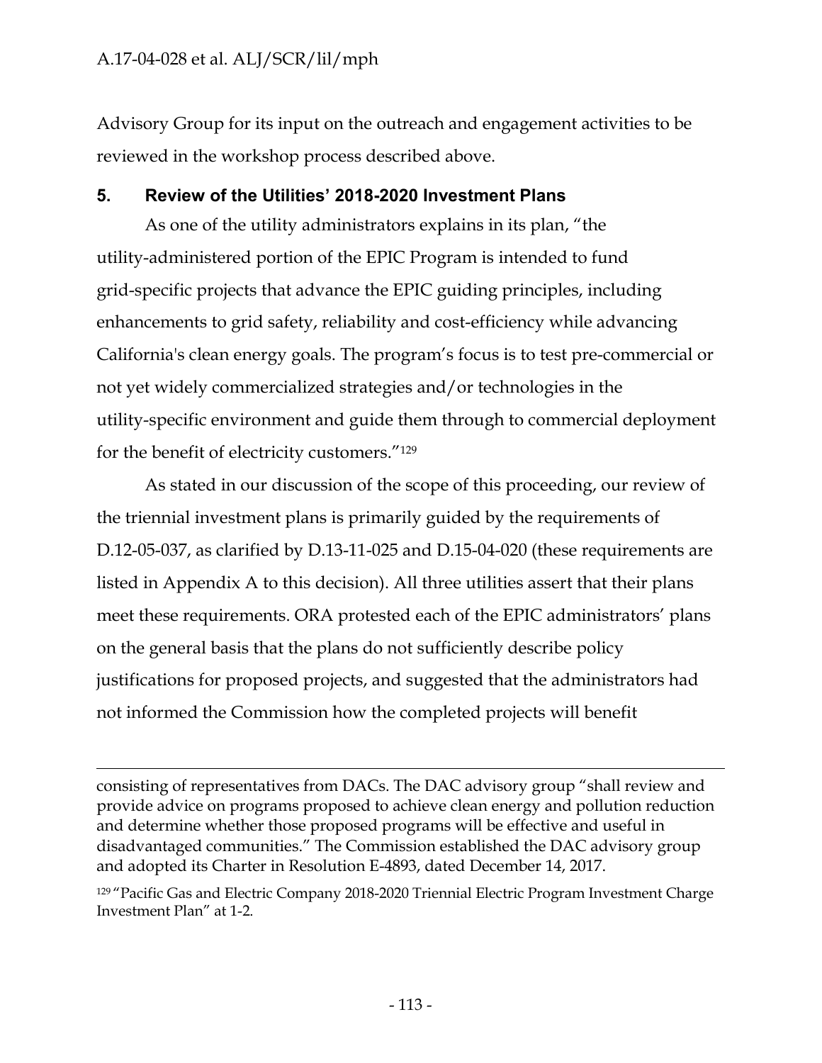Advisory Group for its input on the outreach and engagement activities to be reviewed in the workshop process described above.

## 5. Review of the Utilities' 2018-2020 Investment Plans

As one of the utility administrators explains in its plan, "the utility-administered portion of the EPIC Program is intended to fund grid-specific projects that advance the EPIC guiding principles, including enhancements to grid safety, reliability and cost-efficiency while advancing California's clean energy goals. The program's focus is to test pre-commercial or not yet widely commercialized strategies and/or technologies in the utility-specific environment and guide them through to commercial deployment for the benefit of electricity customers."[129]

As stated in our discussion of the scope of this proceeding, our review of the triennial investment plans is primarily guided by the requirements of D.12-05-037, as clarified by D.13-11-025 and D.15-04-020 (these requirements are listed in Appendix A to this decision). All three utilities assert that their plans meet these requirements. ORA protested each of the EPIC administrators' plans on the general basis that the plans do not sufficiently describe policy justifications for proposed projects, and suggested that the administrators had not informed the Commission how the completed projects will benefit

---

consisting of representatives from DACs. The DAC advisory group "shall review and provide advice on programs proposed to achieve clean energy and pollution reduction and determine whether those proposed programs will be effective and useful in disadvantaged communities." The Commission established the DAC advisory group and adopted its Charter in Resolution E-4893, dated December 14, 2017.

[129] "Pacific Gas and Electric Company 2018-2020 Triennial Electric Program Investment Charge Investment Plan" at 1-2.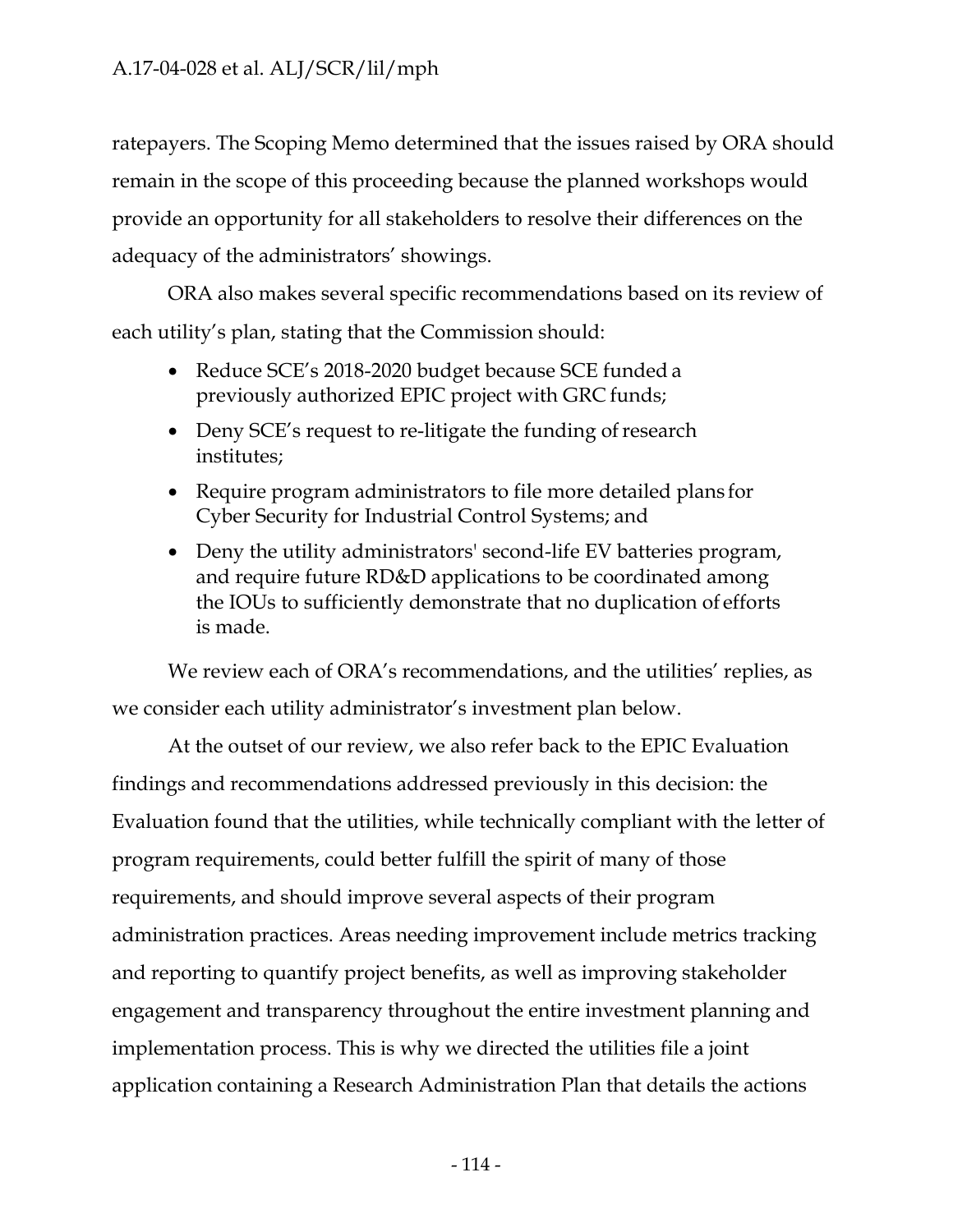ratepayers. The Scoping Memo determined that the issues raised by ORA should remain in the scope of this proceeding because the planned workshops would provide an opportunity for all stakeholders to resolve their differences on the adequacy of the administrators' showings.

ORA also makes several specific recommendations based on its review of each utility's plan, stating that the Commission should:

- Reduce SCE's 2018-2020 budget because SCE funded a previously authorized EPIC project with GRC funds;
- Deny SCE's request to re-litigate the funding of research institutes;
- Require program administrators to file more detailed plans for Cyber Security for Industrial Control Systems; and
- Deny the utility administrators' second-life EV batteries program, and require future RD&D applications to be coordinated among the IOUs to sufficiently demonstrate that no duplication of efforts is made.

We review each of ORA's recommendations, and the utilities' replies, as we consider each utility administrator's investment plan below.

At the outset of our review, we also refer back to the EPIC Evaluation findings and recommendations addressed previously in this decision: the Evaluation found that the utilities, while technically compliant with the letter of program requirements, could better fulfill the spirit of many of those requirements, and should improve several aspects of their program administration practices. Areas needing improvement include metrics tracking and reporting to quantify project benefits, as well as improving stakeholder engagement and transparency throughout the entire investment planning and implementation process. This is why we directed the utilities file a joint application containing a Research Administration Plan that details the actions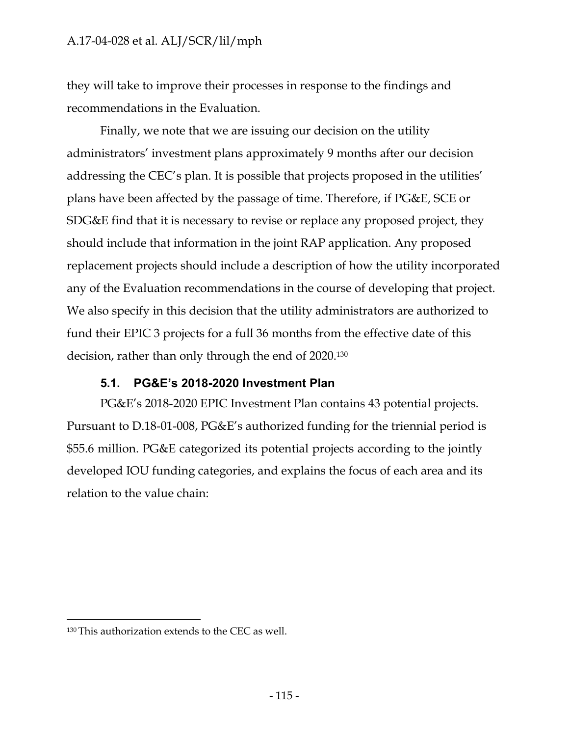they will take to improve their processes in response to the findings and recommendations in the Evaluation.

Finally, we note that we are issuing our decision on the utility administrators' investment plans approximately 9 months after our decision addressing the CEC's plan. It is possible that projects proposed in the utilities' plans have been affected by the passage of time. Therefore, if PG&E, SCE or SDG&E find that it is necessary to revise or replace any proposed project, they should include that information in the joint RAP application. Any proposed replacement projects should include a description of how the utility incorporated any of the Evaluation recommendations in the course of developing that project. We also specify in this decision that the utility administrators are authorized to fund their EPIC 3 projects for a full 36 months from the effective date of this decision, rather than only through the end of 2020.[130]

### 5.1. PG&E's 2018-2020 Investment Plan

PG&E's 2018-2020 EPIC Investment Plan contains 43 potential projects. Pursuant to D.18-01-008, PG&E's authorized funding for the triennial period is $55.6 million. PG&E categorized its potential projects according to the jointly developed IOU funding categories, and explains the focus of each area and its relation to the value chain:

---

[130] This authorization extends to the CEC as well.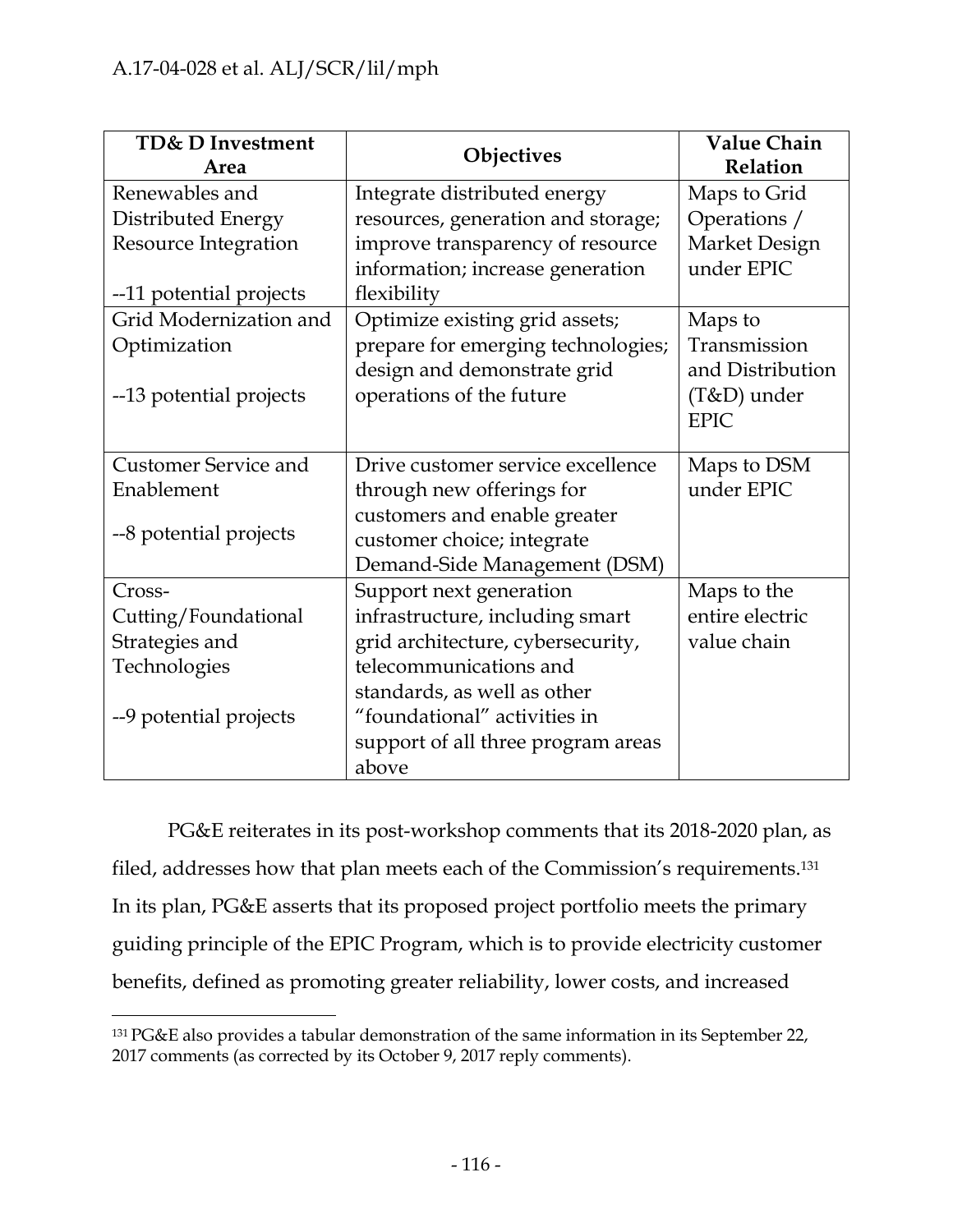| TD& D Investment Area | Objectives | Value Chain Relation |
|---|---|---|
| Renewables and Distributed Energy Resource Integration<br><br>--11 potential projects | Integrate distributed energy resources, generation and storage; improve transparency of resource information; increase generation flexibility | Maps to Grid Operations / Market Design under EPIC |
| Grid Modernization and Optimization<br><br>--13 potential projects | Optimize existing grid assets; prepare for emerging technologies; design and demonstrate grid operations of the future | Maps to Transmission and Distribution (T&D) under EPIC |
| Customer Service and Enablement<br><br>--8 potential projects | Drive customer service excellence through new offerings for customers and enable greater customer choice; integrate Demand-Side Management (DSM) | Maps to DSM under EPIC |
| Cross-Cutting/Foundational Strategies and Technologies<br><br>--9 potential projects | Support next generation infrastructure, including smart grid architecture, cybersecurity, telecommunications and standards, as well as other "foundational" activities in support of all three program areas above | Maps to the entire electric value chain |

PG&E reiterates in its post-workshop comments that its 2018-2020 plan, as filed, addresses how that plan meets each of the Commission's requirements.[131] In its plan, PG&E asserts that its proposed project portfolio meets the primary guiding principle of the EPIC Program, which is to provide electricity customer benefits, defined as promoting greater reliability, lower costs, and increased

[131] PG&E also provides a tabular demonstration of the same information in its September 22, 2017 comments (as corrected by its October 9, 2017 reply comments).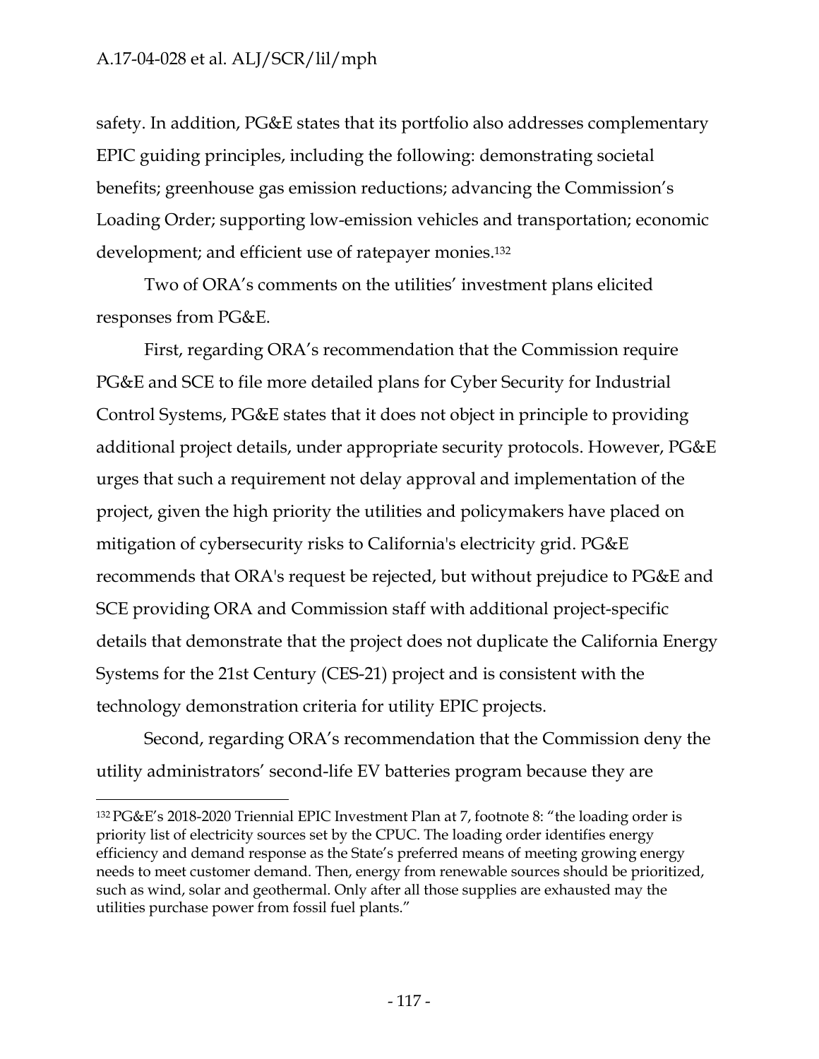safety. In addition, PG&E states that its portfolio also addresses complementary EPIC guiding principles, including the following: demonstrating societal benefits; greenhouse gas emission reductions; advancing the Commission's Loading Order; supporting low-emission vehicles and transportation; economic development; and efficient use of ratepayer monies.[132]

Two of ORA's comments on the utilities' investment plans elicited responses from PG&E.

First, regarding ORA's recommendation that the Commission require PG&E and SCE to file more detailed plans for Cyber Security for Industrial Control Systems, PG&E states that it does not object in principle to providing additional project details, under appropriate security protocols. However, PG&E urges that such a requirement not delay approval and implementation of the project, given the high priority the utilities and policymakers have placed on mitigation of cybersecurity risks to California's electricity grid. PG&E recommends that ORA's request be rejected, but without prejudice to PG&E and SCE providing ORA and Commission staff with additional project-specific details that demonstrate that the project does not duplicate the California Energy Systems for the 21st Century (CES-21) project and is consistent with the technology demonstration criteria for utility EPIC projects.

Second, regarding ORA's recommendation that the Commission deny the utility administrators' second-life EV batteries program because they are

---

[132] PG&E's 2018-2020 Triennial EPIC Investment Plan at 7, footnote 8: "the loading order is priority list of electricity sources set by the CPUC. The loading order identifies energy efficiency and demand response as the State's preferred means of meeting growing energy needs to meet customer demand. Then, energy from renewable sources should be prioritized, such as wind, solar and geothermal. Only after all those supplies are exhausted may the utilities purchase power from fossil fuel plants."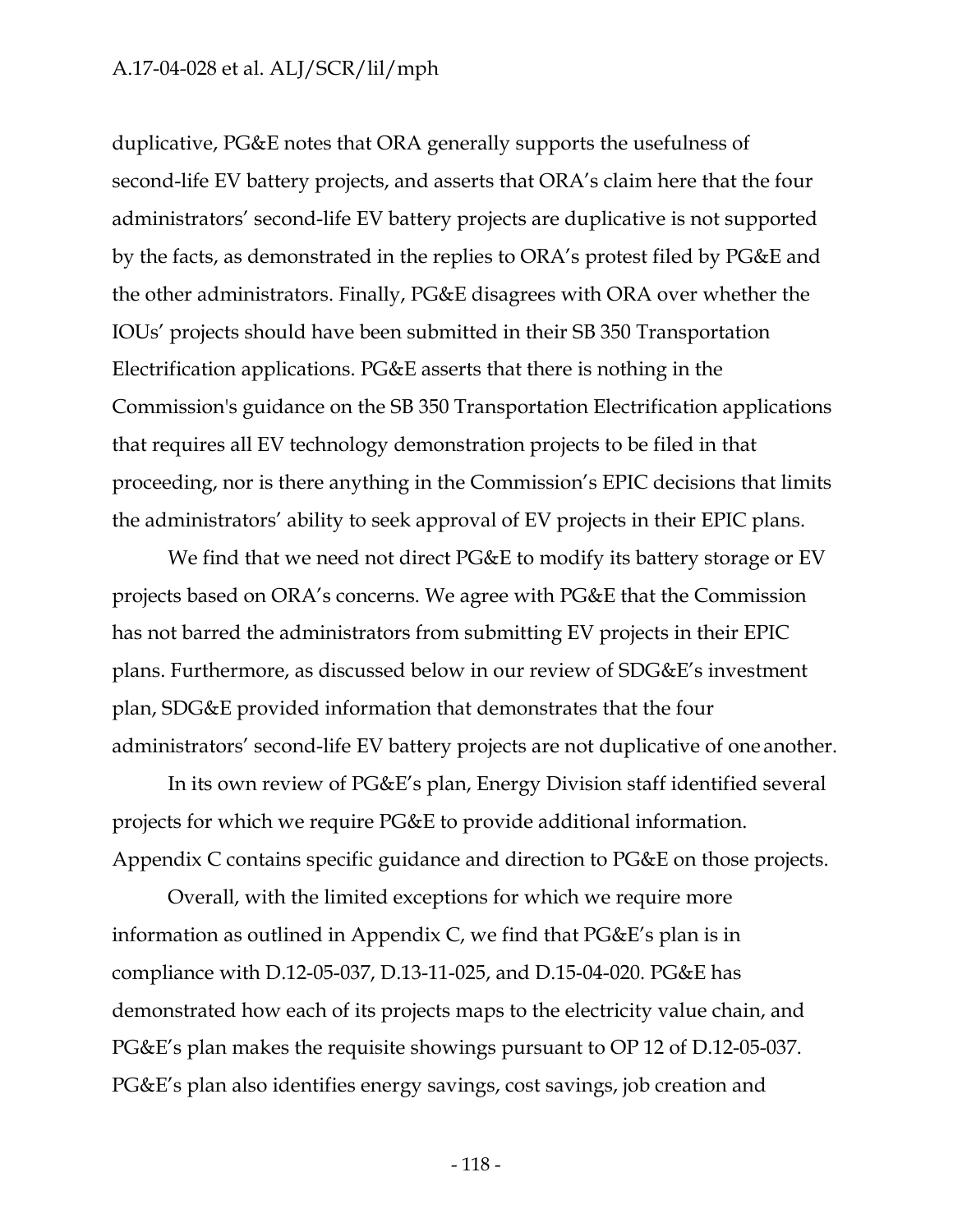duplicative, PG&E notes that ORA generally supports the usefulness of second-life EV battery projects, and asserts that ORA's claim here that the four administrators' second-life EV battery projects are duplicative is not supported by the facts, as demonstrated in the replies to ORA's protest filed by PG&E and the other administrators. Finally, PG&E disagrees with ORA over whether the IOUs' projects should have been submitted in their SB 350 Transportation Electrification applications. PG&E asserts that there is nothing in the Commission's guidance on the SB 350 Transportation Electrification applications that requires all EV technology demonstration projects to be filed in that proceeding, nor is there anything in the Commission's EPIC decisions that limits the administrators' ability to seek approval of EV projects in their EPIC plans.

We find that we need not direct PG&E to modify its battery storage or EV projects based on ORA's concerns. We agree with PG&E that the Commission has not barred the administrators from submitting EV projects in their EPIC plans. Furthermore, as discussed below in our review of SDG&E's investment plan, SDG&E provided information that demonstrates that the four administrators' second-life EV battery projects are not duplicative of one another.

In its own review of PG&E's plan, Energy Division staff identified several projects for which we require PG&E to provide additional information. Appendix C contains specific guidance and direction to PG&E on those projects.

Overall, with the limited exceptions for which we require more information as outlined in Appendix C, we find that PG&E's plan is in compliance with D.12-05-037, D.13-11-025, and D.15-04-020. PG&E has demonstrated how each of its projects maps to the electricity value chain, and PG&E's plan makes the requisite showings pursuant to OP 12 of D.12-05-037. PG&E's plan also identifies energy savings, cost savings, job creation and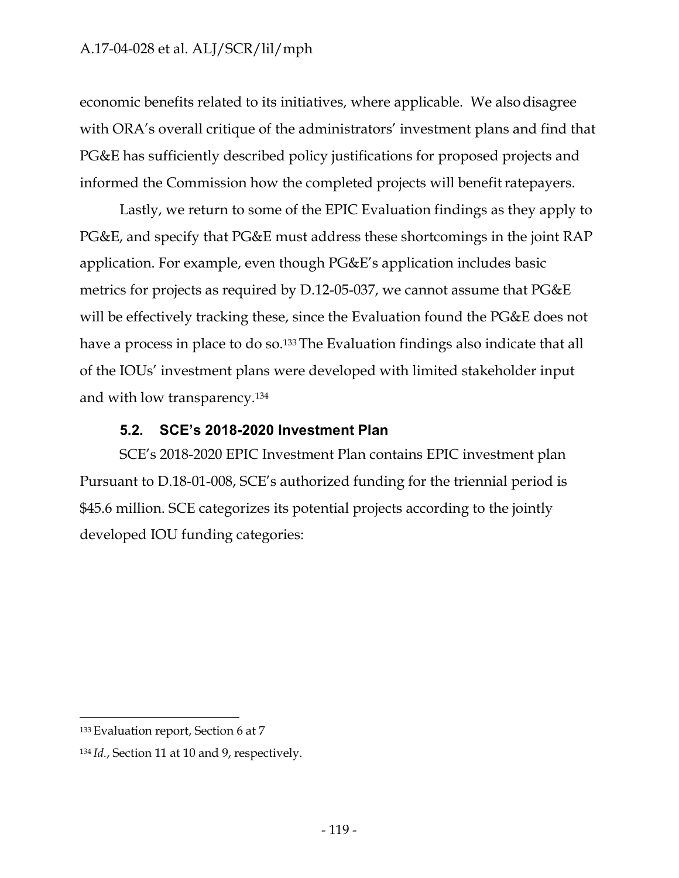economic benefits related to its initiatives, where applicable. We also disagree with ORA's overall critique of the administrators' investment plans and find that PG&E has sufficiently described policy justifications for proposed projects and informed the Commission how the completed projects will benefit ratepayers.

Lastly, we return to some of the EPIC Evaluation findings as they apply to PG&E, and specify that PG&E must address these shortcomings in the joint RAP application. For example, even though PG&E's application includes basic metrics for projects as required by D.12-05-037, we cannot assume that PG&E will be effectively tracking these, since the Evaluation found the PG&E does not have a process in place to do so.[133] The Evaluation findings also indicate that all of the IOUs' investment plans were developed with limited stakeholder input and with low transparency.[134]

### 5.2. SCE's 2018-2020 Investment Plan

SCE's 2018-2020 EPIC Investment Plan contains EPIC investment plan Pursuant to D.18-01-008, SCE's authorized funding for the triennial period is $45.6 million. SCE categorizes its potential projects according to the jointly developed IOU funding categories:

---

[133] Evaluation report, Section 6 at 7

[134] *Id.*, Section 11 at 10 and 9, respectively.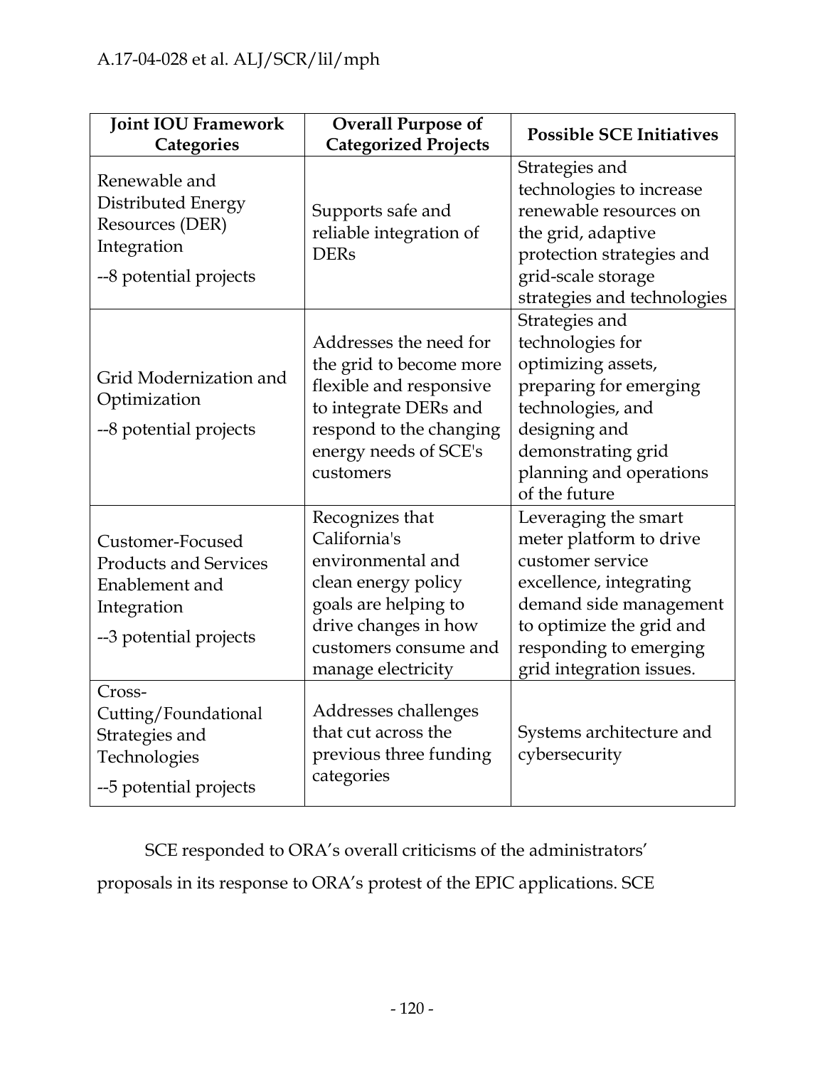| Joint IOU Framework Categories | Overall Purpose of Categorized Projects | Possible SCE Initiatives |
|---|---|---|
| Renewable and Distributed Energy Resources (DER) Integration<br>--8 potential projects | Supports safe and reliable integration of DERs | Strategies and technologies to increase renewable resources on the grid, adaptive protection strategies and grid-scale storage strategies and technologies |
| Grid Modernization and Optimization<br>--8 potential projects | Addresses the need for the grid to become more flexible and responsive to integrate DERs and respond to the changing energy needs of SCE's customers | Strategies and technologies for optimizing assets, preparing for emerging technologies, and designing and demonstrating grid planning and operations of the future |
| Customer-Focused Products and Services Enablement and Integration<br>--3 potential projects | Recognizes that California's environmental and clean energy policy goals are helping to drive changes in how customers consume and manage electricity | Leveraging the smart meter platform to drive customer service excellence, integrating demand side management to optimize the grid and responding to emerging grid integration issues. |
| Cross-Cutting/Foundational Strategies and Technologies<br>--5 potential projects | Addresses challenges that cut across the previous three funding categories | Systems architecture and cybersecurity |

SCE responded to ORA's overall criticisms of the administrators' proposals in its response to ORA's protest of the EPIC applications. SCE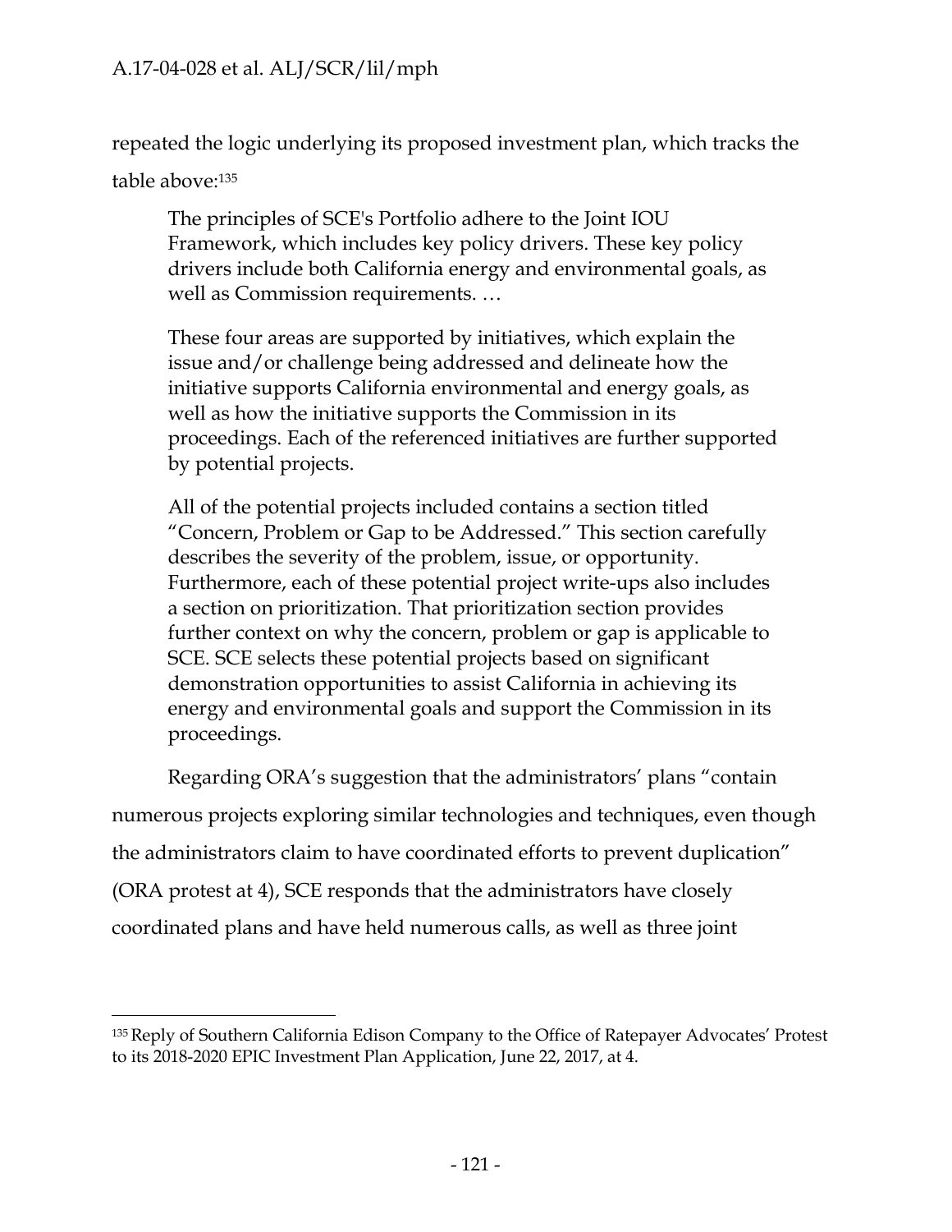repeated the logic underlying its proposed investment plan, which tracks the table above:[135]

> The principles of SCE's Portfolio adhere to the Joint IOU Framework, which includes key policy drivers. These key policy drivers include both California energy and environmental goals, as well as Commission requirements. …
>
> These four areas are supported by initiatives, which explain the issue and/or challenge being addressed and delineate how the initiative supports California environmental and energy goals, as well as how the initiative supports the Commission in its proceedings. Each of the referenced initiatives are further supported by potential projects.
>
> All of the potential projects included contains a section titled "Concern, Problem or Gap to be Addressed." This section carefully describes the severity of the problem, issue, or opportunity. Furthermore, each of these potential project write-ups also includes a section on prioritization. That prioritization section provides further context on why the concern, problem or gap is applicable to SCE. SCE selects these potential projects based on significant demonstration opportunities to assist California in achieving its energy and environmental goals and support the Commission in its proceedings.

Regarding ORA's suggestion that the administrators' plans "contain numerous projects exploring similar technologies and techniques, even though the administrators claim to have coordinated efforts to prevent duplication" (ORA protest at 4), SCE responds that the administrators have closely coordinated plans and have held numerous calls, as well as three joint

---

[135] Reply of Southern California Edison Company to the Office of Ratepayer Advocates' Protest to its 2018-2020 EPIC Investment Plan Application, June 22, 2017, at 4.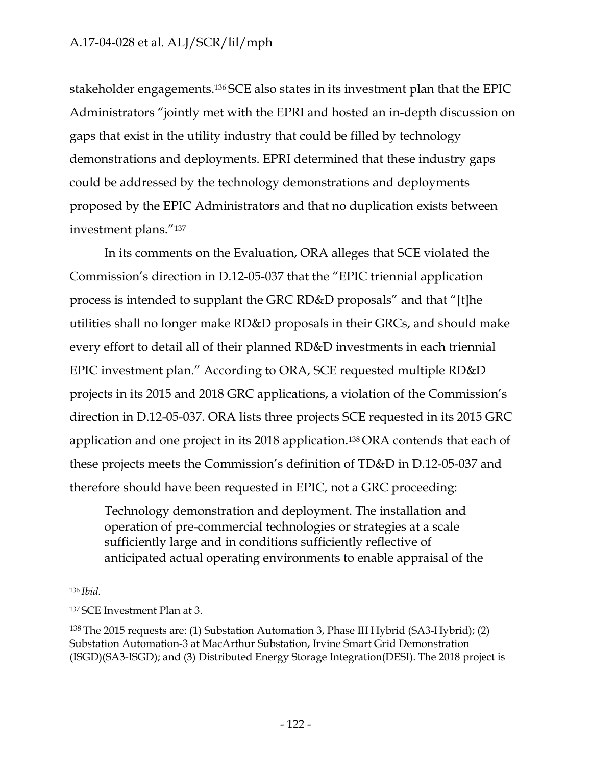stakeholder engagements.[136] SCE also states in its investment plan that the EPIC Administrators "jointly met with the EPRI and hosted an in-depth discussion on gaps that exist in the utility industry that could be filled by technology demonstrations and deployments. EPRI determined that these industry gaps could be addressed by the technology demonstrations and deployments proposed by the EPIC Administrators and that no duplication exists between investment plans."[137]

In its comments on the Evaluation, ORA alleges that SCE violated the Commission's direction in D.12-05-037 that the "EPIC triennial application process is intended to supplant the GRC RD&D proposals" and that "[t]he utilities shall no longer make RD&D proposals in their GRCs, and should make every effort to detail all of their planned RD&D investments in each triennial EPIC investment plan." According to ORA, SCE requested multiple RD&D projects in its 2015 and 2018 GRC applications, a violation of the Commission's direction in D.12-05-037. ORA lists three projects SCE requested in its 2015 GRC application and one project in its 2018 application.[138] ORA contends that each of these projects meets the Commission's definition of TD&D in D.12-05-037 and therefore should have been requested in EPIC, not a GRC proceeding:

> Technology demonstration and deployment. The installation and operation of pre-commercial technologies or strategies at a scale sufficiently large and in conditions sufficiently reflective of anticipated actual operating environments to enable appraisal of the

---

[136] *Ibid.*

[137] SCE Investment Plan at 3.

[138] The 2015 requests are: (1) Substation Automation 3, Phase III Hybrid (SA3-Hybrid); (2) Substation Automation-3 at MacArthur Substation, Irvine Smart Grid Demonstration (ISGD)(SA3-ISGD); and (3) Distributed Energy Storage Integration(DESI). The 2018 project is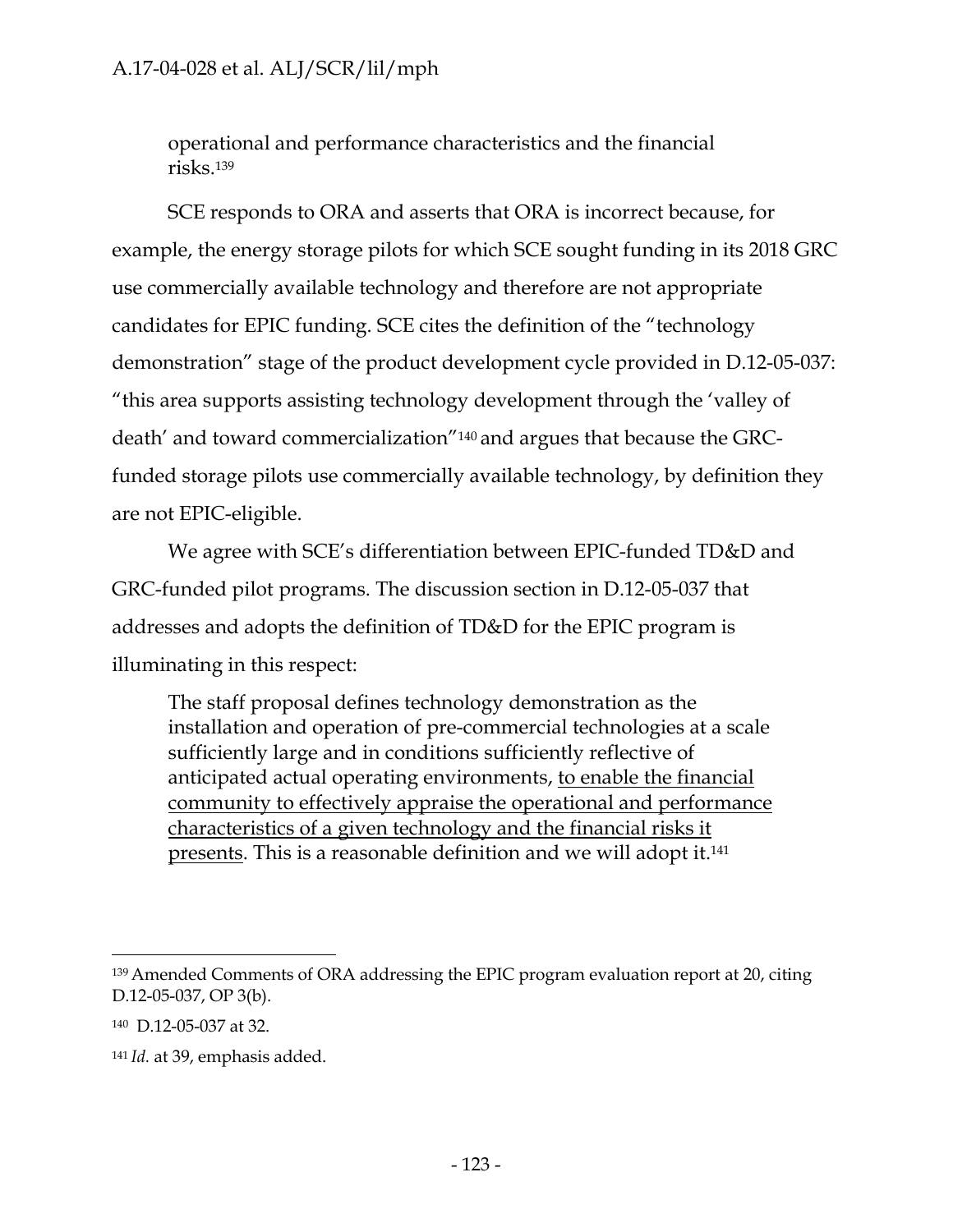operational and performance characteristics and the financial risks.[139]

SCE responds to ORA and asserts that ORA is incorrect because, for example, the energy storage pilots for which SCE sought funding in its 2018 GRC use commercially available technology and therefore are not appropriate candidates for EPIC funding. SCE cites the definition of the "technology demonstration" stage of the product development cycle provided in D.12-05-037: "this area supports assisting technology development through the 'valley of death' and toward commercialization"[140] and argues that because the GRC-funded storage pilots use commercially available technology, by definition they are not EPIC-eligible.

We agree with SCE's differentiation between EPIC-funded TD&D and GRC-funded pilot programs. The discussion section in D.12-05-037 that addresses and adopts the definition of TD&D for the EPIC program is illuminating in this respect:

> The staff proposal defines technology demonstration as the installation and operation of pre-commercial technologies at a scale sufficiently large and in conditions sufficiently reflective of anticipated actual operating environments, <u>to enable the financial community to effectively appraise the operational and performance characteristics of a given technology and the financial risks it presents</u>. This is a reasonable definition and we will adopt it.[141]

---

[139] Amended Comments of ORA addressing the EPIC program evaluation report at 20, citing D.12-05-037, OP 3(b).

[140] D.12-05-037 at 32.

[141] *Id.* at 39, emphasis added.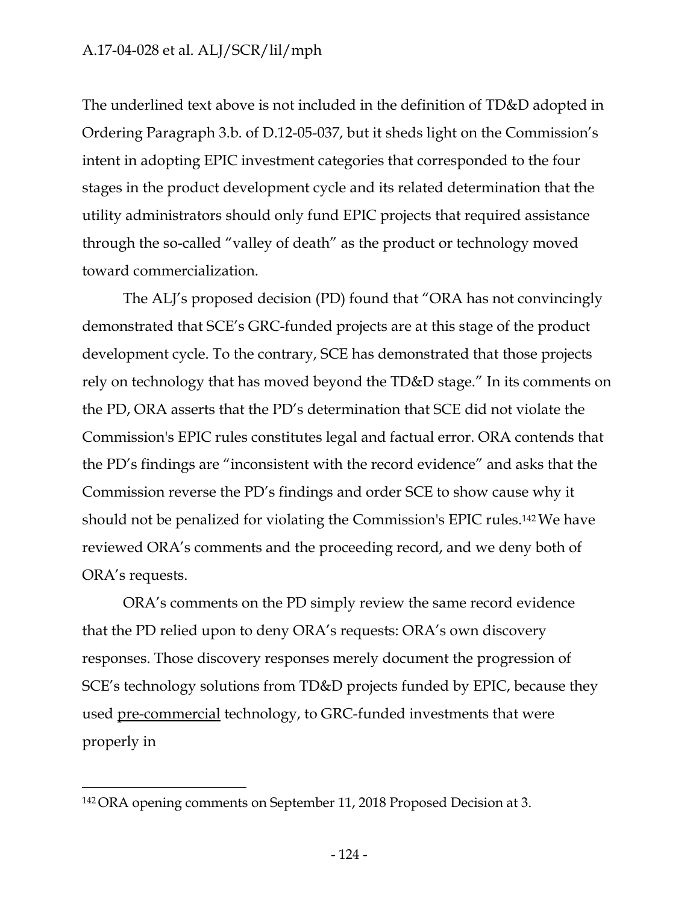The underlined text above is not included in the definition of TD&D adopted in Ordering Paragraph 3.b. of D.12-05-037, but it sheds light on the Commission's intent in adopting EPIC investment categories that corresponded to the four stages in the product development cycle and its related determination that the utility administrators should only fund EPIC projects that required assistance through the so-called "valley of death" as the product or technology moved toward commercialization.

The ALJ's proposed decision (PD) found that "ORA has not convincingly demonstrated that SCE's GRC-funded projects are at this stage of the product development cycle. To the contrary, SCE has demonstrated that those projects rely on technology that has moved beyond the TD&D stage." In its comments on the PD, ORA asserts that the PD's determination that SCE did not violate the Commission's EPIC rules constitutes legal and factual error. ORA contends that the PD's findings are "inconsistent with the record evidence" and asks that the Commission reverse the PD's findings and order SCE to show cause why it should not be penalized for violating the Commission's EPIC rules.[142] We have reviewed ORA's comments and the proceeding record, and we deny both of ORA's requests.

ORA's comments on the PD simply review the same record evidence that the PD relied upon to deny ORA's requests: ORA's own discovery responses. Those discovery responses merely document the progression of SCE's technology solutions from TD&D projects funded by EPIC, because they used <u>pre-commercial</u> technology, to GRC-funded investments that were properly in

---

[142] ORA opening comments on September 11, 2018 Proposed Decision at 3.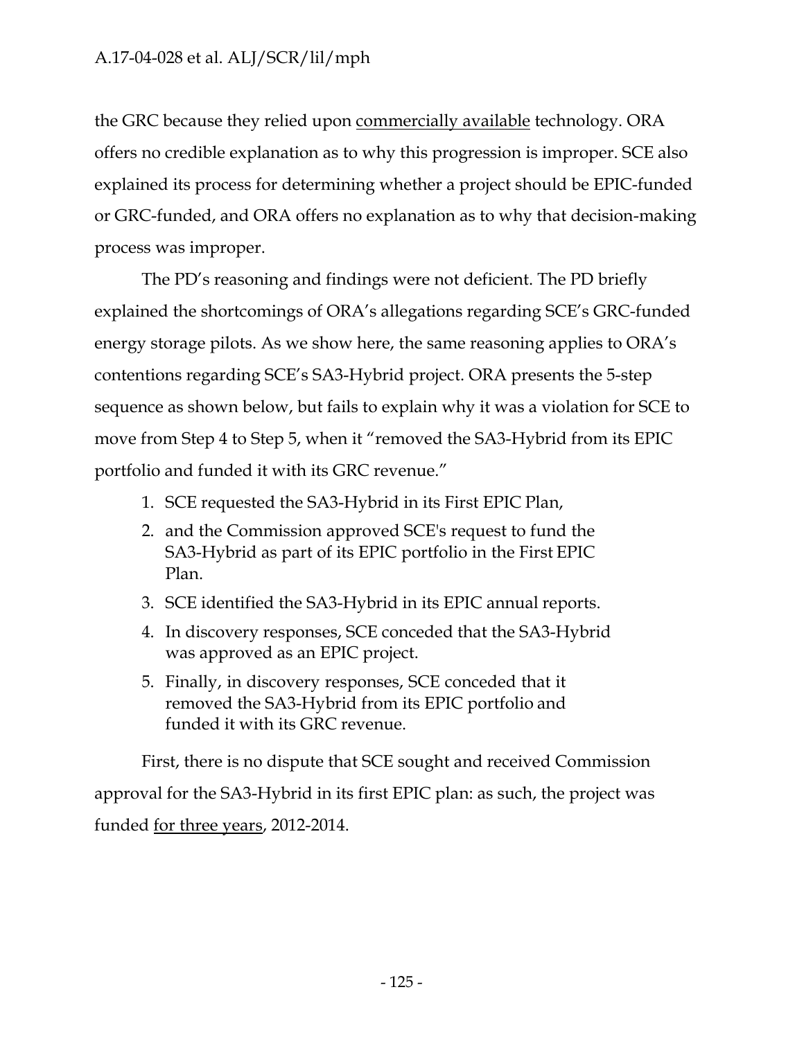the GRC because they relied upon <u>commercially available</u> technology. ORA offers no credible explanation as to why this progression is improper. SCE also explained its process for determining whether a project should be EPIC-funded or GRC-funded, and ORA offers no explanation as to why that decision-making process was improper.

The PD's reasoning and findings were not deficient. The PD briefly explained the shortcomings of ORA's allegations regarding SCE's GRC-funded energy storage pilots. As we show here, the same reasoning applies to ORA's contentions regarding SCE's SA3-Hybrid project. ORA presents the 5-step sequence as shown below, but fails to explain why it was a violation for SCE to move from Step 4 to Step 5, when it "removed the SA3-Hybrid from its EPIC portfolio and funded it with its GRC revenue."

1. SCE requested the SA3-Hybrid in its First EPIC Plan,
2. and the Commission approved SCE's request to fund the SA3-Hybrid as part of its EPIC portfolio in the First EPIC Plan.
3. SCE identified the SA3-Hybrid in its EPIC annual reports.
4. In discovery responses, SCE conceded that the SA3-Hybrid was approved as an EPIC project.
5. Finally, in discovery responses, SCE conceded that it removed the SA3-Hybrid from its EPIC portfolio and funded it with its GRC revenue.

First, there is no dispute that SCE sought and received Commission approval for the SA3-Hybrid in its first EPIC plan: as such, the project was funded <u>for three years</u>, 2012-2014.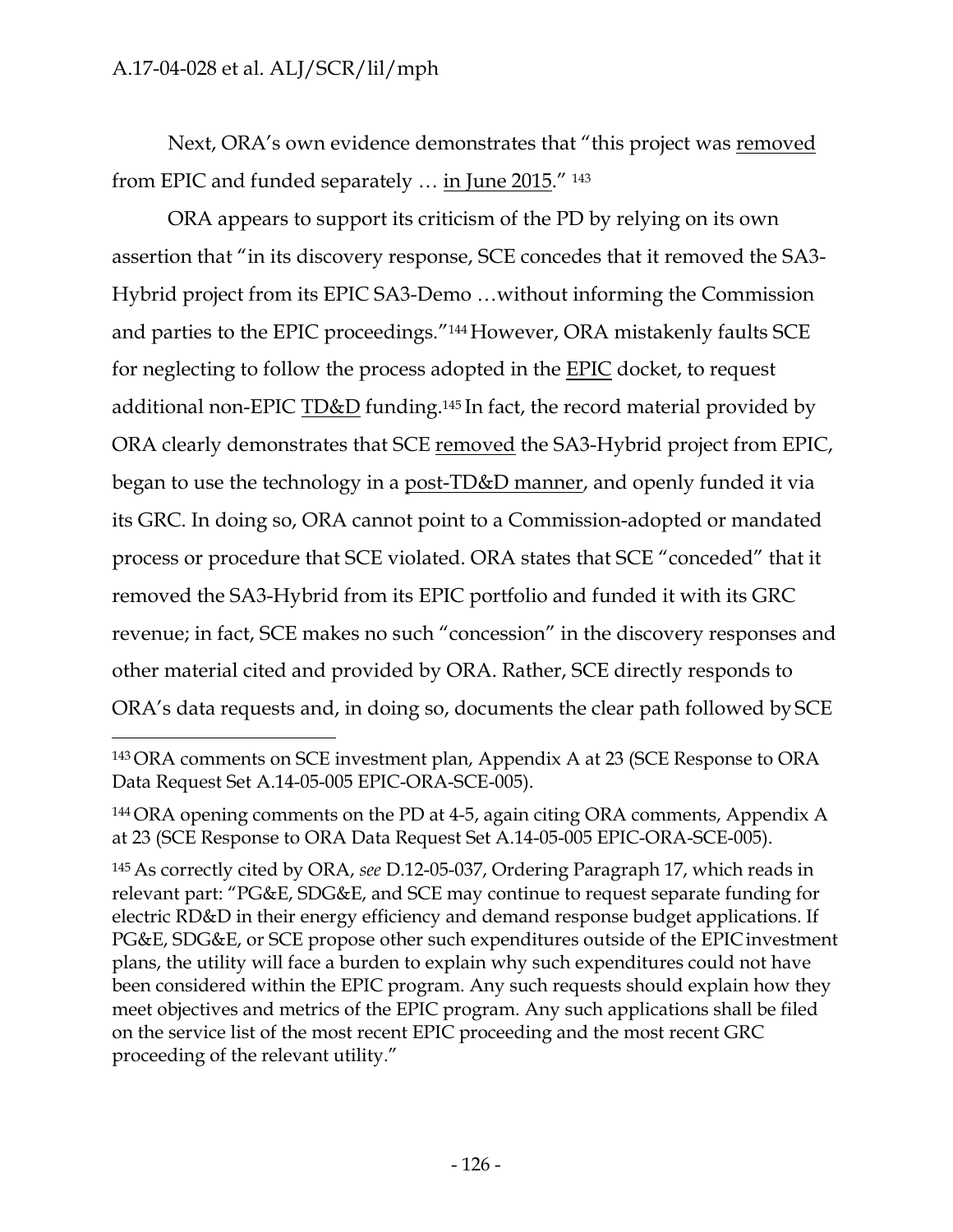Next, ORA's own evidence demonstrates that "this project was <u>removed</u> from EPIC and funded separately … <u>in June 2015</u>." [143]

ORA appears to support its criticism of the PD by relying on its own assertion that "in its discovery response, SCE concedes that it removed the SA3-Hybrid project from its EPIC SA3-Demo …without informing the Commission and parties to the EPIC proceedings."[144] However, ORA mistakenly faults SCE for neglecting to follow the process adopted in the <u>EPIC</u> docket, to request additional non-EPIC <u>TD&D</u> funding.[145] In fact, the record material provided by ORA clearly demonstrates that SCE <u>removed</u> the SA3-Hybrid project from EPIC, began to use the technology in a <u>post-TD&D manner</u>, and openly funded it via its GRC. In doing so, ORA cannot point to a Commission-adopted or mandated process or procedure that SCE violated. ORA states that SCE "conceded" that it removed the SA3-Hybrid from its EPIC portfolio and funded it with its GRC revenue; in fact, SCE makes no such "concession" in the discovery responses and other material cited and provided by ORA. Rather, SCE directly responds to ORA's data requests and, in doing so, documents the clear path followed by SCE

---

[143] ORA comments on SCE investment plan, Appendix A at 23 (SCE Response to ORA Data Request Set A.14-05-005 EPIC-ORA-SCE-005).

[144] ORA opening comments on the PD at 4-5, again citing ORA comments, Appendix A at 23 (SCE Response to ORA Data Request Set A.14-05-005 EPIC-ORA-SCE-005).

[145] As correctly cited by ORA, *see* D.12-05-037, Ordering Paragraph 17, which reads in relevant part: "PG&E, SDG&E, and SCE may continue to request separate funding for electric RD&D in their energy efficiency and demand response budget applications. If PG&E, SDG&E, or SCE propose other such expenditures outside of the EPIC investment plans, the utility will face a burden to explain why such expenditures could not have been considered within the EPIC program. Any such requests should explain how they meet objectives and metrics of the EPIC program. Any such applications shall be filed on the service list of the most recent EPIC proceeding and the most recent GRC proceeding of the relevant utility."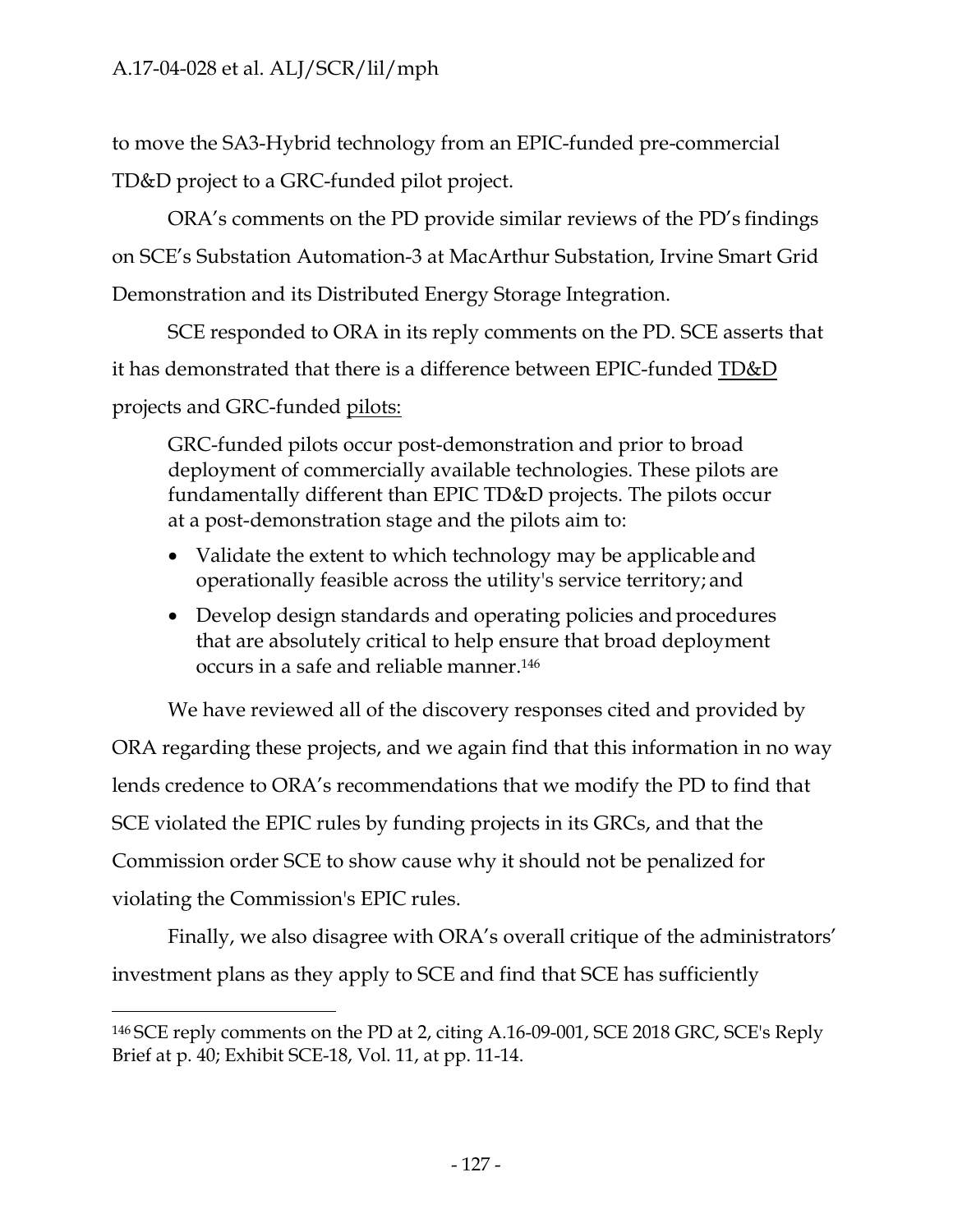to move the SA3-Hybrid technology from an EPIC-funded pre-commercial TD&D project to a GRC-funded pilot project.

ORA's comments on the PD provide similar reviews of the PD's findings on SCE's Substation Automation-3 at MacArthur Substation, Irvine Smart Grid Demonstration and its Distributed Energy Storage Integration.

SCE responded to ORA in its reply comments on the PD. SCE asserts that it has demonstrated that there is a difference between EPIC-funded <u>TD&D</u> projects and GRC-funded <u>pilots:</u>

> GRC-funded pilots occur post-demonstration and prior to broad deployment of commercially available technologies. These pilots are fundamentally different than EPIC TD&D projects. The pilots occur at a post-demonstration stage and the pilots aim to:
>
> - Validate the extent to which technology may be applicable and operationally feasible across the utility's service territory; and
> - Develop design standards and operating policies and procedures that are absolutely critical to help ensure that broad deployment occurs in a safe and reliable manner.[146]

We have reviewed all of the discovery responses cited and provided by ORA regarding these projects, and we again find that this information in no way lends credence to ORA's recommendations that we modify the PD to find that SCE violated the EPIC rules by funding projects in its GRCs, and that the Commission order SCE to show cause why it should not be penalized for violating the Commission's EPIC rules.

Finally, we also disagree with ORA's overall critique of the administrators' investment plans as they apply to SCE and find that SCE has sufficiently

---

[146] SCE reply comments on the PD at 2, citing A.16-09-001, SCE 2018 GRC, SCE's Reply Brief at p. 40; Exhibit SCE-18, Vol. 11, at pp. 11-14.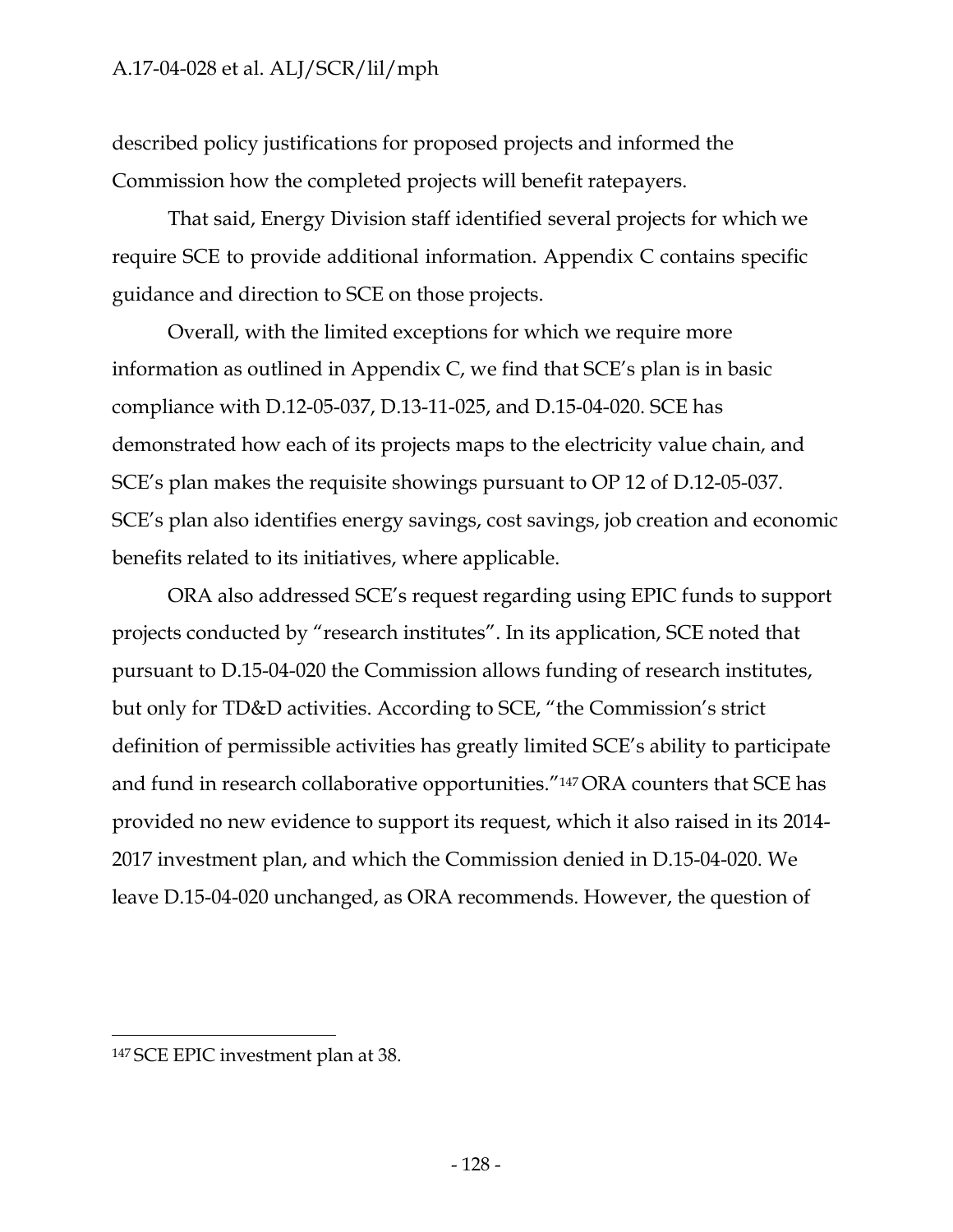described policy justifications for proposed projects and informed the Commission how the completed projects will benefit ratepayers.

That said, Energy Division staff identified several projects for which we require SCE to provide additional information. Appendix C contains specific guidance and direction to SCE on those projects.

Overall, with the limited exceptions for which we require more information as outlined in Appendix C, we find that SCE's plan is in basic compliance with D.12-05-037, D.13-11-025, and D.15-04-020. SCE has demonstrated how each of its projects maps to the electricity value chain, and SCE's plan makes the requisite showings pursuant to OP 12 of D.12-05-037. SCE's plan also identifies energy savings, cost savings, job creation and economic benefits related to its initiatives, where applicable.

ORA also addressed SCE's request regarding using EPIC funds to support projects conducted by "research institutes". In its application, SCE noted that pursuant to D.15-04-020 the Commission allows funding of research institutes, but only for TD&D activities. According to SCE, "the Commission's strict definition of permissible activities has greatly limited SCE's ability to participate and fund in research collaborative opportunities."[147] ORA counters that SCE has provided no new evidence to support its request, which it also raised in its 2014-2017 investment plan, and which the Commission denied in D.15-04-020. We leave D.15-04-020 unchanged, as ORA recommends. However, the question of

---

[147] SCE EPIC investment plan at 38.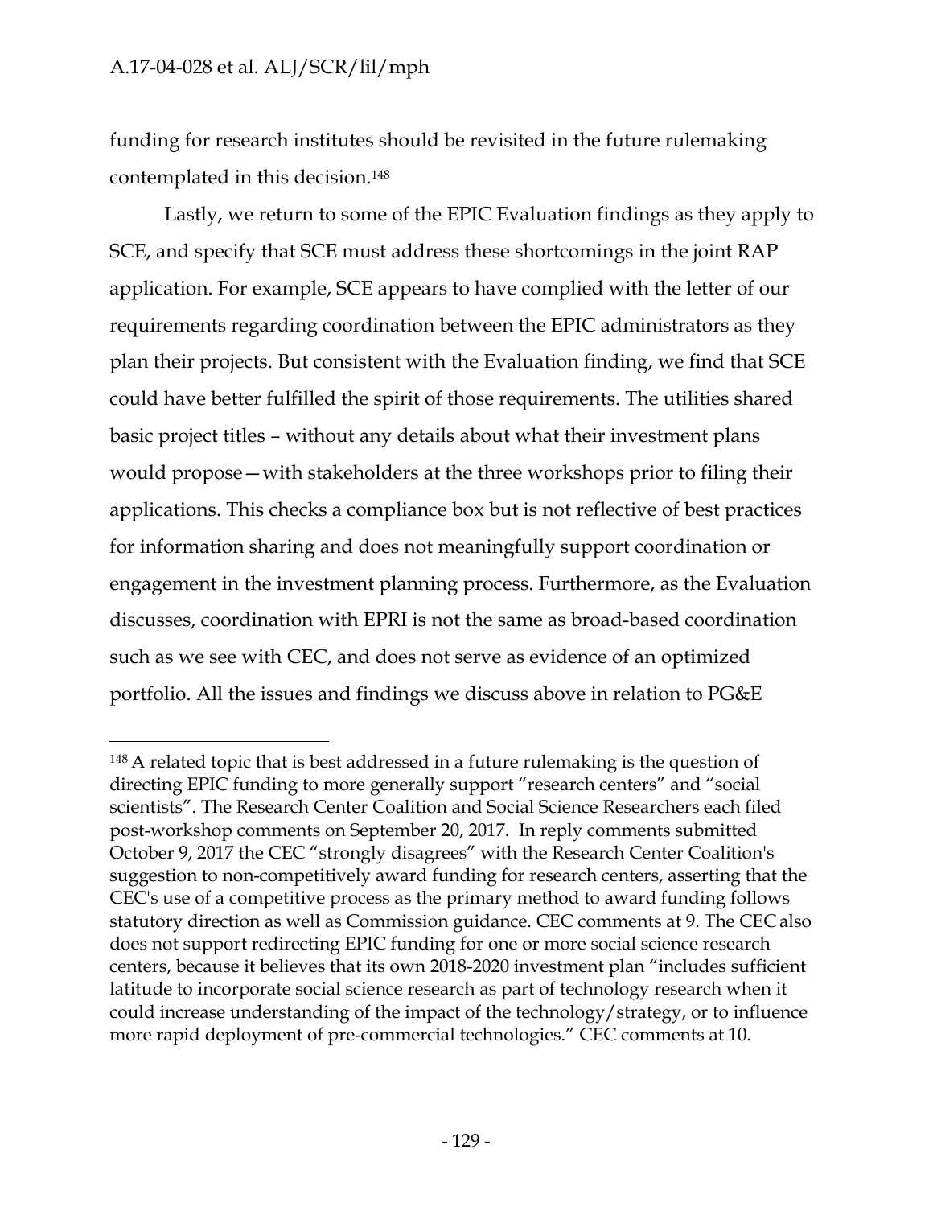funding for research institutes should be revisited in the future rulemaking contemplated in this decision.[148]

Lastly, we return to some of the EPIC Evaluation findings as they apply to SCE, and specify that SCE must address these shortcomings in the joint RAP application. For example, SCE appears to have complied with the letter of our requirements regarding coordination between the EPIC administrators as they plan their projects. But consistent with the Evaluation finding, we find that SCE could have better fulfilled the spirit of those requirements. The utilities shared basic project titles – without any details about what their investment plans would propose—with stakeholders at the three workshops prior to filing their applications. This checks a compliance box but is not reflective of best practices for information sharing and does not meaningfully support coordination or engagement in the investment planning process. Furthermore, as the Evaluation discusses, coordination with EPRI is not the same as broad-based coordination such as we see with CEC, and does not serve as evidence of an optimized portfolio. All the issues and findings we discuss above in relation to PG&E

---

[148] A related topic that is best addressed in a future rulemaking is the question of directing EPIC funding to more generally support "research centers" and "social scientists". The Research Center Coalition and Social Science Researchers each filed post-workshop comments on September 20, 2017. In reply comments submitted October 9, 2017 the CEC "strongly disagrees" with the Research Center Coalition's suggestion to non-competitively award funding for research centers, asserting that the CEC's use of a competitive process as the primary method to award funding follows statutory direction as well as Commission guidance. CEC comments at 9. The CEC also does not support redirecting EPIC funding for one or more social science research centers, because it believes that its own 2018-2020 investment plan "includes sufficient latitude to incorporate social science research as part of technology research when it could increase understanding of the impact of the technology/strategy, or to influence more rapid deployment of pre-commercial technologies." CEC comments at 10.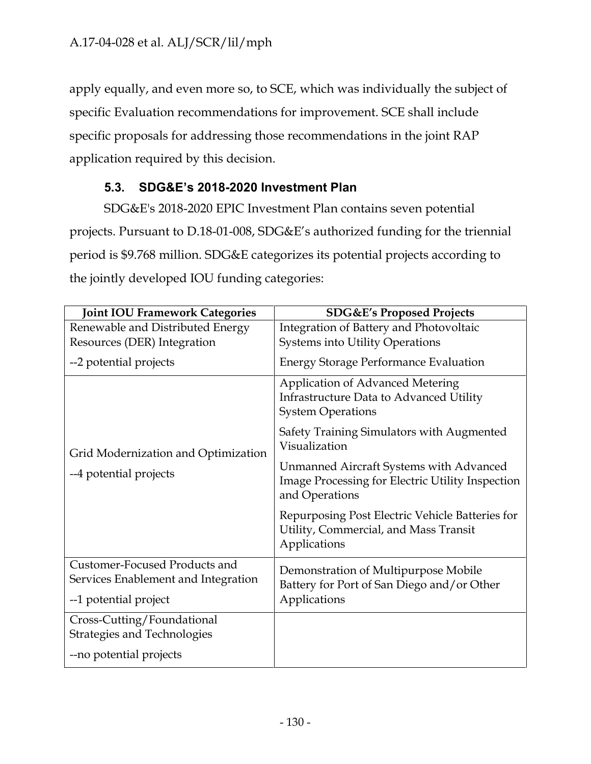apply equally, and even more so, to SCE, which was individually the subject of specific Evaluation recommendations for improvement. SCE shall include specific proposals for addressing those recommendations in the joint RAP application required by this decision.

### 5.3. SDG&E's 2018-2020 Investment Plan

SDG&E's 2018-2020 EPIC Investment Plan contains seven potential projects. Pursuant to D.18-01-008, SDG&E's authorized funding for the triennial period is $9.768 million. SDG&E categorizes its potential projects according to the jointly developed IOU funding categories:

| Joint IOU Framework Categories | SDG&E's Proposed Projects |
|---|---|
| Renewable and Distributed Energy Resources (DER) Integration<br>--2 potential projects | Integration of Battery and Photovoltaic Systems into Utility Operations<br>Energy Storage Performance Evaluation |
| Grid Modernization and Optimization<br>--4 potential projects | Application of Advanced Metering Infrastructure Data to Advanced Utility System Operations<br>Safety Training Simulators with Augmented Visualization<br>Unmanned Aircraft Systems with Advanced Image Processing for Electric Utility Inspection and Operations<br>Repurposing Post Electric Vehicle Batteries for Utility, Commercial, and Mass Transit Applications |
| Customer-Focused Products and Services Enablement and Integration<br>--1 potential project | Demonstration of Multipurpose Mobile Battery for Port of San Diego and/or Other Applications |
| Cross-Cutting/Foundational Strategies and Technologies<br>--no potential projects | |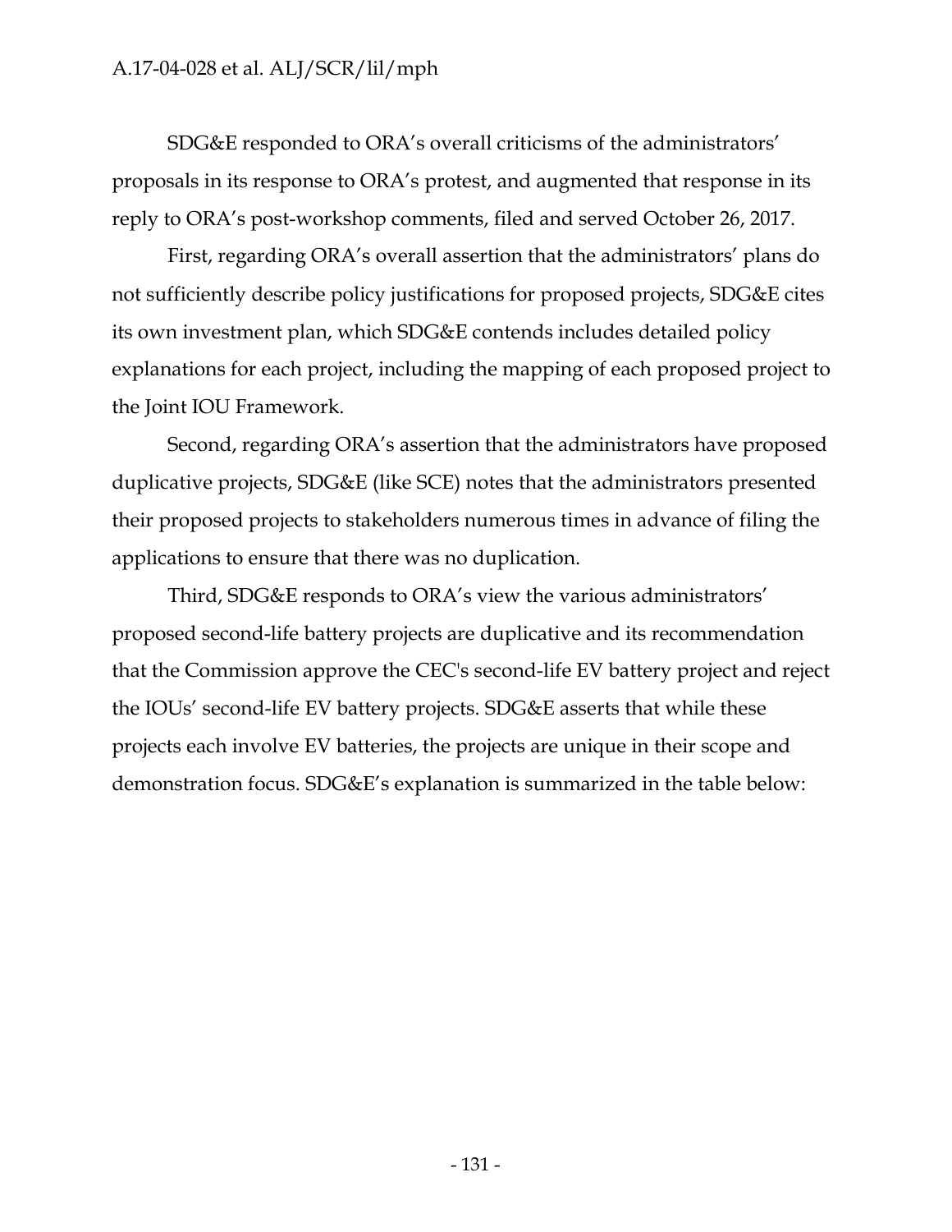SDG&E responded to ORA's overall criticisms of the administrators' proposals in its response to ORA's protest, and augmented that response in its reply to ORA's post-workshop comments, filed and served October 26, 2017.

First, regarding ORA's overall assertion that the administrators' plans do not sufficiently describe policy justifications for proposed projects, SDG&E cites its own investment plan, which SDG&E contends includes detailed policy explanations for each project, including the mapping of each proposed project to the Joint IOU Framework.

Second, regarding ORA's assertion that the administrators have proposed duplicative projects, SDG&E (like SCE) notes that the administrators presented their proposed projects to stakeholders numerous times in advance of filing the applications to ensure that there was no duplication.

Third, SDG&E responds to ORA's view the various administrators' proposed second-life battery projects are duplicative and its recommendation that the Commission approve the CEC's second-life EV battery project and reject the IOUs' second-life EV battery projects. SDG&E asserts that while these projects each involve EV batteries, the projects are unique in their scope and demonstration focus. SDG&E's explanation is summarized in the table below: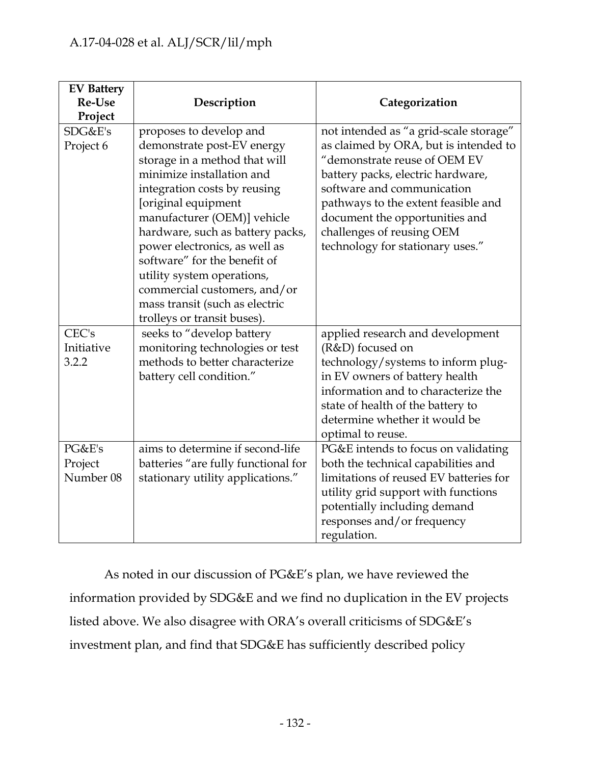| EV Battery Re-Use Project | Description | Categorization |
|---|---|---|
| SDG&E's Project 6 | proposes to develop and demonstrate post-EV energy storage in a method that will minimize installation and integration costs by reusing [original equipment manufacturer (OEM)] vehicle hardware, such as battery packs, power electronics, as well as software" for the benefit of utility system operations, commercial customers, and/or mass transit (such as electric trolleys or transit buses). | not intended as "a grid-scale storage" as claimed by ORA, but is intended to "demonstrate reuse of OEM EV battery packs, electric hardware, software and communication pathways to the extent feasible and document the opportunities and challenges of reusing OEM technology for stationary uses." |
| CEC's Initiative 3.2.2 | seeks to "develop battery monitoring technologies or test methods to better characterize battery cell condition." | applied research and development (R&D) focused on technology/systems to inform plug-in EV owners of battery health information and to characterize the state of health of the battery to determine whether it would be optimal to reuse. |
| PG&E's Project Number 08 | aims to determine if second-life batteries "are fully functional for stationary utility applications." | PG&E intends to focus on validating both the technical capabilities and limitations of reused EV batteries for utility grid support with functions potentially including demand responses and/or frequency regulation. |

As noted in our discussion of PG&E's plan, we have reviewed the information provided by SDG&E and we find no duplication in the EV projects listed above. We also disagree with ORA's overall criticisms of SDG&E's investment plan, and find that SDG&E has sufficiently described policy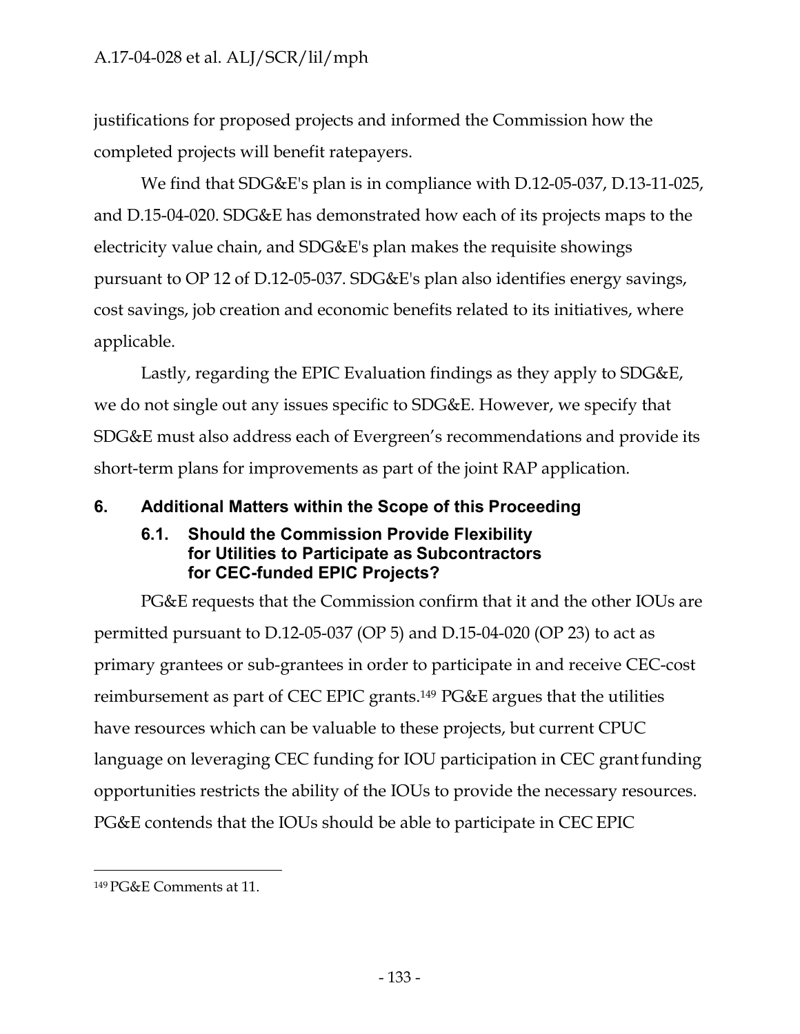justifications for proposed projects and informed the Commission how the completed projects will benefit ratepayers.

We find that SDG&E's plan is in compliance with D.12-05-037, D.13-11-025, and D.15-04-020. SDG&E has demonstrated how each of its projects maps to the electricity value chain, and SDG&E's plan makes the requisite showings pursuant to OP 12 of D.12-05-037. SDG&E's plan also identifies energy savings, cost savings, job creation and economic benefits related to its initiatives, where applicable.

Lastly, regarding the EPIC Evaluation findings as they apply to SDG&E, we do not single out any issues specific to SDG&E. However, we specify that SDG&E must also address each of Evergreen's recommendations and provide its short-term plans for improvements as part of the joint RAP application.

## 6. Additional Matters within the Scope of this Proceeding

### 6.1. Should the Commission Provide Flexibility for Utilities to Participate as Subcontractors for CEC-funded EPIC Projects?

PG&E requests that the Commission confirm that it and the other IOUs are permitted pursuant to D.12-05-037 (OP 5) and D.15-04-020 (OP 23) to act as primary grantees or sub-grantees in order to participate in and receive CEC-cost reimbursement as part of CEC EPIC grants.[149] PG&E argues that the utilities have resources which can be valuable to these projects, but current CPUC language on leveraging CEC funding for IOU participation in CEC grant funding opportunities restricts the ability of the IOUs to provide the necessary resources. PG&E contends that the IOUs should be able to participate in CEC EPIC

[149] PG&E Comments at 11.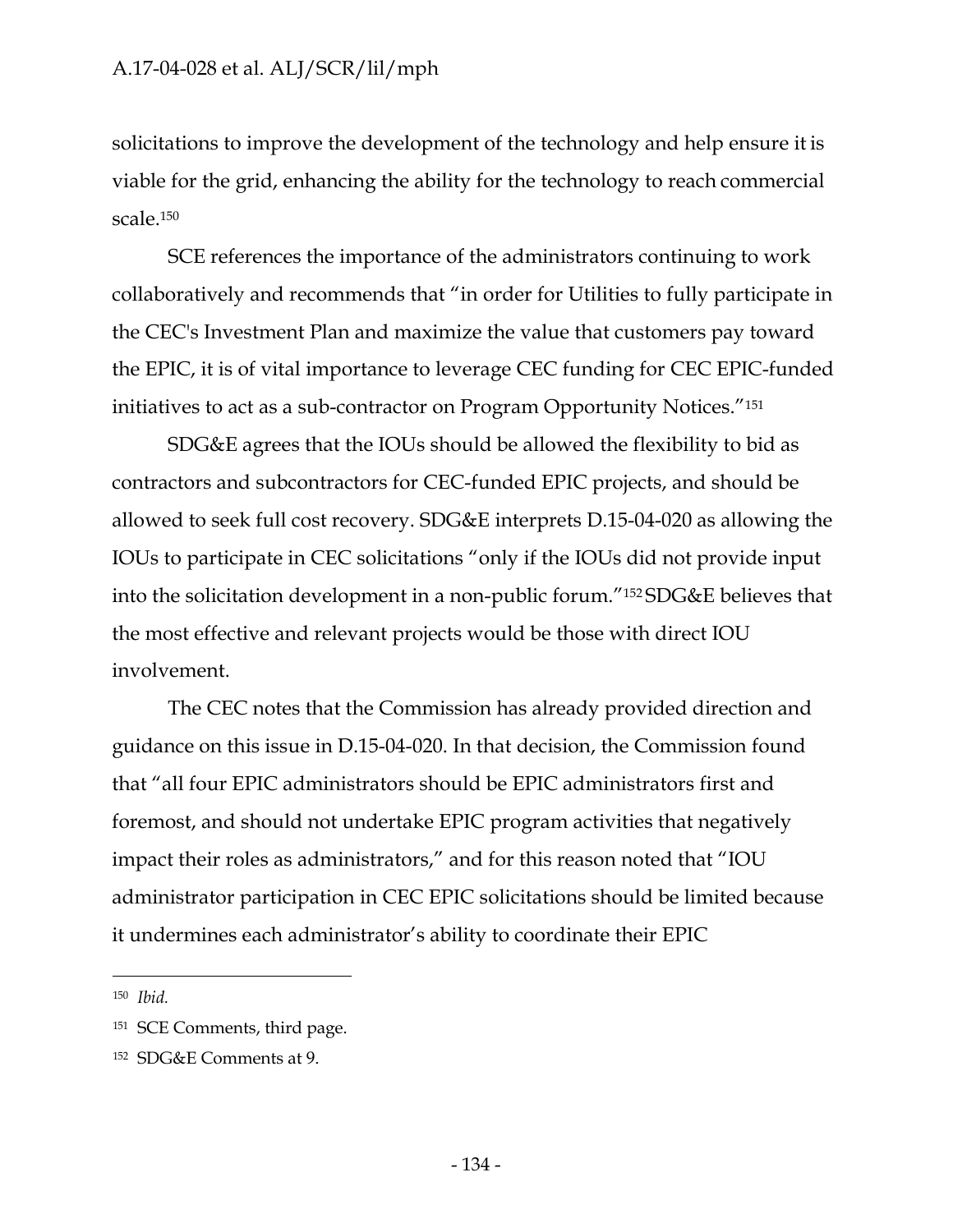solicitations to improve the development of the technology and help ensure it is viable for the grid, enhancing the ability for the technology to reach commercial scale.[150]

SCE references the importance of the administrators continuing to work collaboratively and recommends that "in order for Utilities to fully participate in the CEC's Investment Plan and maximize the value that customers pay toward the EPIC, it is of vital importance to leverage CEC funding for CEC EPIC-funded initiatives to act as a sub-contractor on Program Opportunity Notices."[151]

SDG&E agrees that the IOUs should be allowed the flexibility to bid as contractors and subcontractors for CEC-funded EPIC projects, and should be allowed to seek full cost recovery. SDG&E interprets D.15-04-020 as allowing the IOUs to participate in CEC solicitations "only if the IOUs did not provide input into the solicitation development in a non-public forum."[152] SDG&E believes that the most effective and relevant projects would be those with direct IOU involvement.

The CEC notes that the Commission has already provided direction and guidance on this issue in D.15-04-020. In that decision, the Commission found that "all four EPIC administrators should be EPIC administrators first and foremost, and should not undertake EPIC program activities that negatively impact their roles as administrators," and for this reason noted that "IOU administrator participation in CEC EPIC solicitations should be limited because it undermines each administrator's ability to coordinate their EPIC

---

[150] *Ibid.*

[151] SCE Comments, third page.

[152] SDG&E Comments at 9.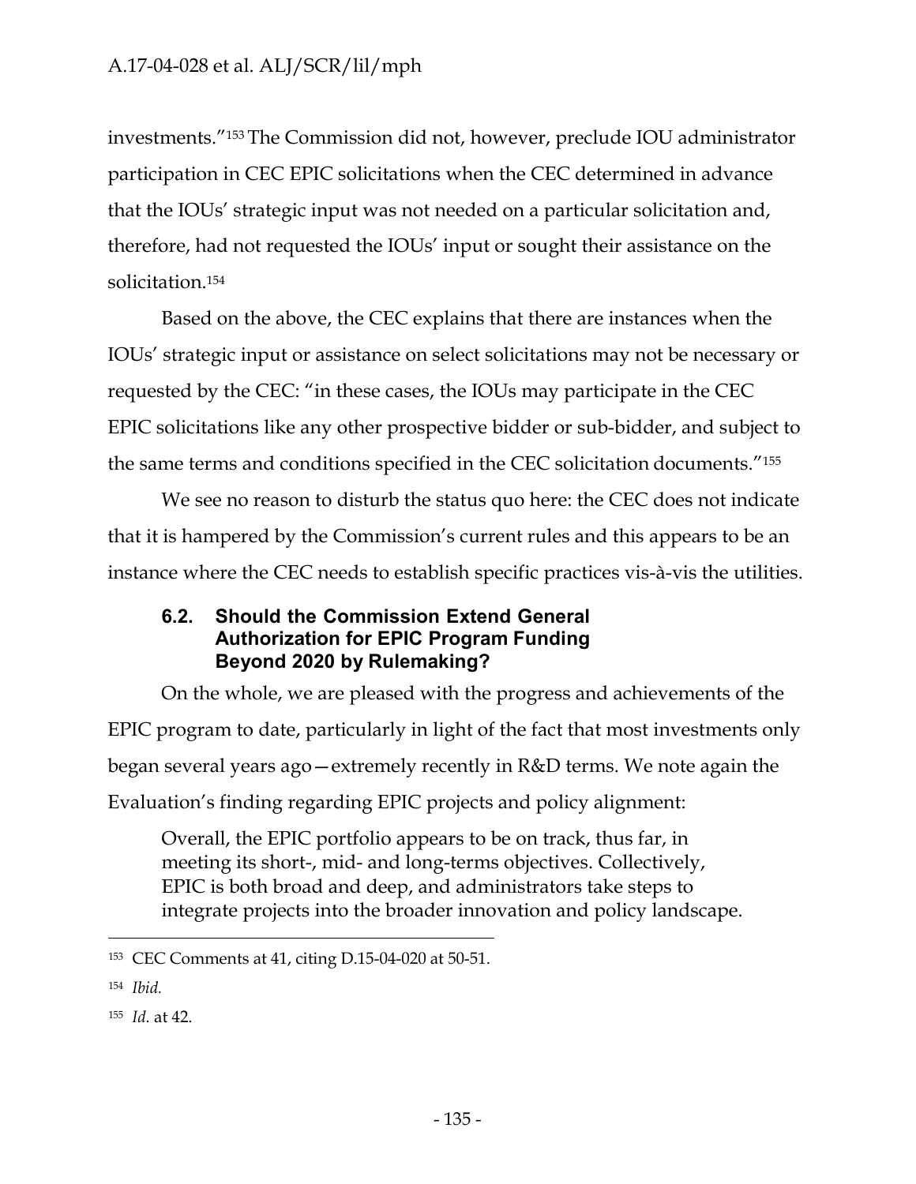investments."[153] The Commission did not, however, preclude IOU administrator participation in CEC EPIC solicitations when the CEC determined in advance that the IOUs' strategic input was not needed on a particular solicitation and, therefore, had not requested the IOUs' input or sought their assistance on the solicitation.[154]

Based on the above, the CEC explains that there are instances when the IOUs' strategic input or assistance on select solicitations may not be necessary or requested by the CEC: "in these cases, the IOUs may participate in the CEC EPIC solicitations like any other prospective bidder or sub-bidder, and subject to the same terms and conditions specified in the CEC solicitation documents."[155]

We see no reason to disturb the status quo here: the CEC does not indicate that it is hampered by the Commission's current rules and this appears to be an instance where the CEC needs to establish specific practices vis-à-vis the utilities.

### 6.2. Should the Commission Extend General Authorization for EPIC Program Funding Beyond 2020 by Rulemaking?

On the whole, we are pleased with the progress and achievements of the EPIC program to date, particularly in light of the fact that most investments only began several years ago—extremely recently in R&D terms. We note again the Evaluation's finding regarding EPIC projects and policy alignment:

> Overall, the EPIC portfolio appears to be on track, thus far, in meeting its short-, mid- and long-terms objectives. Collectively, EPIC is both broad and deep, and administrators take steps to integrate projects into the broader innovation and policy landscape.

---

[153] CEC Comments at 41, citing D.15-04-020 at 50-51.

[154] *Ibid.*

[155] *Id.* at 42.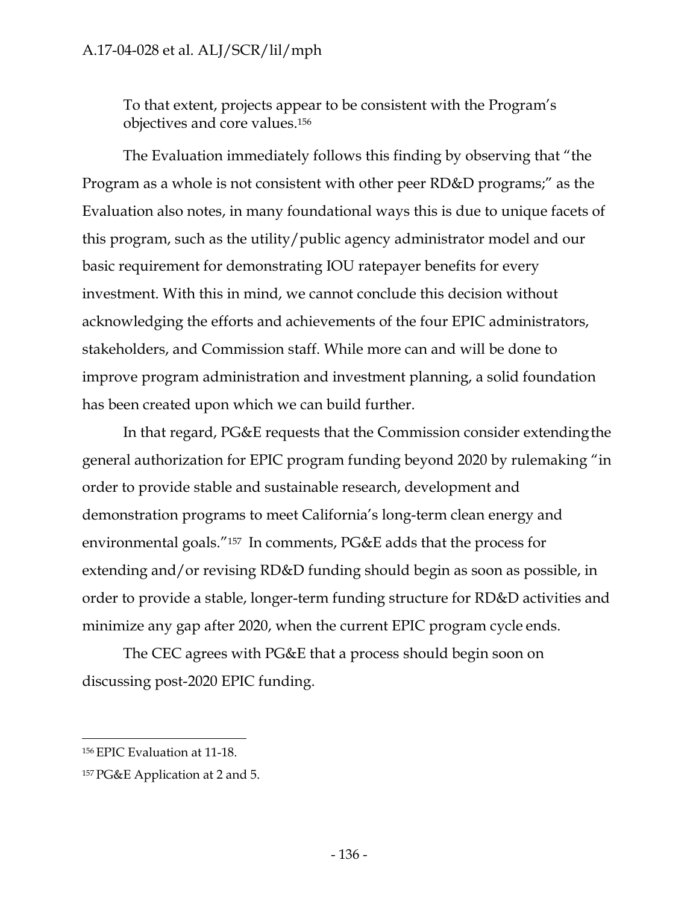To that extent, projects appear to be consistent with the Program's objectives and core values.[156]

The Evaluation immediately follows this finding by observing that "the Program as a whole is not consistent with other peer RD&D programs;" as the Evaluation also notes, in many foundational ways this is due to unique facets of this program, such as the utility/public agency administrator model and our basic requirement for demonstrating IOU ratepayer benefits for every investment. With this in mind, we cannot conclude this decision without acknowledging the efforts and achievements of the four EPIC administrators, stakeholders, and Commission staff. While more can and will be done to improve program administration and investment planning, a solid foundation has been created upon which we can build further.

In that regard, PG&E requests that the Commission consider extending the general authorization for EPIC program funding beyond 2020 by rulemaking "in order to provide stable and sustainable research, development and demonstration programs to meet California's long-term clean energy and environmental goals."[157] In comments, PG&E adds that the process for extending and/or revising RD&D funding should begin as soon as possible, in order to provide a stable, longer-term funding structure for RD&D activities and minimize any gap after 2020, when the current EPIC program cycle ends.

The CEC agrees with PG&E that a process should begin soon on discussing post-2020 EPIC funding.

---

[156] EPIC Evaluation at 11-18.

[157] PG&E Application at 2 and 5.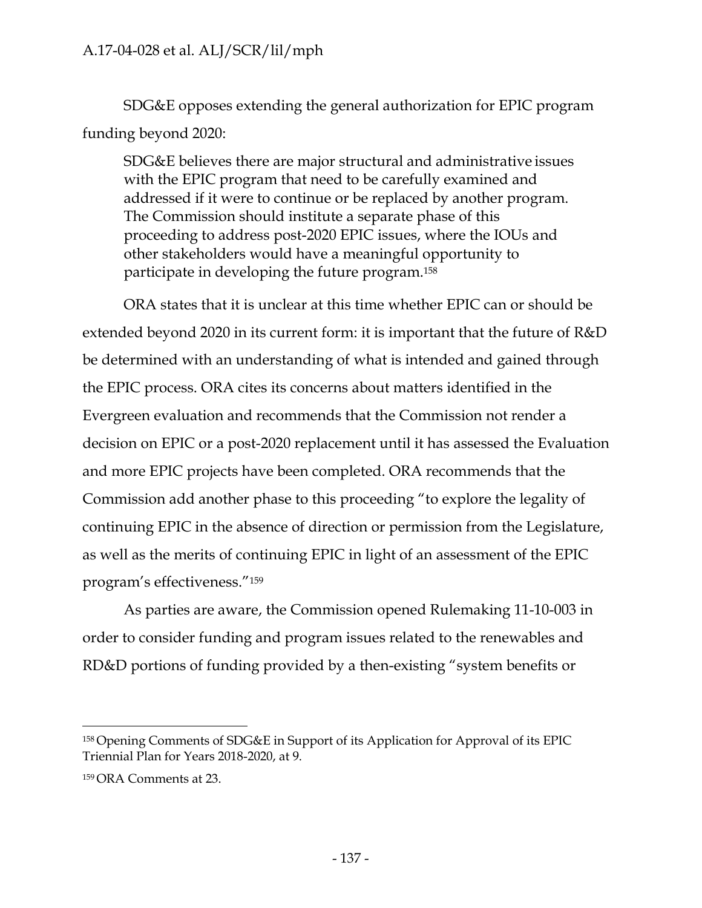SDG&E opposes extending the general authorization for EPIC program funding beyond 2020:

> SDG&E believes there are major structural and administrative issues with the EPIC program that need to be carefully examined and addressed if it were to continue or be replaced by another program. The Commission should institute a separate phase of this proceeding to address post-2020 EPIC issues, where the IOUs and other stakeholders would have a meaningful opportunity to participate in developing the future program.[158]

ORA states that it is unclear at this time whether EPIC can or should be extended beyond 2020 in its current form: it is important that the future of R&D be determined with an understanding of what is intended and gained through the EPIC process. ORA cites its concerns about matters identified in the Evergreen evaluation and recommends that the Commission not render a decision on EPIC or a post-2020 replacement until it has assessed the Evaluation and more EPIC projects have been completed. ORA recommends that the Commission add another phase to this proceeding "to explore the legality of continuing EPIC in the absence of direction or permission from the Legislature, as well as the merits of continuing EPIC in light of an assessment of the EPIC program's effectiveness."[159]

As parties are aware, the Commission opened Rulemaking 11-10-003 in order to consider funding and program issues related to the renewables and RD&D portions of funding provided by a then-existing "system benefits or

---

[158] Opening Comments of SDG&E in Support of its Application for Approval of its EPIC Triennial Plan for Years 2018-2020, at 9.

[159] ORA Comments at 23.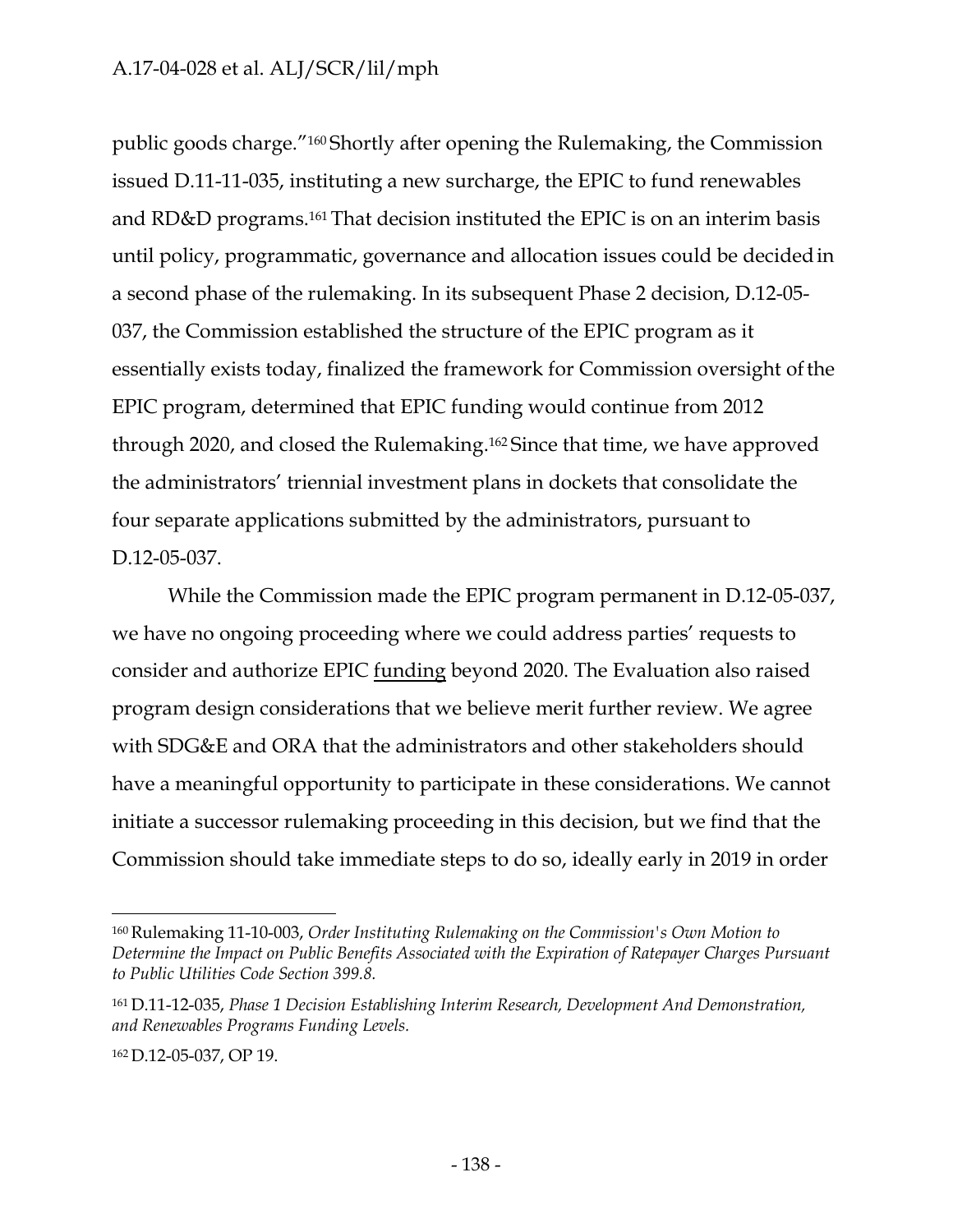public goods charge."[160] Shortly after opening the Rulemaking, the Commission issued D.11-11-035, instituting a new surcharge, the EPIC to fund renewables and RD&D programs.[161] That decision instituted the EPIC is on an interim basis until policy, programmatic, governance and allocation issues could be decided in a second phase of the rulemaking. In its subsequent Phase 2 decision, D.12-05-037, the Commission established the structure of the EPIC program as it essentially exists today, finalized the framework for Commission oversight of the EPIC program, determined that EPIC funding would continue from 2012 through 2020, and closed the Rulemaking.[162] Since that time, we have approved the administrators' triennial investment plans in dockets that consolidate the four separate applications submitted by the administrators, pursuant to D.12-05-037.

While the Commission made the EPIC program permanent in D.12-05-037, we have no ongoing proceeding where we could address parties' requests to consider and authorize EPIC <u>funding</u> beyond 2020. The Evaluation also raised program design considerations that we believe merit further review. We agree with SDG&E and ORA that the administrators and other stakeholders should have a meaningful opportunity to participate in these considerations. We cannot initiate a successor rulemaking proceeding in this decision, but we find that the Commission should take immediate steps to do so, ideally early in 2019 in order

---

[160] Rulemaking 11-10-003, *Order Instituting Rulemaking on the Commission's Own Motion to Determine the Impact on Public Benefits Associated with the Expiration of Ratepayer Charges Pursuant to Public Utilities Code Section 399.8.*

[161] D.11-12-035, *Phase 1 Decision Establishing Interim Research, Development And Demonstration, and Renewables Programs Funding Levels.*

[162] D.12-05-037, OP 19.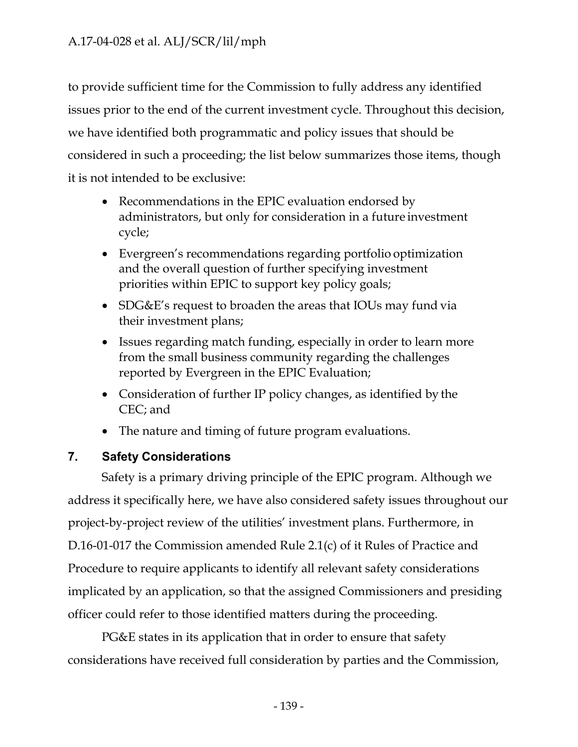to provide sufficient time for the Commission to fully address any identified issues prior to the end of the current investment cycle. Throughout this decision, we have identified both programmatic and policy issues that should be considered in such a proceeding; the list below summarizes those items, though it is not intended to be exclusive:

- Recommendations in the EPIC evaluation endorsed by administrators, but only for consideration in a future investment cycle;
- Evergreen's recommendations regarding portfolio optimization and the overall question of further specifying investment priorities within EPIC to support key policy goals;
- SDG&E's request to broaden the areas that IOUs may fund via their investment plans;
- Issues regarding match funding, especially in order to learn more from the small business community regarding the challenges reported by Evergreen in the EPIC Evaluation;
- Consideration of further IP policy changes, as identified by the CEC; and
- The nature and timing of future program evaluations.

## 7. Safety Considerations

Safety is a primary driving principle of the EPIC program. Although we address it specifically here, we have also considered safety issues throughout our project-by-project review of the utilities' investment plans. Furthermore, in D.16-01-017 the Commission amended Rule 2.1(c) of it Rules of Practice and Procedure to require applicants to identify all relevant safety considerations implicated by an application, so that the assigned Commissioners and presiding officer could refer to those identified matters during the proceeding.

PG&E states in its application that in order to ensure that safety considerations have received full consideration by parties and the Commission,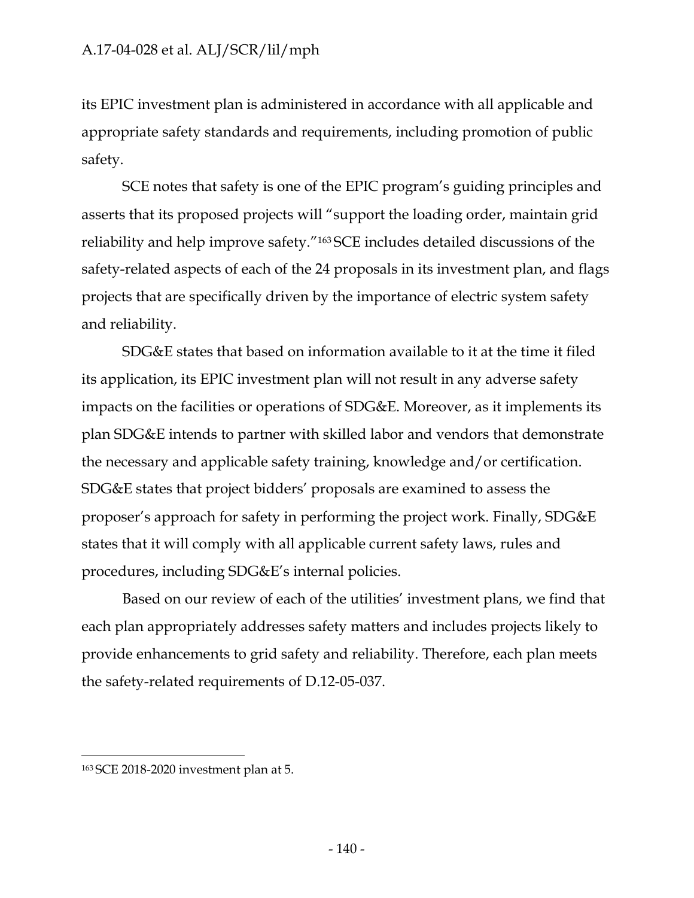its EPIC investment plan is administered in accordance with all applicable and appropriate safety standards and requirements, including promotion of public safety.

SCE notes that safety is one of the EPIC program's guiding principles and asserts that its proposed projects will "support the loading order, maintain grid reliability and help improve safety."[163] SCE includes detailed discussions of the safety-related aspects of each of the 24 proposals in its investment plan, and flags projects that are specifically driven by the importance of electric system safety and reliability.

SDG&E states that based on information available to it at the time it filed its application, its EPIC investment plan will not result in any adverse safety impacts on the facilities or operations of SDG&E. Moreover, as it implements its plan SDG&E intends to partner with skilled labor and vendors that demonstrate the necessary and applicable safety training, knowledge and/or certification. SDG&E states that project bidders' proposals are examined to assess the proposer's approach for safety in performing the project work. Finally, SDG&E states that it will comply with all applicable current safety laws, rules and procedures, including SDG&E's internal policies.

Based on our review of each of the utilities' investment plans, we find that each plan appropriately addresses safety matters and includes projects likely to provide enhancements to grid safety and reliability. Therefore, each plan meets the safety-related requirements of D.12-05-037.

---

[163] SCE 2018-2020 investment plan at 5.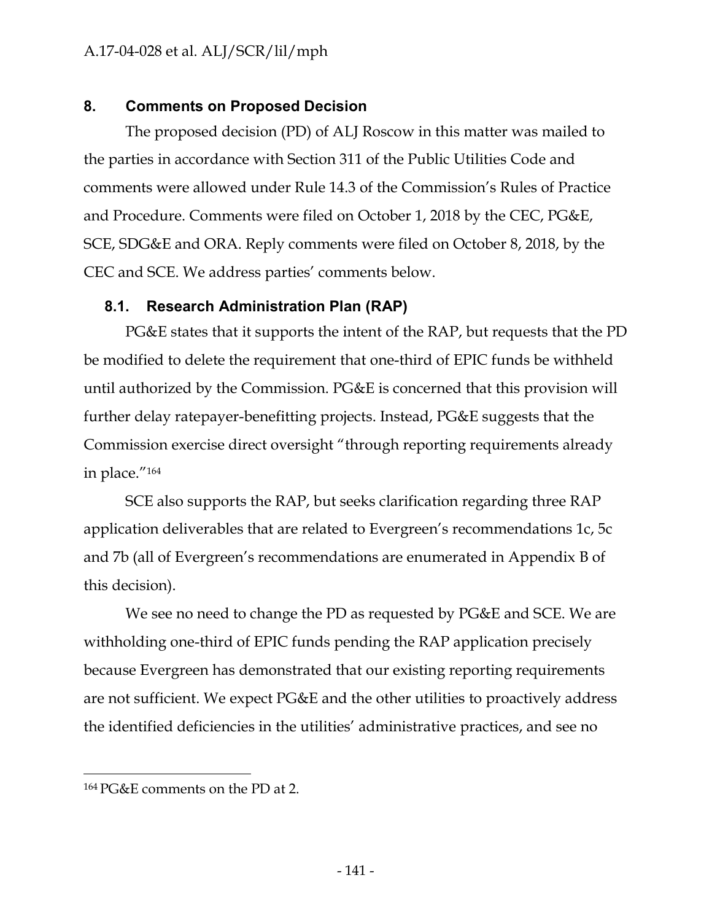## 8. Comments on Proposed Decision

The proposed decision (PD) of ALJ Roscow in this matter was mailed to the parties in accordance with Section 311 of the Public Utilities Code and comments were allowed under Rule 14.3 of the Commission's Rules of Practice and Procedure. Comments were filed on October 1, 2018 by the CEC, PG&E, SCE, SDG&E and ORA. Reply comments were filed on October 8, 2018, by the CEC and SCE. We address parties' comments below.

### 8.1. Research Administration Plan (RAP)

PG&E states that it supports the intent of the RAP, but requests that the PD be modified to delete the requirement that one-third of EPIC funds be withheld until authorized by the Commission. PG&E is concerned that this provision will further delay ratepayer-benefitting projects. Instead, PG&E suggests that the Commission exercise direct oversight "through reporting requirements already in place."[164]

SCE also supports the RAP, but seeks clarification regarding three RAP application deliverables that are related to Evergreen's recommendations 1c, 5c and 7b (all of Evergreen's recommendations are enumerated in Appendix B of this decision).

We see no need to change the PD as requested by PG&E and SCE. We are withholding one-third of EPIC funds pending the RAP application precisely because Evergreen has demonstrated that our existing reporting requirements are not sufficient. We expect PG&E and the other utilities to proactively address the identified deficiencies in the utilities' administrative practices, and see no

---

[164] PG&E comments on the PD at 2.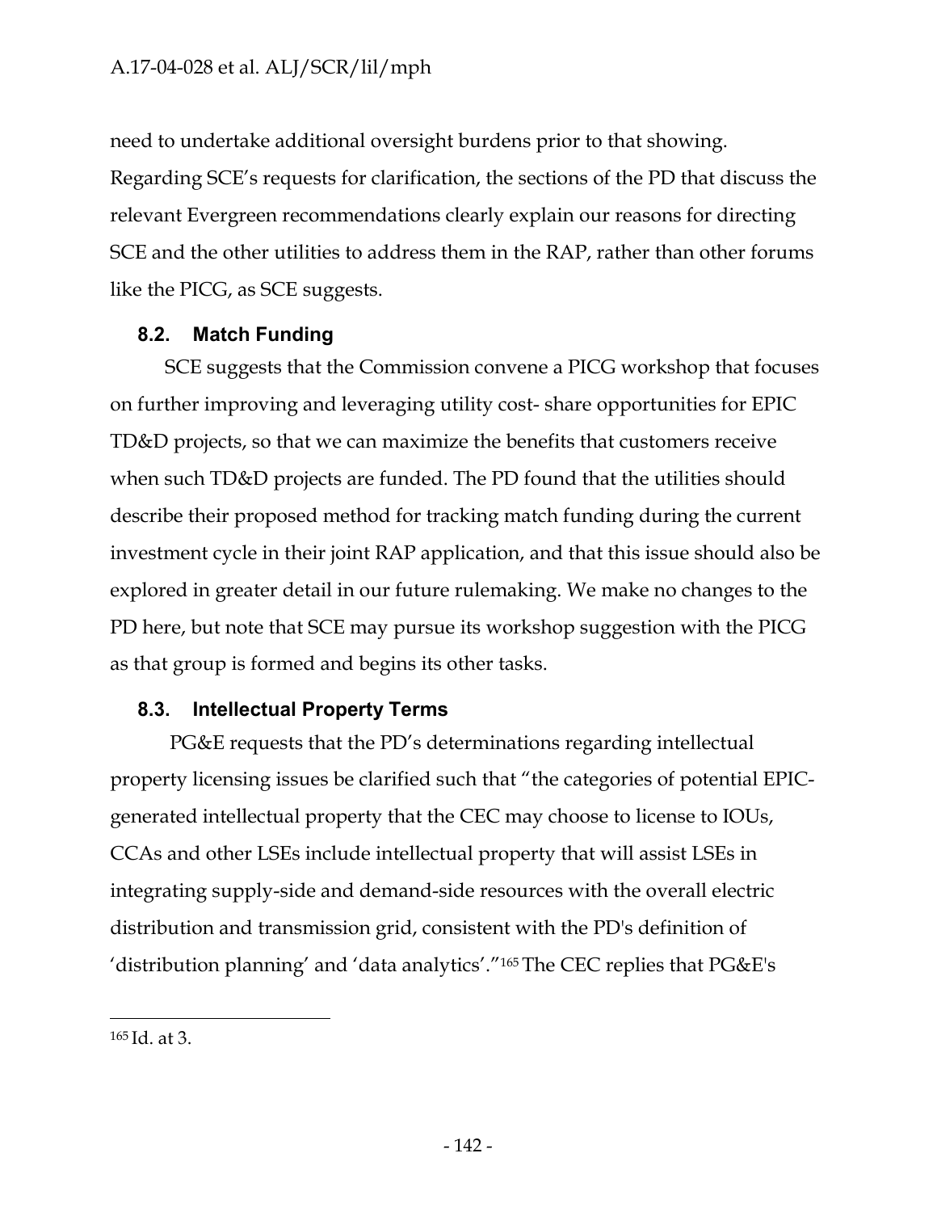need to undertake additional oversight burdens prior to that showing. Regarding SCE's requests for clarification, the sections of the PD that discuss the relevant Evergreen recommendations clearly explain our reasons for directing SCE and the other utilities to address them in the RAP, rather than other forums like the PICG, as SCE suggests.

### 8.2. Match Funding

SCE suggests that the Commission convene a PICG workshop that focuses on further improving and leveraging utility cost- share opportunities for EPIC TD&D projects, so that we can maximize the benefits that customers receive when such TD&D projects are funded. The PD found that the utilities should describe their proposed method for tracking match funding during the current investment cycle in their joint RAP application, and that this issue should also be explored in greater detail in our future rulemaking. We make no changes to the PD here, but note that SCE may pursue its workshop suggestion with the PICG as that group is formed and begins its other tasks.

### 8.3. Intellectual Property Terms

PG&E requests that the PD's determinations regarding intellectual property licensing issues be clarified such that "the categories of potential EPIC-generated intellectual property that the CEC may choose to license to IOUs, CCAs and other LSEs include intellectual property that will assist LSEs in integrating supply-side and demand-side resources with the overall electric distribution and transmission grid, consistent with the PD's definition of 'distribution planning' and 'data analytics'."[165] The CEC replies that PG&E's

---

[165] Id. at 3.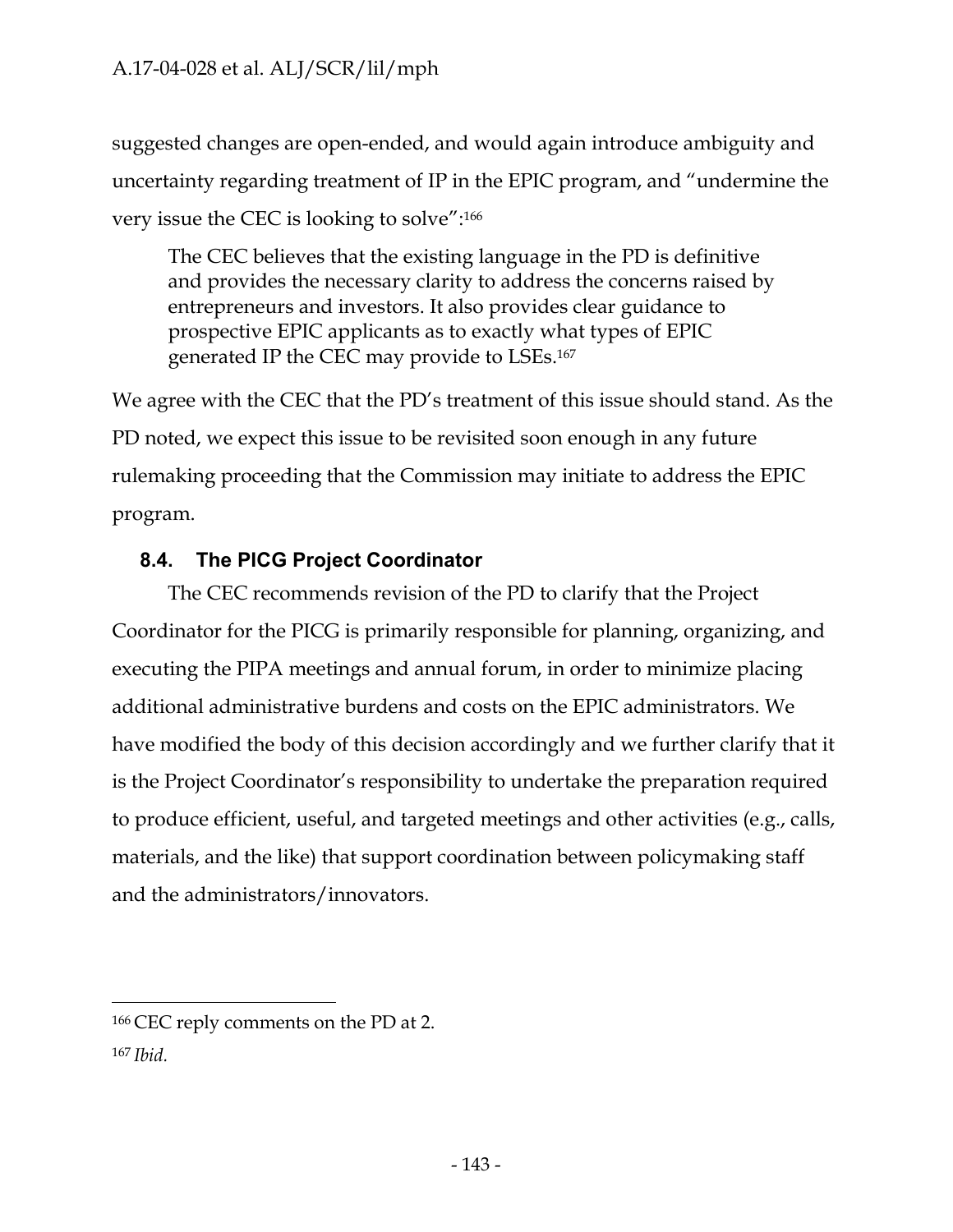suggested changes are open-ended, and would again introduce ambiguity and uncertainty regarding treatment of IP in the EPIC program, and "undermine the very issue the CEC is looking to solve":[166]

> The CEC believes that the existing language in the PD is definitive and provides the necessary clarity to address the concerns raised by entrepreneurs and investors. It also provides clear guidance to prospective EPIC applicants as to exactly what types of EPIC generated IP the CEC may provide to LSEs.[167]

We agree with the CEC that the PD's treatment of this issue should stand. As the PD noted, we expect this issue to be revisited soon enough in any future rulemaking proceeding that the Commission may initiate to address the EPIC program.

### 8.4. The PICG Project Coordinator

The CEC recommends revision of the PD to clarify that the Project Coordinator for the PICG is primarily responsible for planning, organizing, and executing the PIPA meetings and annual forum, in order to minimize placing additional administrative burdens and costs on the EPIC administrators. We have modified the body of this decision accordingly and we further clarify that it is the Project Coordinator's responsibility to undertake the preparation required to produce efficient, useful, and targeted meetings and other activities (e.g., calls, materials, and the like) that support coordination between policymaking staff and the administrators/innovators.

---

[166] CEC reply comments on the PD at 2.

[167] *Ibid.*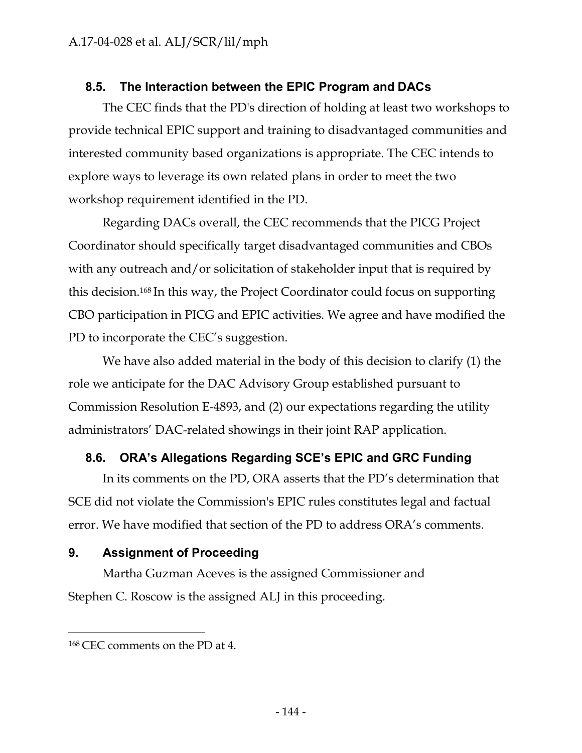### 8.5. The Interaction between the EPIC Program and DACs

The CEC finds that the PD's direction of holding at least two workshops to provide technical EPIC support and training to disadvantaged communities and interested community based organizations is appropriate. The CEC intends to explore ways to leverage its own related plans in order to meet the two workshop requirement identified in the PD.

Regarding DACs overall, the CEC recommends that the PICG Project Coordinator should specifically target disadvantaged communities and CBOs with any outreach and/or solicitation of stakeholder input that is required by this decision.[168] In this way, the Project Coordinator could focus on supporting CBO participation in PICG and EPIC activities. We agree and have modified the PD to incorporate the CEC's suggestion.

We have also added material in the body of this decision to clarify (1) the role we anticipate for the DAC Advisory Group established pursuant to Commission Resolution E-4893, and (2) our expectations regarding the utility administrators' DAC-related showings in their joint RAP application.

### 8.6. ORA's Allegations Regarding SCE's EPIC and GRC Funding

In its comments on the PD, ORA asserts that the PD's determination that SCE did not violate the Commission's EPIC rules constitutes legal and factual error. We have modified that section of the PD to address ORA's comments.

## 9. Assignment of Proceeding

Martha Guzman Aceves is the assigned Commissioner and Stephen C. Roscow is the assigned ALJ in this proceeding.

---

[168] CEC comments on the PD at 4.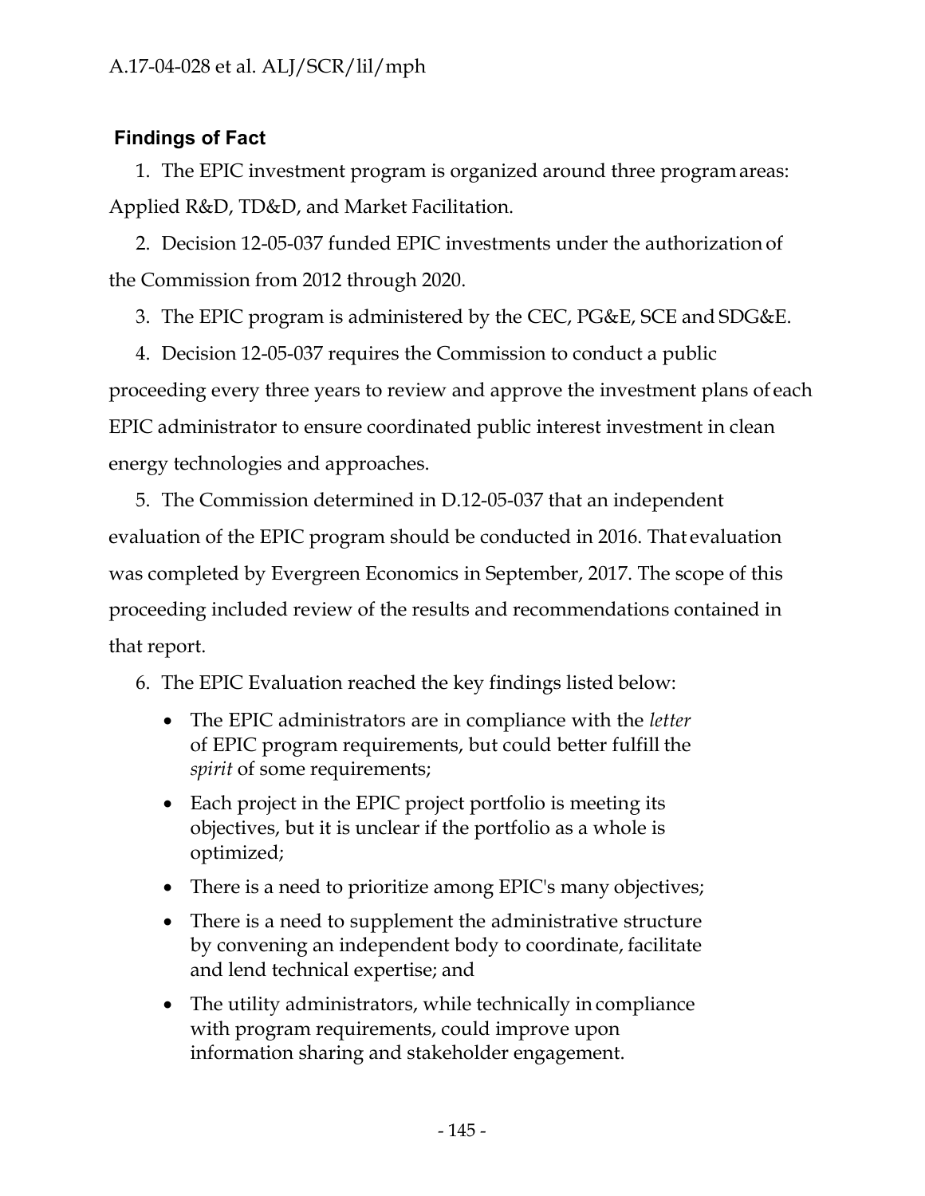## Findings of Fact

1. The EPIC investment program is organized around three program areas: Applied R&D, TD&D, and Market Facilitation.

2. Decision 12-05-037 funded EPIC investments under the authorization of the Commission from 2012 through 2020.

3. The EPIC program is administered by the CEC, PG&E, SCE and SDG&E.

4. Decision 12-05-037 requires the Commission to conduct a public proceeding every three years to review and approve the investment plans of each EPIC administrator to ensure coordinated public interest investment in clean energy technologies and approaches.

5. The Commission determined in D.12-05-037 that an independent evaluation of the EPIC program should be conducted in 2016. That evaluation was completed by Evergreen Economics in September, 2017. The scope of this proceeding included review of the results and recommendations contained in that report.

6. The EPIC Evaluation reached the key findings listed below:

   - The EPIC administrators are in compliance with the *letter* of EPIC program requirements, but could better fulfill the *spirit* of some requirements;
   - Each project in the EPIC project portfolio is meeting its objectives, but it is unclear if the portfolio as a whole is optimized;
   - There is a need to prioritize among EPIC's many objectives;
   - There is a need to supplement the administrative structure by convening an independent body to coordinate, facilitate and lend technical expertise; and
   - The utility administrators, while technically in compliance with program requirements, could improve upon information sharing and stakeholder engagement.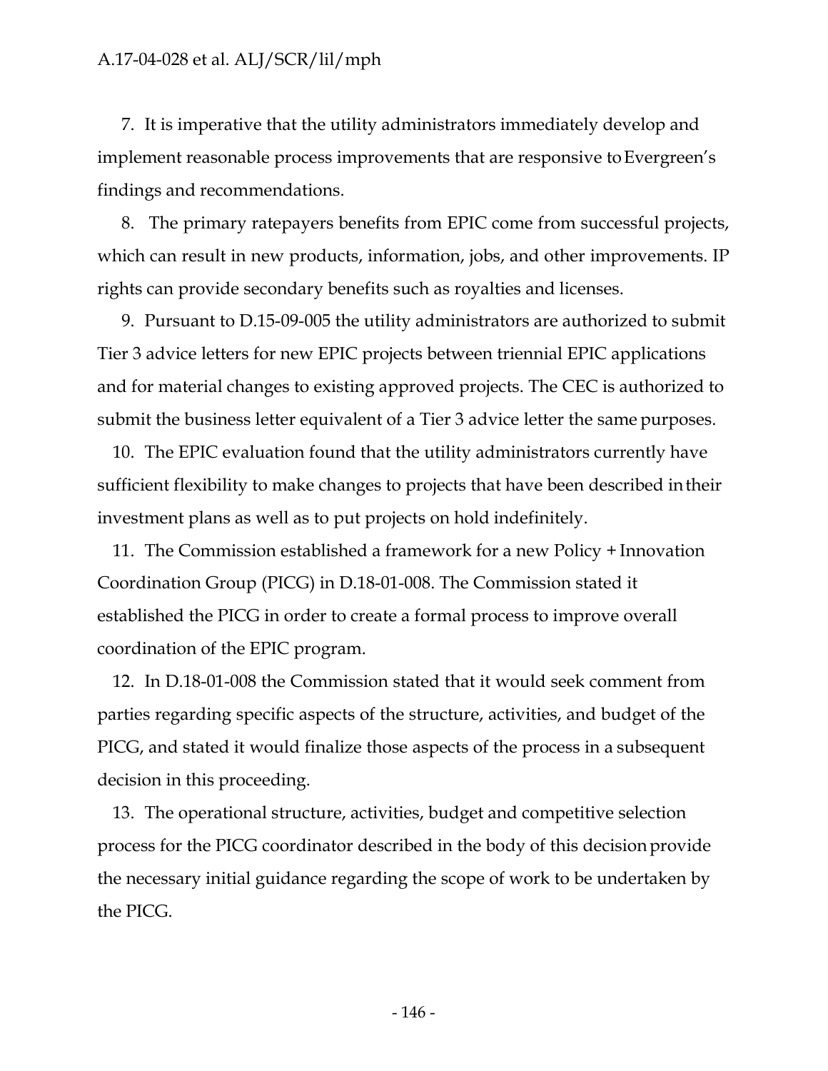7. It is imperative that the utility administrators immediately develop and implement reasonable process improvements that are responsive to Evergreen's findings and recommendations.

8. The primary ratepayers benefits from EPIC come from successful projects, which can result in new products, information, jobs, and other improvements. IP rights can provide secondary benefits such as royalties and licenses.

9. Pursuant to D.15-09-005 the utility administrators are authorized to submit Tier 3 advice letters for new EPIC projects between triennial EPIC applications and for material changes to existing approved projects. The CEC is authorized to submit the business letter equivalent of a Tier 3 advice letter the same purposes.

10. The EPIC evaluation found that the utility administrators currently have sufficient flexibility to make changes to projects that have been described in their investment plans as well as to put projects on hold indefinitely.

11. The Commission established a framework for a new Policy + Innovation Coordination Group (PICG) in D.18-01-008. The Commission stated it established the PICG in order to create a formal process to improve overall coordination of the EPIC program.

12. In D.18-01-008 the Commission stated that it would seek comment from parties regarding specific aspects of the structure, activities, and budget of the PICG, and stated it would finalize those aspects of the process in a subsequent decision in this proceeding.

13. The operational structure, activities, budget and competitive selection process for the PICG coordinator described in the body of this decision provide the necessary initial guidance regarding the scope of work to be undertaken by the PICG.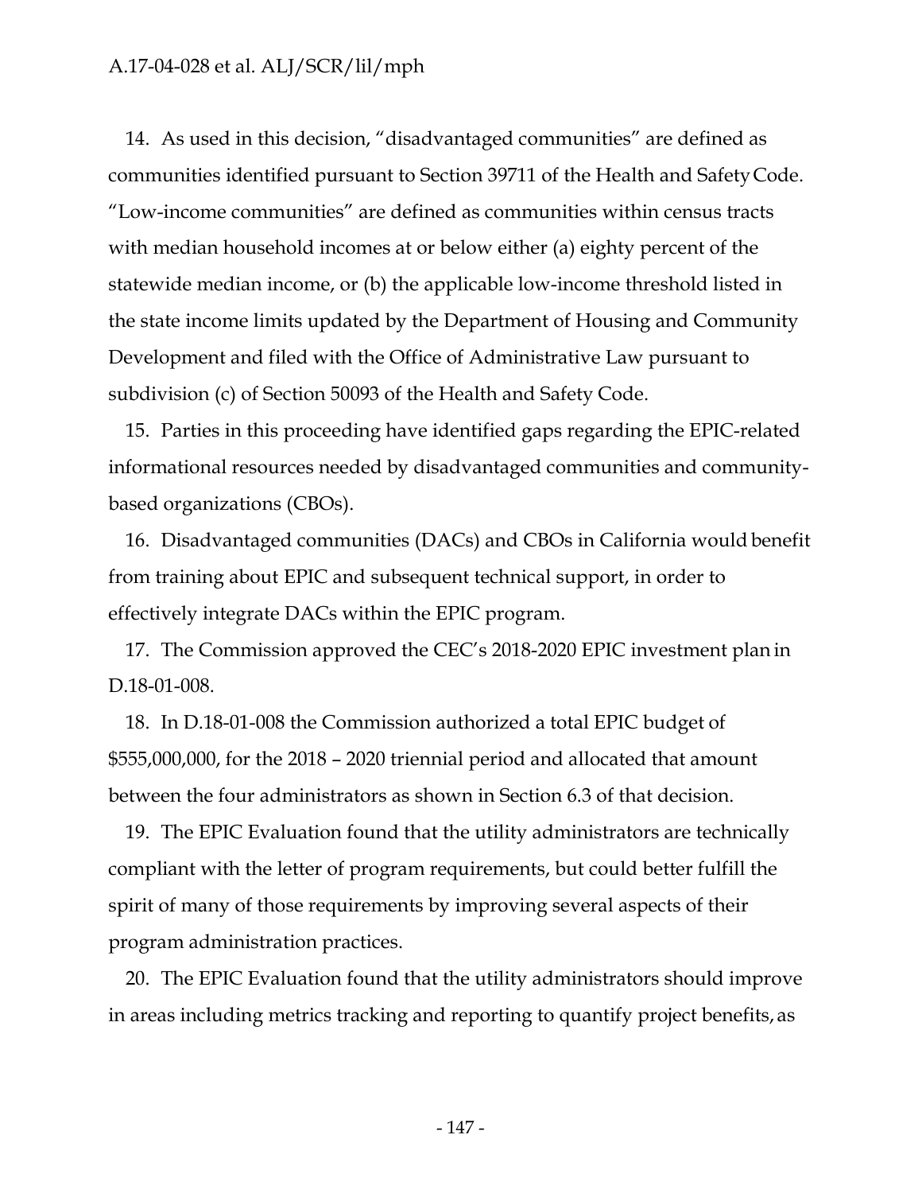14. As used in this decision, "disadvantaged communities" are defined as communities identified pursuant to Section 39711 of the Health and Safety Code. "Low-income communities" are defined as communities within census tracts with median household incomes at or below either (a) eighty percent of the statewide median income, or (b) the applicable low-income threshold listed in the state income limits updated by the Department of Housing and Community Development and filed with the Office of Administrative Law pursuant to subdivision (c) of Section 50093 of the Health and Safety Code.

15. Parties in this proceeding have identified gaps regarding the EPIC-related informational resources needed by disadvantaged communities and community-based organizations (CBOs).

16. Disadvantaged communities (DACs) and CBOs in California would benefit from training about EPIC and subsequent technical support, in order to effectively integrate DACs within the EPIC program.

17. The Commission approved the CEC's 2018-2020 EPIC investment plan in D.18-01-008.

18. In D.18-01-008 the Commission authorized a total EPIC budget of $555,000,000, for the 2018 – 2020 triennial period and allocated that amount between the four administrators as shown in Section 6.3 of that decision.

19. The EPIC Evaluation found that the utility administrators are technically compliant with the letter of program requirements, but could better fulfill the spirit of many of those requirements by improving several aspects of their program administration practices.

20. The EPIC Evaluation found that the utility administrators should improve in areas including metrics tracking and reporting to quantify project benefits, as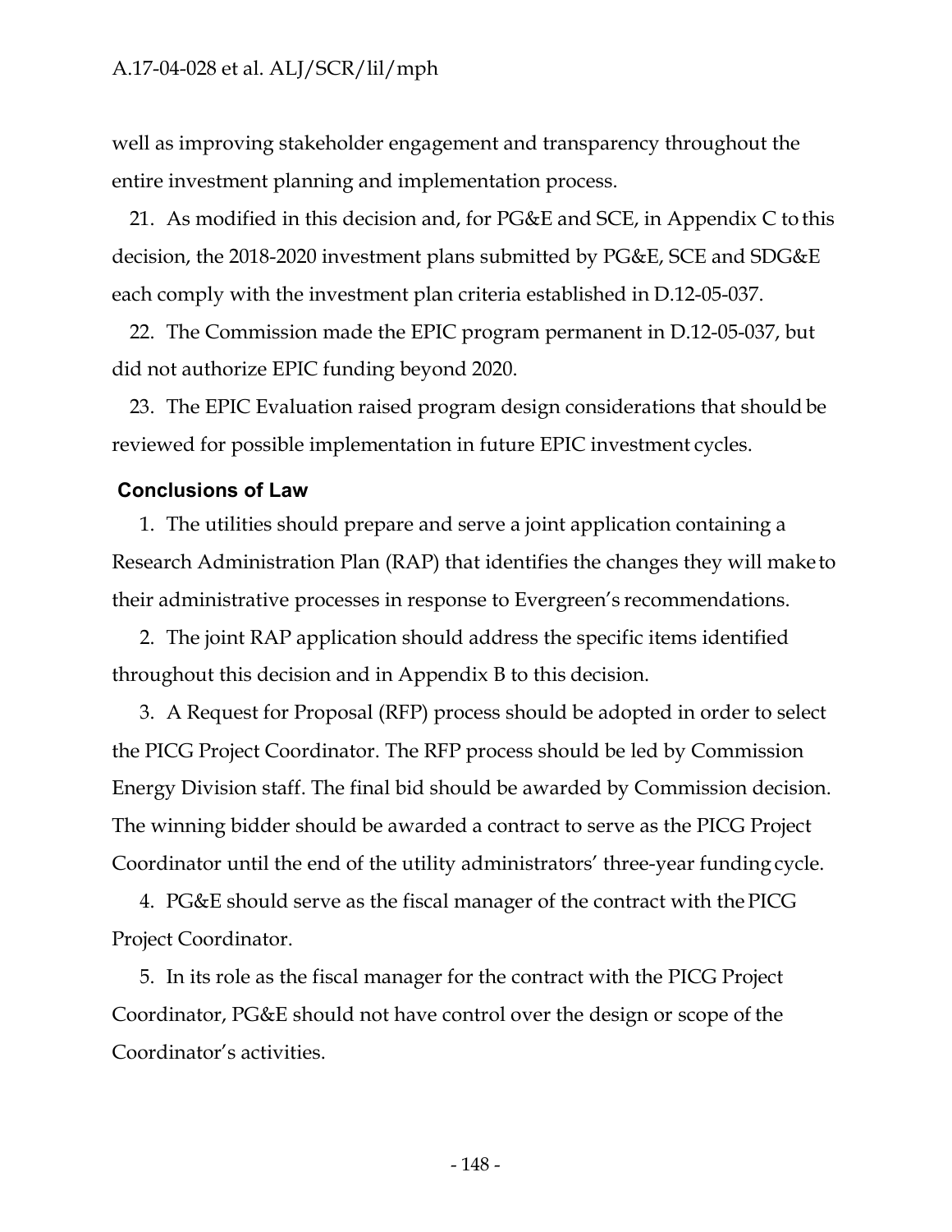well as improving stakeholder engagement and transparency throughout the entire investment planning and implementation process.

21. As modified in this decision and, for PG&E and SCE, in Appendix C to this decision, the 2018-2020 investment plans submitted by PG&E, SCE and SDG&E each comply with the investment plan criteria established in D.12-05-037.

22. The Commission made the EPIC program permanent in D.12-05-037, but did not authorize EPIC funding beyond 2020.

23. The EPIC Evaluation raised program design considerations that should be reviewed for possible implementation in future EPIC investment cycles.

## Conclusions of Law

1. The utilities should prepare and serve a joint application containing a Research Administration Plan (RAP) that identifies the changes they will make to their administrative processes in response to Evergreen's recommendations.

2. The joint RAP application should address the specific items identified throughout this decision and in Appendix B to this decision.

3. A Request for Proposal (RFP) process should be adopted in order to select the PICG Project Coordinator. The RFP process should be led by Commission Energy Division staff. The final bid should be awarded by Commission decision. The winning bidder should be awarded a contract to serve as the PICG Project Coordinator until the end of the utility administrators' three-year funding cycle.

4. PG&E should serve as the fiscal manager of the contract with the PICG Project Coordinator.

5. In its role as the fiscal manager for the contract with the PICG Project Coordinator, PG&E should not have control over the design or scope of the Coordinator's activities.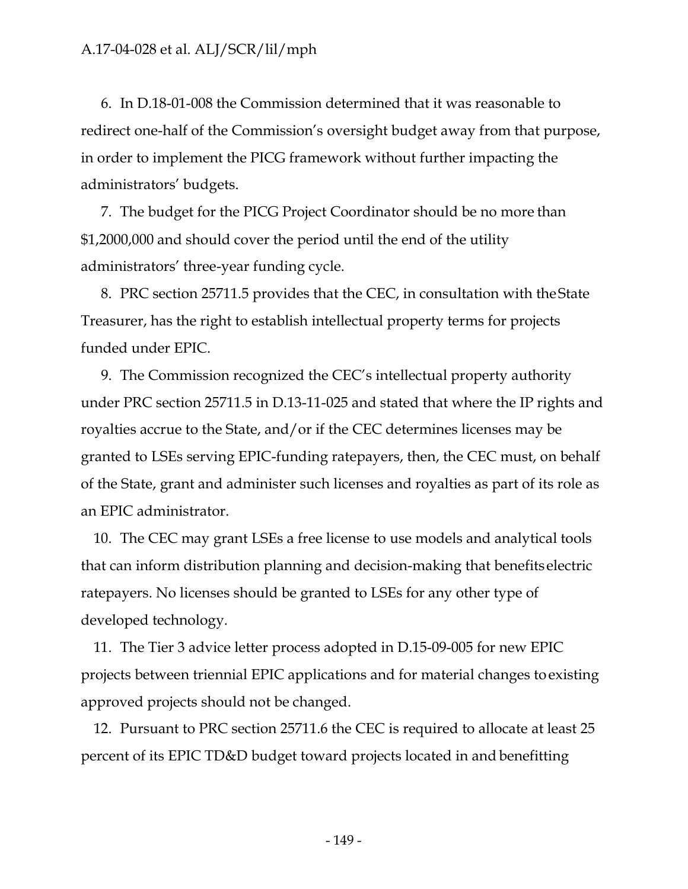6. In D.18-01-008 the Commission determined that it was reasonable to redirect one-half of the Commission's oversight budget away from that purpose, in order to implement the PICG framework without further impacting the administrators' budgets.

7. The budget for the PICG Project Coordinator should be no more than $1,2000,000 and should cover the period until the end of the utility administrators' three-year funding cycle.

8. PRC section 25711.5 provides that the CEC, in consultation with the State Treasurer, has the right to establish intellectual property terms for projects funded under EPIC.

9. The Commission recognized the CEC's intellectual property authority under PRC section 25711.5 in D.13-11-025 and stated that where the IP rights and royalties accrue to the State, and/or if the CEC determines licenses may be granted to LSEs serving EPIC-funding ratepayers, then, the CEC must, on behalf of the State, grant and administer such licenses and royalties as part of its role as an EPIC administrator.

10. The CEC may grant LSEs a free license to use models and analytical tools that can inform distribution planning and decision-making that benefits electric ratepayers. No licenses should be granted to LSEs for any other type of developed technology.

11. The Tier 3 advice letter process adopted in D.15-09-005 for new EPIC projects between triennial EPIC applications and for material changes to existing approved projects should not be changed.

12. Pursuant to PRC section 25711.6 the CEC is required to allocate at least 25 percent of its EPIC TD&D budget toward projects located in and benefitting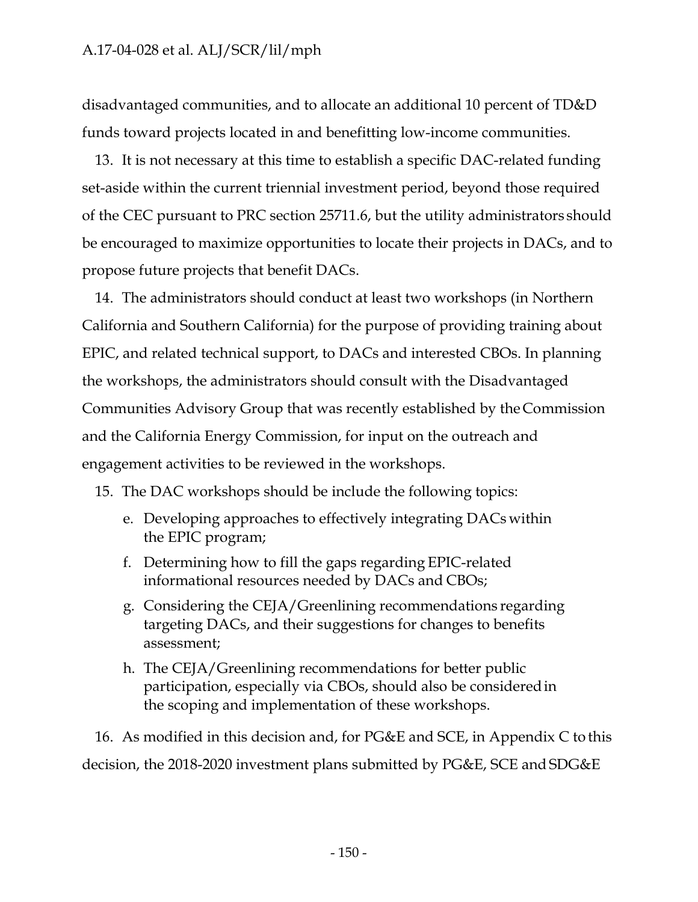disadvantaged communities, and to allocate an additional 10 percent of TD&D funds toward projects located in and benefitting low-income communities.

13. It is not necessary at this time to establish a specific DAC-related funding set-aside within the current triennial investment period, beyond those required of the CEC pursuant to PRC section 25711.6, but the utility administrators should be encouraged to maximize opportunities to locate their projects in DACs, and to propose future projects that benefit DACs.

14. The administrators should conduct at least two workshops (in Northern California and Southern California) for the purpose of providing training about EPIC, and related technical support, to DACs and interested CBOs. In planning the workshops, the administrators should consult with the Disadvantaged Communities Advisory Group that was recently established by the Commission and the California Energy Commission, for input on the outreach and engagement activities to be reviewed in the workshops.

15. The DAC workshops should be include the following topics:

   e. Developing approaches to effectively integrating DACs within the EPIC program;
   
   f. Determining how to fill the gaps regarding EPIC-related informational resources needed by DACs and CBOs;
   
   g. Considering the CEJA/Greenlining recommendations regarding targeting DACs, and their suggestions for changes to benefits assessment;
   
   h. The CEJA/Greenlining recommendations for better public participation, especially via CBOs, should also be considered in the scoping and implementation of these workshops.

16. As modified in this decision and, for PG&E and SCE, in Appendix C to this decision, the 2018-2020 investment plans submitted by PG&E, SCE and SDG&E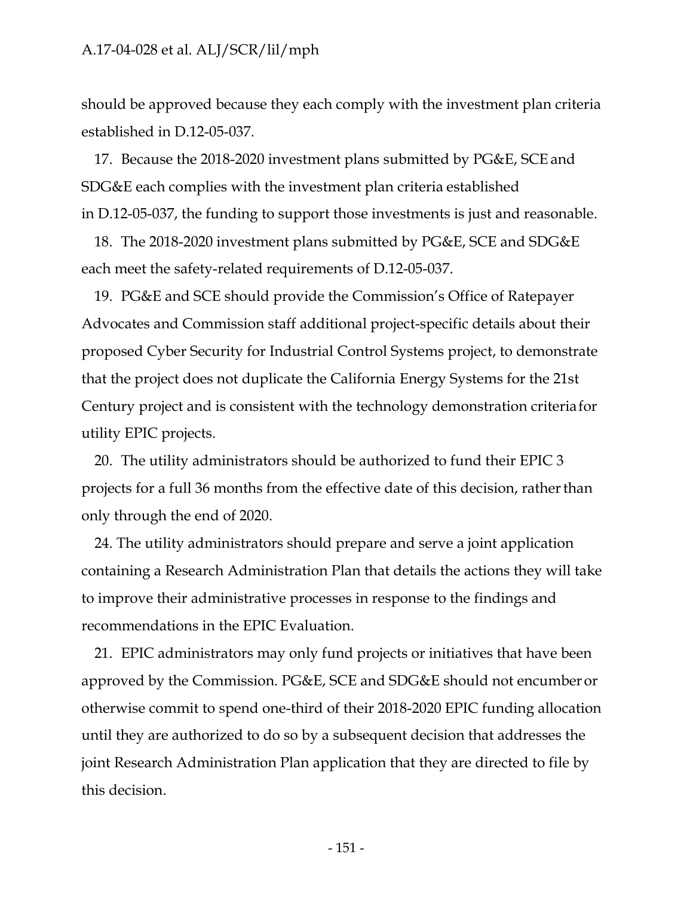should be approved because they each comply with the investment plan criteria established in D.12-05-037.

17. Because the 2018-2020 investment plans submitted by PG&E, SCE and SDG&E each complies with the investment plan criteria established in D.12-05-037, the funding to support those investments is just and reasonable.

18. The 2018-2020 investment plans submitted by PG&E, SCE and SDG&E each meet the safety-related requirements of D.12-05-037.

19. PG&E and SCE should provide the Commission's Office of Ratepayer Advocates and Commission staff additional project-specific details about their proposed Cyber Security for Industrial Control Systems project, to demonstrate that the project does not duplicate the California Energy Systems for the 21st Century project and is consistent with the technology demonstration criteria for utility EPIC projects.

20. The utility administrators should be authorized to fund their EPIC 3 projects for a full 36 months from the effective date of this decision, rather than only through the end of 2020.

24. The utility administrators should prepare and serve a joint application containing a Research Administration Plan that details the actions they will take to improve their administrative processes in response to the findings and recommendations in the EPIC Evaluation.

21. EPIC administrators may only fund projects or initiatives that have been approved by the Commission. PG&E, SCE and SDG&E should not encumber or otherwise commit to spend one-third of their 2018-2020 EPIC funding allocation until they are authorized to do so by a subsequent decision that addresses the joint Research Administration Plan application that they are directed to file by this decision.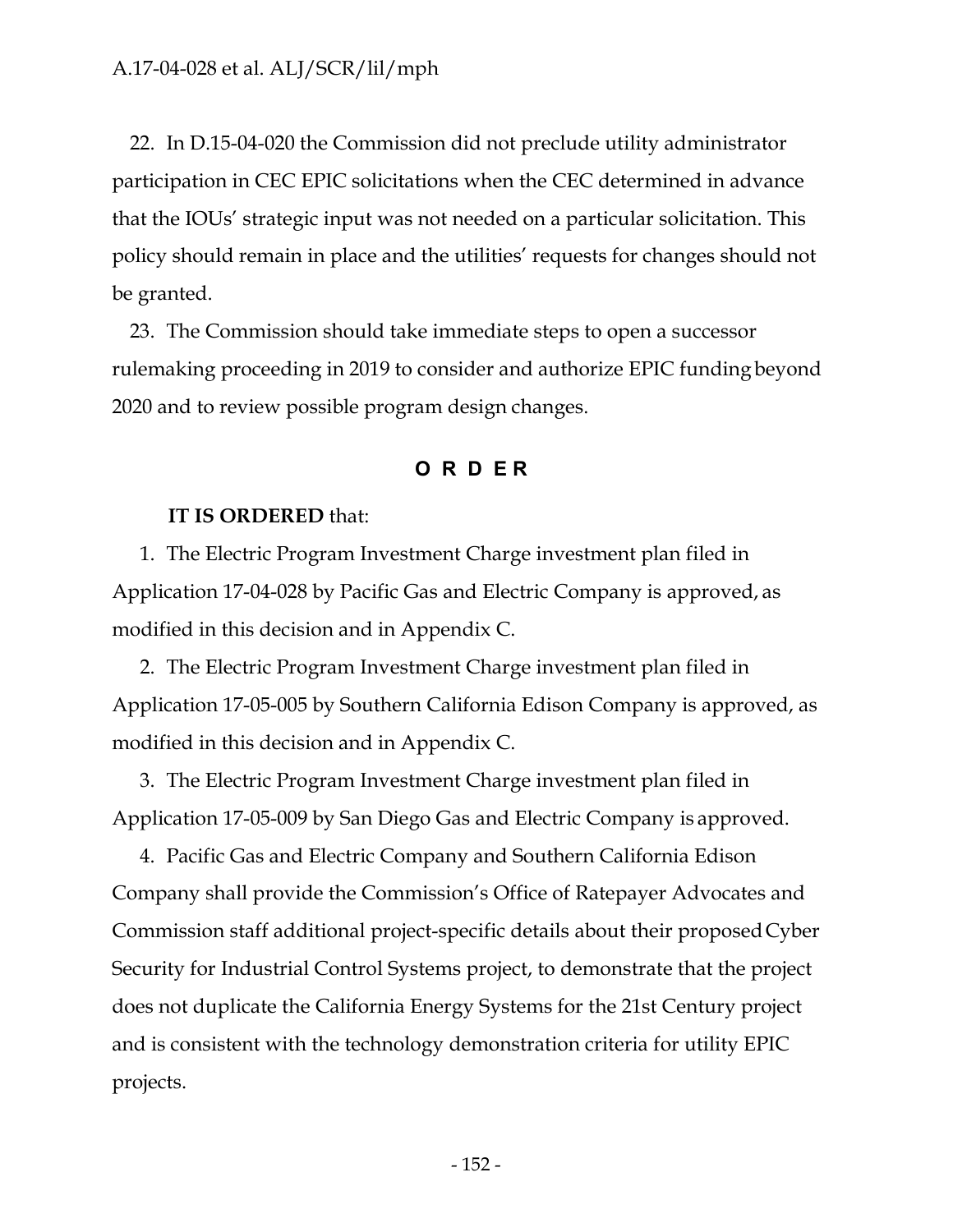22. In D.15-04-020 the Commission did not preclude utility administrator participation in CEC EPIC solicitations when the CEC determined in advance that the IOUs' strategic input was not needed on a particular solicitation. This policy should remain in place and the utilities' requests for changes should not be granted.

23. The Commission should take immediate steps to open a successor rulemaking proceeding in 2019 to consider and authorize EPIC funding beyond 2020 and to review possible program design changes.

## O R D E R

**IT IS ORDERED** that:

1. The Electric Program Investment Charge investment plan filed in Application 17-04-028 by Pacific Gas and Electric Company is approved, as modified in this decision and in Appendix C.

2. The Electric Program Investment Charge investment plan filed in Application 17-05-005 by Southern California Edison Company is approved, as modified in this decision and in Appendix C.

3. The Electric Program Investment Charge investment plan filed in Application 17-05-009 by San Diego Gas and Electric Company is approved.

4. Pacific Gas and Electric Company and Southern California Edison Company shall provide the Commission's Office of Ratepayer Advocates and Commission staff additional project-specific details about their proposed Cyber Security for Industrial Control Systems project, to demonstrate that the project does not duplicate the California Energy Systems for the 21st Century project and is consistent with the technology demonstration criteria for utility EPIC projects.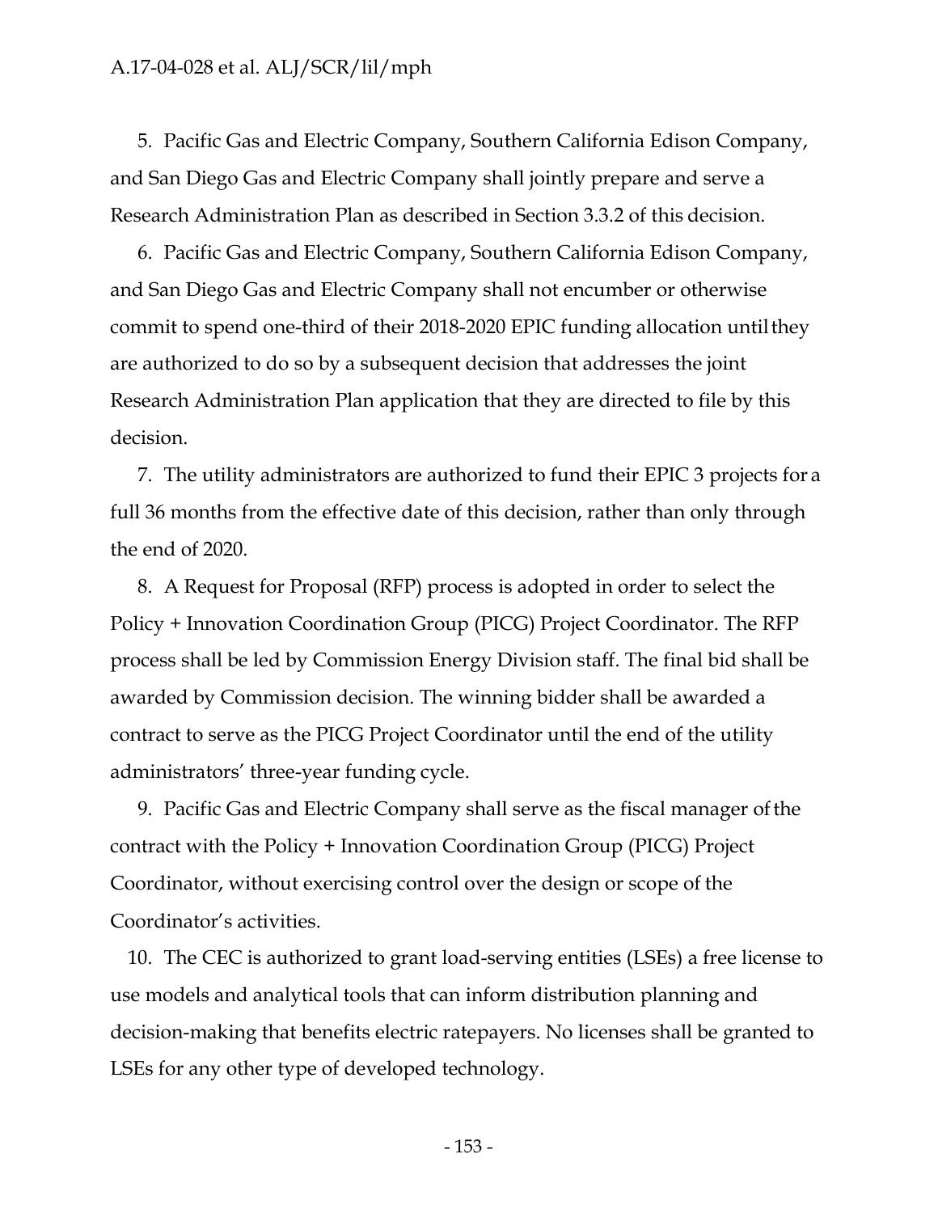5. Pacific Gas and Electric Company, Southern California Edison Company, and San Diego Gas and Electric Company shall jointly prepare and serve a Research Administration Plan as described in Section 3.3.2 of this decision.

6. Pacific Gas and Electric Company, Southern California Edison Company, and San Diego Gas and Electric Company shall not encumber or otherwise commit to spend one-third of their 2018-2020 EPIC funding allocation until they are authorized to do so by a subsequent decision that addresses the joint Research Administration Plan application that they are directed to file by this decision.

7. The utility administrators are authorized to fund their EPIC 3 projects for a full 36 months from the effective date of this decision, rather than only through the end of 2020.

8. A Request for Proposal (RFP) process is adopted in order to select the Policy + Innovation Coordination Group (PICG) Project Coordinator. The RFP process shall be led by Commission Energy Division staff. The final bid shall be awarded by Commission decision. The winning bidder shall be awarded a contract to serve as the PICG Project Coordinator until the end of the utility administrators' three-year funding cycle.

9. Pacific Gas and Electric Company shall serve as the fiscal manager of the contract with the Policy + Innovation Coordination Group (PICG) Project Coordinator, without exercising control over the design or scope of the Coordinator's activities.

10. The CEC is authorized to grant load-serving entities (LSEs) a free license to use models and analytical tools that can inform distribution planning and decision-making that benefits electric ratepayers. No licenses shall be granted to LSEs for any other type of developed technology.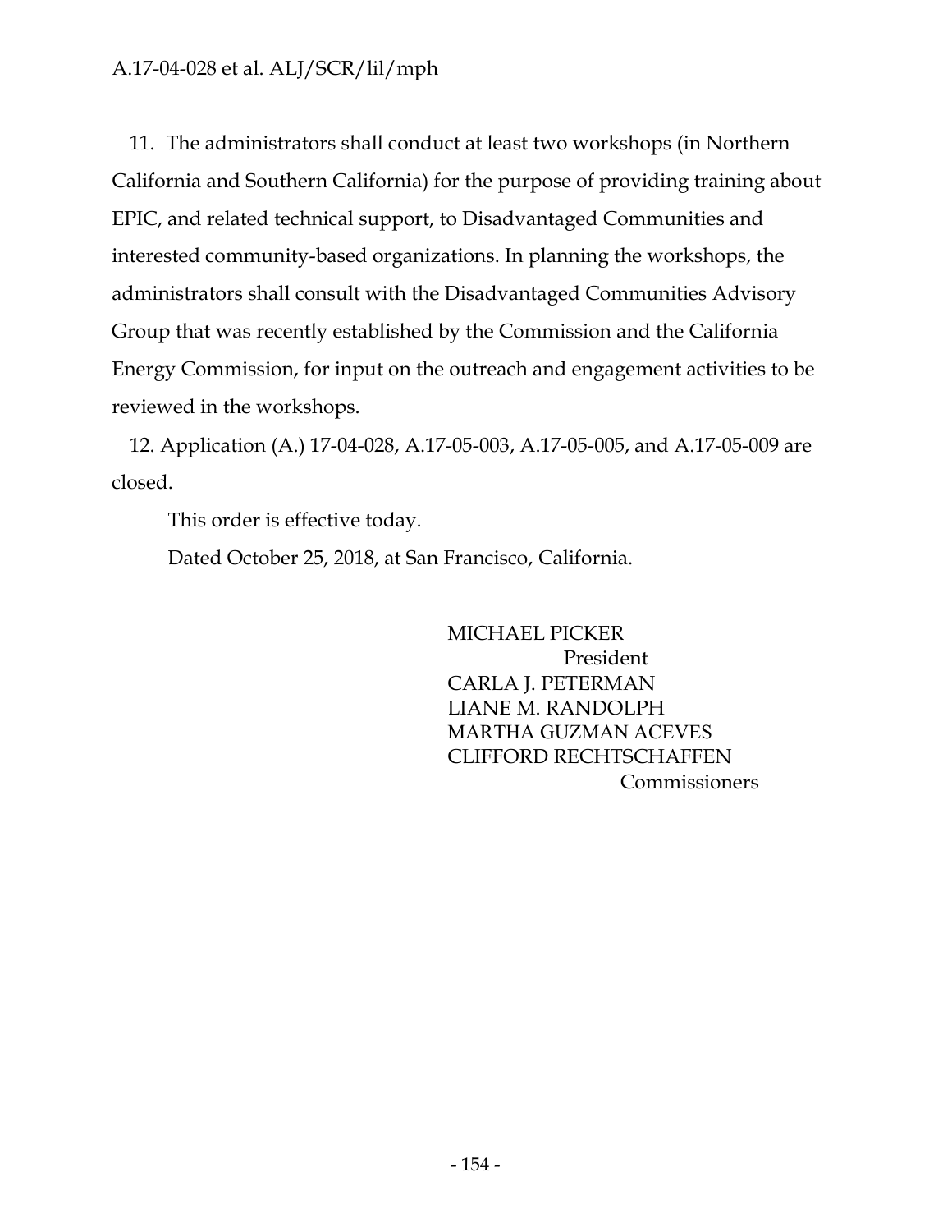11. The administrators shall conduct at least two workshops (in Northern California and Southern California) for the purpose of providing training about EPIC, and related technical support, to Disadvantaged Communities and interested community-based organizations. In planning the workshops, the administrators shall consult with the Disadvantaged Communities Advisory Group that was recently established by the Commission and the California Energy Commission, for input on the outreach and engagement activities to be reviewed in the workshops.

12. Application (A.) 17-04-028, A.17-05-003, A.17-05-005, and A.17-05-009 are closed.

This order is effective today.

Dated October 25, 2018, at San Francisco, California.

MICHAEL PICKER
President
CARLA J. PETERMAN
LIANE M. RANDOLPH
MARTHA GUZMAN ACEVES
CLIFFORD RECHTSCHAFFEN
Commissioners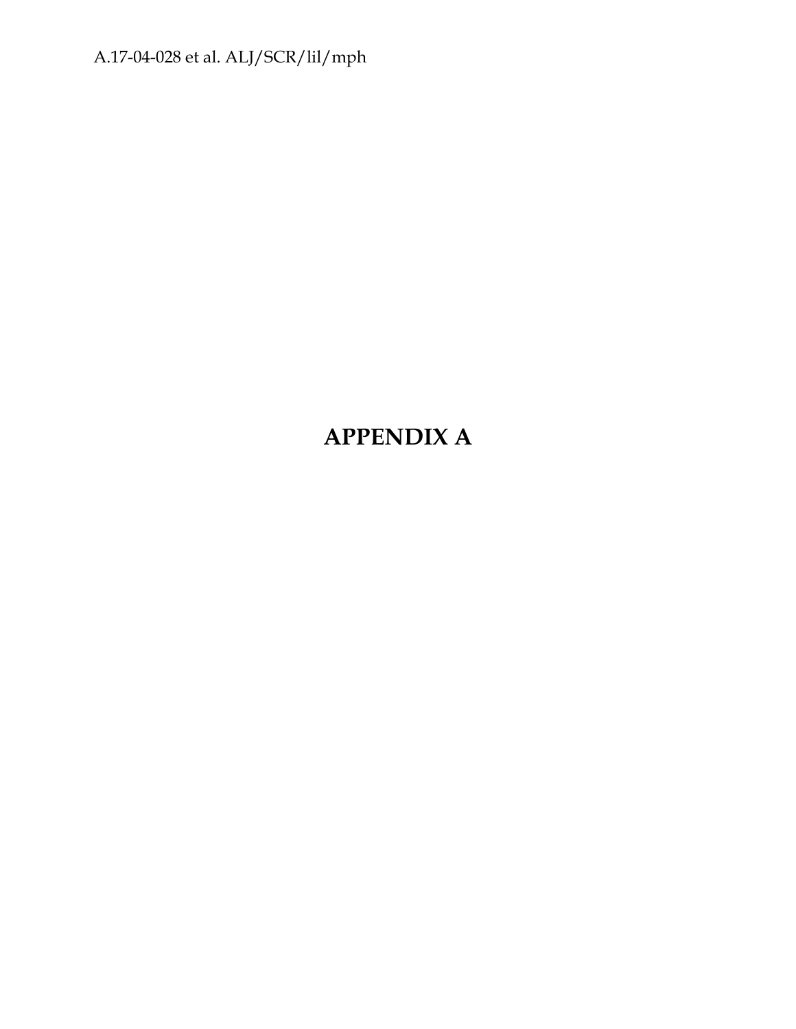# APPENDIX A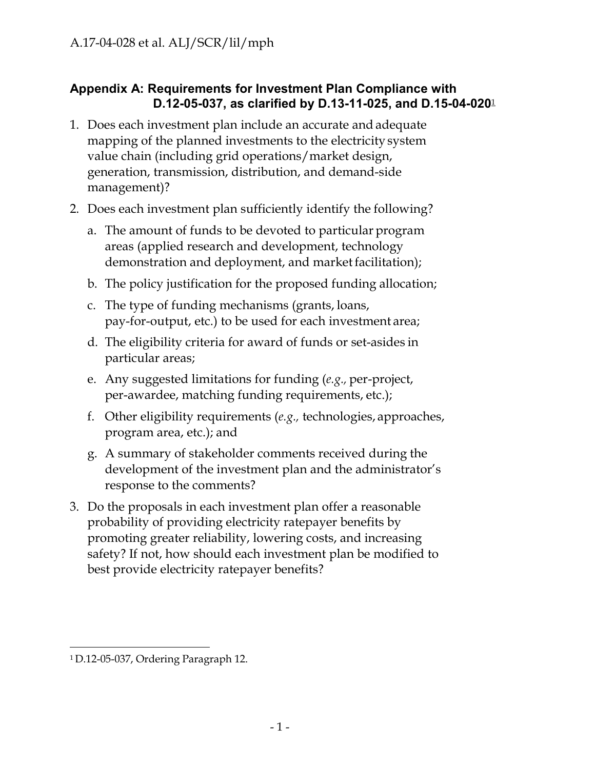## Appendix A: Requirements for Investment Plan Compliance with D.12-05-037, as clarified by D.13-11-025, and D.15-04-020[1]

1. Does each investment plan include an accurate and adequate mapping of the planned investments to the electricity system value chain (including grid operations/market design, generation, transmission, distribution, and demand-side management)?
2. Does each investment plan sufficiently identify the following?
   a. The amount of funds to be devoted to particular program areas (applied research and development, technology demonstration and deployment, and market facilitation);
   b. The policy justification for the proposed funding allocation;
   c. The type of funding mechanisms (grants, loans, pay-for-output, etc.) to be used for each investment area;
   d. The eligibility criteria for award of funds or set-asides in particular areas;
   e. Any suggested limitations for funding (*e.g.,* per-project, per-awardee, matching funding requirements, etc.);
   f. Other eligibility requirements (*e.g.,* technologies, approaches, program area, etc.); and
   g. A summary of stakeholder comments received during the development of the investment plan and the administrator's response to the comments?
3. Do the proposals in each investment plan offer a reasonable probability of providing electricity ratepayer benefits by promoting greater reliability, lowering costs, and increasing safety? If not, how should each investment plan be modified to best provide electricity ratepayer benefits?

---

[1] D.12-05-037, Ordering Paragraph 12.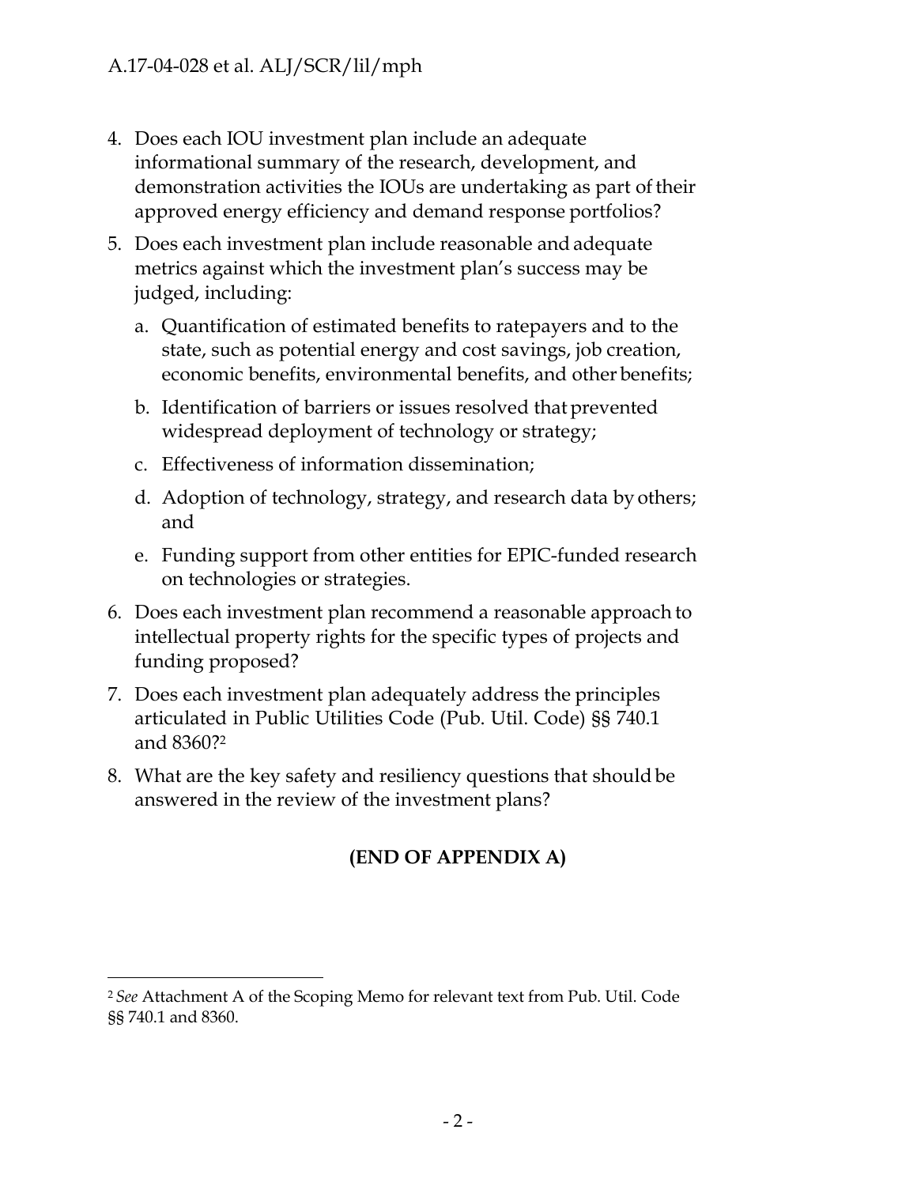4. Does each IOU investment plan include an adequate informational summary of the research, development, and demonstration activities the IOUs are undertaking as part of their approved energy efficiency and demand response portfolios?
5. Does each investment plan include reasonable and adequate metrics against which the investment plan's success may be judged, including:
   a. Quantification of estimated benefits to ratepayers and to the state, such as potential energy and cost savings, job creation, economic benefits, environmental benefits, and other benefits;
   b. Identification of barriers or issues resolved that prevented widespread deployment of technology or strategy;
   c. Effectiveness of information dissemination;
   d. Adoption of technology, strategy, and research data by others; and
   e. Funding support from other entities for EPIC-funded research on technologies or strategies.
6. Does each investment plan recommend a reasonable approach to intellectual property rights for the specific types of projects and funding proposed?
7. Does each investment plan adequately address the principles articulated in Public Utilities Code (Pub. Util. Code) §§ 740.1 and 8360?[2]
8. What are the key safety and resiliency questions that should be answered in the review of the investment plans?

**(END OF APPENDIX A)**

---

[2] *See* Attachment A of the Scoping Memo for relevant text from Pub. Util. Code §§ 740.1 and 8360.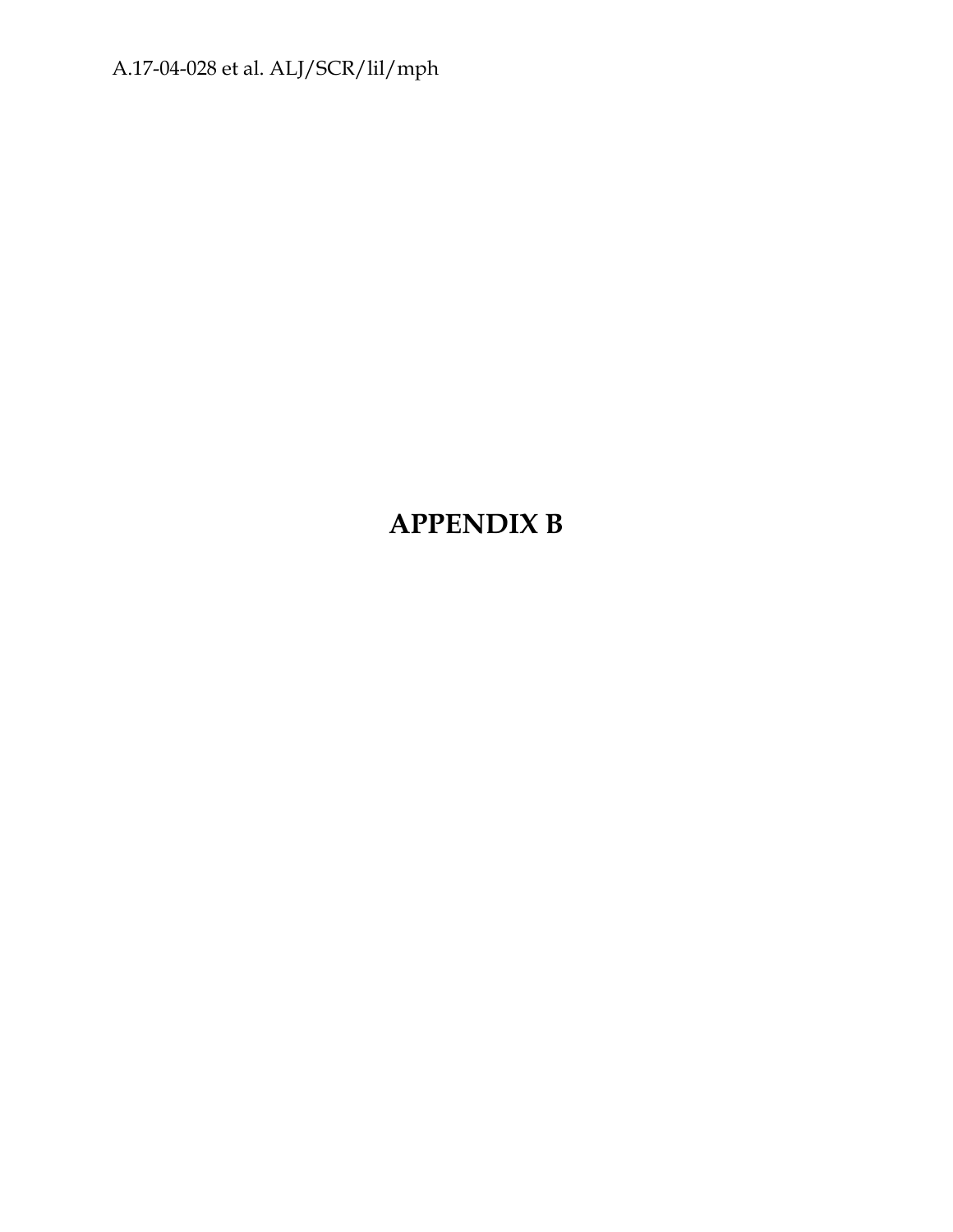# APPENDIX B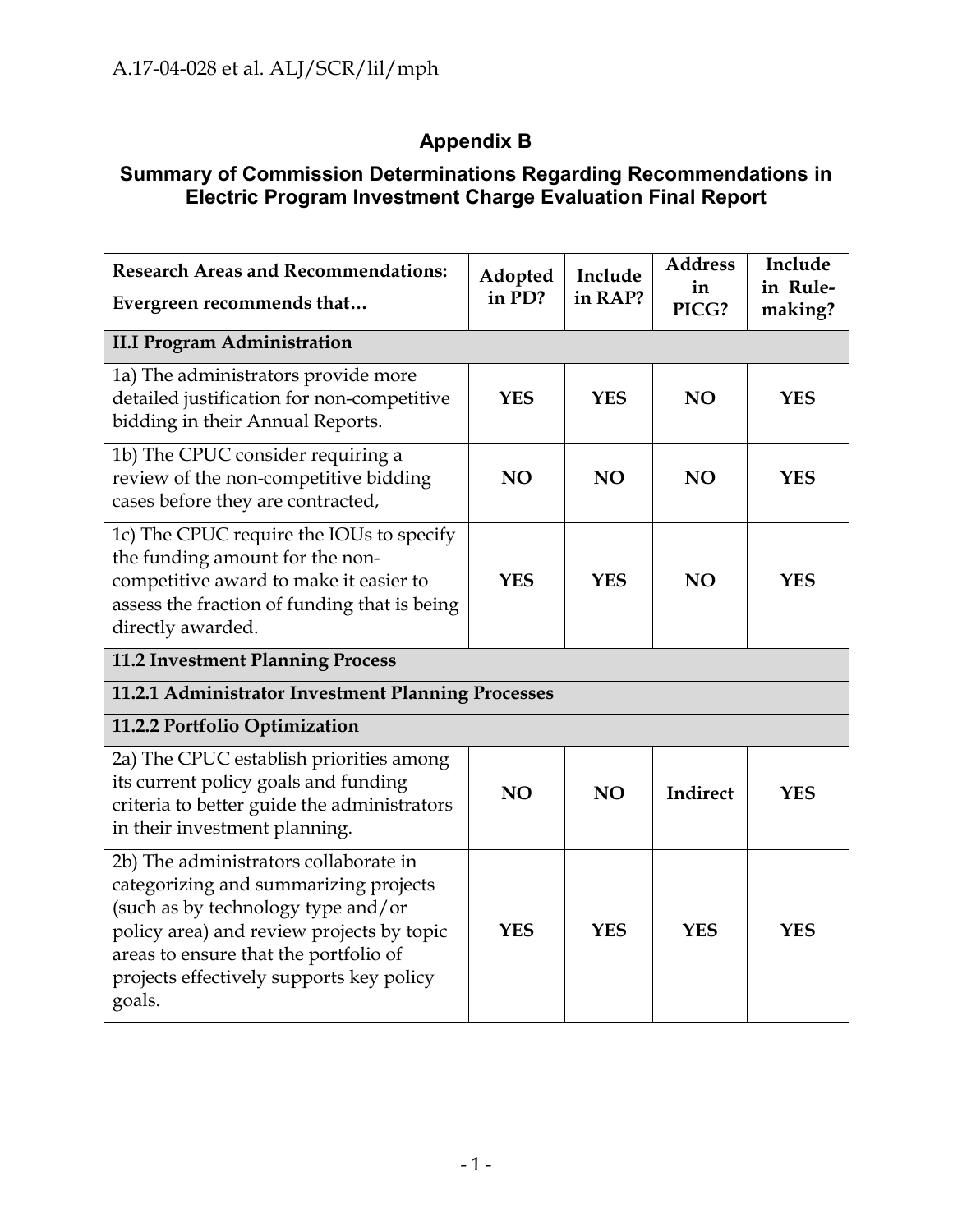## Appendix B

### Summary of Commission Determinations Regarding Recommendations in Electric Program Investment Charge Evaluation Final Report

| Research Areas and Recommendations: Evergreen recommends that… | Adopted in PD? | Include in RAP? | Address in PICG? | Include in Rule-making? |
|---|---|---|---|---|
| **II.I Program Administration** | | | | |
| 1a) The administrators provide more detailed justification for non-competitive bidding in their Annual Reports. | **YES** | **YES** | **NO** | **YES** |
| 1b) The CPUC consider requiring a review of the non-competitive bidding cases before they are contracted, | **NO** | **NO** | **NO** | **YES** |
| 1c) The CPUC require the IOUs to specify the funding amount for the non-competitive award to make it easier to assess the fraction of funding that is being directly awarded. | **YES** | **YES** | **NO** | **YES** |
| **11.2 Investment Planning Process** | | | | |
| **11.2.1 Administrator Investment Planning Processes** | | | | |
| **11.2.2 Portfolio Optimization** | | | | |
| 2a) The CPUC establish priorities among its current policy goals and funding criteria to better guide the administrators in their investment planning. | **NO** | **NO** | **Indirect** | **YES** |
| 2b) The administrators collaborate in categorizing and summarizing projects (such as by technology type and/or policy area) and review projects by topic areas to ensure that the portfolio of projects effectively supports key policy goals. | **YES** | **YES** | **YES** | **YES** |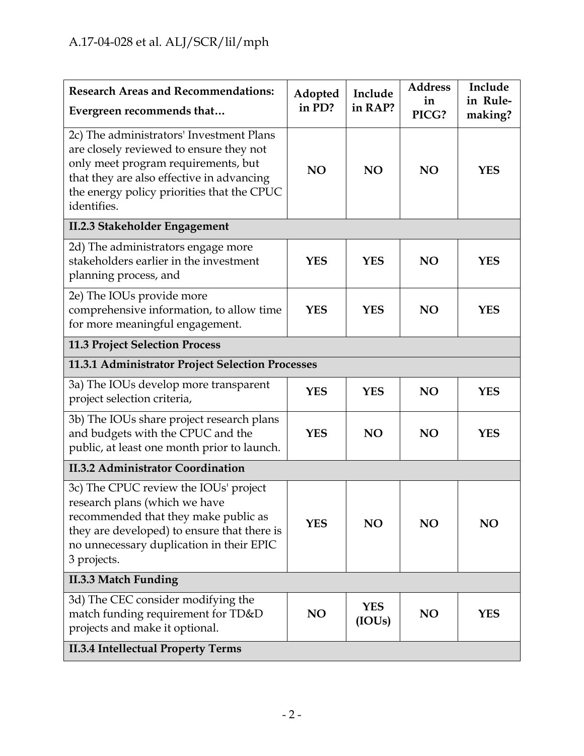| Research Areas and Recommendations: Evergreen recommends that… | Adopted in PD? | Include in RAP? | Address in PICG? | Include in Rule-making? |
|---|---|---|---|---|
| 2c) The administrators' Investment Plans are closely reviewed to ensure they not only meet program requirements, but that they are also effective in advancing the energy policy priorities that the CPUC identifies. | **NO** | **NO** | **NO** | **YES** |
| **II.2.3 Stakeholder Engagement** | | | | |
| 2d) The administrators engage more stakeholders earlier in the investment planning process, and | **YES** | **YES** | **NO** | **YES** |
| 2e) The IOUs provide more comprehensive information, to allow time for more meaningful engagement. | **YES** | **YES** | **NO** | **YES** |
| **11.3 Project Selection Process** | | | | |
| **11.3.1 Administrator Project Selection Processes** | | | | |
| 3a) The IOUs develop more transparent project selection criteria, | **YES** | **YES** | **NO** | **YES** |
| 3b) The IOUs share project research plans and budgets with the CPUC and the public, at least one month prior to launch. | **YES** | **NO** | **NO** | **YES** |
| **II.3.2 Administrator Coordination** | | | | |
| 3c) The CPUC review the IOUs' project research plans (which we have recommended that they make public as they are developed) to ensure that there is no unnecessary duplication in their EPIC 3 projects. | **YES** | **NO** | **NO** | **NO** |
| **II.3.3 Match Funding** | | | | |
| 3d) The CEC consider modifying the match funding requirement for TD&D projects and make it optional. | **NO** | **YES (IOUs)** | **NO** | **YES** |
| **II.3.4 Intellectual Property Terms** | | | | |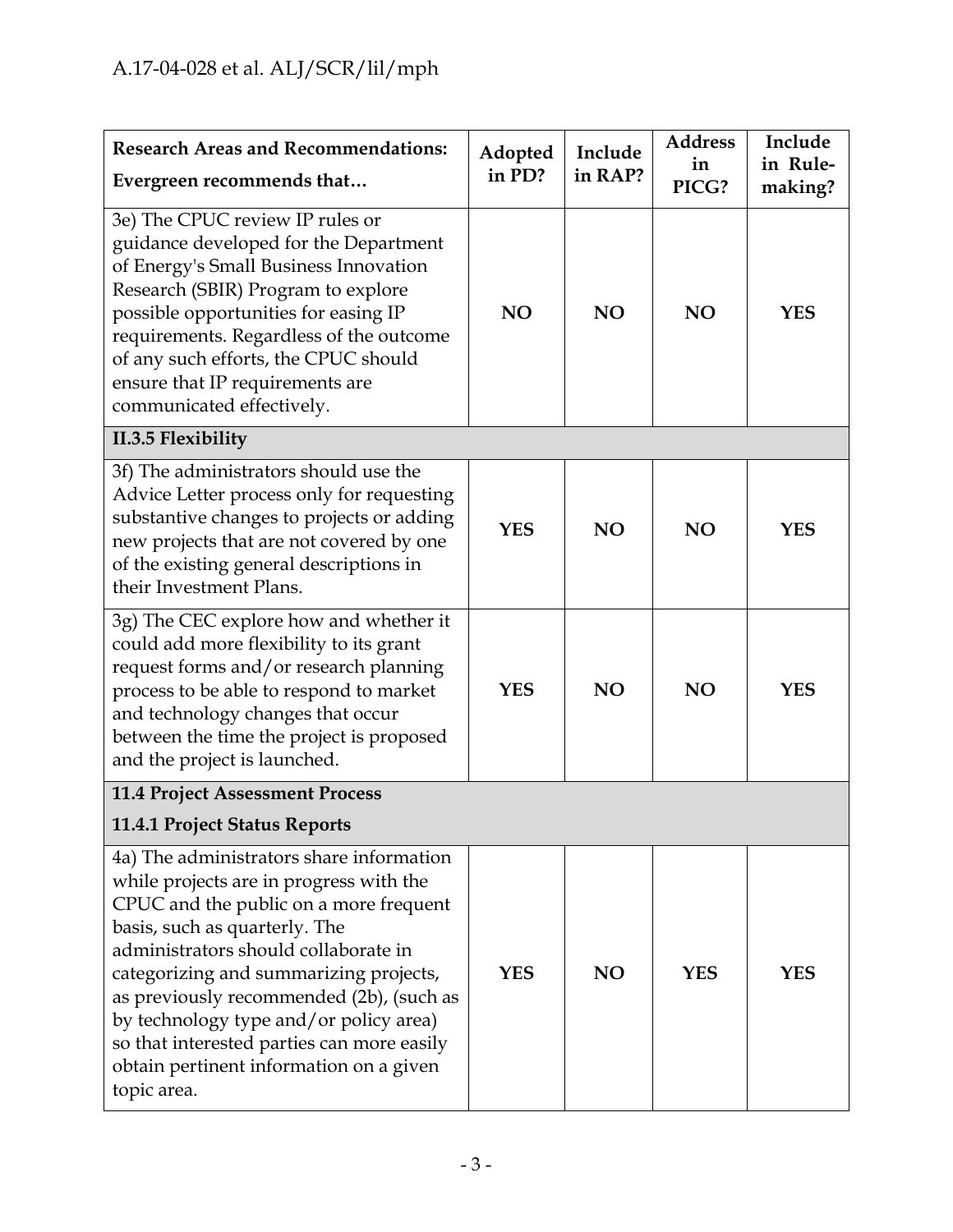| Research Areas and Recommendations: Evergreen recommends that… | Adopted in PD? | Include in RAP? | Address in PICG? | Include in Rule-making? |
|---|---|---|---|---|
| 3e) The CPUC review IP rules or guidance developed for the Department of Energy's Small Business Innovation Research (SBIR) Program to explore possible opportunities for easing IP requirements. Regardless of the outcome of any such efforts, the CPUC should ensure that IP requirements are communicated effectively. | **NO** | **NO** | **NO** | **YES** |
| **II.3.5 Flexibility** | | | | |
| 3f) The administrators should use the Advice Letter process only for requesting substantive changes to projects or adding new projects that are not covered by one of the existing general descriptions in their Investment Plans. | **YES** | **NO** | **NO** | **YES** |
| 3g) The CEC explore how and whether it could add more flexibility to its grant request forms and/or research planning process to be able to respond to market and technology changes that occur between the time the project is proposed and the project is launched. | **YES** | **NO** | **NO** | **YES** |
| **11.4 Project Assessment Process** **11.4.1 Project Status Reports** | | | | |
| 4a) The administrators share information while projects are in progress with the CPUC and the public on a more frequent basis, such as quarterly. The administrators should collaborate in categorizing and summarizing projects, as previously recommended (2b), (such as by technology type and/or policy area) so that interested parties can more easily obtain pertinent information on a given topic area. | **YES** | **NO** | **YES** | **YES** |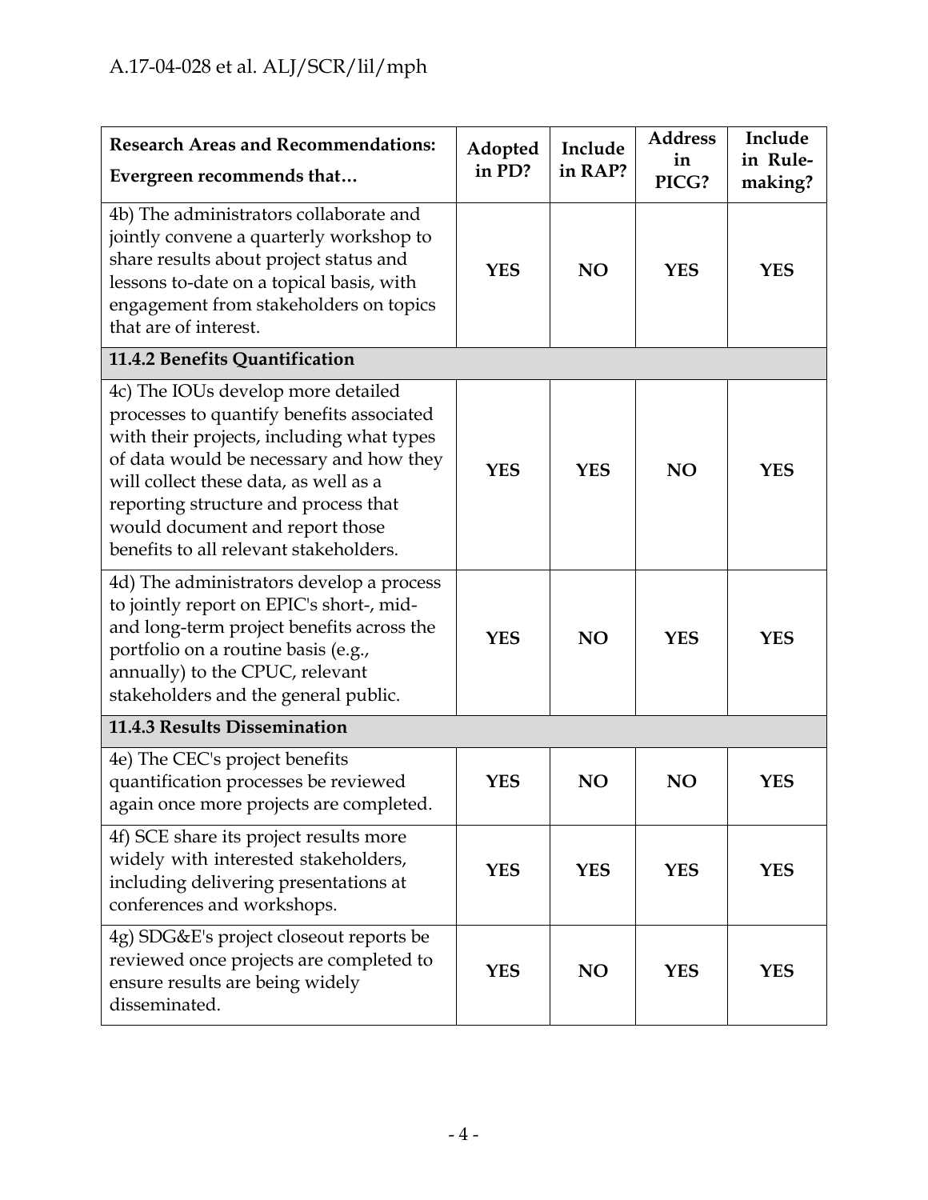| Research Areas and Recommendations: Evergreen recommends that… | Adopted in PD? | Include in RAP? | Address in PICG? | Include in Rule-making? |
|---|---|---|---|---|
| 4b) The administrators collaborate and jointly convene a quarterly workshop to share results about project status and lessons to-date on a topical basis, with engagement from stakeholders on topics that are of interest. | **YES** | **NO** | **YES** | **YES** |
| **11.4.2 Benefits Quantification** | | | | |
| 4c) The IOUs develop more detailed processes to quantify benefits associated with their projects, including what types of data would be necessary and how they will collect these data, as well as a reporting structure and process that would document and report those benefits to all relevant stakeholders. | **YES** | **YES** | **NO** | **YES** |
| 4d) The administrators develop a process to jointly report on EPIC's short-, mid- and long-term project benefits across the portfolio on a routine basis (e.g., annually) to the CPUC, relevant stakeholders and the general public. | **YES** | **NO** | **YES** | **YES** |
| **11.4.3 Results Dissemination** | | | | |
| 4e) The CEC's project benefits quantification processes be reviewed again once more projects are completed. | **YES** | **NO** | **NO** | **YES** |
| 4f) SCE share its project results more widely with interested stakeholders, including delivering presentations at conferences and workshops. | **YES** | **YES** | **YES** | **YES** |
| 4g) SDG&E's project closeout reports be reviewed once projects are completed to ensure results are being widely disseminated. | **YES** | **NO** | **YES** | **YES** |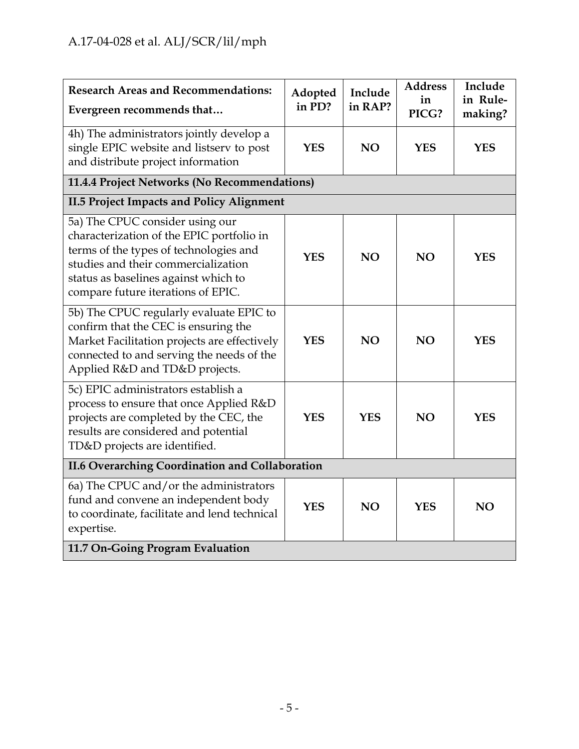| Research Areas and Recommendations: Evergreen recommends that… | Adopted in PD? | Include in RAP? | Address in PICG? | Include in Rule-making? |
|---|---|---|---|---|
| 4h) The administrators jointly develop a single EPIC website and listserv to post and distribute project information | **YES** | **NO** | **YES** | **YES** |
| **11.4.4 Project Networks (No Recommendations)** | | | | |
| **II.5 Project Impacts and Policy Alignment** | | | | |
| 5a) The CPUC consider using our characterization of the EPIC portfolio in terms of the types of technologies and studies and their commercialization status as baselines against which to compare future iterations of EPIC. | **YES** | **NO** | **NO** | **YES** |
| 5b) The CPUC regularly evaluate EPIC to confirm that the CEC is ensuring the Market Facilitation projects are effectively connected to and serving the needs of the Applied R&D and TD&D projects. | **YES** | **NO** | **NO** | **YES** |
| 5c) EPIC administrators establish a process to ensure that once Applied R&D projects are completed by the CEC, the results are considered and potential TD&D projects are identified. | **YES** | **YES** | **NO** | **YES** |
| **II.6 Overarching Coordination and Collaboration** | | | | |
| 6a) The CPUC and/or the administrators fund and convene an independent body to coordinate, facilitate and lend technical expertise. | **YES** | **NO** | **YES** | **NO** |
| **11.7 On-Going Program Evaluation** | | | | |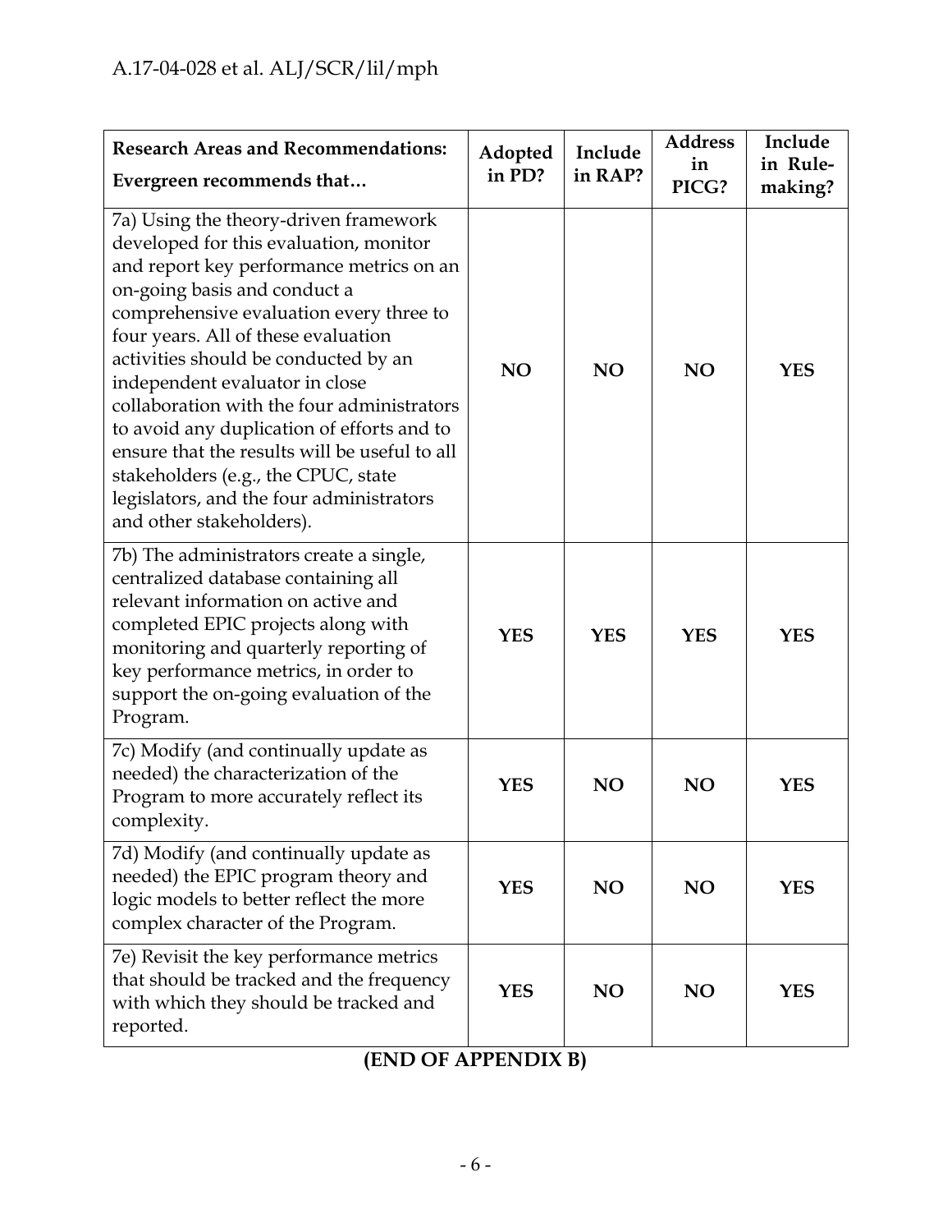| Research Areas and Recommendations: Evergreen recommends that… | Adopted in PD? | Include in RAP? | Address in PICG? | Include in Rule-making? |
|---|---|---|---|---|
| 7a) Using the theory-driven framework developed for this evaluation, monitor and report key performance metrics on an on-going basis and conduct a comprehensive evaluation every three to four years. All of these evaluation activities should be conducted by an independent evaluator in close collaboration with the four administrators to avoid any duplication of efforts and to ensure that the results will be useful to all stakeholders (e.g., the CPUC, state legislators, and the four administrators and other stakeholders). | **NO** | **NO** | **NO** | **YES** |
| 7b) The administrators create a single, centralized database containing all relevant information on active and completed EPIC projects along with monitoring and quarterly reporting of key performance metrics, in order to support the on-going evaluation of the Program. | **YES** | **YES** | **YES** | **YES** |
| 7c) Modify (and continually update as needed) the characterization of the Program to more accurately reflect its complexity. | **YES** | **NO** | **NO** | **YES** |
| 7d) Modify (and continually update as needed) the EPIC program theory and logic models to better reflect the more complex character of the Program. | **YES** | **NO** | **NO** | **YES** |
| 7e) Revisit the key performance metrics that should be tracked and the frequency with which they should be tracked and reported. | **YES** | **NO** | **NO** | **YES** |

**(END OF APPENDIX B)**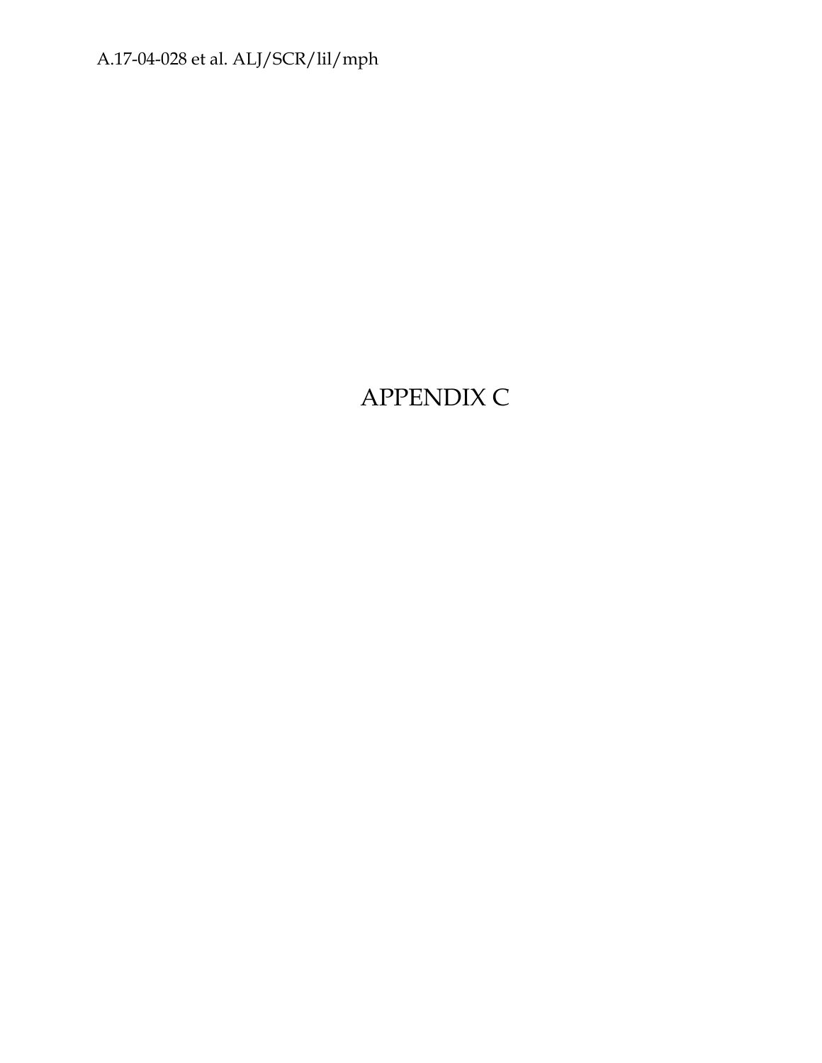# APPENDIX C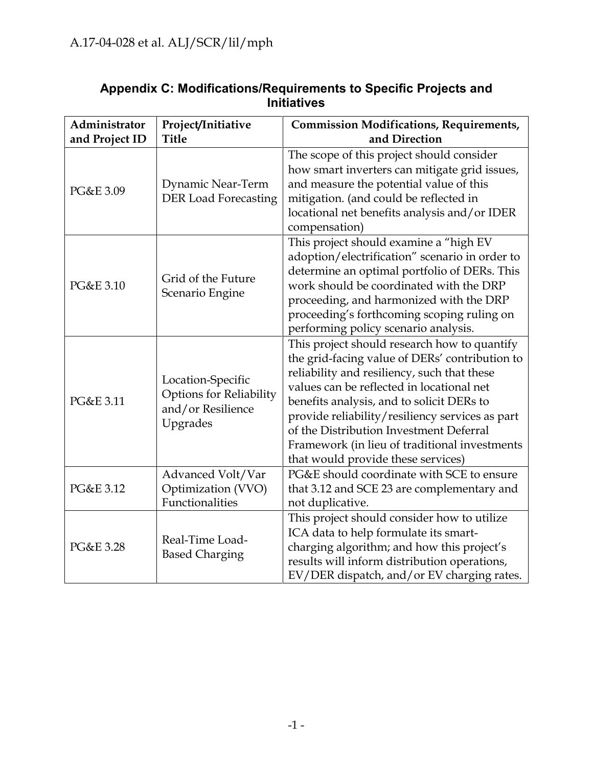## Appendix C: Modifications/Requirements to Specific Projects and Initiatives

| Administrator and Project ID | Project/Initiative Title | Commission Modifications, Requirements, and Direction |
|---|---|---|
| PG&E 3.09 | Dynamic Near-Term DER Load Forecasting | The scope of this project should consider how smart inverters can mitigate grid issues, and measure the potential value of this mitigation. (and could be reflected in locational net benefits analysis and/or IDER compensation) |
| PG&E 3.10 | Grid of the Future Scenario Engine | This project should examine a "high EV adoption/electrification" scenario in order to determine an optimal portfolio of DERs. This work should be coordinated with the DRP proceeding, and harmonized with the DRP proceeding's forthcoming scoping ruling on performing policy scenario analysis. |
| PG&E 3.11 | Location-Specific Options for Reliability and/or Resilience Upgrades | This project should research how to quantify the grid-facing value of DERs' contribution to reliability and resiliency, such that these values can be reflected in locational net benefits analysis, and to solicit DERs to provide reliability/resiliency services as part of the Distribution Investment Deferral Framework (in lieu of traditional investments that would provide these services) |
| PG&E 3.12 | Advanced Volt/Var Optimization (VVO) Functionalities | PG&E should coordinate with SCE to ensure that 3.12 and SCE 23 are complementary and not duplicative. |
| PG&E 3.28 | Real-Time Load-Based Charging | This project should consider how to utilize ICA data to help formulate its smart-charging algorithm; and how this project's results will inform distribution operations, EV/DER dispatch, and/or EV charging rates. |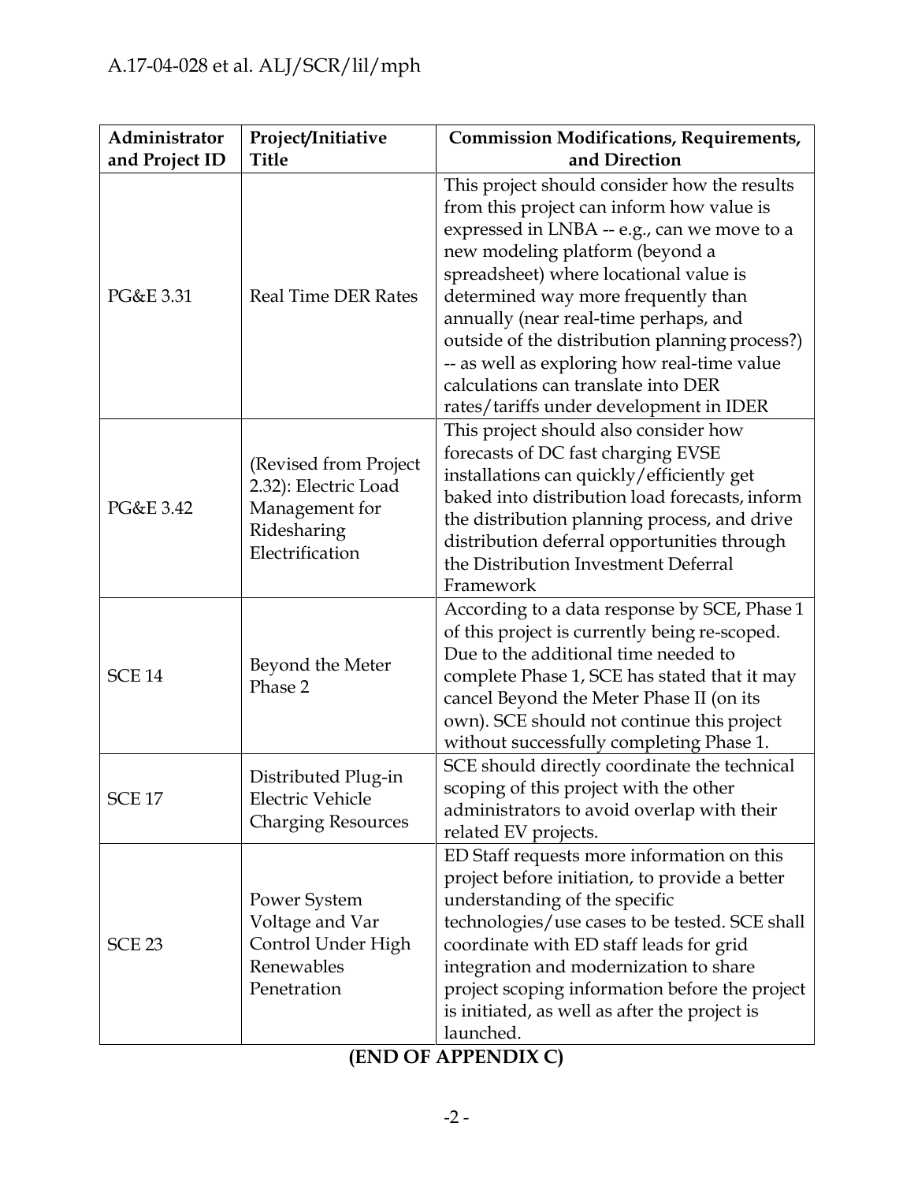| Administrator and Project ID | Project/Initiative Title | Commission Modifications, Requirements, and Direction |
|---|---|---|
| PG&E 3.31 | Real Time DER Rates | This project should consider how the results from this project can inform how value is expressed in LNBA -- e.g., can we move to a new modeling platform (beyond a spreadsheet) where locational value is determined way more frequently than annually (near real-time perhaps, and outside of the distribution planning process?) -- as well as exploring how real-time value calculations can translate into DER rates/tariffs under development in IDER |
| PG&E 3.42 | (Revised from Project 2.32): Electric Load Management for Ridesharing Electrification | This project should also consider how forecasts of DC fast charging EVSE installations can quickly/efficiently get baked into distribution load forecasts, inform the distribution planning process, and drive distribution deferral opportunities through the Distribution Investment Deferral Framework |
| SCE 14 | Beyond the Meter Phase 2 | According to a data response by SCE, Phase 1 of this project is currently being re-scoped. Due to the additional time needed to complete Phase 1, SCE has stated that it may cancel Beyond the Meter Phase II (on its own). SCE should not continue this project without successfully completing Phase 1. |
| SCE 17 | Distributed Plug-in Electric Vehicle Charging Resources | SCE should directly coordinate the technical scoping of this project with the other administrators to avoid overlap with their related EV projects. |
| SCE 23 | Power System Voltage and Var Control Under High Renewables Penetration | ED Staff requests more information on this project before initiation, to provide a better understanding of the specific technologies/use cases to be tested. SCE shall coordinate with ED staff leads for grid integration and modernization to share project scoping information before the project is initiated, as well as after the project is launched. |

**(END OF APPENDIX C)**